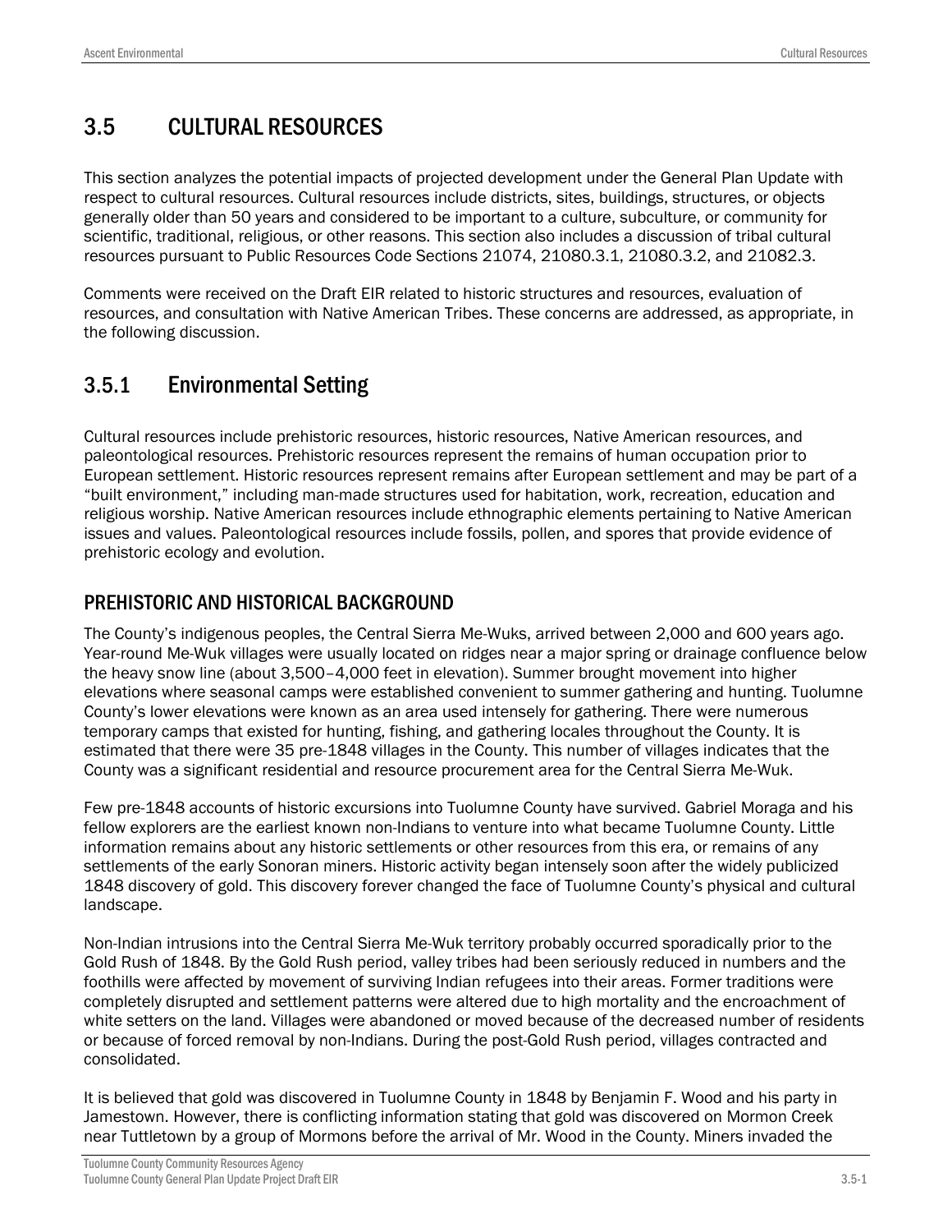# 3.5 CULTURAL RESOURCES

This section analyzes the potential impacts of projected development under the General Plan Update with respect to cultural resources. Cultural resources include districts, sites, buildings, structures, or objects generally older than 50 years and considered to be important to a culture, subculture, or community for scientific, traditional, religious, or other reasons. This section also includes a discussion of tribal cultural resources pursuant to Public Resources Code Sections 21074, 21080.3.1, 21080.3.2, and 21082.3.

Comments were received on the Draft EIR related to historic structures and resources, evaluation of resources, and consultation with Native American Tribes. These concerns are addressed, as appropriate, in the following discussion.

## 3.5.1 Environmental Setting

Cultural resources include prehistoric resources, historic resources, Native American resources, and paleontological resources. Prehistoric resources represent the remains of human occupation prior to European settlement. Historic resources represent remains after European settlement and may be part of a "built environment," including man-made structures used for habitation, work, recreation, education and religious worship. Native American resources include ethnographic elements pertaining to Native American issues and values. Paleontological resources include fossils, pollen, and spores that provide evidence of prehistoric ecology and evolution.

### PREHISTORIC AND HISTORICAL BACKGROUND

The County's indigenous peoples, the Central Sierra Me-Wuks, arrived between 2,000 and 600 years ago. Year-round Me-Wuk villages were usually located on ridges near a major spring or drainage confluence below the heavy snow line (about 3,500–4,000 feet in elevation). Summer brought movement into higher elevations where seasonal camps were established convenient to summer gathering and hunting. Tuolumne County's lower elevations were known as an area used intensely for gathering. There were numerous temporary camps that existed for hunting, fishing, and gathering locales throughout the County. It is estimated that there were 35 pre-1848 villages in the County. This number of villages indicates that the County was a significant residential and resource procurement area for the Central Sierra Me-Wuk.

Few pre-1848 accounts of historic excursions into Tuolumne County have survived. Gabriel Moraga and his fellow explorers are the earliest known non-Indians to venture into what became Tuolumne County. Little information remains about any historic settlements or other resources from this era, or remains of any settlements of the early Sonoran miners. Historic activity began intensely soon after the widely publicized 1848 discovery of gold. This discovery forever changed the face of Tuolumne County's physical and cultural landscape.

Non-Indian intrusions into the Central Sierra Me-Wuk territory probably occurred sporadically prior to the Gold Rush of 1848. By the Gold Rush period, valley tribes had been seriously reduced in numbers and the foothills were affected by movement of surviving Indian refugees into their areas. Former traditions were completely disrupted and settlement patterns were altered due to high mortality and the encroachment of white setters on the land. Villages were abandoned or moved because of the decreased number of residents or because of forced removal by non-Indians. During the post-Gold Rush period, villages contracted and consolidated.

It is believed that gold was discovered in Tuolumne County in 1848 by Benjamin F. Wood and his party in Jamestown. However, there is conflicting information stating that gold was discovered on Mormon Creek near Tuttletown by a group of Mormons before the arrival of Mr. Wood in the County. Miners invaded the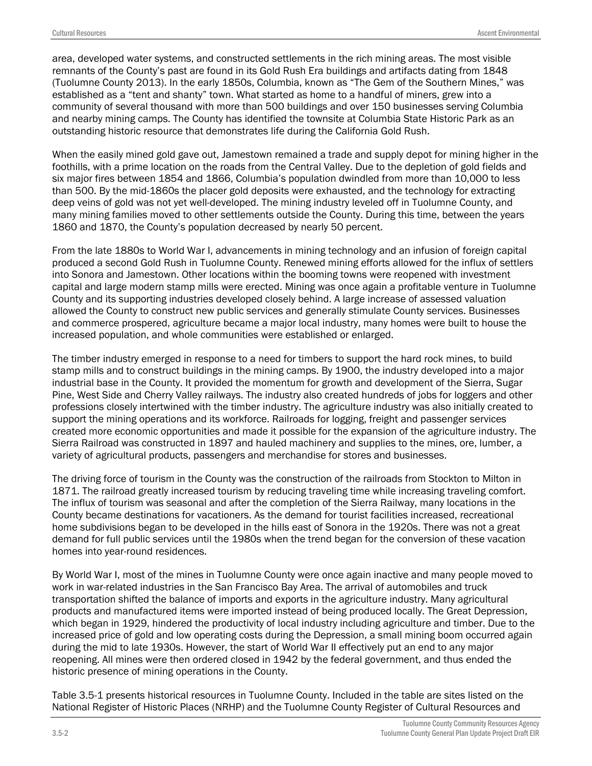area, developed water systems, and constructed settlements in the rich mining areas. The most visible remnants of the County's past are found in its Gold Rush Era buildings and artifacts dating from 1848 (Tuolumne County 2013). In the early 1850s, Columbia, known as "The Gem of the Southern Mines," was established as a "tent and shanty" town. What started as home to a handful of miners, grew into a community of several thousand with more than 500 buildings and over 150 businesses serving Columbia and nearby mining camps. The County has identified the townsite at Columbia State Historic Park as an outstanding historic resource that demonstrates life during the California Gold Rush.

When the easily mined gold gave out, Jamestown remained a trade and supply depot for mining higher in the foothills, with a prime location on the roads from the Central Valley. Due to the depletion of gold fields and six major fires between 1854 and 1866, Columbia's population dwindled from more than 10,000 to less than 500. By the mid-1860s the placer gold deposits were exhausted, and the technology for extracting deep veins of gold was not yet well-developed. The mining industry leveled off in Tuolumne County, and many mining families moved to other settlements outside the County. During this time, between the years 1860 and 1870, the County's population decreased by nearly 50 percent.

From the late 1880s to World War I, advancements in mining technology and an infusion of foreign capital produced a second Gold Rush in Tuolumne County. Renewed mining efforts allowed for the influx of settlers into Sonora and Jamestown. Other locations within the booming towns were reopened with investment capital and large modern stamp mills were erected. Mining was once again a profitable venture in Tuolumne County and its supporting industries developed closely behind. A large increase of assessed valuation allowed the County to construct new public services and generally stimulate County services. Businesses and commerce prospered, agriculture became a major local industry, many homes were built to house the increased population, and whole communities were established or enlarged.

The timber industry emerged in response to a need for timbers to support the hard rock mines, to build stamp mills and to construct buildings in the mining camps. By 1900, the industry developed into a major industrial base in the County. It provided the momentum for growth and development of the Sierra, Sugar Pine, West Side and Cherry Valley railways. The industry also created hundreds of jobs for loggers and other professions closely intertwined with the timber industry. The agriculture industry was also initially created to support the mining operations and its workforce. Railroads for logging, freight and passenger services created more economic opportunities and made it possible for the expansion of the agriculture industry. The Sierra Railroad was constructed in 1897 and hauled machinery and supplies to the mines, ore, lumber, a variety of agricultural products, passengers and merchandise for stores and businesses.

The driving force of tourism in the County was the construction of the railroads from Stockton to Milton in 1871. The railroad greatly increased tourism by reducing traveling time while increasing traveling comfort. The influx of tourism was seasonal and after the completion of the Sierra Railway, many locations in the County became destinations for vacationers. As the demand for tourist facilities increased, recreational home subdivisions began to be developed in the hills east of Sonora in the 1920s. There was not a great demand for full public services until the 1980s when the trend began for the conversion of these vacation homes into year-round residences.

By World War I, most of the mines in Tuolumne County were once again inactive and many people moved to work in war-related industries in the San Francisco Bay Area. The arrival of automobiles and truck transportation shifted the balance of imports and exports in the agriculture industry. Many agricultural products and manufactured items were imported instead of being produced locally. The Great Depression, which began in 1929, hindered the productivity of local industry including agriculture and timber. Due to the increased price of gold and low operating costs during the Depression, a small mining boom occurred again during the mid to late 1930s. However, the start of World War II effectively put an end to any major reopening. All mines were then ordered closed in 1942 by the federal government, and thus ended the historic presence of mining operations in the County.

Table 3.5-1 presents historical resources in Tuolumne County. Included in the table are sites listed on the National Register of Historic Places (NRHP) and the Tuolumne County Register of Cultural Resources and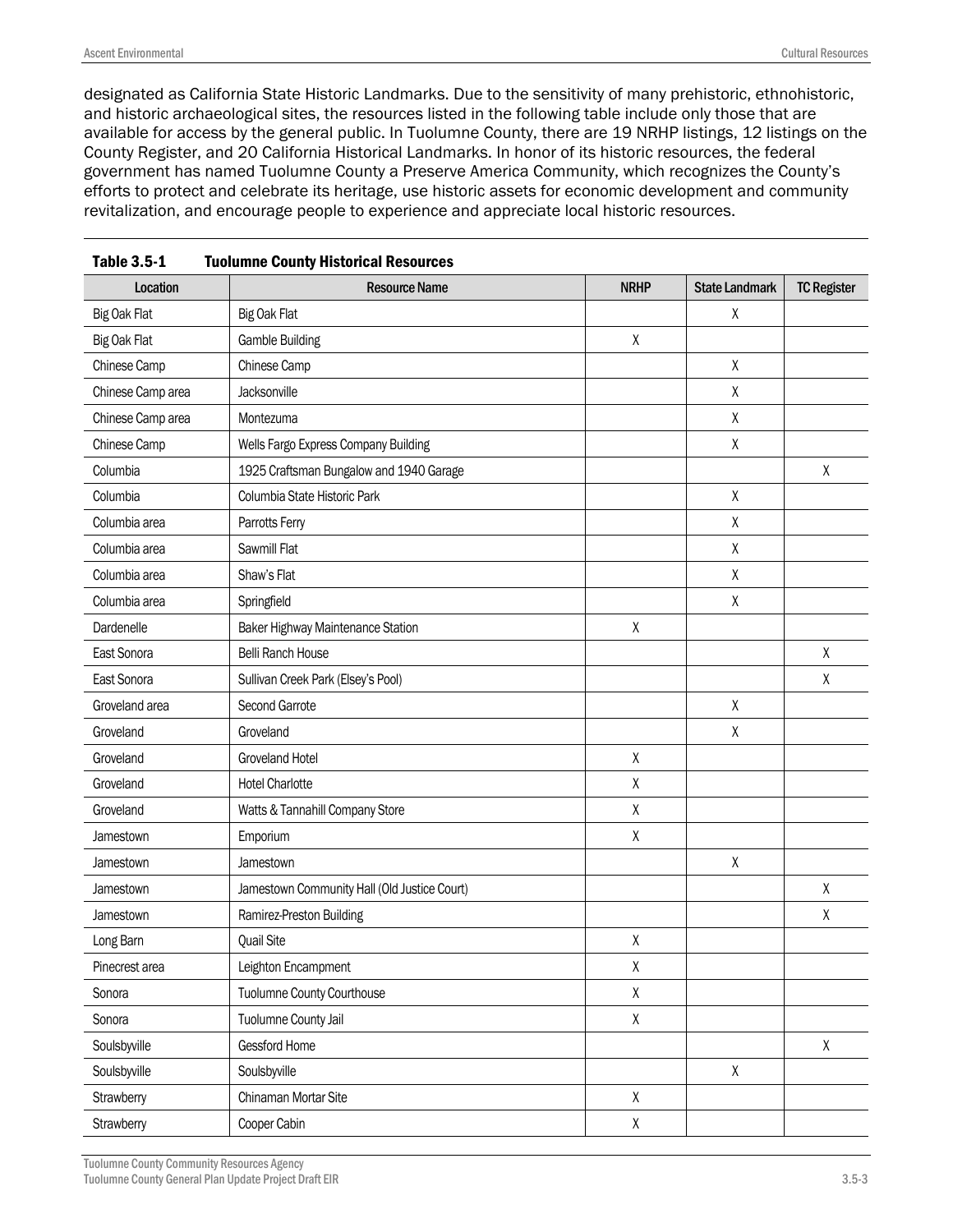designated as California State Historic Landmarks. Due to the sensitivity of many prehistoric, ethnohistoric, and historic archaeological sites, the resources listed in the following table include only those that are available for access by the general public. In Tuolumne County, there are 19 NRHP listings, 12 listings on the County Register, and 20 California Historical Landmarks. In honor of its historic resources, the federal government has named Tuolumne County a Preserve America Community, which recognizes the County's efforts to protect and celebrate its heritage, use historic assets for economic development and community revitalization, and encourage people to experience and appreciate local historic resources.

**Table 3.5-1 Tuolumne County Historical Resources**

| Location | Resource Name | NRHP | State Landmark | TC Register |
|---|---|---|---|---|
| Big Oak Flat | Big Oak Flat | | X | |
| Big Oak Flat | Gamble Building | X | | |
| Chinese Camp | Chinese Camp | | X | |
| Chinese Camp area | Jacksonville | | X | |
| Chinese Camp area | Montezuma | | X | |
| Chinese Camp | Wells Fargo Express Company Building | | X | |
| Columbia | 1925 Craftsman Bungalow and 1940 Garage | | | X |
| Columbia | Columbia State Historic Park | | X | |
| Columbia area | Parrotts Ferry | | X | |
| Columbia area | Sawmill Flat | | X | |
| Columbia area | Shaw's Flat | | X | |
| Columbia area | Springfield | | X | |
| Dardenelle | Baker Highway Maintenance Station | X | | |
| East Sonora | Belli Ranch House | | | X |
| East Sonora | Sullivan Creek Park (Elsey's Pool) | | | X |
| Groveland area | Second Garrote | | X | |
| Groveland | Groveland | | X | |
| Groveland | Groveland Hotel | X | | |
| Groveland | Hotel Charlotte | X | | |
| Groveland | Watts & Tannahill Company Store | X | | |
| Jamestown | Emporium | X | | |
| Jamestown | Jamestown | | X | |
| Jamestown | Jamestown Community Hall (Old Justice Court) | | | X |
| Jamestown | Ramirez-Preston Building | | | X |
| Long Barn | Quail Site | X | | |
| Pinecrest area | Leighton Encampment | X | | |
| Sonora | Tuolumne County Courthouse | X | | |
| Sonora | Tuolumne County Jail | X | | |
| Soulsbyville | Gessford Home | | | X |
| Soulsbyville | Soulsbyville | | X | |
| Strawberry | Chinaman Mortar Site | X | | |
| Strawberry | Cooper Cabin | X | | |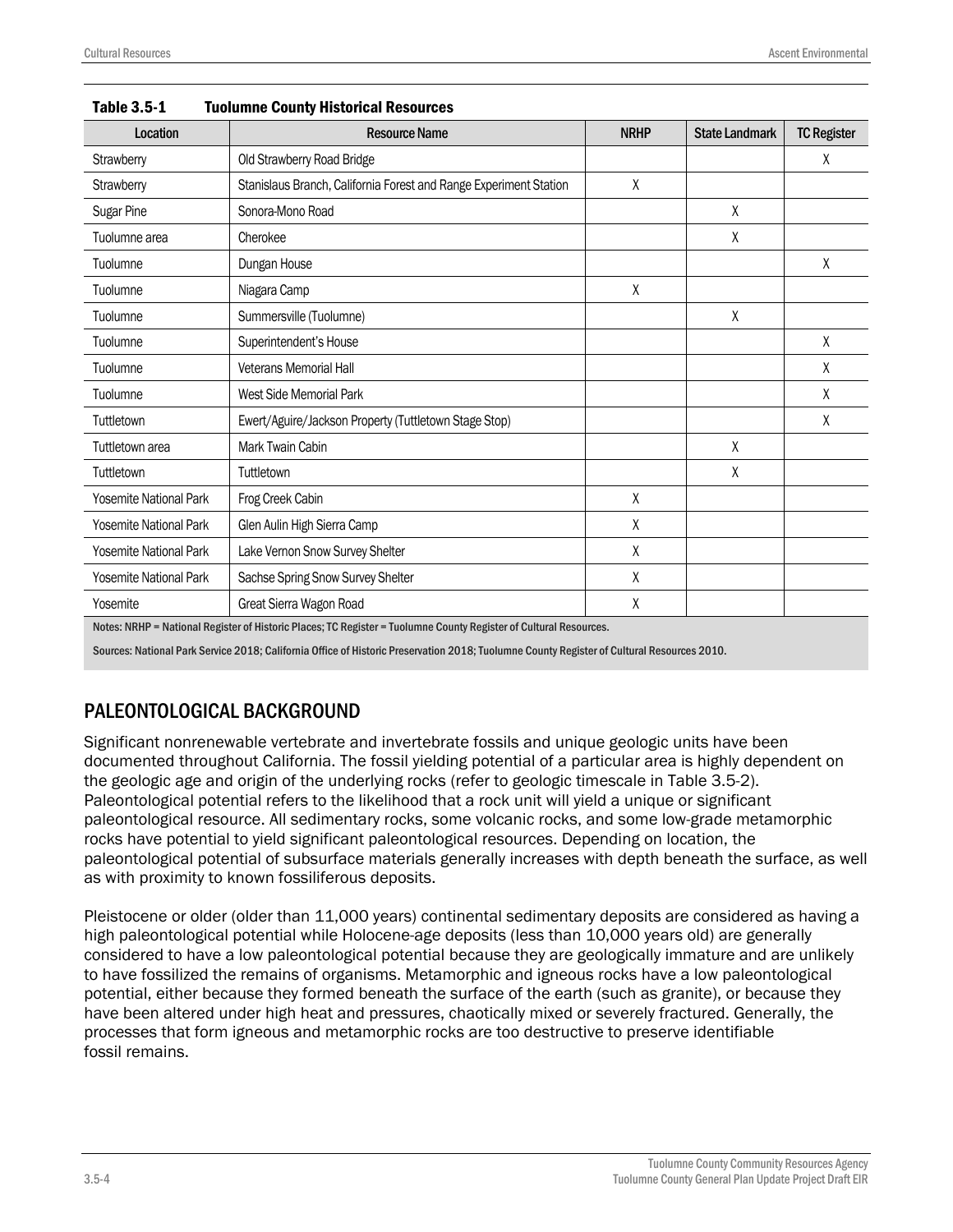**Table 3.5-1 Tuolumne County Historical Resources**

| Location | Resource Name | NRHP | State Landmark | TC Register |
|---|---|---|---|---|
| Strawberry | Old Strawberry Road Bridge | | | X |
| Strawberry | Stanislaus Branch, California Forest and Range Experiment Station | X | | |
| Sugar Pine | Sonora-Mono Road | | X | |
| Tuolumne area | Cherokee | | X | |
| Tuolumne | Dungan House | | | X |
| Tuolumne | Niagara Camp | X | | |
| Tuolumne | Summersville (Tuolumne) | | X | |
| Tuolumne | Superintendent's House | | | X |
| Tuolumne | Veterans Memorial Hall | | | X |
| Tuolumne | West Side Memorial Park | | | X |
| Tuttletown | Ewert/Aguire/Jackson Property (Tuttletown Stage Stop) | | | X |
| Tuttletown area | Mark Twain Cabin | | X | |
| Tuttletown | Tuttletown | | X | |
| Yosemite National Park | Frog Creek Cabin | X | | |
| Yosemite National Park | Glen Aulin High Sierra Camp | X | | |
| Yosemite National Park | Lake Vernon Snow Survey Shelter | X | | |
| Yosemite National Park | Sachse Spring Snow Survey Shelter | X | | |
| Yosemite | Great Sierra Wagon Road | X | | |

Notes: NRHP = National Register of Historic Places; TC Register = Tuolumne County Register of Cultural Resources.

Sources: National Park Service 2018; California Office of Historic Preservation 2018; Tuolumne County Register of Cultural Resources 2010.

## PALEONTOLOGICAL BACKGROUND

Significant nonrenewable vertebrate and invertebrate fossils and unique geologic units have been documented throughout California. The fossil yielding potential of a particular area is highly dependent on the geologic age and origin of the underlying rocks (refer to geologic timescale in Table 3.5-2). Paleontological potential refers to the likelihood that a rock unit will yield a unique or significant paleontological resource. All sedimentary rocks, some volcanic rocks, and some low-grade metamorphic rocks have potential to yield significant paleontological resources. Depending on location, the paleontological potential of subsurface materials generally increases with depth beneath the surface, as well as with proximity to known fossiliferous deposits.

Pleistocene or older (older than 11,000 years) continental sedimentary deposits are considered as having a high paleontological potential while Holocene-age deposits (less than 10,000 years old) are generally considered to have a low paleontological potential because they are geologically immature and are unlikely to have fossilized the remains of organisms. Metamorphic and igneous rocks have a low paleontological potential, either because they formed beneath the surface of the earth (such as granite), or because they have been altered under high heat and pressures, chaotically mixed or severely fractured. Generally, the processes that form igneous and metamorphic rocks are too destructive to preserve identifiable fossil remains.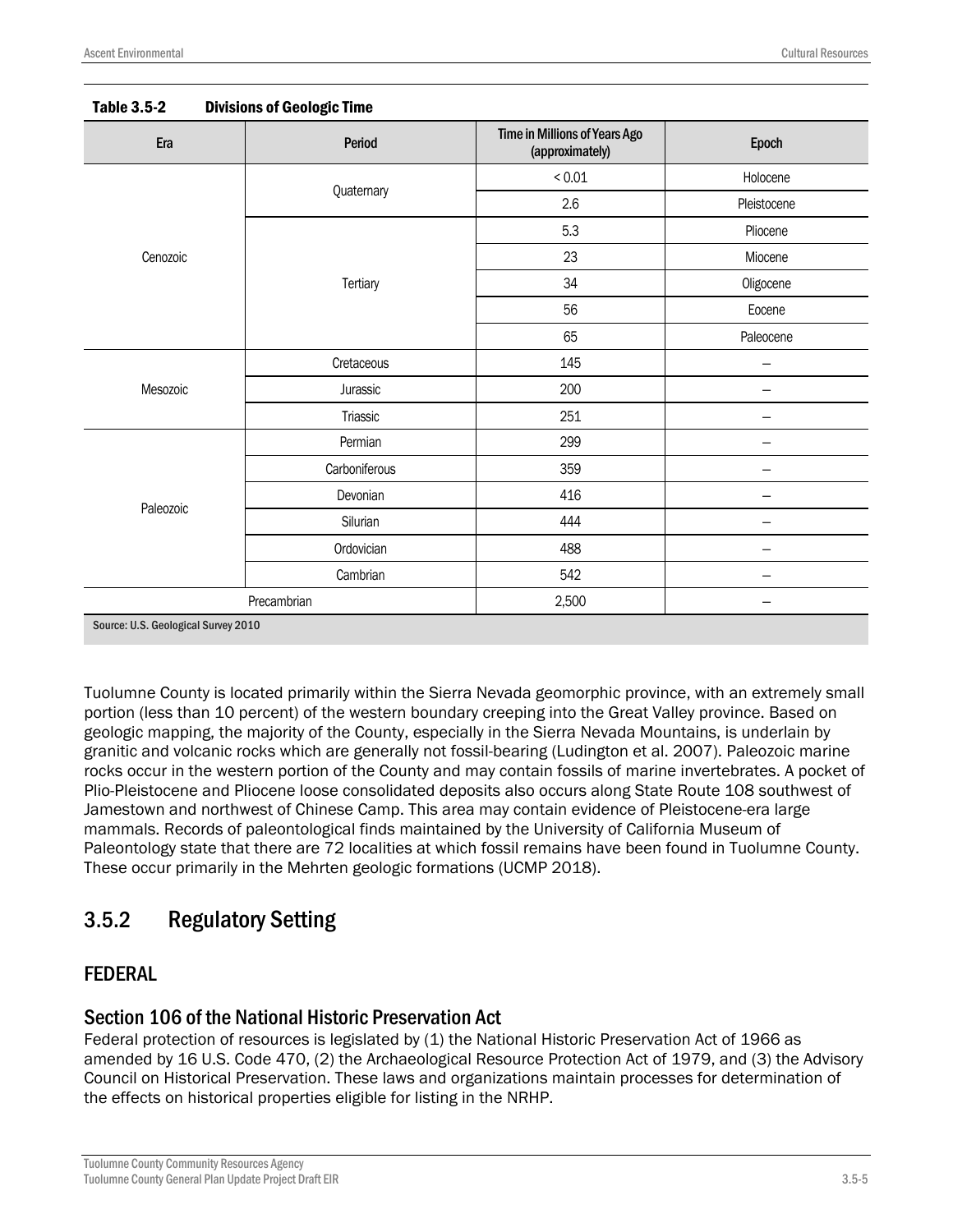**Table 3.5-2 Divisions of Geologic Time**

| Era | Period | Time in Millions of Years Ago (approximately) | Epoch |
|---|---|---|---|
| Cenozoic | Quaternary | < 0.01 | Holocene |
| | | 2.6 | Pleistocene |
| | Tertiary | 5.3 | Pliocene |
| | | 23 | Miocene |
| | | 34 | Oligocene |
| | | 56 | Eocene |
| | | 65 | Paleocene |
| Mesozoic | Cretaceous | 145 | – |
| | Jurassic | 200 | – |
| | Triassic | 251 | – |
| Paleozoic | Permian | 299 | – |
| | Carboniferous | 359 | – |
| | Devonian | 416 | – |
| | Silurian | 444 | – |
| | Ordovician | 488 | – |
| | Cambrian | 542 | – |
| Precambrian | | 2,500 | – |

Source: U.S. Geological Survey 2010

Tuolumne County is located primarily within the Sierra Nevada geomorphic province, with an extremely small portion (less than 10 percent) of the western boundary creeping into the Great Valley province. Based on geologic mapping, the majority of the County, especially in the Sierra Nevada Mountains, is underlain by granitic and volcanic rocks which are generally not fossil-bearing (Ludington et al. 2007). Paleozoic marine rocks occur in the western portion of the County and may contain fossils of marine invertebrates. A pocket of Plio-Pleistocene and Pliocene loose consolidated deposits also occurs along State Route 108 southwest of Jamestown and northwest of Chinese Camp. This area may contain evidence of Pleistocene-era large mammals. Records of paleontological finds maintained by the University of California Museum of Paleontology state that there are 72 localities at which fossil remains have been found in Tuolumne County. These occur primarily in the Mehrten geologic formations (UCMP 2018).

## 3.5.2 Regulatory Setting

### FEDERAL

#### Section 106 of the National Historic Preservation Act

Federal protection of resources is legislated by (1) the National Historic Preservation Act of 1966 as amended by 16 U.S. Code 470, (2) the Archaeological Resource Protection Act of 1979, and (3) the Advisory Council on Historical Preservation. These laws and organizations maintain processes for determination of the effects on historical properties eligible for listing in the NRHP.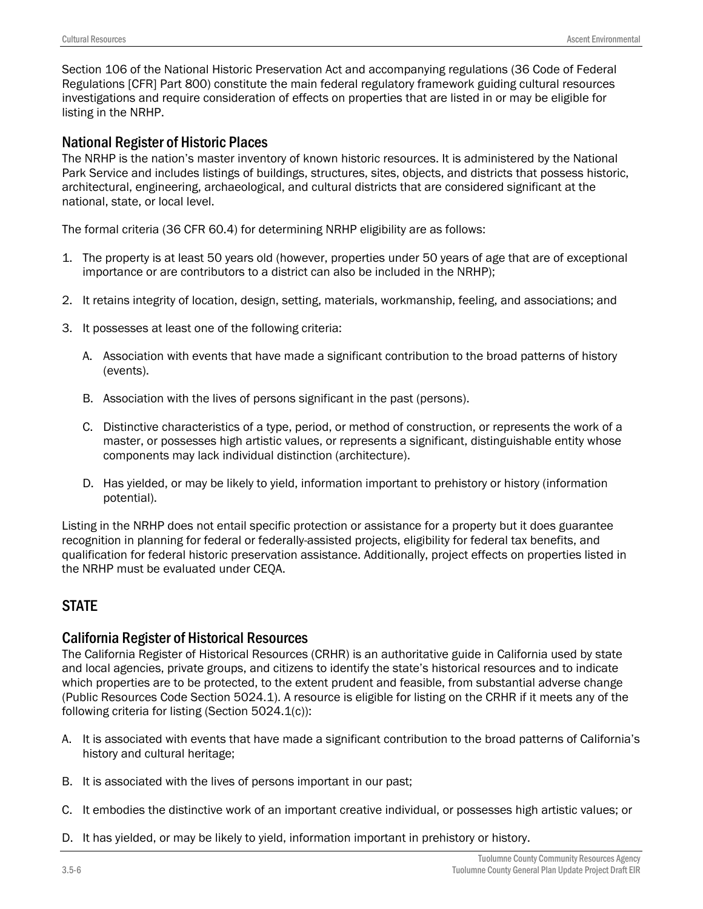Section 106 of the National Historic Preservation Act and accompanying regulations (36 Code of Federal Regulations [CFR] Part 800) constitute the main federal regulatory framework guiding cultural resources investigations and require consideration of effects on properties that are listed in or may be eligible for listing in the NRHP.

### National Register of Historic Places

The NRHP is the nation's master inventory of known historic resources. It is administered by the National Park Service and includes listings of buildings, structures, sites, objects, and districts that possess historic, architectural, engineering, archaeological, and cultural districts that are considered significant at the national, state, or local level.

The formal criteria (36 CFR 60.4) for determining NRHP eligibility are as follows:

1. The property is at least 50 years old (however, properties under 50 years of age that are of exceptional importance or are contributors to a district can also be included in the NRHP);
2. It retains integrity of location, design, setting, materials, workmanship, feeling, and associations; and
3. It possesses at least one of the following criteria:
   A. Association with events that have made a significant contribution to the broad patterns of history (events).
   B. Association with the lives of persons significant in the past (persons).
   C. Distinctive characteristics of a type, period, or method of construction, or represents the work of a master, or possesses high artistic values, or represents a significant, distinguishable entity whose components may lack individual distinction (architecture).
   D. Has yielded, or may be likely to yield, information important to prehistory or history (information potential).

Listing in the NRHP does not entail specific protection or assistance for a property but it does guarantee recognition in planning for federal or federally-assisted projects, eligibility for federal tax benefits, and qualification for federal historic preservation assistance. Additionally, project effects on properties listed in the NRHP must be evaluated under CEQA.

## STATE

### California Register of Historical Resources

The California Register of Historical Resources (CRHR) is an authoritative guide in California used by state and local agencies, private groups, and citizens to identify the state's historical resources and to indicate which properties are to be protected, to the extent prudent and feasible, from substantial adverse change (Public Resources Code Section 5024.1). A resource is eligible for listing on the CRHR if it meets any of the following criteria for listing (Section 5024.1(c)):

A. It is associated with events that have made a significant contribution to the broad patterns of California's history and cultural heritage;

B. It is associated with the lives of persons important in our past;

C. It embodies the distinctive work of an important creative individual, or possesses high artistic values; or

D. It has yielded, or may be likely to yield, information important in prehistory or history.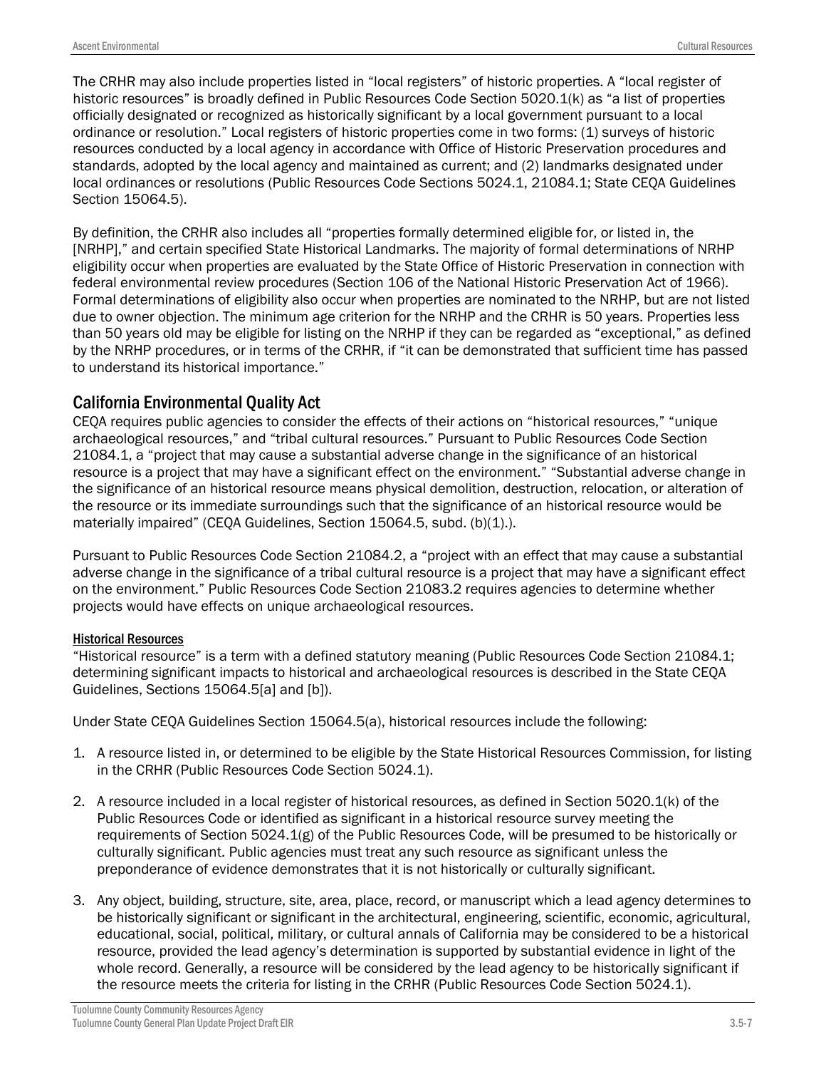The CRHR may also include properties listed in "local registers" of historic properties. A "local register of historic resources" is broadly defined in Public Resources Code Section 5020.1(k) as "a list of properties officially designated or recognized as historically significant by a local government pursuant to a local ordinance or resolution." Local registers of historic properties come in two forms: (1) surveys of historic resources conducted by a local agency in accordance with Office of Historic Preservation procedures and standards, adopted by the local agency and maintained as current; and (2) landmarks designated under local ordinances or resolutions (Public Resources Code Sections 5024.1, 21084.1; State CEQA Guidelines Section 15064.5).

By definition, the CRHR also includes all "properties formally determined eligible for, or listed in, the [NRHP]," and certain specified State Historical Landmarks. The majority of formal determinations of NRHP eligibility occur when properties are evaluated by the State Office of Historic Preservation in connection with federal environmental review procedures (Section 106 of the National Historic Preservation Act of 1966). Formal determinations of eligibility also occur when properties are nominated to the NRHP, but are not listed due to owner objection. The minimum age criterion for the NRHP and the CRHR is 50 years. Properties less than 50 years old may be eligible for listing on the NRHP if they can be regarded as "exceptional," as defined by the NRHP procedures, or in terms of the CRHR, if "it can be demonstrated that sufficient time has passed to understand its historical importance."

## California Environmental Quality Act

CEQA requires public agencies to consider the effects of their actions on "historical resources," "unique archaeological resources," and "tribal cultural resources." Pursuant to Public Resources Code Section 21084.1, a "project that may cause a substantial adverse change in the significance of an historical resource is a project that may have a significant effect on the environment." "Substantial adverse change in the significance of an historical resource means physical demolition, destruction, relocation, or alteration of the resource or its immediate surroundings such that the significance of an historical resource would be materially impaired" (CEQA Guidelines, Section 15064.5, subd. (b)(1).).

Pursuant to Public Resources Code Section 21084.2, a "project with an effect that may cause a substantial adverse change in the significance of a tribal cultural resource is a project that may have a significant effect on the environment." Public Resources Code Section 21083.2 requires agencies to determine whether projects would have effects on unique archaeological resources.

### Historical Resources

"Historical resource" is a term with a defined statutory meaning (Public Resources Code Section 21084.1; determining significant impacts to historical and archaeological resources is described in the State CEQA Guidelines, Sections 15064.5[a] and [b]).

Under State CEQA Guidelines Section 15064.5(a), historical resources include the following:

1. A resource listed in, or determined to be eligible by the State Historical Resources Commission, for listing in the CRHR (Public Resources Code Section 5024.1).
2. A resource included in a local register of historical resources, as defined in Section 5020.1(k) of the Public Resources Code or identified as significant in a historical resource survey meeting the requirements of Section 5024.1(g) of the Public Resources Code, will be presumed to be historically or culturally significant. Public agencies must treat any such resource as significant unless the preponderance of evidence demonstrates that it is not historically or culturally significant.
3. Any object, building, structure, site, area, place, record, or manuscript which a lead agency determines to be historically significant or significant in the architectural, engineering, scientific, economic, agricultural, educational, social, political, military, or cultural annals of California may be considered to be a historical resource, provided the lead agency's determination is supported by substantial evidence in light of the whole record. Generally, a resource will be considered by the lead agency to be historically significant if the resource meets the criteria for listing in the CRHR (Public Resources Code Section 5024.1).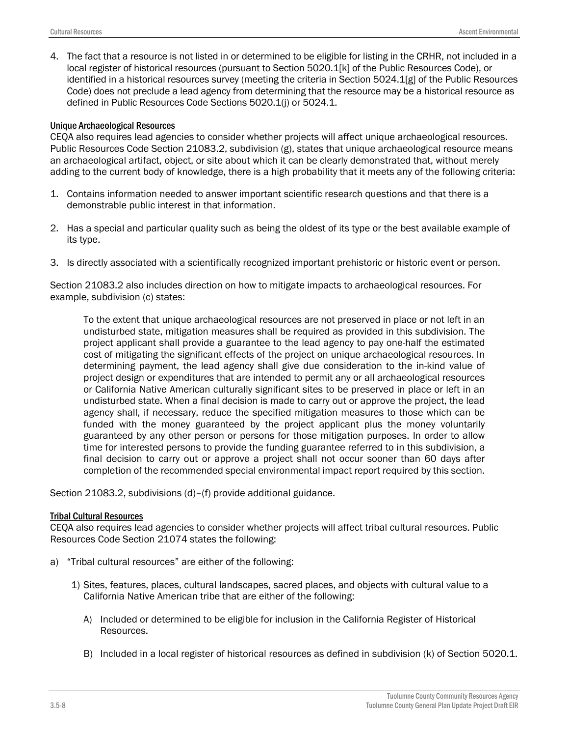4. The fact that a resource is not listed in or determined to be eligible for listing in the CRHR, not included in a local register of historical resources (pursuant to Section 5020.1[k] of the Public Resources Code), or identified in a historical resources survey (meeting the criteria in Section 5024.1[g] of the Public Resources Code) does not preclude a lead agency from determining that the resource may be a historical resource as defined in Public Resources Code Sections 5020.1(j) or 5024.1.

#### Unique Archaeological Resources

CEQA also requires lead agencies to consider whether projects will affect unique archaeological resources. Public Resources Code Section 21083.2, subdivision (g), states that unique archaeological resource means an archaeological artifact, object, or site about which it can be clearly demonstrated that, without merely adding to the current body of knowledge, there is a high probability that it meets any of the following criteria:

1. Contains information needed to answer important scientific research questions and that there is a demonstrable public interest in that information.
2. Has a special and particular quality such as being the oldest of its type or the best available example of its type.
3. Is directly associated with a scientifically recognized important prehistoric or historic event or person.

Section 21083.2 also includes direction on how to mitigate impacts to archaeological resources. For example, subdivision (c) states:

> To the extent that unique archaeological resources are not preserved in place or not left in an undisturbed state, mitigation measures shall be required as provided in this subdivision. The project applicant shall provide a guarantee to the lead agency to pay one-half the estimated cost of mitigating the significant effects of the project on unique archaeological resources. In determining payment, the lead agency shall give due consideration to the in-kind value of project design or expenditures that are intended to permit any or all archaeological resources or California Native American culturally significant sites to be preserved in place or left in an undisturbed state. When a final decision is made to carry out or approve the project, the lead agency shall, if necessary, reduce the specified mitigation measures to those which can be funded with the money guaranteed by the project applicant plus the money voluntarily guaranteed by any other person or persons for those mitigation purposes. In order to allow time for interested persons to provide the funding guarantee referred to in this subdivision, a final decision to carry out or approve a project shall not occur sooner than 60 days after completion of the recommended special environmental impact report required by this section.

Section 21083.2, subdivisions (d)–(f) provide additional guidance.

#### Tribal Cultural Resources

CEQA also requires lead agencies to consider whether projects will affect tribal cultural resources. Public Resources Code Section 21074 states the following:

a) "Tribal cultural resources" are either of the following:

   1) Sites, features, places, cultural landscapes, sacred places, and objects with cultural value to a California Native American tribe that are either of the following:

      A) Included or determined to be eligible for inclusion in the California Register of Historical Resources.

      B) Included in a local register of historical resources as defined in subdivision (k) of Section 5020.1.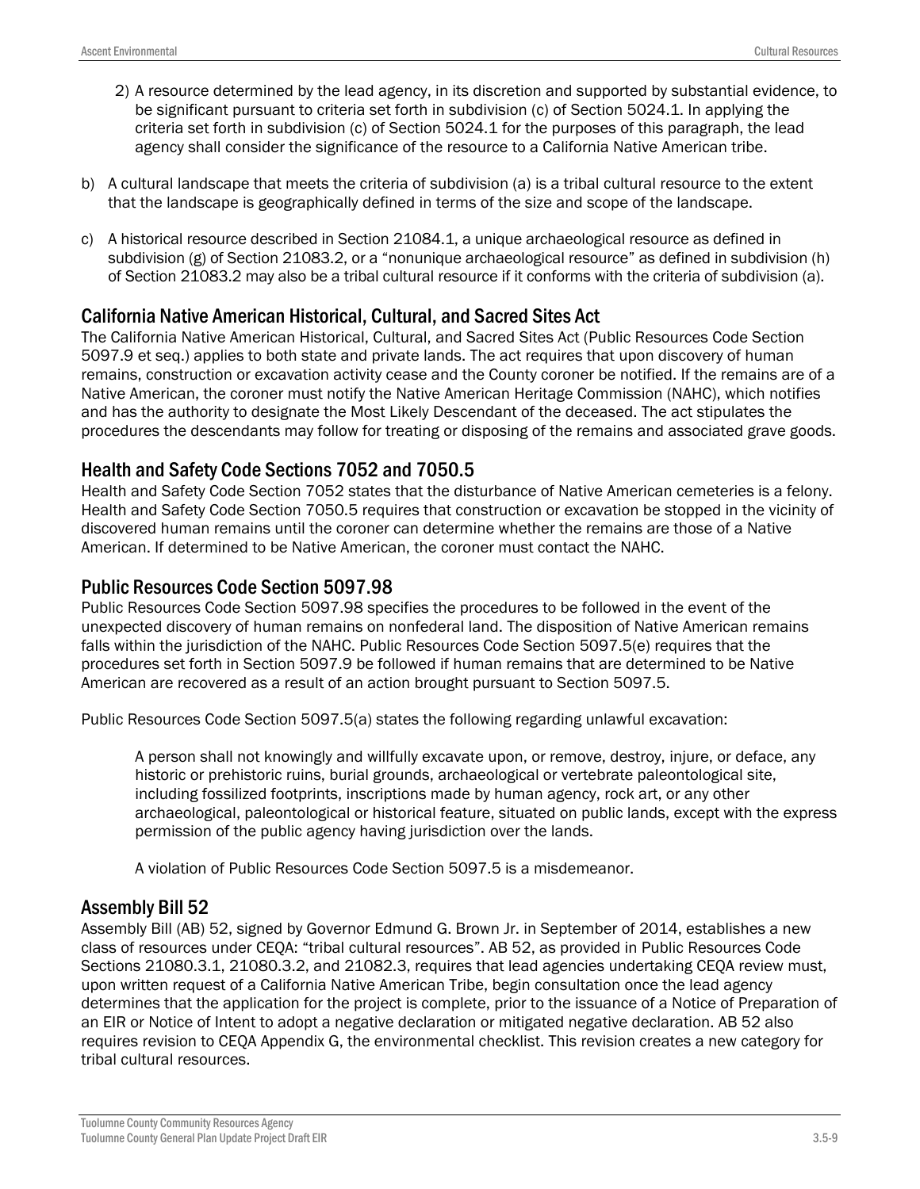2) A resource determined by the lead agency, in its discretion and supported by substantial evidence, to be significant pursuant to criteria set forth in subdivision (c) of Section 5024.1. In applying the criteria set forth in subdivision (c) of Section 5024.1 for the purposes of this paragraph, the lead agency shall consider the significance of the resource to a California Native American tribe.

b) A cultural landscape that meets the criteria of subdivision (a) is a tribal cultural resource to the extent that the landscape is geographically defined in terms of the size and scope of the landscape.

c) A historical resource described in Section 21084.1, a unique archaeological resource as defined in subdivision (g) of Section 21083.2, or a "nonunique archaeological resource" as defined in subdivision (h) of Section 21083.2 may also be a tribal cultural resource if it conforms with the criteria of subdivision (a).

## California Native American Historical, Cultural, and Sacred Sites Act

The California Native American Historical, Cultural, and Sacred Sites Act (Public Resources Code Section 5097.9 et seq.) applies to both state and private lands. The act requires that upon discovery of human remains, construction or excavation activity cease and the County coroner be notified. If the remains are of a Native American, the coroner must notify the Native American Heritage Commission (NAHC), which notifies and has the authority to designate the Most Likely Descendant of the deceased. The act stipulates the procedures the descendants may follow for treating or disposing of the remains and associated grave goods.

## Health and Safety Code Sections 7052 and 7050.5

Health and Safety Code Section 7052 states that the disturbance of Native American cemeteries is a felony. Health and Safety Code Section 7050.5 requires that construction or excavation be stopped in the vicinity of discovered human remains until the coroner can determine whether the remains are those of a Native American. If determined to be Native American, the coroner must contact the NAHC.

## Public Resources Code Section 5097.98

Public Resources Code Section 5097.98 specifies the procedures to be followed in the event of the unexpected discovery of human remains on nonfederal land. The disposition of Native American remains falls within the jurisdiction of the NAHC. Public Resources Code Section 5097.5(e) requires that the procedures set forth in Section 5097.9 be followed if human remains that are determined to be Native American are recovered as a result of an action brought pursuant to Section 5097.5.

Public Resources Code Section 5097.5(a) states the following regarding unlawful excavation:

> A person shall not knowingly and willfully excavate upon, or remove, destroy, injure, or deface, any historic or prehistoric ruins, burial grounds, archaeological or vertebrate paleontological site, including fossilized footprints, inscriptions made by human agency, rock art, or any other archaeological, paleontological or historical feature, situated on public lands, except with the express permission of the public agency having jurisdiction over the lands.
>
> A violation of Public Resources Code Section 5097.5 is a misdemeanor.

## Assembly Bill 52

Assembly Bill (AB) 52, signed by Governor Edmund G. Brown Jr. in September of 2014, establishes a new class of resources under CEQA: "tribal cultural resources". AB 52, as provided in Public Resources Code Sections 21080.3.1, 21080.3.2, and 21082.3, requires that lead agencies undertaking CEQA review must, upon written request of a California Native American Tribe, begin consultation once the lead agency determines that the application for the project is complete, prior to the issuance of a Notice of Preparation of an EIR or Notice of Intent to adopt a negative declaration or mitigated negative declaration. AB 52 also requires revision to CEQA Appendix G, the environmental checklist. This revision creates a new category for tribal cultural resources.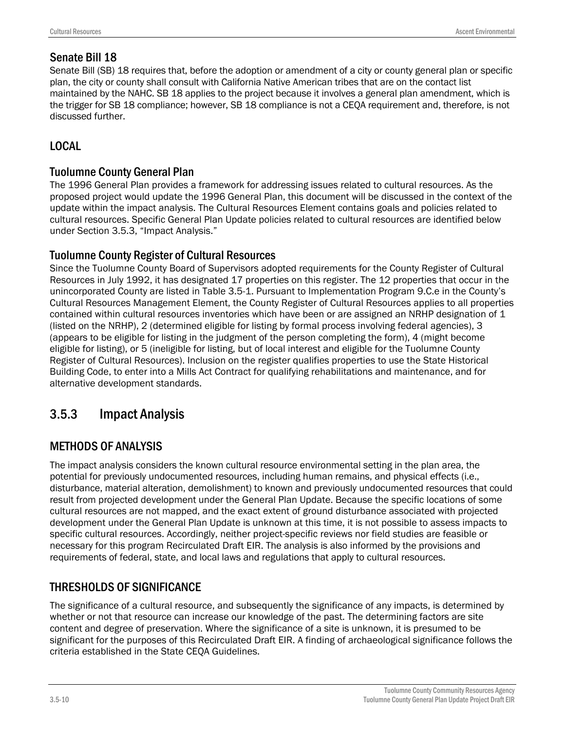### Senate Bill 18

Senate Bill (SB) 18 requires that, before the adoption or amendment of a city or county general plan or specific plan, the city or county shall consult with California Native American tribes that are on the contact list maintained by the NAHC. SB 18 applies to the project because it involves a general plan amendment, which is the trigger for SB 18 compliance; however, SB 18 compliance is not a CEQA requirement and, therefore, is not discussed further.

## LOCAL

### Tuolumne County General Plan

The 1996 General Plan provides a framework for addressing issues related to cultural resources. As the proposed project would update the 1996 General Plan, this document will be discussed in the context of the update within the impact analysis. The Cultural Resources Element contains goals and policies related to cultural resources. Specific General Plan Update policies related to cultural resources are identified below under Section 3.5.3, "Impact Analysis."

### Tuolumne County Register of Cultural Resources

Since the Tuolumne County Board of Supervisors adopted requirements for the County Register of Cultural Resources in July 1992, it has designated 17 properties on this register. The 12 properties that occur in the unincorporated County are listed in Table 3.5-1. Pursuant to Implementation Program 9.C.e in the County's Cultural Resources Management Element, the County Register of Cultural Resources applies to all properties contained within cultural resources inventories which have been or are assigned an NRHP designation of 1 (listed on the NRHP), 2 (determined eligible for listing by formal process involving federal agencies), 3 (appears to be eligible for listing in the judgment of the person completing the form), 4 (might become eligible for listing), or 5 (ineligible for listing, but of local interest and eligible for the Tuolumne County Register of Cultural Resources). Inclusion on the register qualifies properties to use the State Historical Building Code, to enter into a Mills Act Contract for qualifying rehabilitations and maintenance, and for alternative development standards.

# 3.5.3 Impact Analysis

## METHODS OF ANALYSIS

The impact analysis considers the known cultural resource environmental setting in the plan area, the potential for previously undocumented resources, including human remains, and physical effects (i.e., disturbance, material alteration, demolishment) to known and previously undocumented resources that could result from projected development under the General Plan Update. Because the specific locations of some cultural resources are not mapped, and the exact extent of ground disturbance associated with projected development under the General Plan Update is unknown at this time, it is not possible to assess impacts to specific cultural resources. Accordingly, neither project-specific reviews nor field studies are feasible or necessary for this program Recirculated Draft EIR. The analysis is also informed by the provisions and requirements of federal, state, and local laws and regulations that apply to cultural resources.

## THRESHOLDS OF SIGNIFICANCE

The significance of a cultural resource, and subsequently the significance of any impacts, is determined by whether or not that resource can increase our knowledge of the past. The determining factors are site content and degree of preservation. Where the significance of a site is unknown, it is presumed to be significant for the purposes of this Recirculated Draft EIR. A finding of archaeological significance follows the criteria established in the State CEQA Guidelines.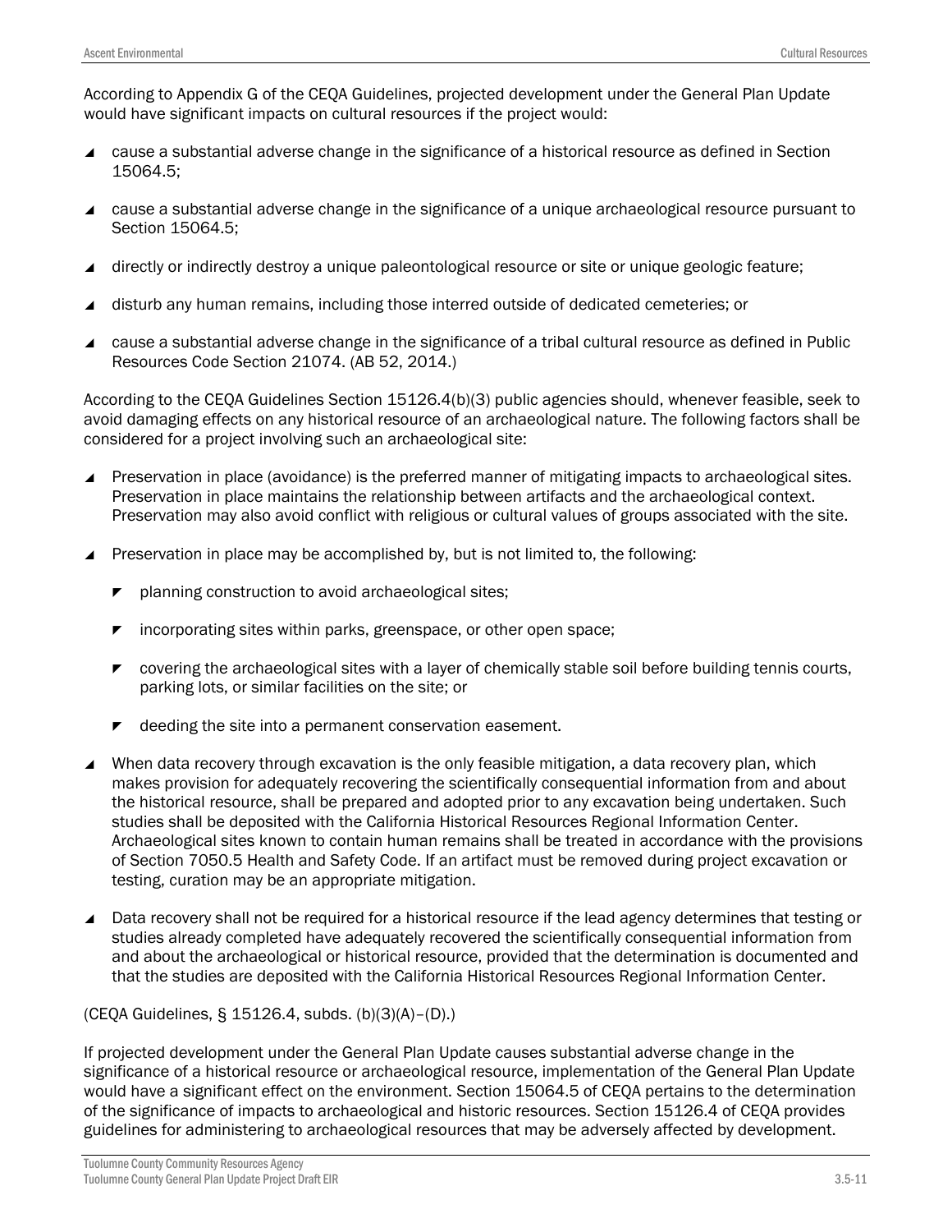According to Appendix G of the CEQA Guidelines, projected development under the General Plan Update would have significant impacts on cultural resources if the project would:

- cause a substantial adverse change in the significance of a historical resource as defined in Section 15064.5;
- cause a substantial adverse change in the significance of a unique archaeological resource pursuant to Section 15064.5;
- directly or indirectly destroy a unique paleontological resource or site or unique geologic feature;
- disturb any human remains, including those interred outside of dedicated cemeteries; or
- cause a substantial adverse change in the significance of a tribal cultural resource as defined in Public Resources Code Section 21074. (AB 52, 2014.)

According to the CEQA Guidelines Section 15126.4(b)(3) public agencies should, whenever feasible, seek to avoid damaging effects on any historical resource of an archaeological nature. The following factors shall be considered for a project involving such an archaeological site:

- Preservation in place (avoidance) is the preferred manner of mitigating impacts to archaeological sites. Preservation in place maintains the relationship between artifacts and the archaeological context. Preservation may also avoid conflict with religious or cultural values of groups associated with the site.
- Preservation in place may be accomplished by, but is not limited to, the following:
  - planning construction to avoid archaeological sites;
  - incorporating sites within parks, greenspace, or other open space;
  - covering the archaeological sites with a layer of chemically stable soil before building tennis courts, parking lots, or similar facilities on the site; or
  - deeding the site into a permanent conservation easement.
- When data recovery through excavation is the only feasible mitigation, a data recovery plan, which makes provision for adequately recovering the scientifically consequential information from and about the historical resource, shall be prepared and adopted prior to any excavation being undertaken. Such studies shall be deposited with the California Historical Resources Regional Information Center. Archaeological sites known to contain human remains shall be treated in accordance with the provisions of Section 7050.5 Health and Safety Code. If an artifact must be removed during project excavation or testing, curation may be an appropriate mitigation.
- Data recovery shall not be required for a historical resource if the lead agency determines that testing or studies already completed have adequately recovered the scientifically consequential information from and about the archaeological or historical resource, provided that the determination is documented and that the studies are deposited with the California Historical Resources Regional Information Center.

(CEQA Guidelines, § 15126.4, subds. (b)(3)(A)–(D).)

If projected development under the General Plan Update causes substantial adverse change in the significance of a historical resource or archaeological resource, implementation of the General Plan Update would have a significant effect on the environment. Section 15064.5 of CEQA pertains to the determination of the significance of impacts to archaeological and historic resources. Section 15126.4 of CEQA provides guidelines for administering to archaeological resources that may be adversely affected by development.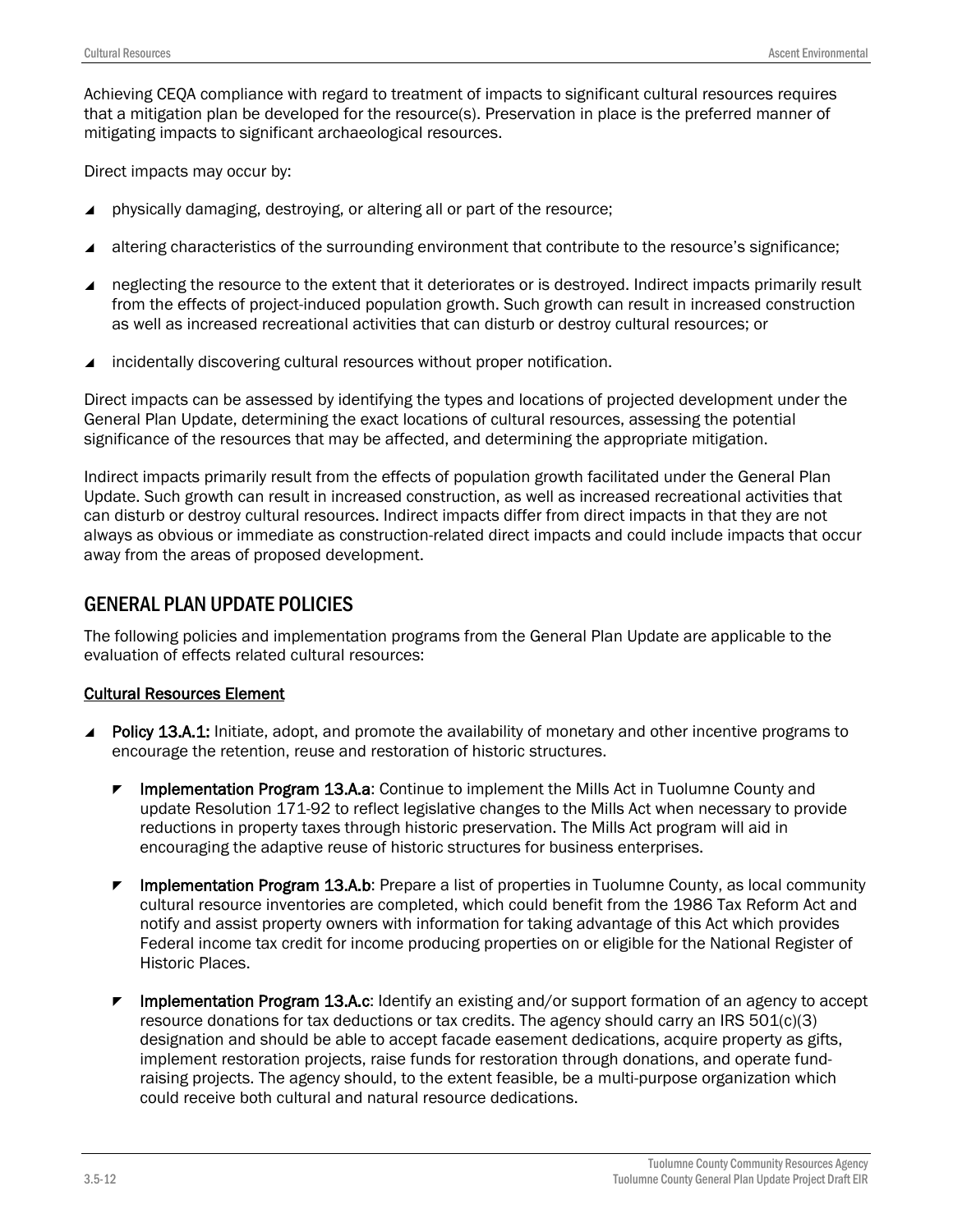Achieving CEQA compliance with regard to treatment of impacts to significant cultural resources requires that a mitigation plan be developed for the resource(s). Preservation in place is the preferred manner of mitigating impacts to significant archaeological resources.

Direct impacts may occur by:

- physically damaging, destroying, or altering all or part of the resource;
- altering characteristics of the surrounding environment that contribute to the resource's significance;
- neglecting the resource to the extent that it deteriorates or is destroyed. Indirect impacts primarily result from the effects of project-induced population growth. Such growth can result in increased construction as well as increased recreational activities that can disturb or destroy cultural resources; or
- incidentally discovering cultural resources without proper notification.

Direct impacts can be assessed by identifying the types and locations of projected development under the General Plan Update, determining the exact locations of cultural resources, assessing the potential significance of the resources that may be affected, and determining the appropriate mitigation.

Indirect impacts primarily result from the effects of population growth facilitated under the General Plan Update. Such growth can result in increased construction, as well as increased recreational activities that can disturb or destroy cultural resources. Indirect impacts differ from direct impacts in that they are not always as obvious or immediate as construction-related direct impacts and could include impacts that occur away from the areas of proposed development.

## GENERAL PLAN UPDATE POLICIES

The following policies and implementation programs from the General Plan Update are applicable to the evaluation of effects related cultural resources:

<u>Cultural Resources Element</u>

- **Policy 13.A.1:** Initiate, adopt, and promote the availability of monetary and other incentive programs to encourage the retention, reuse and restoration of historic structures.
  - **Implementation Program 13.A.a**: Continue to implement the Mills Act in Tuolumne County and update Resolution 171-92 to reflect legislative changes to the Mills Act when necessary to provide reductions in property taxes through historic preservation. The Mills Act program will aid in encouraging the adaptive reuse of historic structures for business enterprises.
  - **Implementation Program 13.A.b**: Prepare a list of properties in Tuolumne County, as local community cultural resource inventories are completed, which could benefit from the 1986 Tax Reform Act and notify and assist property owners with information for taking advantage of this Act which provides Federal income tax credit for income producing properties on or eligible for the National Register of Historic Places.
  - **Implementation Program 13.A.c**: Identify an existing and/or support formation of an agency to accept resource donations for tax deductions or tax credits. The agency should carry an IRS 501(c)(3) designation and should be able to accept facade easement dedications, acquire property as gifts, implement restoration projects, raise funds for restoration through donations, and operate fund-raising projects. The agency should, to the extent feasible, be a multi-purpose organization which could receive both cultural and natural resource dedications.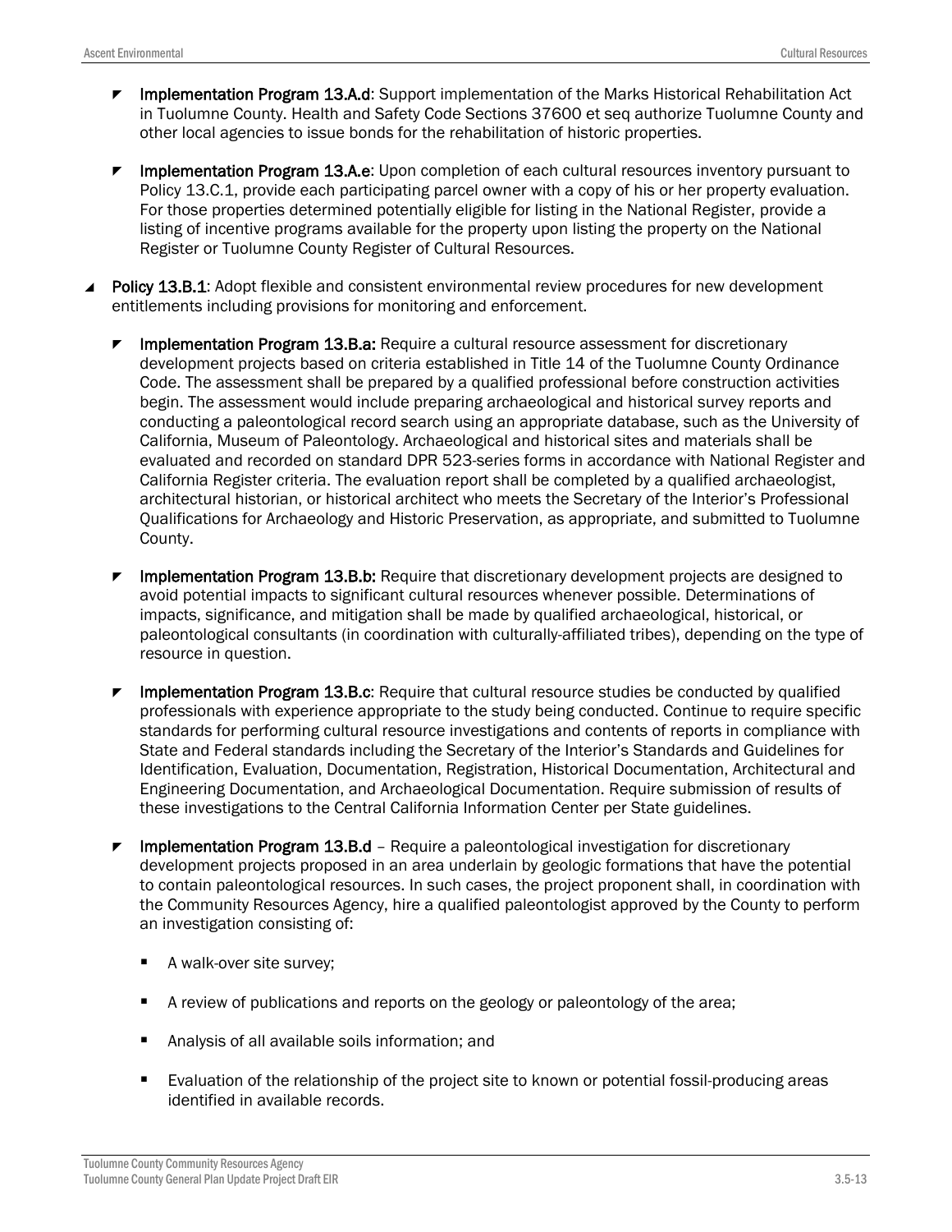- **Implementation Program 13.A.d**: Support implementation of the Marks Historical Rehabilitation Act in Tuolumne County. Health and Safety Code Sections 37600 et seq authorize Tuolumne County and other local agencies to issue bonds for the rehabilitation of historic properties.

- **Implementation Program 13.A.e**: Upon completion of each cultural resources inventory pursuant to Policy 13.C.1, provide each participating parcel owner with a copy of his or her property evaluation. For those properties determined potentially eligible for listing in the National Register, provide a listing of incentive programs available for the property upon listing the property on the National Register or Tuolumne County Register of Cultural Resources.

- **Policy 13.B.1**: Adopt flexible and consistent environmental review procedures for new development entitlements including provisions for monitoring and enforcement.

  - **Implementation Program 13.B.a:** Require a cultural resource assessment for discretionary development projects based on criteria established in Title 14 of the Tuolumne County Ordinance Code. The assessment shall be prepared by a qualified professional before construction activities begin. The assessment would include preparing archaeological and historical survey reports and conducting a paleontological record search using an appropriate database, such as the University of California, Museum of Paleontology. Archaeological and historical sites and materials shall be evaluated and recorded on standard DPR 523-series forms in accordance with National Register and California Register criteria. The evaluation report shall be completed by a qualified archaeologist, architectural historian, or historical architect who meets the Secretary of the Interior's Professional Qualifications for Archaeology and Historic Preservation, as appropriate, and submitted to Tuolumne County.

  - **Implementation Program 13.B.b:** Require that discretionary development projects are designed to avoid potential impacts to significant cultural resources whenever possible. Determinations of impacts, significance, and mitigation shall be made by qualified archaeological, historical, or paleontological consultants (in coordination with culturally-affiliated tribes), depending on the type of resource in question.

  - **Implementation Program 13.B.c**: Require that cultural resource studies be conducted by qualified professionals with experience appropriate to the study being conducted. Continue to require specific standards for performing cultural resource investigations and contents of reports in compliance with State and Federal standards including the Secretary of the Interior's Standards and Guidelines for Identification, Evaluation, Documentation, Registration, Historical Documentation, Architectural and Engineering Documentation, and Archaeological Documentation. Require submission of results of these investigations to the Central California Information Center per State guidelines.

  - **Implementation Program 13.B.d** – Require a paleontological investigation for discretionary development projects proposed in an area underlain by geologic formations that have the potential to contain paleontological resources. In such cases, the project proponent shall, in coordination with the Community Resources Agency, hire a qualified paleontologist approved by the County to perform an investigation consisting of:

    - A walk-over site survey;
    - A review of publications and reports on the geology or paleontology of the area;
    - Analysis of all available soils information; and
    - Evaluation of the relationship of the project site to known or potential fossil-producing areas identified in available records.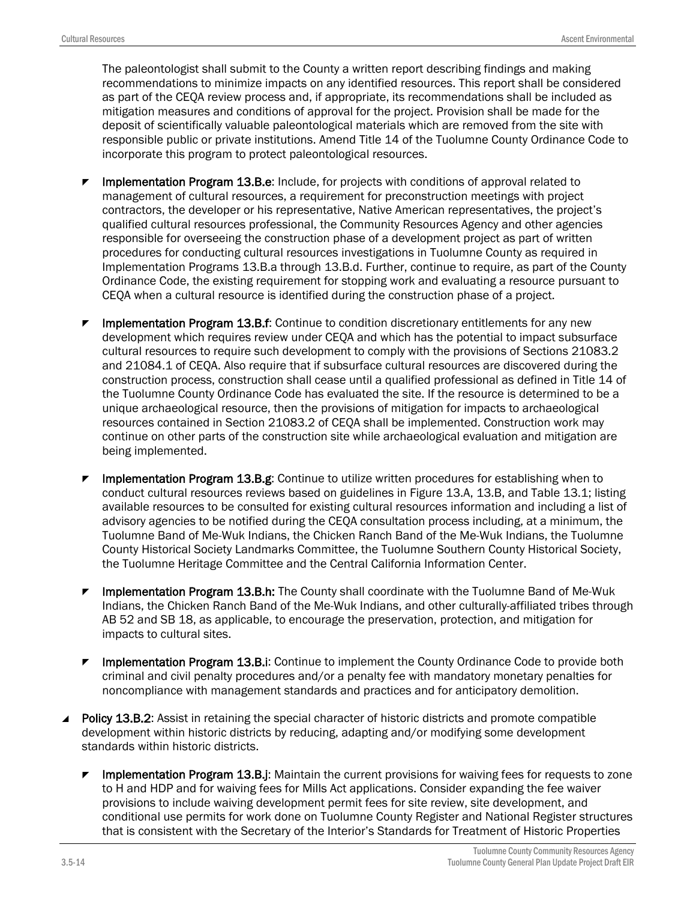The paleontologist shall submit to the County a written report describing findings and making recommendations to minimize impacts on any identified resources. This report shall be considered as part of the CEQA review process and, if appropriate, its recommendations shall be included as mitigation measures and conditions of approval for the project. Provision shall be made for the deposit of scientifically valuable paleontological materials which are removed from the site with responsible public or private institutions. Amend Title 14 of the Tuolumne County Ordinance Code to incorporate this program to protect paleontological resources.

- **Implementation Program 13.B.e**: Include, for projects with conditions of approval related to management of cultural resources, a requirement for preconstruction meetings with project contractors, the developer or his representative, Native American representatives, the project's qualified cultural resources professional, the Community Resources Agency and other agencies responsible for overseeing the construction phase of a development project as part of written procedures for conducting cultural resources investigations in Tuolumne County as required in Implementation Programs 13.B.a through 13.B.d. Further, continue to require, as part of the County Ordinance Code, the existing requirement for stopping work and evaluating a resource pursuant to CEQA when a cultural resource is identified during the construction phase of a project.

- **Implementation Program 13.B.f**: Continue to condition discretionary entitlements for any new development which requires review under CEQA and which has the potential to impact subsurface cultural resources to require such development to comply with the provisions of Sections 21083.2 and 21084.1 of CEQA. Also require that if subsurface cultural resources are discovered during the construction process, construction shall cease until a qualified professional as defined in Title 14 of the Tuolumne County Ordinance Code has evaluated the site. If the resource is determined to be a unique archaeological resource, then the provisions of mitigation for impacts to archaeological resources contained in Section 21083.2 of CEQA shall be implemented. Construction work may continue on other parts of the construction site while archaeological evaluation and mitigation are being implemented.

- **Implementation Program 13.B.g**: Continue to utilize written procedures for establishing when to conduct cultural resources reviews based on guidelines in Figure 13.A, 13.B, and Table 13.1; listing available resources to be consulted for existing cultural resources information and including a list of advisory agencies to be notified during the CEQA consultation process including, at a minimum, the Tuolumne Band of Me-Wuk Indians, the Chicken Ranch Band of the Me-Wuk Indians, the Tuolumne County Historical Society Landmarks Committee, the Tuolumne Southern County Historical Society, the Tuolumne Heritage Committee and the Central California Information Center.

- **Implementation Program 13.B.h:** The County shall coordinate with the Tuolumne Band of Me-Wuk Indians, the Chicken Ranch Band of the Me-Wuk Indians, and other culturally-affiliated tribes through AB 52 and SB 18, as applicable, to encourage the preservation, protection, and mitigation for impacts to cultural sites.

- **Implementation Program 13.B.i**: Continue to implement the County Ordinance Code to provide both criminal and civil penalty procedures and/or a penalty fee with mandatory monetary penalties for noncompliance with management standards and practices and for anticipatory demolition.

- **Policy 13.B.2**: Assist in retaining the special character of historic districts and promote compatible development within historic districts by reducing, adapting and/or modifying some development standards within historic districts.

  - **Implementation Program 13.B.j**: Maintain the current provisions for waiving fees for requests to zone to H and HDP and for waiving fees for Mills Act applications. Consider expanding the fee waiver provisions to include waiving development permit fees for site review, site development, and conditional use permits for work done on Tuolumne County Register and National Register structures that is consistent with the Secretary of the Interior's Standards for Treatment of Historic Properties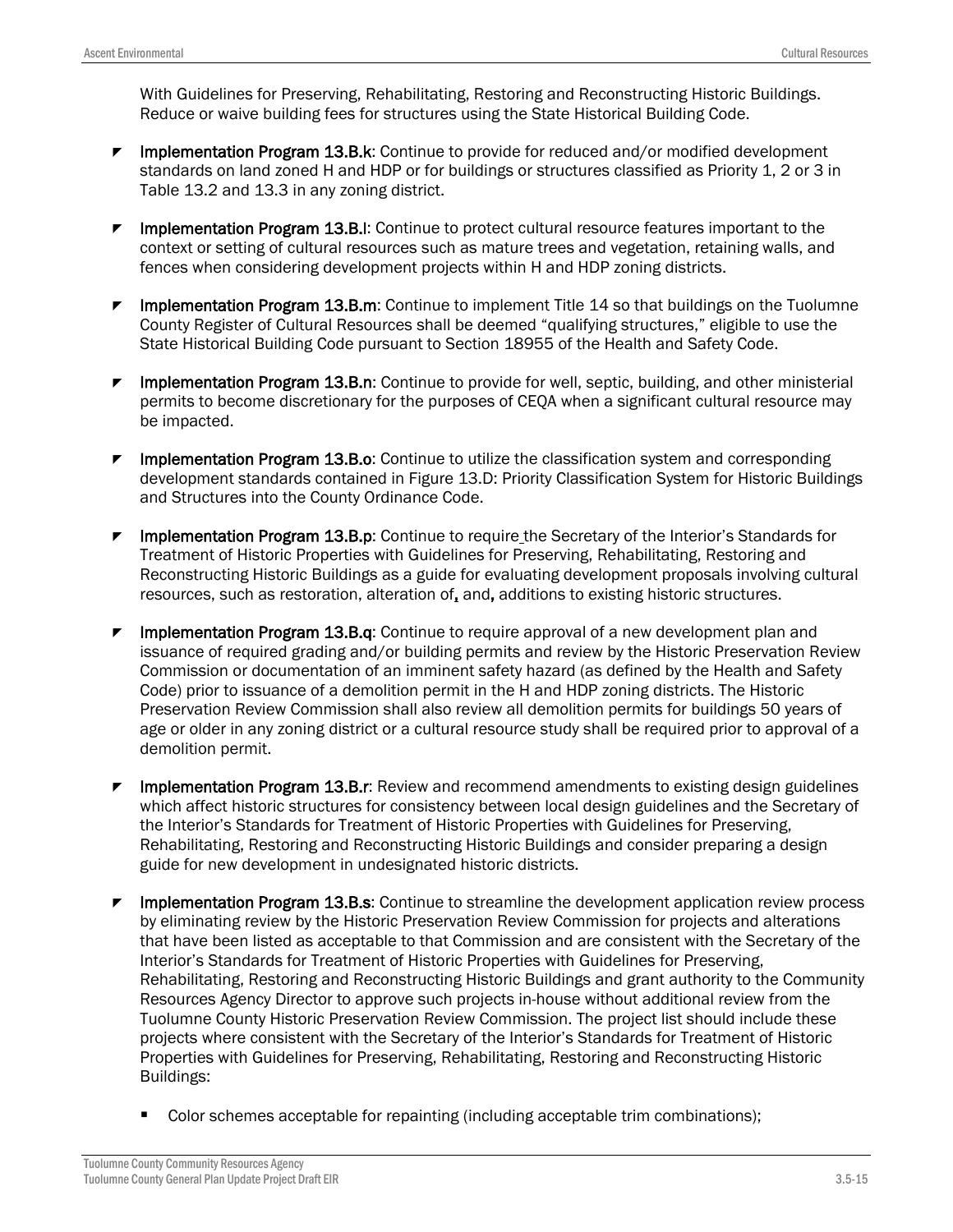With Guidelines for Preserving, Rehabilitating, Restoring and Reconstructing Historic Buildings. Reduce or waive building fees for structures using the State Historical Building Code.

- **Implementation Program 13.B.k**: Continue to provide for reduced and/or modified development standards on land zoned H and HDP or for buildings or structures classified as Priority 1, 2 or 3 in Table 13.2 and 13.3 in any zoning district.
- **Implementation Program 13.B.l**: Continue to protect cultural resource features important to the context or setting of cultural resources such as mature trees and vegetation, retaining walls, and fences when considering development projects within H and HDP zoning districts.
- **Implementation Program 13.B.m**: Continue to implement Title 14 so that buildings on the Tuolumne County Register of Cultural Resources shall be deemed "qualifying structures," eligible to use the State Historical Building Code pursuant to Section 18955 of the Health and Safety Code.
- **Implementation Program 13.B.n**: Continue to provide for well, septic, building, and other ministerial permits to become discretionary for the purposes of CEQA when a significant cultural resource may be impacted.
- **Implementation Program 13.B.o**: Continue to utilize the classification system and corresponding development standards contained in Figure 13.D: Priority Classification System for Historic Buildings and Structures into the County Ordinance Code.
- **Implementation Program 13.B.p**: Continue to require the Secretary of the Interior's Standards for Treatment of Historic Properties with Guidelines for Preserving, Rehabilitating, Restoring and Reconstructing Historic Buildings as a guide for evaluating development proposals involving cultural resources, such as restoration, alteration of, and, additions to existing historic structures.
- **Implementation Program 13.B.q**: Continue to require approval of a new development plan and issuance of required grading and/or building permits and review by the Historic Preservation Review Commission or documentation of an imminent safety hazard (as defined by the Health and Safety Code) prior to issuance of a demolition permit in the H and HDP zoning districts. The Historic Preservation Review Commission shall also review all demolition permits for buildings 50 years of age or older in any zoning district or a cultural resource study shall be required prior to approval of a demolition permit.
- **Implementation Program 13.B.r**: Review and recommend amendments to existing design guidelines which affect historic structures for consistency between local design guidelines and the Secretary of the Interior's Standards for Treatment of Historic Properties with Guidelines for Preserving, Rehabilitating, Restoring and Reconstructing Historic Buildings and consider preparing a design guide for new development in undesignated historic districts.
- **Implementation Program 13.B.s**: Continue to streamline the development application review process by eliminating review by the Historic Preservation Review Commission for projects and alterations that have been listed as acceptable to that Commission and are consistent with the Secretary of the Interior's Standards for Treatment of Historic Properties with Guidelines for Preserving, Rehabilitating, Restoring and Reconstructing Historic Buildings and grant authority to the Community Resources Agency Director to approve such projects in-house without additional review from the Tuolumne County Historic Preservation Review Commission. The project list should include these projects where consistent with the Secretary of the Interior's Standards for Treatment of Historic Properties with Guidelines for Preserving, Rehabilitating, Restoring and Reconstructing Historic Buildings:
  - Color schemes acceptable for repainting (including acceptable trim combinations);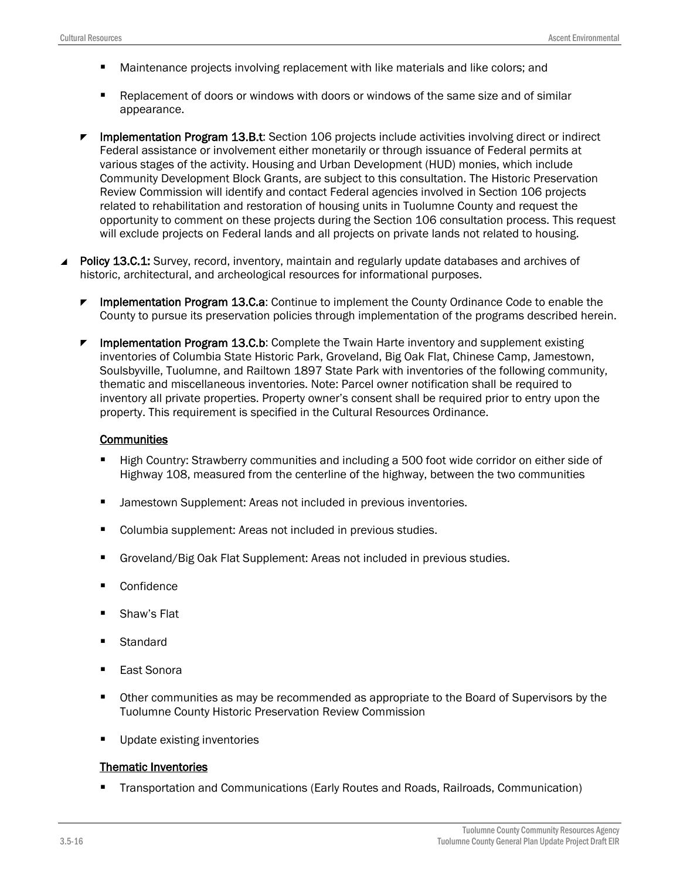- Maintenance projects involving replacement with like materials and like colors; and
- Replacement of doors or windows with doors or windows of the same size and of similar appearance.

- **Implementation Program 13.B.t**: Section 106 projects include activities involving direct or indirect Federal assistance or involvement either monetarily or through issuance of Federal permits at various stages of the activity. Housing and Urban Development (HUD) monies, which include Community Development Block Grants, are subject to this consultation. The Historic Preservation Review Commission will identify and contact Federal agencies involved in Section 106 projects related to rehabilitation and restoration of housing units in Tuolumne County and request the opportunity to comment on these projects during the Section 106 consultation process. This request will exclude projects on Federal lands and all projects on private lands not related to housing.

- **Policy 13.C.1:** Survey, record, inventory, maintain and regularly update databases and archives of historic, architectural, and archeological resources for informational purposes.

  - **Implementation Program 13.C.a**: Continue to implement the County Ordinance Code to enable the County to pursue its preservation policies through implementation of the programs described herein.

  - **Implementation Program 13.C.b**: Complete the Twain Harte inventory and supplement existing inventories of Columbia State Historic Park, Groveland, Big Oak Flat, Chinese Camp, Jamestown, Soulsbyville, Tuolumne, and Railtown 1897 State Park with inventories of the following community, thematic and miscellaneous inventories. Note: Parcel owner notification shall be required to inventory all private properties. Property owner's consent shall be required prior to entry upon the property. This requirement is specified in the Cultural Resources Ordinance.

    <u>Communities</u>

    - High Country: Strawberry communities and including a 500 foot wide corridor on either side of Highway 108, measured from the centerline of the highway, between the two communities
    - Jamestown Supplement: Areas not included in previous inventories.
    - Columbia supplement: Areas not included in previous studies.
    - Groveland/Big Oak Flat Supplement: Areas not included in previous studies.
    - Confidence
    - Shaw's Flat
    - Standard
    - East Sonora
    - Other communities as may be recommended as appropriate to the Board of Supervisors by the Tuolumne County Historic Preservation Review Commission
    - Update existing inventories

    <u>Thematic Inventories</u>

    - Transportation and Communications (Early Routes and Roads, Railroads, Communication)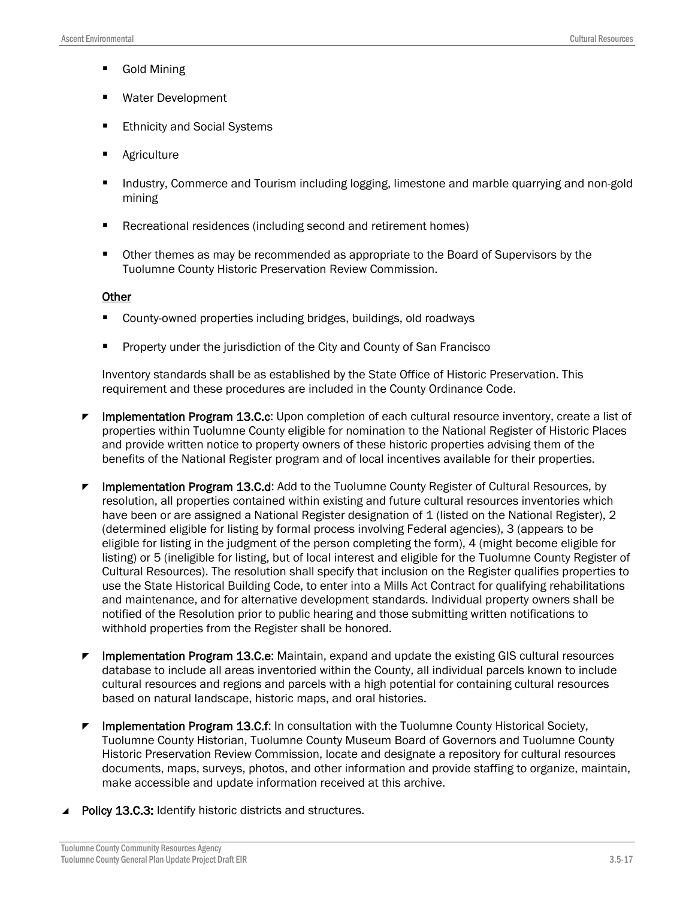- Gold Mining
- Water Development
- Ethnicity and Social Systems
- Agriculture
- Industry, Commerce and Tourism including logging, limestone and marble quarrying and non-gold mining
- Recreational residences (including second and retirement homes)
- Other themes as may be recommended as appropriate to the Board of Supervisors by the Tuolumne County Historic Preservation Review Commission.

Other

- County-owned properties including bridges, buildings, old roadways
- Property under the jurisdiction of the City and County of San Francisco

Inventory standards shall be as established by the State Office of Historic Preservation. This requirement and these procedures are included in the County Ordinance Code.

- **Implementation Program 13.C.c**: Upon completion of each cultural resource inventory, create a list of properties within Tuolumne County eligible for nomination to the National Register of Historic Places and provide written notice to property owners of these historic properties advising them of the benefits of the National Register program and of local incentives available for their properties.
- **Implementation Program 13.C.d**: Add to the Tuolumne County Register of Cultural Resources, by resolution, all properties contained within existing and future cultural resources inventories which have been or are assigned a National Register designation of 1 (listed on the National Register), 2 (determined eligible for listing by formal process involving Federal agencies), 3 (appears to be eligible for listing in the judgment of the person completing the form), 4 (might become eligible for listing) or 5 (ineligible for listing, but of local interest and eligible for the Tuolumne County Register of Cultural Resources). The resolution shall specify that inclusion on the Register qualifies properties to use the State Historical Building Code, to enter into a Mills Act Contract for qualifying rehabilitations and maintenance, and for alternative development standards. Individual property owners shall be notified of the Resolution prior to public hearing and those submitting written notifications to withhold properties from the Register shall be honored.
- **Implementation Program 13.C.e**: Maintain, expand and update the existing GIS cultural resources database to include all areas inventoried within the County, all individual parcels known to include cultural resources and regions and parcels with a high potential for containing cultural resources based on natural landscape, historic maps, and oral histories.
- **Implementation Program 13.C.f**: In consultation with the Tuolumne County Historical Society, Tuolumne County Historian, Tuolumne County Museum Board of Governors and Tuolumne County Historic Preservation Review Commission, locate and designate a repository for cultural resources documents, maps, surveys, photos, and other information and provide staffing to organize, maintain, make accessible and update information received at this archive.

- **Policy 13.C.3:** Identify historic districts and structures.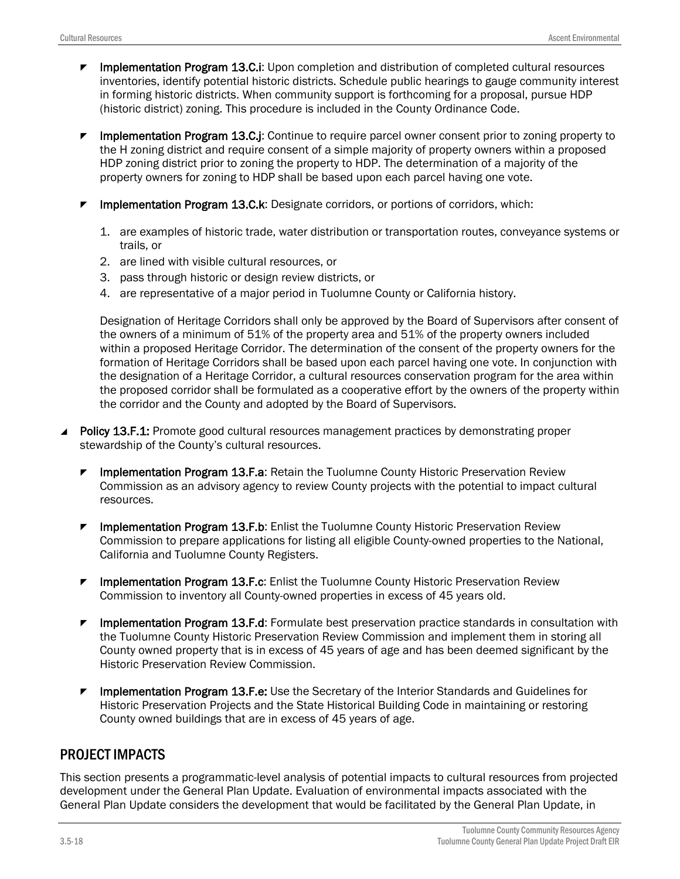- **Implementation Program 13.C.i**: Upon completion and distribution of completed cultural resources inventories, identify potential historic districts. Schedule public hearings to gauge community interest in forming historic districts. When community support is forthcoming for a proposal, pursue HDP (historic district) zoning. This procedure is included in the County Ordinance Code.

- **Implementation Program 13.C.j**: Continue to require parcel owner consent prior to zoning property to the H zoning district and require consent of a simple majority of property owners within a proposed HDP zoning district prior to zoning the property to HDP. The determination of a majority of the property owners for zoning to HDP shall be based upon each parcel having one vote.

- **Implementation Program 13.C.k**: Designate corridors, or portions of corridors, which:

  1. are examples of historic trade, water distribution or transportation routes, conveyance systems or trails, or
  2. are lined with visible cultural resources, or
  3. pass through historic or design review districts, or
  4. are representative of a major period in Tuolumne County or California history.

  Designation of Heritage Corridors shall only be approved by the Board of Supervisors after consent of the owners of a minimum of 51% of the property area and 51% of the property owners included within a proposed Heritage Corridor. The determination of the consent of the property owners for the formation of Heritage Corridors shall be based upon each parcel having one vote. In conjunction with the designation of a Heritage Corridor, a cultural resources conservation program for the area within the proposed corridor shall be formulated as a cooperative effort by the owners of the property within the corridor and the County and adopted by the Board of Supervisors.

- **Policy 13.F.1:** Promote good cultural resources management practices by demonstrating proper stewardship of the County's cultural resources.

  - **Implementation Program 13.F.a**: Retain the Tuolumne County Historic Preservation Review Commission as an advisory agency to review County projects with the potential to impact cultural resources.

  - **Implementation Program 13.F.b**: Enlist the Tuolumne County Historic Preservation Review Commission to prepare applications for listing all eligible County-owned properties to the National, California and Tuolumne County Registers.

  - **Implementation Program 13.F.c**: Enlist the Tuolumne County Historic Preservation Review Commission to inventory all County-owned properties in excess of 45 years old.

  - **Implementation Program 13.F.d**: Formulate best preservation practice standards in consultation with the Tuolumne County Historic Preservation Review Commission and implement them in storing all County owned property that is in excess of 45 years of age and has been deemed significant by the Historic Preservation Review Commission.

  - **Implementation Program 13.F.e:** Use the Secretary of the Interior Standards and Guidelines for Historic Preservation Projects and the State Historical Building Code in maintaining or restoring County owned buildings that are in excess of 45 years of age.

## PROJECT IMPACTS

This section presents a programmatic-level analysis of potential impacts to cultural resources from projected development under the General Plan Update. Evaluation of environmental impacts associated with the General Plan Update considers the development that would be facilitated by the General Plan Update, in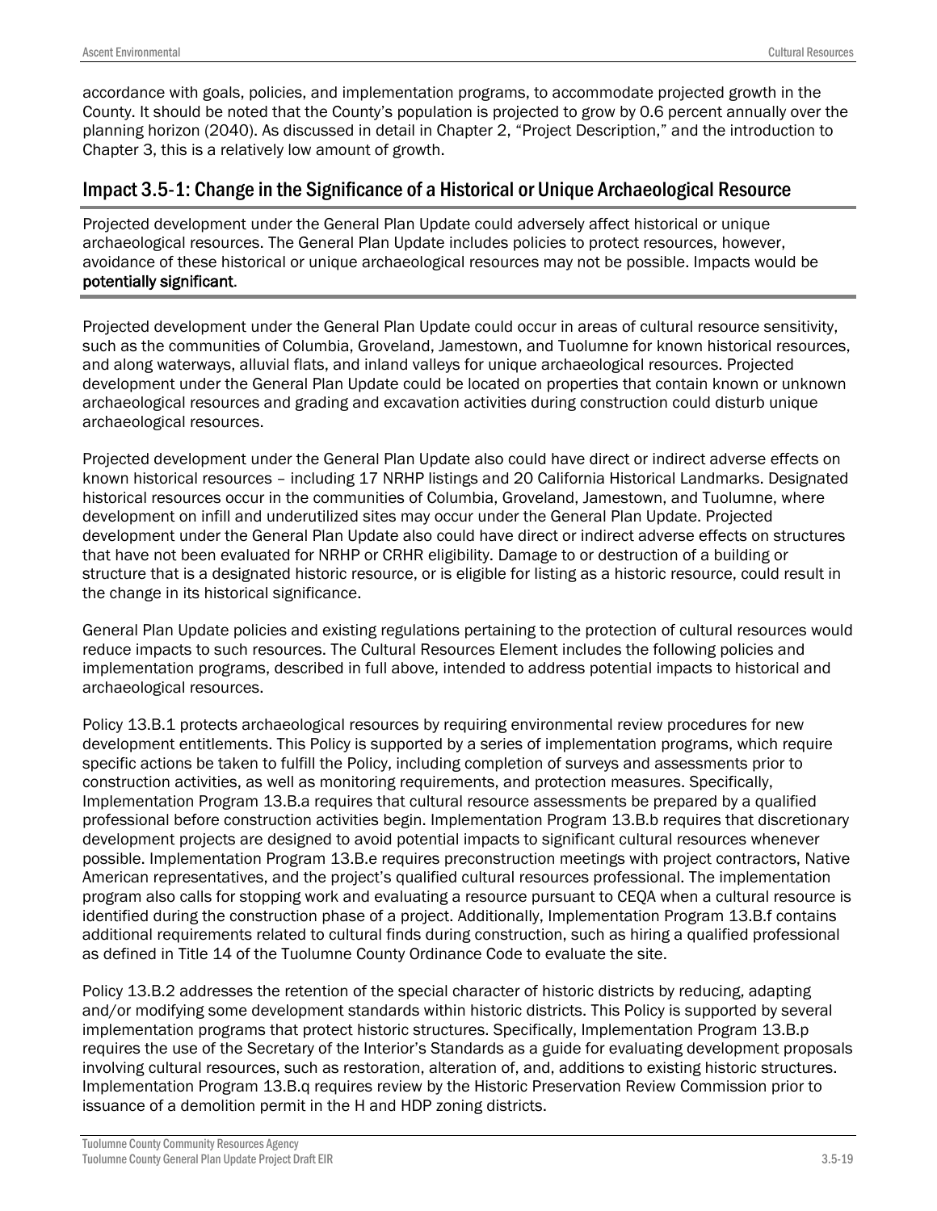accordance with goals, policies, and implementation programs, to accommodate projected growth in the County. It should be noted that the County's population is projected to grow by 0.6 percent annually over the planning horizon (2040). As discussed in detail in Chapter 2, "Project Description," and the introduction to Chapter 3, this is a relatively low amount of growth.

## Impact 3.5-1: Change in the Significance of a Historical or Unique Archaeological Resource

Projected development under the General Plan Update could adversely affect historical or unique archaeological resources. The General Plan Update includes policies to protect resources, however, avoidance of these historical or unique archaeological resources may not be possible. Impacts would be **potentially significant**.

Projected development under the General Plan Update could occur in areas of cultural resource sensitivity, such as the communities of Columbia, Groveland, Jamestown, and Tuolumne for known historical resources, and along waterways, alluvial flats, and inland valleys for unique archaeological resources. Projected development under the General Plan Update could be located on properties that contain known or unknown archaeological resources and grading and excavation activities during construction could disturb unique archaeological resources.

Projected development under the General Plan Update also could have direct or indirect adverse effects on known historical resources – including 17 NRHP listings and 20 California Historical Landmarks. Designated historical resources occur in the communities of Columbia, Groveland, Jamestown, and Tuolumne, where development on infill and underutilized sites may occur under the General Plan Update. Projected development under the General Plan Update also could have direct or indirect adverse effects on structures that have not been evaluated for NRHP or CRHR eligibility. Damage to or destruction of a building or structure that is a designated historic resource, or is eligible for listing as a historic resource, could result in the change in its historical significance.

General Plan Update policies and existing regulations pertaining to the protection of cultural resources would reduce impacts to such resources. The Cultural Resources Element includes the following policies and implementation programs, described in full above, intended to address potential impacts to historical and archaeological resources.

Policy 13.B.1 protects archaeological resources by requiring environmental review procedures for new development entitlements. This Policy is supported by a series of implementation programs, which require specific actions be taken to fulfill the Policy, including completion of surveys and assessments prior to construction activities, as well as monitoring requirements, and protection measures. Specifically, Implementation Program 13.B.a requires that cultural resource assessments be prepared by a qualified professional before construction activities begin. Implementation Program 13.B.b requires that discretionary development projects are designed to avoid potential impacts to significant cultural resources whenever possible. Implementation Program 13.B.e requires preconstruction meetings with project contractors, Native American representatives, and the project's qualified cultural resources professional. The implementation program also calls for stopping work and evaluating a resource pursuant to CEQA when a cultural resource is identified during the construction phase of a project. Additionally, Implementation Program 13.B.f contains additional requirements related to cultural finds during construction, such as hiring a qualified professional as defined in Title 14 of the Tuolumne County Ordinance Code to evaluate the site.

Policy 13.B.2 addresses the retention of the special character of historic districts by reducing, adapting and/or modifying some development standards within historic districts. This Policy is supported by several implementation programs that protect historic structures. Specifically, Implementation Program 13.B.p requires the use of the Secretary of the Interior's Standards as a guide for evaluating development proposals involving cultural resources, such as restoration, alteration of, and, additions to existing historic structures. Implementation Program 13.B.q requires review by the Historic Preservation Review Commission prior to issuance of a demolition permit in the H and HDP zoning districts.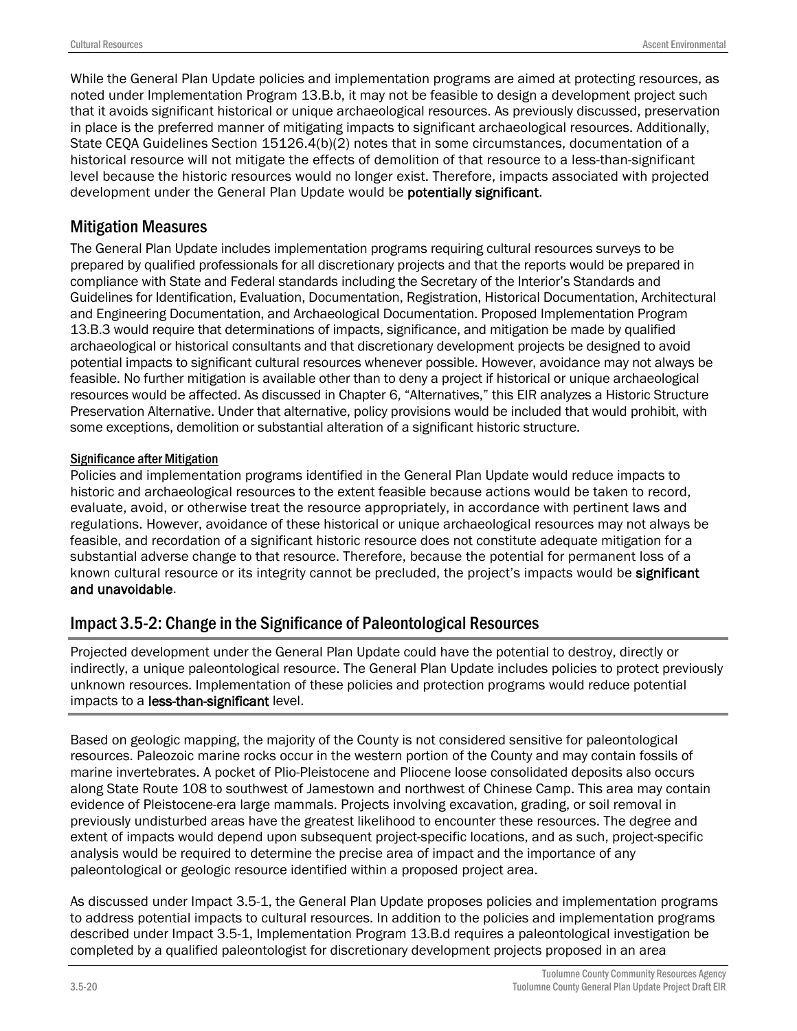While the General Plan Update policies and implementation programs are aimed at protecting resources, as noted under Implementation Program 13.B.b, it may not be feasible to design a development project such that it avoids significant historical or unique archaeological resources. As previously discussed, preservation in place is the preferred manner of mitigating impacts to significant archaeological resources. Additionally, State CEQA Guidelines Section 15126.4(b)(2) notes that in some circumstances, documentation of a historical resource will not mitigate the effects of demolition of that resource to a less-than-significant level because the historic resources would no longer exist. Therefore, impacts associated with projected development under the General Plan Update would be **potentially significant**.

## Mitigation Measures

The General Plan Update includes implementation programs requiring cultural resources surveys to be prepared by qualified professionals for all discretionary projects and that the reports would be prepared in compliance with State and Federal standards including the Secretary of the Interior's Standards and Guidelines for Identification, Evaluation, Documentation, Registration, Historical Documentation, Architectural and Engineering Documentation, and Archaeological Documentation. Proposed Implementation Program 13.B.3 would require that determinations of impacts, significance, and mitigation be made by qualified archaeological or historical consultants and that discretionary development projects be designed to avoid potential impacts to significant cultural resources whenever possible. However, avoidance may not always be feasible. No further mitigation is available other than to deny a project if historical or unique archaeological resources would be affected. As discussed in Chapter 6, "Alternatives," this EIR analyzes a Historic Structure Preservation Alternative. Under that alternative, policy provisions would be included that would prohibit, with some exceptions, demolition or substantial alteration of a significant historic structure.

### Significance after Mitigation

Policies and implementation programs identified in the General Plan Update would reduce impacts to historic and archaeological resources to the extent feasible because actions would be taken to record, evaluate, avoid, or otherwise treat the resource appropriately, in accordance with pertinent laws and regulations. However, avoidance of these historical or unique archaeological resources may not always be feasible, and recordation of a significant historic resource does not constitute adequate mitigation for a substantial adverse change to that resource. Therefore, because the potential for permanent loss of a known cultural resource or its integrity cannot be precluded, the project's impacts would be **significant and unavoidable**.

## Impact 3.5-2: Change in the Significance of Paleontological Resources

Projected development under the General Plan Update could have the potential to destroy, directly or indirectly, a unique paleontological resource. The General Plan Update includes policies to protect previously unknown resources. Implementation of these policies and protection programs would reduce potential impacts to a **less-than-significant** level.

Based on geologic mapping, the majority of the County is not considered sensitive for paleontological resources. Paleozoic marine rocks occur in the western portion of the County and may contain fossils of marine invertebrates. A pocket of Plio-Pleistocene and Pliocene loose consolidated deposits also occurs along State Route 108 to southwest of Jamestown and northwest of Chinese Camp. This area may contain evidence of Pleistocene-era large mammals. Projects involving excavation, grading, or soil removal in previously undisturbed areas have the greatest likelihood to encounter these resources. The degree and extent of impacts would depend upon subsequent project-specific locations, and as such, project-specific analysis would be required to determine the precise area of impact and the importance of any paleontological or geologic resource identified within a proposed project area.

As discussed under Impact 3.5-1, the General Plan Update proposes policies and implementation programs to address potential impacts to cultural resources. In addition to the policies and implementation programs described under Impact 3.5-1, Implementation Program 13.B.d requires a paleontological investigation be completed by a qualified paleontologist for discretionary development projects proposed in an area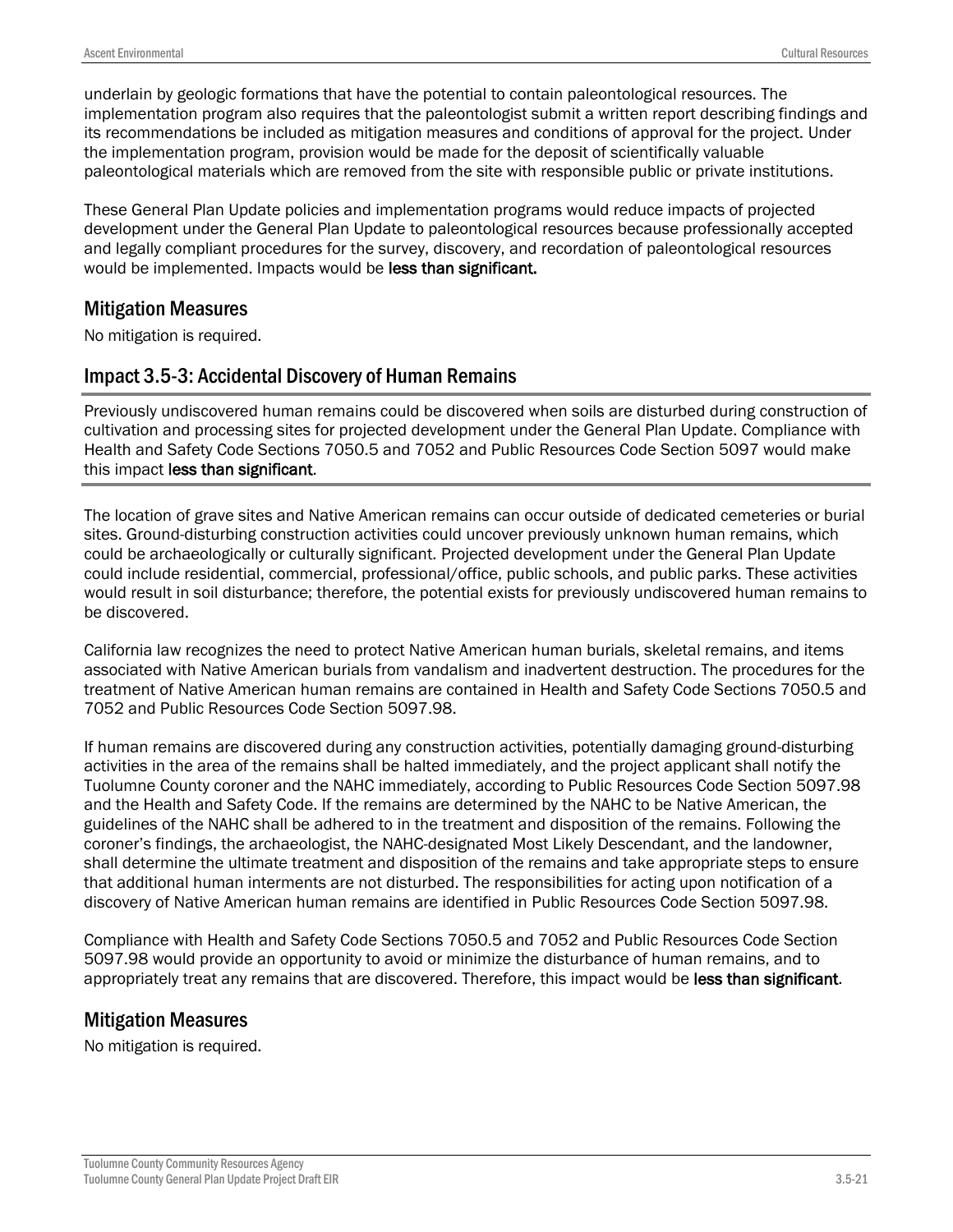underlain by geologic formations that have the potential to contain paleontological resources. The implementation program also requires that the paleontologist submit a written report describing findings and its recommendations be included as mitigation measures and conditions of approval for the project. Under the implementation program, provision would be made for the deposit of scientifically valuable paleontological materials which are removed from the site with responsible public or private institutions.

These General Plan Update policies and implementation programs would reduce impacts of projected development under the General Plan Update to paleontological resources because professionally accepted and legally compliant procedures for the survey, discovery, and recordation of paleontological resources would be implemented. Impacts would be **less than significant.**

## Mitigation Measures

No mitigation is required.

## Impact 3.5-3: Accidental Discovery of Human Remains

Previously undiscovered human remains could be discovered when soils are disturbed during construction of cultivation and processing sites for projected development under the General Plan Update. Compliance with Health and Safety Code Sections 7050.5 and 7052 and Public Resources Code Section 5097 would make this impact **less than significant**.

The location of grave sites and Native American remains can occur outside of dedicated cemeteries or burial sites. Ground-disturbing construction activities could uncover previously unknown human remains, which could be archaeologically or culturally significant. Projected development under the General Plan Update could include residential, commercial, professional/office, public schools, and public parks. These activities would result in soil disturbance; therefore, the potential exists for previously undiscovered human remains to be discovered.

California law recognizes the need to protect Native American human burials, skeletal remains, and items associated with Native American burials from vandalism and inadvertent destruction. The procedures for the treatment of Native American human remains are contained in Health and Safety Code Sections 7050.5 and 7052 and Public Resources Code Section 5097.98.

If human remains are discovered during any construction activities, potentially damaging ground-disturbing activities in the area of the remains shall be halted immediately, and the project applicant shall notify the Tuolumne County coroner and the NAHC immediately, according to Public Resources Code Section 5097.98 and the Health and Safety Code. If the remains are determined by the NAHC to be Native American, the guidelines of the NAHC shall be adhered to in the treatment and disposition of the remains. Following the coroner's findings, the archaeologist, the NAHC-designated Most Likely Descendant, and the landowner, shall determine the ultimate treatment and disposition of the remains and take appropriate steps to ensure that additional human interments are not disturbed. The responsibilities for acting upon notification of a discovery of Native American human remains are identified in Public Resources Code Section 5097.98.

Compliance with Health and Safety Code Sections 7050.5 and 7052 and Public Resources Code Section 5097.98 would provide an opportunity to avoid or minimize the disturbance of human remains, and to appropriately treat any remains that are discovered. Therefore, this impact would be **less than significant**.

## Mitigation Measures

No mitigation is required.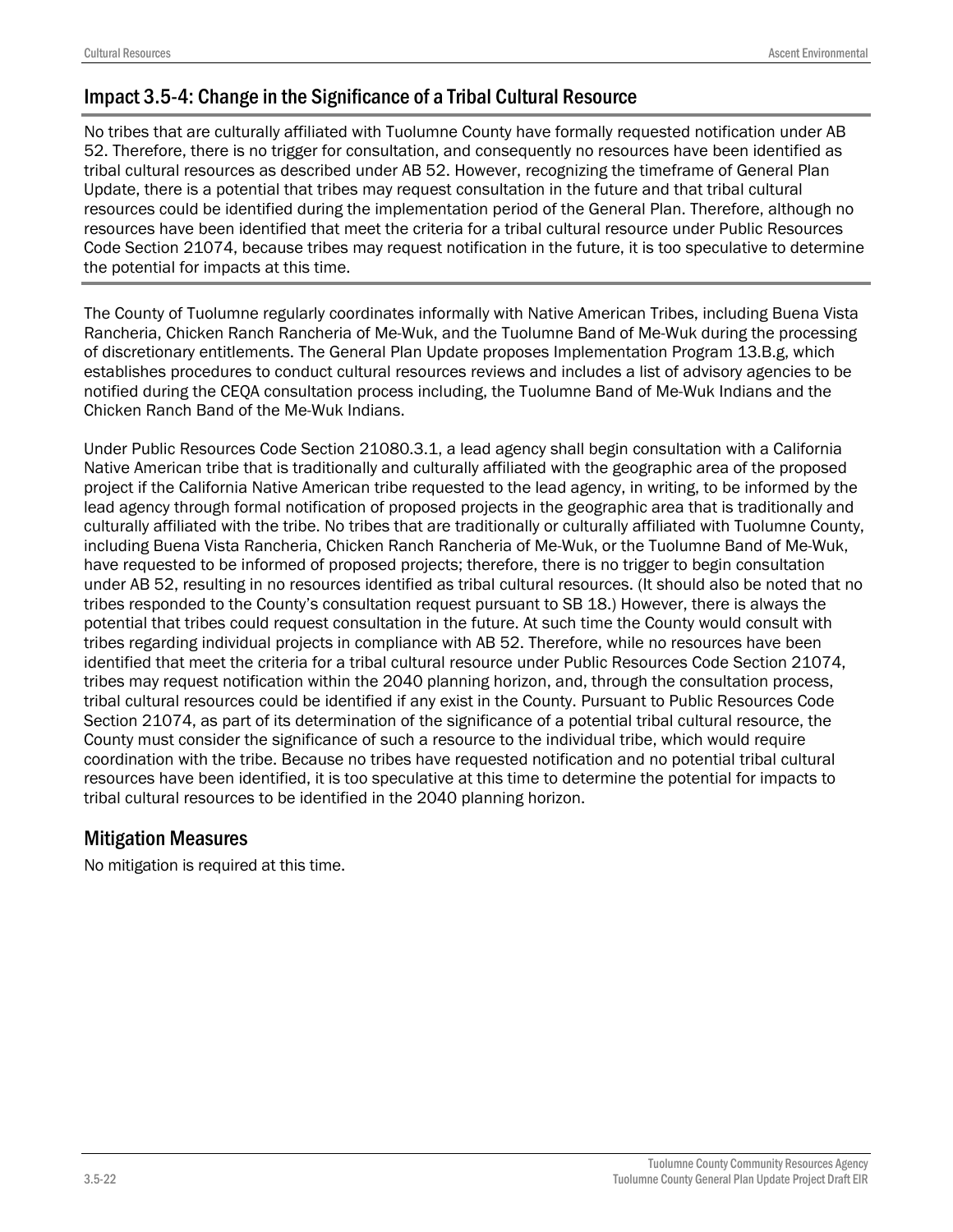## Impact 3.5-4: Change in the Significance of a Tribal Cultural Resource

No tribes that are culturally affiliated with Tuolumne County have formally requested notification under AB 52. Therefore, there is no trigger for consultation, and consequently no resources have been identified as tribal cultural resources as described under AB 52. However, recognizing the timeframe of General Plan Update, there is a potential that tribes may request consultation in the future and that tribal cultural resources could be identified during the implementation period of the General Plan. Therefore, although no resources have been identified that meet the criteria for a tribal cultural resource under Public Resources Code Section 21074, because tribes may request notification in the future, it is too speculative to determine the potential for impacts at this time.

The County of Tuolumne regularly coordinates informally with Native American Tribes, including Buena Vista Rancheria, Chicken Ranch Rancheria of Me-Wuk, and the Tuolumne Band of Me-Wuk during the processing of discretionary entitlements. The General Plan Update proposes Implementation Program 13.B.g, which establishes procedures to conduct cultural resources reviews and includes a list of advisory agencies to be notified during the CEQA consultation process including, the Tuolumne Band of Me-Wuk Indians and the Chicken Ranch Band of the Me-Wuk Indians.

Under Public Resources Code Section 21080.3.1, a lead agency shall begin consultation with a California Native American tribe that is traditionally and culturally affiliated with the geographic area of the proposed project if the California Native American tribe requested to the lead agency, in writing, to be informed by the lead agency through formal notification of proposed projects in the geographic area that is traditionally and culturally affiliated with the tribe. No tribes that are traditionally or culturally affiliated with Tuolumne County, including Buena Vista Rancheria, Chicken Ranch Rancheria of Me-Wuk, or the Tuolumne Band of Me-Wuk, have requested to be informed of proposed projects; therefore, there is no trigger to begin consultation under AB 52, resulting in no resources identified as tribal cultural resources. (It should also be noted that no tribes responded to the County's consultation request pursuant to SB 18.) However, there is always the potential that tribes could request consultation in the future. At such time the County would consult with tribes regarding individual projects in compliance with AB 52. Therefore, while no resources have been identified that meet the criteria for a tribal cultural resource under Public Resources Code Section 21074, tribes may request notification within the 2040 planning horizon, and, through the consultation process, tribal cultural resources could be identified if any exist in the County. Pursuant to Public Resources Code Section 21074, as part of its determination of the significance of a potential tribal cultural resource, the County must consider the significance of such a resource to the individual tribe, which would require coordination with the tribe. Because no tribes have requested notification and no potential tribal cultural resources have been identified, it is too speculative at this time to determine the potential for impacts to tribal cultural resources to be identified in the 2040 planning horizon.

## Mitigation Measures

No mitigation is required at this time.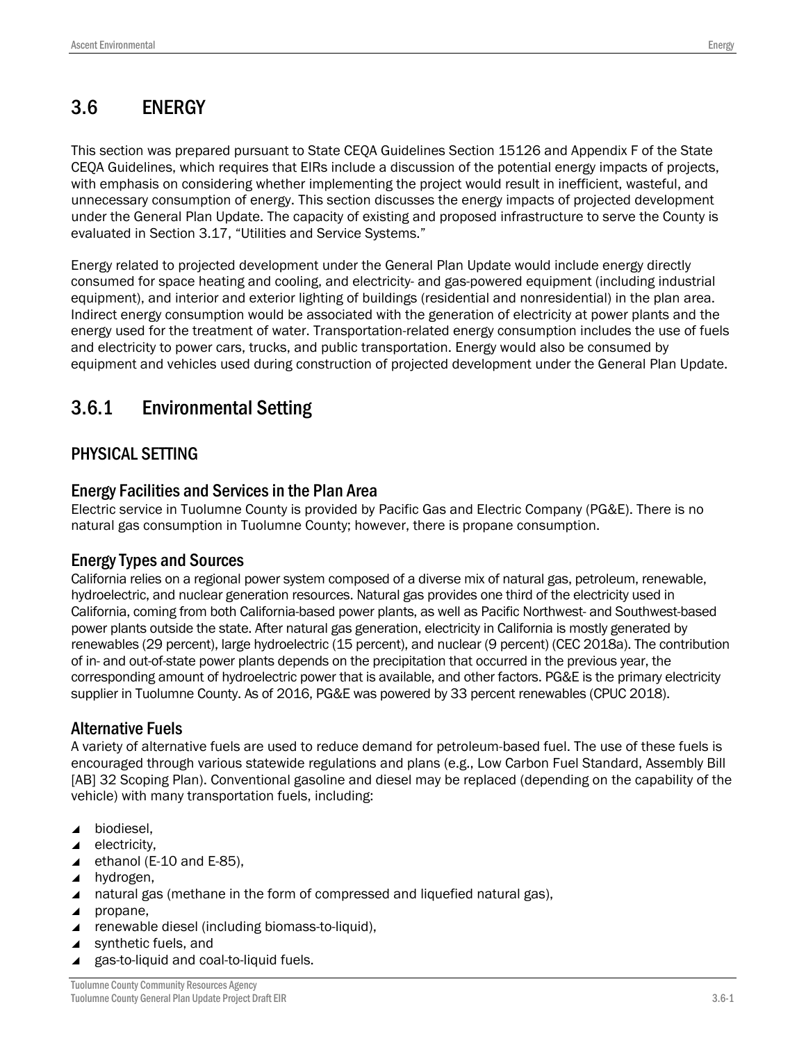# 3.6 ENERGY

This section was prepared pursuant to State CEQA Guidelines Section 15126 and Appendix F of the State CEQA Guidelines, which requires that EIRs include a discussion of the potential energy impacts of projects, with emphasis on considering whether implementing the project would result in inefficient, wasteful, and unnecessary consumption of energy. This section discusses the energy impacts of projected development under the General Plan Update. The capacity of existing and proposed infrastructure to serve the County is evaluated in Section 3.17, "Utilities and Service Systems."

Energy related to projected development under the General Plan Update would include energy directly consumed for space heating and cooling, and electricity- and gas-powered equipment (including industrial equipment), and interior and exterior lighting of buildings (residential and nonresidential) in the plan area. Indirect energy consumption would be associated with the generation of electricity at power plants and the energy used for the treatment of water. Transportation-related energy consumption includes the use of fuels and electricity to power cars, trucks, and public transportation. Energy would also be consumed by equipment and vehicles used during construction of projected development under the General Plan Update.

## 3.6.1 Environmental Setting

### PHYSICAL SETTING

#### Energy Facilities and Services in the Plan Area

Electric service in Tuolumne County is provided by Pacific Gas and Electric Company (PG&E). There is no natural gas consumption in Tuolumne County; however, there is propane consumption.

#### Energy Types and Sources

California relies on a regional power system composed of a diverse mix of natural gas, petroleum, renewable, hydroelectric, and nuclear generation resources. Natural gas provides one third of the electricity used in California, coming from both California-based power plants, as well as Pacific Northwest- and Southwest-based power plants outside the state. After natural gas generation, electricity in California is mostly generated by renewables (29 percent), large hydroelectric (15 percent), and nuclear (9 percent) (CEC 2018a). The contribution of in- and out-of-state power plants depends on the precipitation that occurred in the previous year, the corresponding amount of hydroelectric power that is available, and other factors. PG&E is the primary electricity supplier in Tuolumne County. As of 2016, PG&E was powered by 33 percent renewables (CPUC 2018).

#### Alternative Fuels

A variety of alternative fuels are used to reduce demand for petroleum-based fuel. The use of these fuels is encouraged through various statewide regulations and plans (e.g., Low Carbon Fuel Standard, Assembly Bill [AB] 32 Scoping Plan). Conventional gasoline and diesel may be replaced (depending on the capability of the vehicle) with many transportation fuels, including:

- biodiesel,
- electricity,
- ethanol (E-10 and E-85),
- hydrogen,
- natural gas (methane in the form of compressed and liquefied natural gas),
- propane,
- renewable diesel (including biomass-to-liquid),
- synthetic fuels, and
- gas-to-liquid and coal-to-liquid fuels.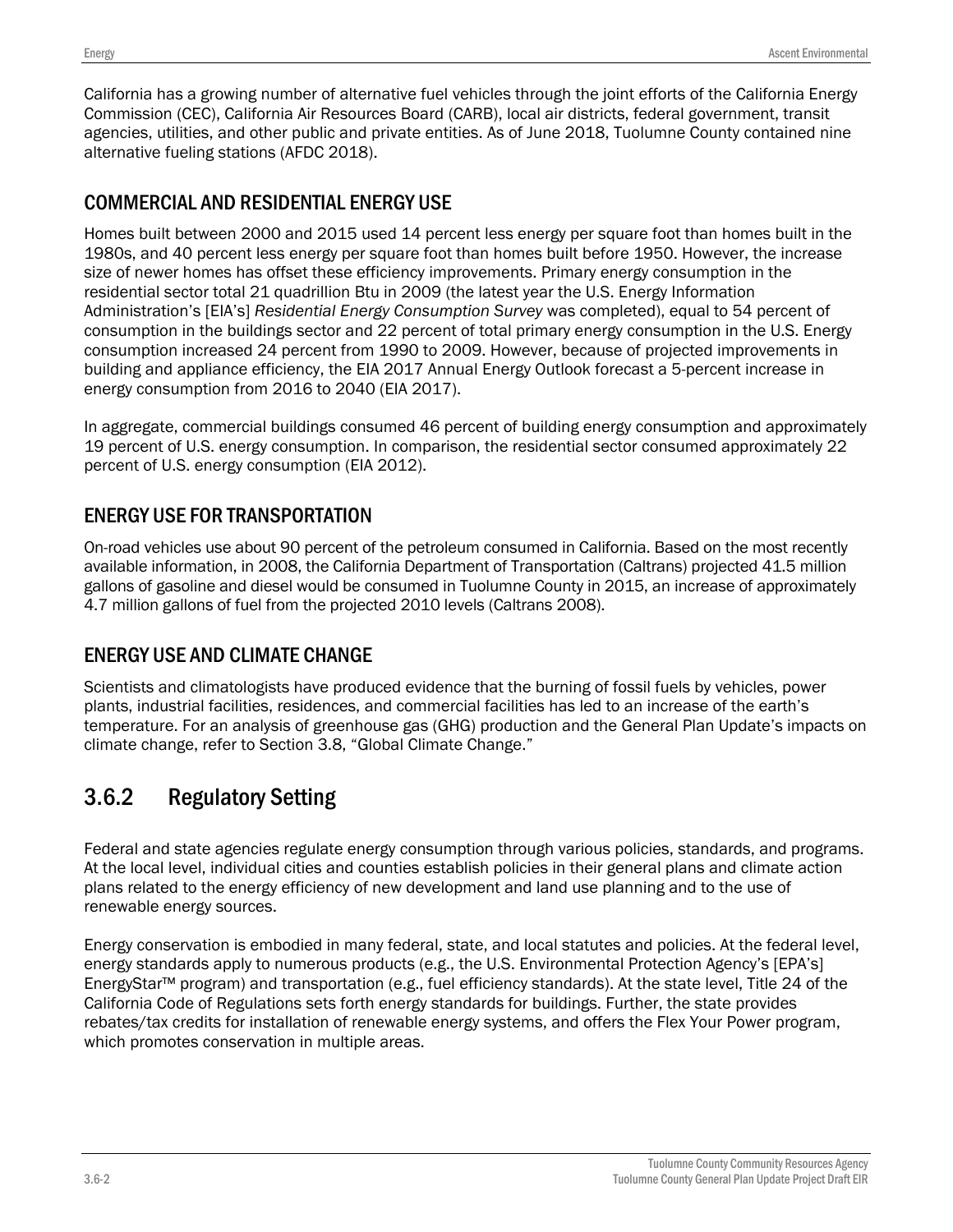California has a growing number of alternative fuel vehicles through the joint efforts of the California Energy Commission (CEC), California Air Resources Board (CARB), local air districts, federal government, transit agencies, utilities, and other public and private entities. As of June 2018, Tuolumne County contained nine alternative fueling stations (AFDC 2018).

### COMMERCIAL AND RESIDENTIAL ENERGY USE

Homes built between 2000 and 2015 used 14 percent less energy per square foot than homes built in the 1980s, and 40 percent less energy per square foot than homes built before 1950. However, the increase size of newer homes has offset these efficiency improvements. Primary energy consumption in the residential sector total 21 quadrillion Btu in 2009 (the latest year the U.S. Energy Information Administration's [EIA's] *Residential Energy Consumption Survey* was completed), equal to 54 percent of consumption in the buildings sector and 22 percent of total primary energy consumption in the U.S. Energy consumption increased 24 percent from 1990 to 2009. However, because of projected improvements in building and appliance efficiency, the EIA 2017 Annual Energy Outlook forecast a 5-percent increase in energy consumption from 2016 to 2040 (EIA 2017).

In aggregate, commercial buildings consumed 46 percent of building energy consumption and approximately 19 percent of U.S. energy consumption. In comparison, the residential sector consumed approximately 22 percent of U.S. energy consumption (EIA 2012).

### ENERGY USE FOR TRANSPORTATION

On-road vehicles use about 90 percent of the petroleum consumed in California. Based on the most recently available information, in 2008, the California Department of Transportation (Caltrans) projected 41.5 million gallons of gasoline and diesel would be consumed in Tuolumne County in 2015, an increase of approximately 4.7 million gallons of fuel from the projected 2010 levels (Caltrans 2008).

### ENERGY USE AND CLIMATE CHANGE

Scientists and climatologists have produced evidence that the burning of fossil fuels by vehicles, power plants, industrial facilities, residences, and commercial facilities has led to an increase of the earth's temperature. For an analysis of greenhouse gas (GHG) production and the General Plan Update's impacts on climate change, refer to Section 3.8, "Global Climate Change."

## 3.6.2 Regulatory Setting

Federal and state agencies regulate energy consumption through various policies, standards, and programs. At the local level, individual cities and counties establish policies in their general plans and climate action plans related to the energy efficiency of new development and land use planning and to the use of renewable energy sources.

Energy conservation is embodied in many federal, state, and local statutes and policies. At the federal level, energy standards apply to numerous products (e.g., the U.S. Environmental Protection Agency's [EPA's] EnergyStar™ program) and transportation (e.g., fuel efficiency standards). At the state level, Title 24 of the California Code of Regulations sets forth energy standards for buildings. Further, the state provides rebates/tax credits for installation of renewable energy systems, and offers the Flex Your Power program, which promotes conservation in multiple areas.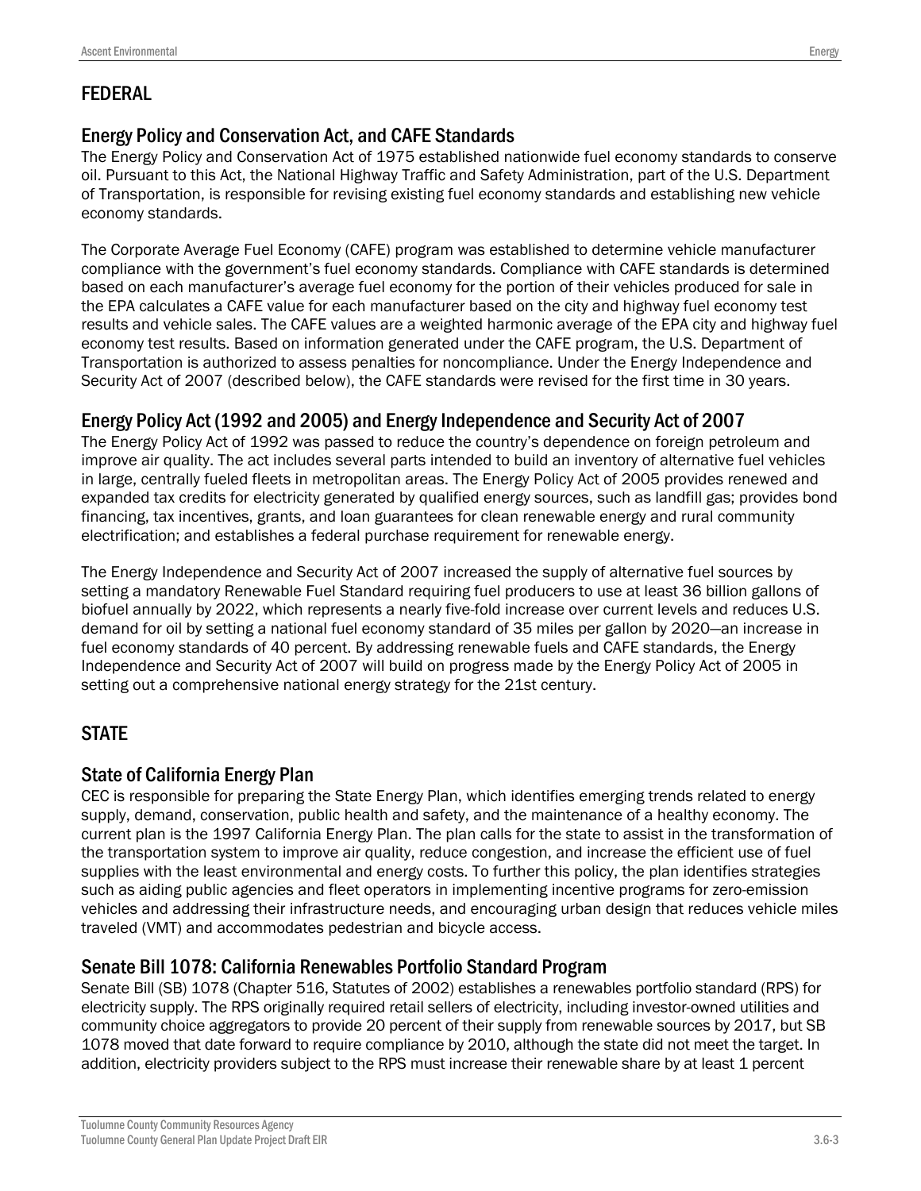## FEDERAL

### Energy Policy and Conservation Act, and CAFE Standards

The Energy Policy and Conservation Act of 1975 established nationwide fuel economy standards to conserve oil. Pursuant to this Act, the National Highway Traffic and Safety Administration, part of the U.S. Department of Transportation, is responsible for revising existing fuel economy standards and establishing new vehicle economy standards.

The Corporate Average Fuel Economy (CAFE) program was established to determine vehicle manufacturer compliance with the government's fuel economy standards. Compliance with CAFE standards is determined based on each manufacturer's average fuel economy for the portion of their vehicles produced for sale in the EPA calculates a CAFE value for each manufacturer based on the city and highway fuel economy test results and vehicle sales. The CAFE values are a weighted harmonic average of the EPA city and highway fuel economy test results. Based on information generated under the CAFE program, the U.S. Department of Transportation is authorized to assess penalties for noncompliance. Under the Energy Independence and Security Act of 2007 (described below), the CAFE standards were revised for the first time in 30 years.

### Energy Policy Act (1992 and 2005) and Energy Independence and Security Act of 2007

The Energy Policy Act of 1992 was passed to reduce the country's dependence on foreign petroleum and improve air quality. The act includes several parts intended to build an inventory of alternative fuel vehicles in large, centrally fueled fleets in metropolitan areas. The Energy Policy Act of 2005 provides renewed and expanded tax credits for electricity generated by qualified energy sources, such as landfill gas; provides bond financing, tax incentives, grants, and loan guarantees for clean renewable energy and rural community electrification; and establishes a federal purchase requirement for renewable energy.

The Energy Independence and Security Act of 2007 increased the supply of alternative fuel sources by setting a mandatory Renewable Fuel Standard requiring fuel producers to use at least 36 billion gallons of biofuel annually by 2022, which represents a nearly five-fold increase over current levels and reduces U.S. demand for oil by setting a national fuel economy standard of 35 miles per gallon by 2020—an increase in fuel economy standards of 40 percent. By addressing renewable fuels and CAFE standards, the Energy Independence and Security Act of 2007 will build on progress made by the Energy Policy Act of 2005 in setting out a comprehensive national energy strategy for the 21st century.

## STATE

### State of California Energy Plan

CEC is responsible for preparing the State Energy Plan, which identifies emerging trends related to energy supply, demand, conservation, public health and safety, and the maintenance of a healthy economy. The current plan is the 1997 California Energy Plan. The plan calls for the state to assist in the transformation of the transportation system to improve air quality, reduce congestion, and increase the efficient use of fuel supplies with the least environmental and energy costs. To further this policy, the plan identifies strategies such as aiding public agencies and fleet operators in implementing incentive programs for zero-emission vehicles and addressing their infrastructure needs, and encouraging urban design that reduces vehicle miles traveled (VMT) and accommodates pedestrian and bicycle access.

### Senate Bill 1078: California Renewables Portfolio Standard Program

Senate Bill (SB) 1078 (Chapter 516, Statutes of 2002) establishes a renewables portfolio standard (RPS) for electricity supply. The RPS originally required retail sellers of electricity, including investor-owned utilities and community choice aggregators to provide 20 percent of their supply from renewable sources by 2017, but SB 1078 moved that date forward to require compliance by 2010, although the state did not meet the target. In addition, electricity providers subject to the RPS must increase their renewable share by at least 1 percent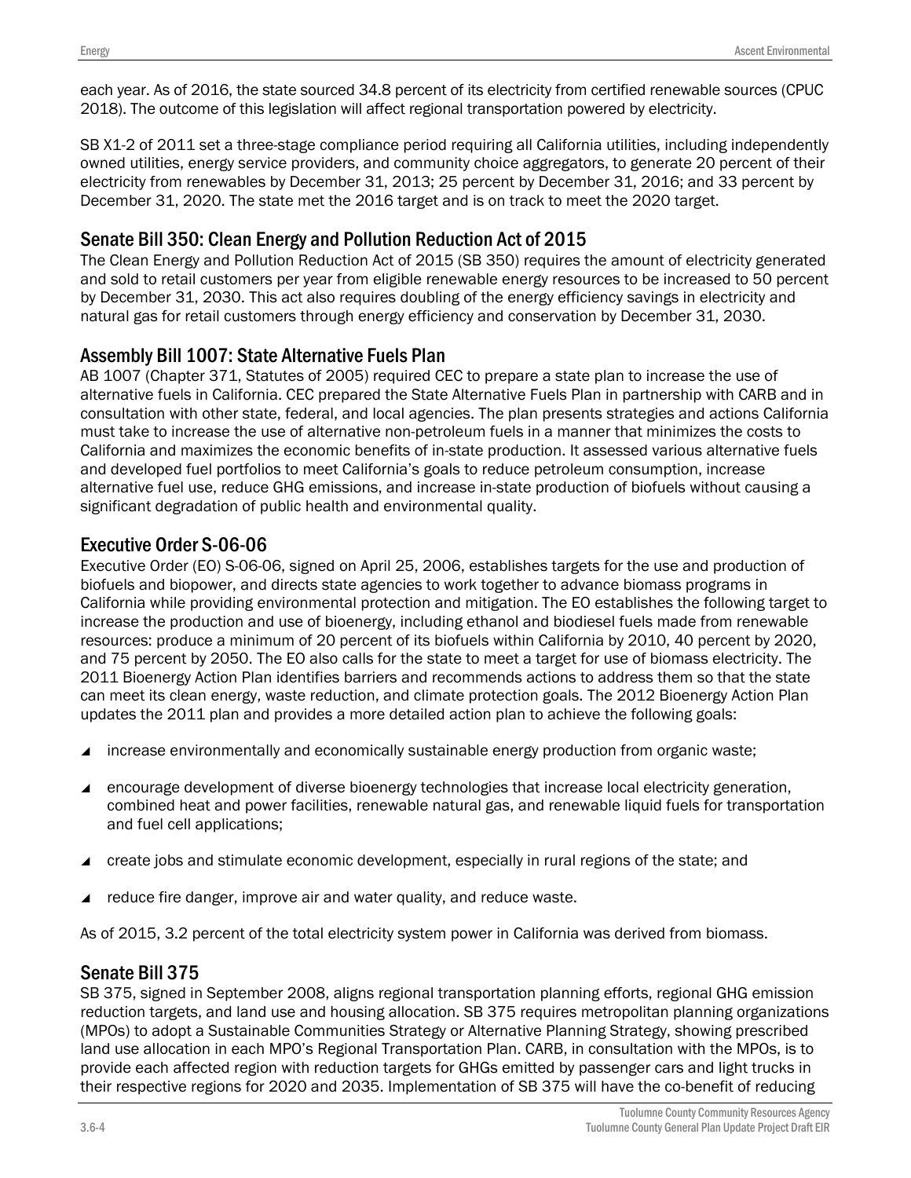each year. As of 2016, the state sourced 34.8 percent of its electricity from certified renewable sources (CPUC 2018). The outcome of this legislation will affect regional transportation powered by electricity.

SB X1-2 of 2011 set a three-stage compliance period requiring all California utilities, including independently owned utilities, energy service providers, and community choice aggregators, to generate 20 percent of their electricity from renewables by December 31, 2013; 25 percent by December 31, 2016; and 33 percent by December 31, 2020. The state met the 2016 target and is on track to meet the 2020 target.

### Senate Bill 350: Clean Energy and Pollution Reduction Act of 2015

The Clean Energy and Pollution Reduction Act of 2015 (SB 350) requires the amount of electricity generated and sold to retail customers per year from eligible renewable energy resources to be increased to 50 percent by December 31, 2030. This act also requires doubling of the energy efficiency savings in electricity and natural gas for retail customers through energy efficiency and conservation by December 31, 2030.

### Assembly Bill 1007: State Alternative Fuels Plan

AB 1007 (Chapter 371, Statutes of 2005) required CEC to prepare a state plan to increase the use of alternative fuels in California. CEC prepared the State Alternative Fuels Plan in partnership with CARB and in consultation with other state, federal, and local agencies. The plan presents strategies and actions California must take to increase the use of alternative non-petroleum fuels in a manner that minimizes the costs to California and maximizes the economic benefits of in-state production. It assessed various alternative fuels and developed fuel portfolios to meet California's goals to reduce petroleum consumption, increase alternative fuel use, reduce GHG emissions, and increase in-state production of biofuels without causing a significant degradation of public health and environmental quality.

### Executive Order S-06-06

Executive Order (EO) S-06-06, signed on April 25, 2006, establishes targets for the use and production of biofuels and biopower, and directs state agencies to work together to advance biomass programs in California while providing environmental protection and mitigation. The EO establishes the following target to increase the production and use of bioenergy, including ethanol and biodiesel fuels made from renewable resources: produce a minimum of 20 percent of its biofuels within California by 2010, 40 percent by 2020, and 75 percent by 2050. The EO also calls for the state to meet a target for use of biomass electricity. The 2011 Bioenergy Action Plan identifies barriers and recommends actions to address them so that the state can meet its clean energy, waste reduction, and climate protection goals. The 2012 Bioenergy Action Plan updates the 2011 plan and provides a more detailed action plan to achieve the following goals:

- increase environmentally and economically sustainable energy production from organic waste;
- encourage development of diverse bioenergy technologies that increase local electricity generation, combined heat and power facilities, renewable natural gas, and renewable liquid fuels for transportation and fuel cell applications;
- create jobs and stimulate economic development, especially in rural regions of the state; and
- reduce fire danger, improve air and water quality, and reduce waste.

As of 2015, 3.2 percent of the total electricity system power in California was derived from biomass.

### Senate Bill 375

SB 375, signed in September 2008, aligns regional transportation planning efforts, regional GHG emission reduction targets, and land use and housing allocation. SB 375 requires metropolitan planning organizations (MPOs) to adopt a Sustainable Communities Strategy or Alternative Planning Strategy, showing prescribed land use allocation in each MPO's Regional Transportation Plan. CARB, in consultation with the MPOs, is to provide each affected region with reduction targets for GHGs emitted by passenger cars and light trucks in their respective regions for 2020 and 2035. Implementation of SB 375 will have the co-benefit of reducing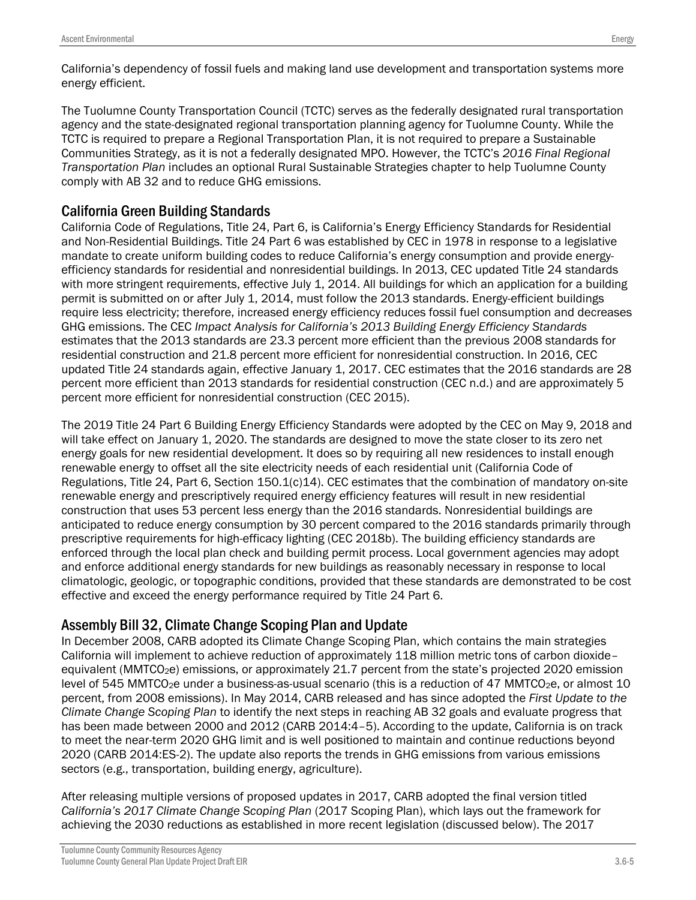California's dependency of fossil fuels and making land use development and transportation systems more energy efficient.

The Tuolumne County Transportation Council (TCTC) serves as the federally designated rural transportation agency and the state-designated regional transportation planning agency for Tuolumne County. While the TCTC is required to prepare a Regional Transportation Plan, it is not required to prepare a Sustainable Communities Strategy, as it is not a federally designated MPO. However, the TCTC's *2016 Final Regional Transportation Plan* includes an optional Rural Sustainable Strategies chapter to help Tuolumne County comply with AB 32 and to reduce GHG emissions.

## California Green Building Standards

California Code of Regulations, Title 24, Part 6, is California's Energy Efficiency Standards for Residential and Non-Residential Buildings. Title 24 Part 6 was established by CEC in 1978 in response to a legislative mandate to create uniform building codes to reduce California's energy consumption and provide energy-efficiency standards for residential and nonresidential buildings. In 2013, CEC updated Title 24 standards with more stringent requirements, effective July 1, 2014. All buildings for which an application for a building permit is submitted on or after July 1, 2014, must follow the 2013 standards. Energy-efficient buildings require less electricity; therefore, increased energy efficiency reduces fossil fuel consumption and decreases GHG emissions. The CEC *Impact Analysis for California's 2013 Building Energy Efficiency Standards* estimates that the 2013 standards are 23.3 percent more efficient than the previous 2008 standards for residential construction and 21.8 percent more efficient for nonresidential construction. In 2016, CEC updated Title 24 standards again, effective January 1, 2017. CEC estimates that the 2016 standards are 28 percent more efficient than 2013 standards for residential construction (CEC n.d.) and are approximately 5 percent more efficient for nonresidential construction (CEC 2015).

The 2019 Title 24 Part 6 Building Energy Efficiency Standards were adopted by the CEC on May 9, 2018 and will take effect on January 1, 2020. The standards are designed to move the state closer to its zero net energy goals for new residential development. It does so by requiring all new residences to install enough renewable energy to offset all the site electricity needs of each residential unit (California Code of Regulations, Title 24, Part 6, Section 150.1(c)14). CEC estimates that the combination of mandatory on-site renewable energy and prescriptively required energy efficiency features will result in new residential construction that uses 53 percent less energy than the 2016 standards. Nonresidential buildings are anticipated to reduce energy consumption by 30 percent compared to the 2016 standards primarily through prescriptive requirements for high-efficacy lighting (CEC 2018b). The building efficiency standards are enforced through the local plan check and building permit process. Local government agencies may adopt and enforce additional energy standards for new buildings as reasonably necessary in response to local climatologic, geologic, or topographic conditions, provided that these standards are demonstrated to be cost effective and exceed the energy performance required by Title 24 Part 6.

## Assembly Bill 32, Climate Change Scoping Plan and Update

In December 2008, CARB adopted its Climate Change Scoping Plan, which contains the main strategies California will implement to achieve reduction of approximately 118 million metric tons of carbon dioxide–equivalent ($MMTCO_2e$) emissions, or approximately 21.7 percent from the state's projected 2020 emission level of 545 $MMTCO_2e$ under a business-as-usual scenario (this is a reduction of 47 $MMTCO_2e$, or almost 10 percent, from 2008 emissions). In May 2014, CARB released and has since adopted the *First Update to the Climate Change Scoping Plan* to identify the next steps in reaching AB 32 goals and evaluate progress that has been made between 2000 and 2012 (CARB 2014:4–5). According to the update, California is on track to meet the near-term 2020 GHG limit and is well positioned to maintain and continue reductions beyond 2020 (CARB 2014:ES-2). The update also reports the trends in GHG emissions from various emissions sectors (e.g., transportation, building energy, agriculture).

After releasing multiple versions of proposed updates in 2017, CARB adopted the final version titled *California's 2017 Climate Change Scoping Plan* (2017 Scoping Plan), which lays out the framework for achieving the 2030 reductions as established in more recent legislation (discussed below). The 2017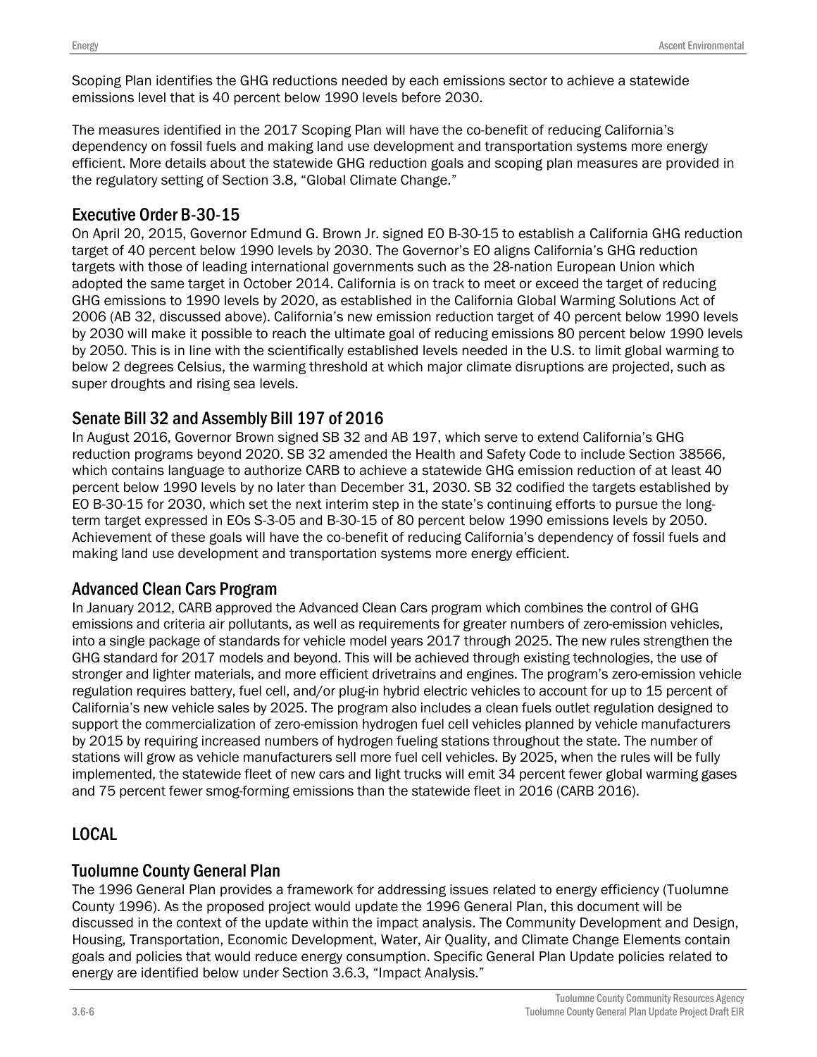Scoping Plan identifies the GHG reductions needed by each emissions sector to achieve a statewide emissions level that is 40 percent below 1990 levels before 2030.

The measures identified in the 2017 Scoping Plan will have the co-benefit of reducing California's dependency on fossil fuels and making land use development and transportation systems more energy efficient. More details about the statewide GHG reduction goals and scoping plan measures are provided in the regulatory setting of Section 3.8, "Global Climate Change."

### Executive Order B-30-15

On April 20, 2015, Governor Edmund G. Brown Jr. signed EO B-30-15 to establish a California GHG reduction target of 40 percent below 1990 levels by 2030. The Governor's EO aligns California's GHG reduction targets with those of leading international governments such as the 28-nation European Union which adopted the same target in October 2014. California is on track to meet or exceed the target of reducing GHG emissions to 1990 levels by 2020, as established in the California Global Warming Solutions Act of 2006 (AB 32, discussed above). California's new emission reduction target of 40 percent below 1990 levels by 2030 will make it possible to reach the ultimate goal of reducing emissions 80 percent below 1990 levels by 2050. This is in line with the scientifically established levels needed in the U.S. to limit global warming to below 2 degrees Celsius, the warming threshold at which major climate disruptions are projected, such as super droughts and rising sea levels.

### Senate Bill 32 and Assembly Bill 197 of 2016

In August 2016, Governor Brown signed SB 32 and AB 197, which serve to extend California's GHG reduction programs beyond 2020. SB 32 amended the Health and Safety Code to include Section 38566, which contains language to authorize CARB to achieve a statewide GHG emission reduction of at least 40 percent below 1990 levels by no later than December 31, 2030. SB 32 codified the targets established by EO B-30-15 for 2030, which set the next interim step in the state's continuing efforts to pursue the long-term target expressed in EOs S-3-05 and B-30-15 of 80 percent below 1990 emissions levels by 2050. Achievement of these goals will have the co-benefit of reducing California's dependency of fossil fuels and making land use development and transportation systems more energy efficient.

### Advanced Clean Cars Program

In January 2012, CARB approved the Advanced Clean Cars program which combines the control of GHG emissions and criteria air pollutants, as well as requirements for greater numbers of zero-emission vehicles, into a single package of standards for vehicle model years 2017 through 2025. The new rules strengthen the GHG standard for 2017 models and beyond. This will be achieved through existing technologies, the use of stronger and lighter materials, and more efficient drivetrains and engines. The program's zero-emission vehicle regulation requires battery, fuel cell, and/or plug-in hybrid electric vehicles to account for up to 15 percent of California's new vehicle sales by 2025. The program also includes a clean fuels outlet regulation designed to support the commercialization of zero-emission hydrogen fuel cell vehicles planned by vehicle manufacturers by 2015 by requiring increased numbers of hydrogen fueling stations throughout the state. The number of stations will grow as vehicle manufacturers sell more fuel cell vehicles. By 2025, when the rules will be fully implemented, the statewide fleet of new cars and light trucks will emit 34 percent fewer global warming gases and 75 percent fewer smog-forming emissions than the statewide fleet in 2016 (CARB 2016).

## LOCAL

### Tuolumne County General Plan

The 1996 General Plan provides a framework for addressing issues related to energy efficiency (Tuolumne County 1996). As the proposed project would update the 1996 General Plan, this document will be discussed in the context of the update within the impact analysis. The Community Development and Design, Housing, Transportation, Economic Development, Water, Air Quality, and Climate Change Elements contain goals and policies that would reduce energy consumption. Specific General Plan Update policies related to energy are identified below under Section 3.6.3, "Impact Analysis."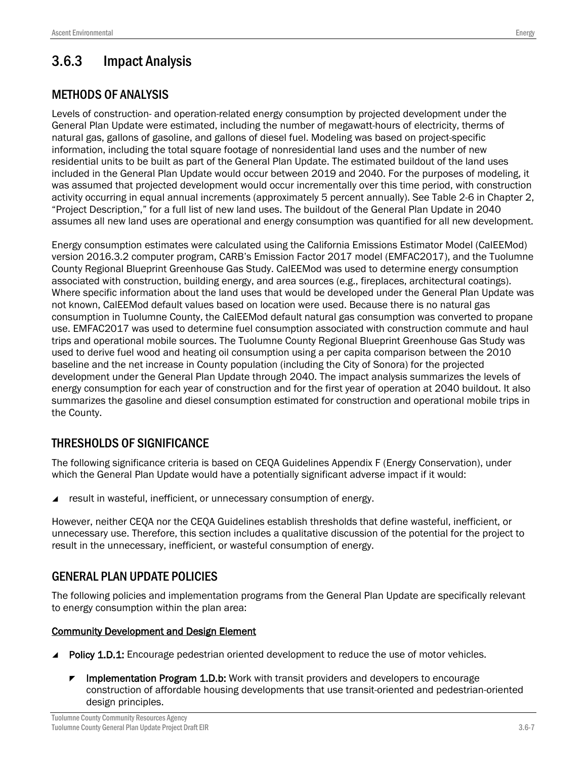## 3.6.3 Impact Analysis

### METHODS OF ANALYSIS

Levels of construction- and operation-related energy consumption by projected development under the General Plan Update were estimated, including the number of megawatt-hours of electricity, therms of natural gas, gallons of gasoline, and gallons of diesel fuel. Modeling was based on project-specific information, including the total square footage of nonresidential land uses and the number of new residential units to be built as part of the General Plan Update. The estimated buildout of the land uses included in the General Plan Update would occur between 2019 and 2040. For the purposes of modeling, it was assumed that projected development would occur incrementally over this time period, with construction activity occurring in equal annual increments (approximately 5 percent annually). See Table 2-6 in Chapter 2, "Project Description," for a full list of new land uses. The buildout of the General Plan Update in 2040 assumes all new land uses are operational and energy consumption was quantified for all new development.

Energy consumption estimates were calculated using the California Emissions Estimator Model (CalEEMod) version 2016.3.2 computer program, CARB's Emission Factor 2017 model (EMFAC2017), and the Tuolumne County Regional Blueprint Greenhouse Gas Study. CalEEMod was used to determine energy consumption associated with construction, building energy, and area sources (e.g., fireplaces, architectural coatings). Where specific information about the land uses that would be developed under the General Plan Update was not known, CalEEMod default values based on location were used. Because there is no natural gas consumption in Tuolumne County, the CalEEMod default natural gas consumption was converted to propane use. EMFAC2017 was used to determine fuel consumption associated with construction commute and haul trips and operational mobile sources. The Tuolumne County Regional Blueprint Greenhouse Gas Study was used to derive fuel wood and heating oil consumption using a per capita comparison between the 2010 baseline and the net increase in County population (including the City of Sonora) for the projected development under the General Plan Update through 2040. The impact analysis summarizes the levels of energy consumption for each year of construction and for the first year of operation at 2040 buildout. It also summarizes the gasoline and diesel consumption estimated for construction and operational mobile trips in the County.

### THRESHOLDS OF SIGNIFICANCE

The following significance criteria is based on CEQA Guidelines Appendix F (Energy Conservation), under which the General Plan Update would have a potentially significant adverse impact if it would:

- result in wasteful, inefficient, or unnecessary consumption of energy.

However, neither CEQA nor the CEQA Guidelines establish thresholds that define wasteful, inefficient, or unnecessary use. Therefore, this section includes a qualitative discussion of the potential for the project to result in the unnecessary, inefficient, or wasteful consumption of energy.

### GENERAL PLAN UPDATE POLICIES

The following policies and implementation programs from the General Plan Update are specifically relevant to energy consumption within the plan area:

**Community Development and Design Element**

- **Policy 1.D.1:** Encourage pedestrian oriented development to reduce the use of motor vehicles.
  - **Implementation Program 1.D.b:** Work with transit providers and developers to encourage construction of affordable housing developments that use transit-oriented and pedestrian-oriented design principles.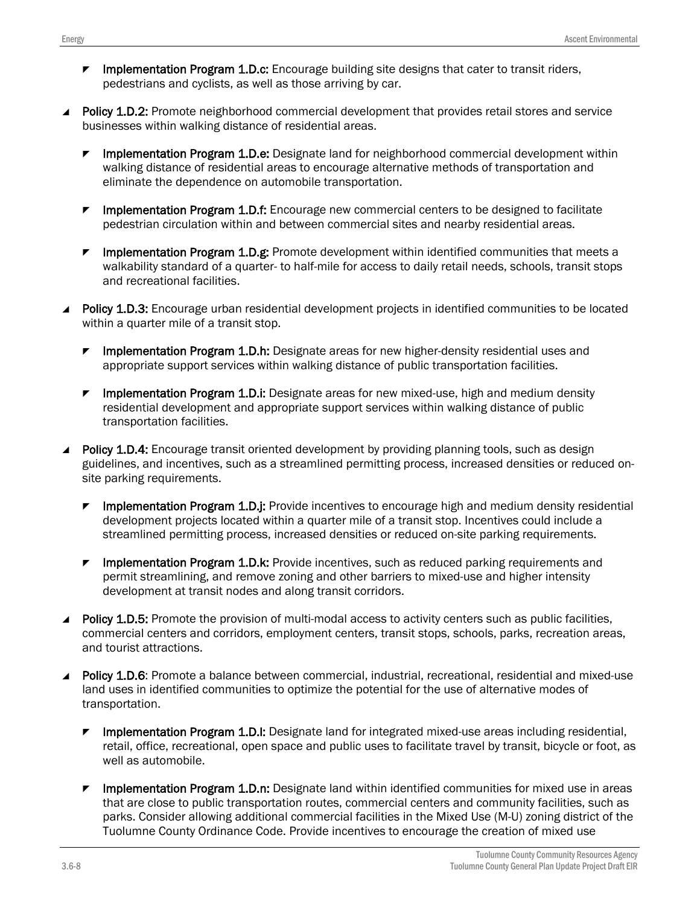- **Implementation Program 1.D.c:** Encourage building site designs that cater to transit riders, pedestrians and cyclists, as well as those arriving by car.

- **Policy 1.D.2:** Promote neighborhood commercial development that provides retail stores and service businesses within walking distance of residential areas.

  - **Implementation Program 1.D.e:** Designate land for neighborhood commercial development within walking distance of residential areas to encourage alternative methods of transportation and eliminate the dependence on automobile transportation.

  - **Implementation Program 1.D.f:** Encourage new commercial centers to be designed to facilitate pedestrian circulation within and between commercial sites and nearby residential areas.

  - **Implementation Program 1.D.g:** Promote development within identified communities that meets a walkability standard of a quarter- to half-mile for access to daily retail needs, schools, transit stops and recreational facilities.

- **Policy 1.D.3:** Encourage urban residential development projects in identified communities to be located within a quarter mile of a transit stop.

  - **Implementation Program 1.D.h:** Designate areas for new higher-density residential uses and appropriate support services within walking distance of public transportation facilities.

  - **Implementation Program 1.D.i:** Designate areas for new mixed-use, high and medium density residential development and appropriate support services within walking distance of public transportation facilities.

- **Policy 1.D.4:** Encourage transit oriented development by providing planning tools, such as design guidelines, and incentives, such as a streamlined permitting process, increased densities or reduced on-site parking requirements.

  - **Implementation Program 1.D.j:** Provide incentives to encourage high and medium density residential development projects located within a quarter mile of a transit stop. Incentives could include a streamlined permitting process, increased densities or reduced on-site parking requirements.

  - **Implementation Program 1.D.k:** Provide incentives, such as reduced parking requirements and permit streamlining, and remove zoning and other barriers to mixed-use and higher intensity development at transit nodes and along transit corridors.

- **Policy 1.D.5:** Promote the provision of multi-modal access to activity centers such as public facilities, commercial centers and corridors, employment centers, transit stops, schools, parks, recreation areas, and tourist attractions.

- **Policy 1.D.6**: Promote a balance between commercial, industrial, recreational, residential and mixed-use land uses in identified communities to optimize the potential for the use of alternative modes of transportation.

  - **Implementation Program 1.D.l:** Designate land for integrated mixed-use areas including residential, retail, office, recreational, open space and public uses to facilitate travel by transit, bicycle or foot, as well as automobile.

  - **Implementation Program 1.D.n:** Designate land within identified communities for mixed use in areas that are close to public transportation routes, commercial centers and community facilities, such as parks. Consider allowing additional commercial facilities in the Mixed Use (M-U) zoning district of the Tuolumne County Ordinance Code. Provide incentives to encourage the creation of mixed use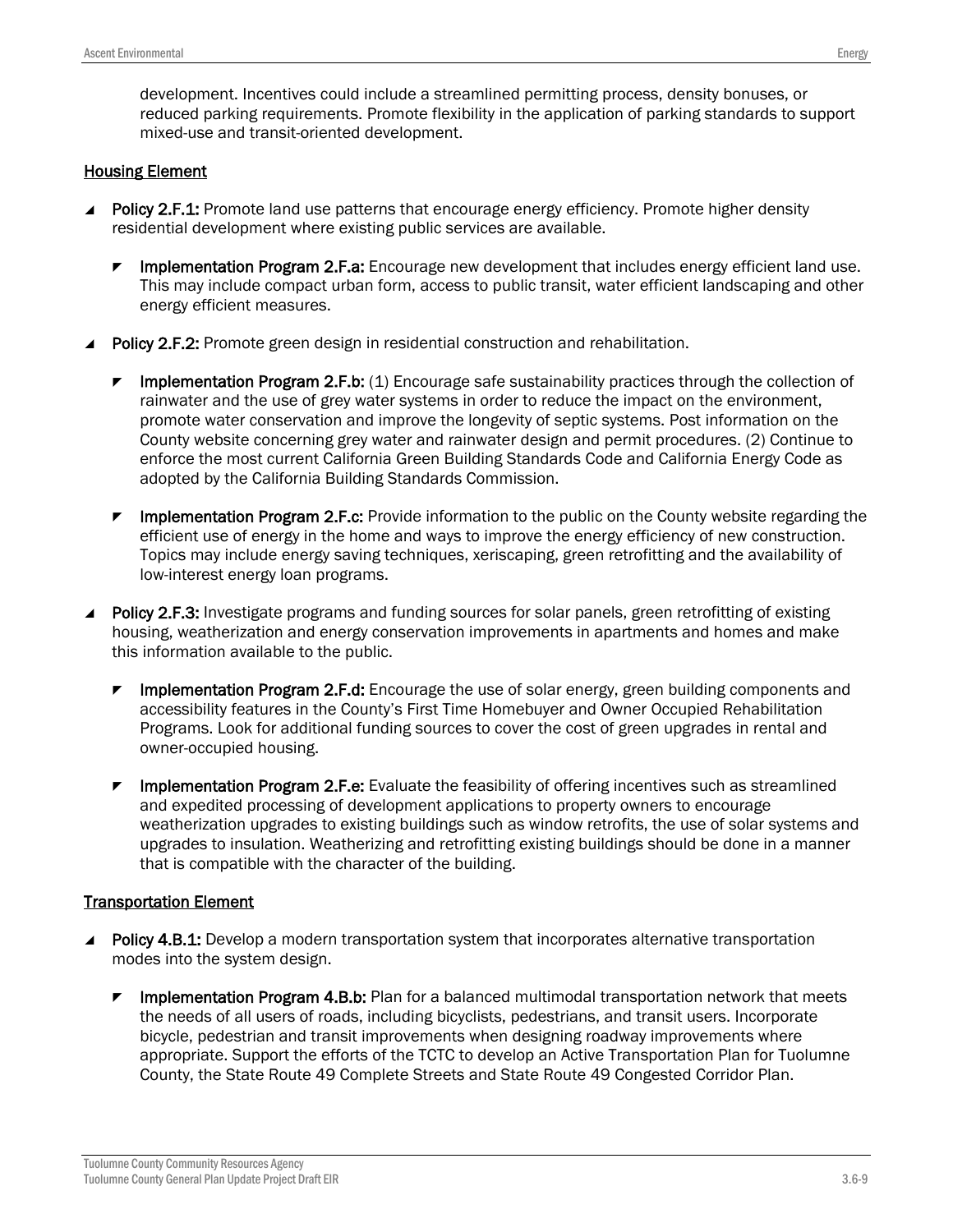development. Incentives could include a streamlined permitting process, density bonuses, or reduced parking requirements. Promote flexibility in the application of parking standards to support mixed-use and transit-oriented development.

<u>Housing Element</u>

- **Policy 2.F.1:** Promote land use patterns that encourage energy efficiency. Promote higher density residential development where existing public services are available.
  - **Implementation Program 2.F.a:** Encourage new development that includes energy efficient land use. This may include compact urban form, access to public transit, water efficient landscaping and other energy efficient measures.
- **Policy 2.F.2:** Promote green design in residential construction and rehabilitation.
  - **Implementation Program 2.F.b:** (1) Encourage safe sustainability practices through the collection of rainwater and the use of grey water systems in order to reduce the impact on the environment, promote water conservation and improve the longevity of septic systems. Post information on the County website concerning grey water and rainwater design and permit procedures. (2) Continue to enforce the most current California Green Building Standards Code and California Energy Code as adopted by the California Building Standards Commission.
  - **Implementation Program 2.F.c:** Provide information to the public on the County website regarding the efficient use of energy in the home and ways to improve the energy efficiency of new construction. Topics may include energy saving techniques, xeriscaping, green retrofitting and the availability of low-interest energy loan programs.
- **Policy 2.F.3:** Investigate programs and funding sources for solar panels, green retrofitting of existing housing, weatherization and energy conservation improvements in apartments and homes and make this information available to the public.
  - **Implementation Program 2.F.d:** Encourage the use of solar energy, green building components and accessibility features in the County's First Time Homebuyer and Owner Occupied Rehabilitation Programs. Look for additional funding sources to cover the cost of green upgrades in rental and owner-occupied housing.
  - **Implementation Program 2.F.e:** Evaluate the feasibility of offering incentives such as streamlined and expedited processing of development applications to property owners to encourage weatherization upgrades to existing buildings such as window retrofits, the use of solar systems and upgrades to insulation. Weatherizing and retrofitting existing buildings should be done in a manner that is compatible with the character of the building.

<u>Transportation Element</u>

- **Policy 4.B.1:** Develop a modern transportation system that incorporates alternative transportation modes into the system design.
  - **Implementation Program 4.B.b:** Plan for a balanced multimodal transportation network that meets the needs of all users of roads, including bicyclists, pedestrians, and transit users. Incorporate bicycle, pedestrian and transit improvements when designing roadway improvements where appropriate. Support the efforts of the TCTC to develop an Active Transportation Plan for Tuolumne County, the State Route 49 Complete Streets and State Route 49 Congested Corridor Plan.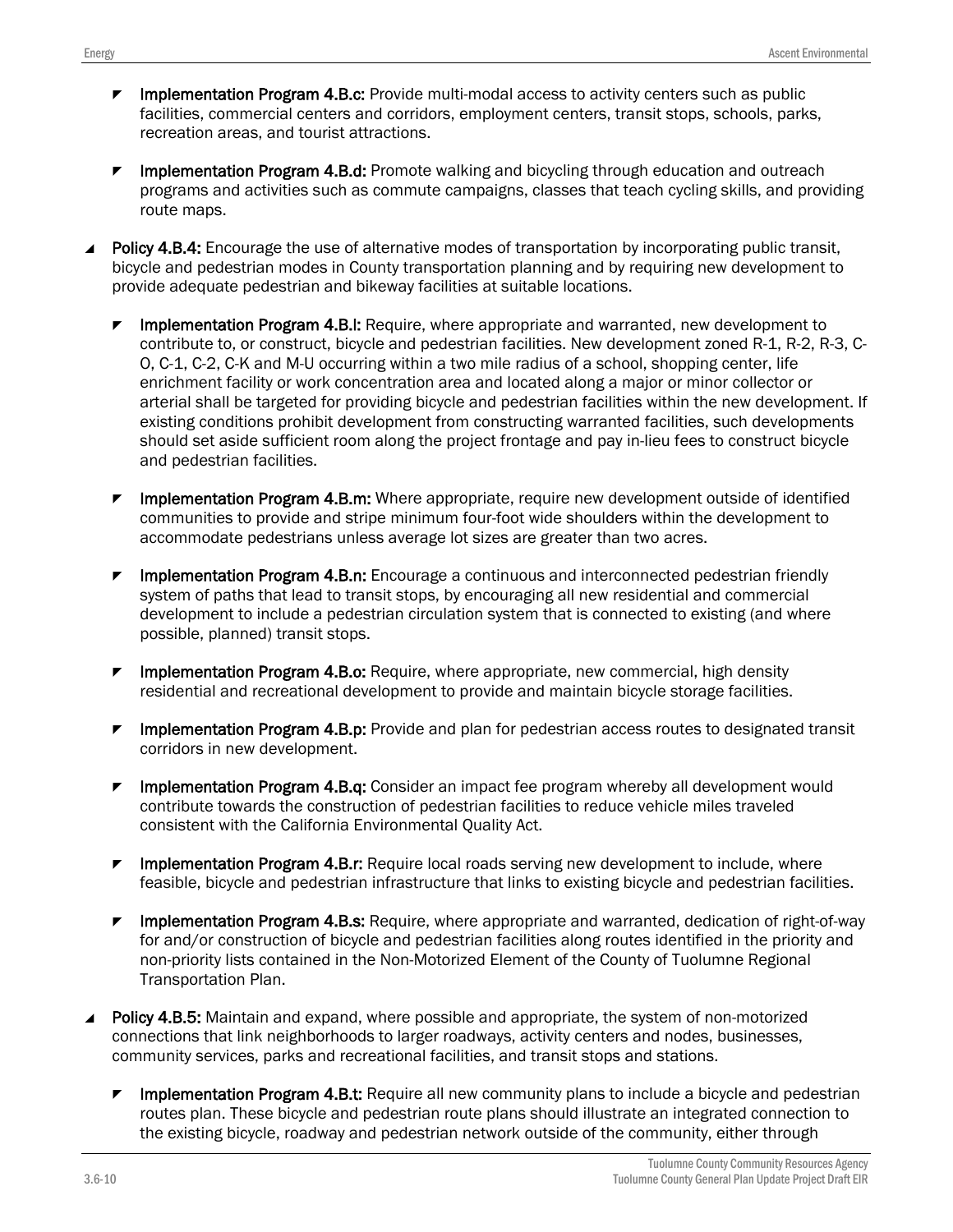- **Implementation Program 4.B.c:** Provide multi-modal access to activity centers such as public facilities, commercial centers and corridors, employment centers, transit stops, schools, parks, recreation areas, and tourist attractions.

- **Implementation Program 4.B.d:** Promote walking and bicycling through education and outreach programs and activities such as commute campaigns, classes that teach cycling skills, and providing route maps.

- **Policy 4.B.4:** Encourage the use of alternative modes of transportation by incorporating public transit, bicycle and pedestrian modes in County transportation planning and by requiring new development to provide adequate pedestrian and bikeway facilities at suitable locations.

  - **Implementation Program 4.B.l:** Require, where appropriate and warranted, new development to contribute to, or construct, bicycle and pedestrian facilities. New development zoned R-1, R-2, R-3, C-O, C-1, C-2, C-K and M-U occurring within a two mile radius of a school, shopping center, life enrichment facility or work concentration area and located along a major or minor collector or arterial shall be targeted for providing bicycle and pedestrian facilities within the new development. If existing conditions prohibit development from constructing warranted facilities, such developments should set aside sufficient room along the project frontage and pay in-lieu fees to construct bicycle and pedestrian facilities.

  - **Implementation Program 4.B.m:** Where appropriate, require new development outside of identified communities to provide and stripe minimum four-foot wide shoulders within the development to accommodate pedestrians unless average lot sizes are greater than two acres.

  - **Implementation Program 4.B.n:** Encourage a continuous and interconnected pedestrian friendly system of paths that lead to transit stops, by encouraging all new residential and commercial development to include a pedestrian circulation system that is connected to existing (and where possible, planned) transit stops.

  - **Implementation Program 4.B.o:** Require, where appropriate, new commercial, high density residential and recreational development to provide and maintain bicycle storage facilities.

  - **Implementation Program 4.B.p:** Provide and plan for pedestrian access routes to designated transit corridors in new development.

  - **Implementation Program 4.B.q:** Consider an impact fee program whereby all development would contribute towards the construction of pedestrian facilities to reduce vehicle miles traveled consistent with the California Environmental Quality Act.

  - **Implementation Program 4.B.r:** Require local roads serving new development to include, where feasible, bicycle and pedestrian infrastructure that links to existing bicycle and pedestrian facilities.

  - **Implementation Program 4.B.s:** Require, where appropriate and warranted, dedication of right-of-way for and/or construction of bicycle and pedestrian facilities along routes identified in the priority and non-priority lists contained in the Non-Motorized Element of the County of Tuolumne Regional Transportation Plan.

- **Policy 4.B.5:** Maintain and expand, where possible and appropriate, the system of non-motorized connections that link neighborhoods to larger roadways, activity centers and nodes, businesses, community services, parks and recreational facilities, and transit stops and stations.

  - **Implementation Program 4.B.t:** Require all new community plans to include a bicycle and pedestrian routes plan. These bicycle and pedestrian route plans should illustrate an integrated connection to the existing bicycle, roadway and pedestrian network outside of the community, either through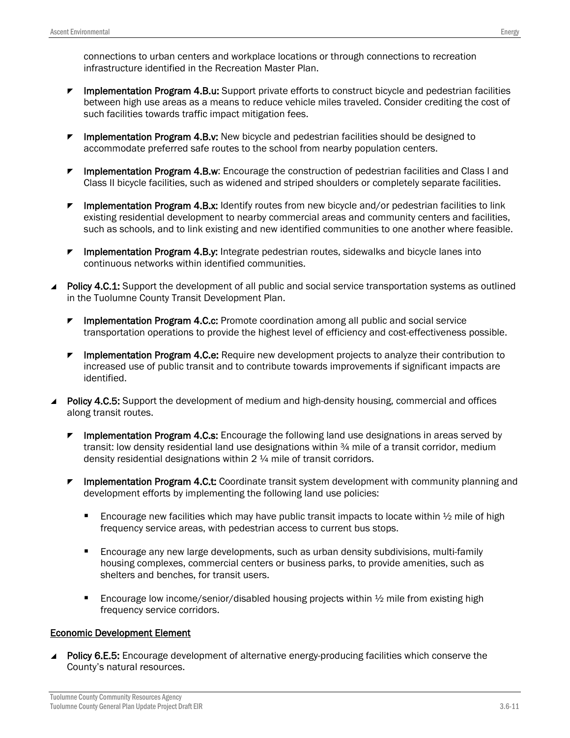connections to urban centers and workplace locations or through connections to recreation infrastructure identified in the Recreation Master Plan.

  - **Implementation Program 4.B.u:** Support private efforts to construct bicycle and pedestrian facilities between high use areas as a means to reduce vehicle miles traveled. Consider crediting the cost of such facilities towards traffic impact mitigation fees.

  - **Implementation Program 4.B.v:** New bicycle and pedestrian facilities should be designed to accommodate preferred safe routes to the school from nearby population centers.

  - **Implementation Program 4.B.w**: Encourage the construction of pedestrian facilities and Class I and Class II bicycle facilities, such as widened and striped shoulders or completely separate facilities.

  - **Implementation Program 4.B.x:** Identify routes from new bicycle and/or pedestrian facilities to link existing residential development to nearby commercial areas and community centers and facilities, such as schools, and to link existing and new identified communities to one another where feasible.

  - **Implementation Program 4.B.y:** Integrate pedestrian routes, sidewalks and bicycle lanes into continuous networks within identified communities.

- **Policy 4.C.1:** Support the development of all public and social service transportation systems as outlined in the Tuolumne County Transit Development Plan.

  - **Implementation Program 4.C.c:** Promote coordination among all public and social service transportation operations to provide the highest level of efficiency and cost-effectiveness possible.

  - **Implementation Program 4.C.e:** Require new development projects to analyze their contribution to increased use of public transit and to contribute towards improvements if significant impacts are identified.

- **Policy 4.C.5:** Support the development of medium and high-density housing, commercial and offices along transit routes.

  - **Implementation Program 4.C.s:** Encourage the following land use designations in areas served by transit: low density residential land use designations within ¾ mile of a transit corridor, medium density residential designations within 2 ¼ mile of transit corridors.

  - **Implementation Program 4.C.t:** Coordinate transit system development with community planning and development efforts by implementing the following land use policies:

    - Encourage new facilities which may have public transit impacts to locate within ½ mile of high frequency service areas, with pedestrian access to current bus stops.

    - Encourage any new large developments, such as urban density subdivisions, multi-family housing complexes, commercial centers or business parks, to provide amenities, such as shelters and benches, for transit users.

    - Encourage low income/senior/disabled housing projects within ½ mile from existing high frequency service corridors.

<u>Economic Development Element</u>

- **Policy 6.E.5:** Encourage development of alternative energy-producing facilities which conserve the County's natural resources.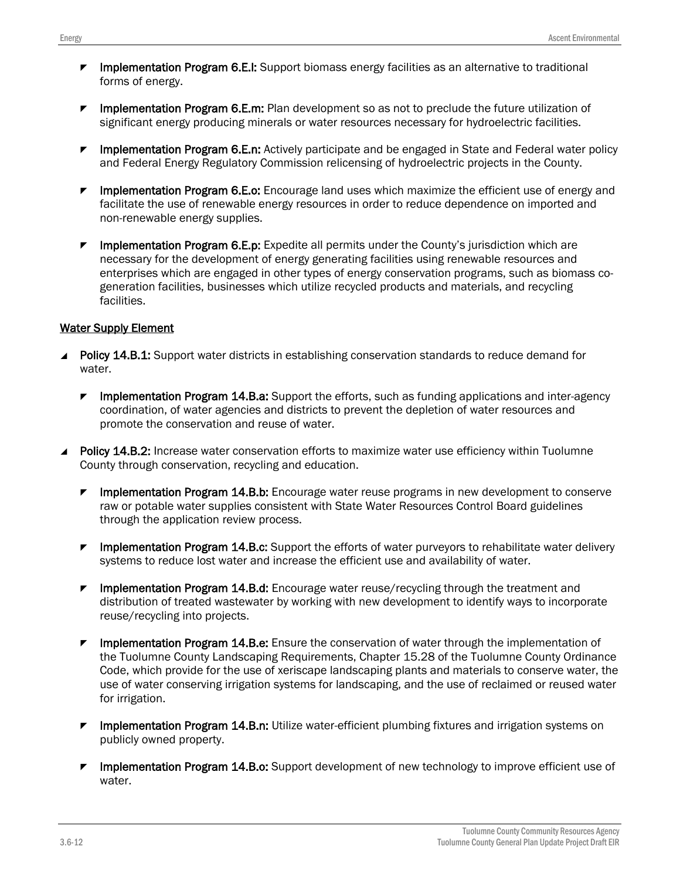- **Implementation Program 6.E.l:** Support biomass energy facilities as an alternative to traditional forms of energy.

- **Implementation Program 6.E.m:** Plan development so as not to preclude the future utilization of significant energy producing minerals or water resources necessary for hydroelectric facilities.

- **Implementation Program 6.E.n:** Actively participate and be engaged in State and Federal water policy and Federal Energy Regulatory Commission relicensing of hydroelectric projects in the County.

- **Implementation Program 6.E.o:** Encourage land uses which maximize the efficient use of energy and facilitate the use of renewable energy resources in order to reduce dependence on imported and non-renewable energy supplies.

- **Implementation Program 6.E.p:** Expedite all permits under the County's jurisdiction which are necessary for the development of energy generating facilities using renewable resources and enterprises which are engaged in other types of energy conservation programs, such as biomass co-generation facilities, businesses which utilize recycled products and materials, and recycling facilities.

<u>Water Supply Element</u>

- **Policy 14.B.1:** Support water districts in establishing conservation standards to reduce demand for water.

  - **Implementation Program 14.B.a:** Support the efforts, such as funding applications and inter-agency coordination, of water agencies and districts to prevent the depletion of water resources and promote the conservation and reuse of water.

- **Policy 14.B.2:** Increase water conservation efforts to maximize water use efficiency within Tuolumne County through conservation, recycling and education.

  - **Implementation Program 14.B.b:** Encourage water reuse programs in new development to conserve raw or potable water supplies consistent with State Water Resources Control Board guidelines through the application review process.

  - **Implementation Program 14.B.c:** Support the efforts of water purveyors to rehabilitate water delivery systems to reduce lost water and increase the efficient use and availability of water.

  - **Implementation Program 14.B.d:** Encourage water reuse/recycling through the treatment and distribution of treated wastewater by working with new development to identify ways to incorporate reuse/recycling into projects.

  - **Implementation Program 14.B.e:** Ensure the conservation of water through the implementation of the Tuolumne County Landscaping Requirements, Chapter 15.28 of the Tuolumne County Ordinance Code, which provide for the use of xeriscape landscaping plants and materials to conserve water, the use of water conserving irrigation systems for landscaping, and the use of reclaimed or reused water for irrigation.

  - **Implementation Program 14.B.n:** Utilize water-efficient plumbing fixtures and irrigation systems on publicly owned property.

  - **Implementation Program 14.B.o:** Support development of new technology to improve efficient use of water.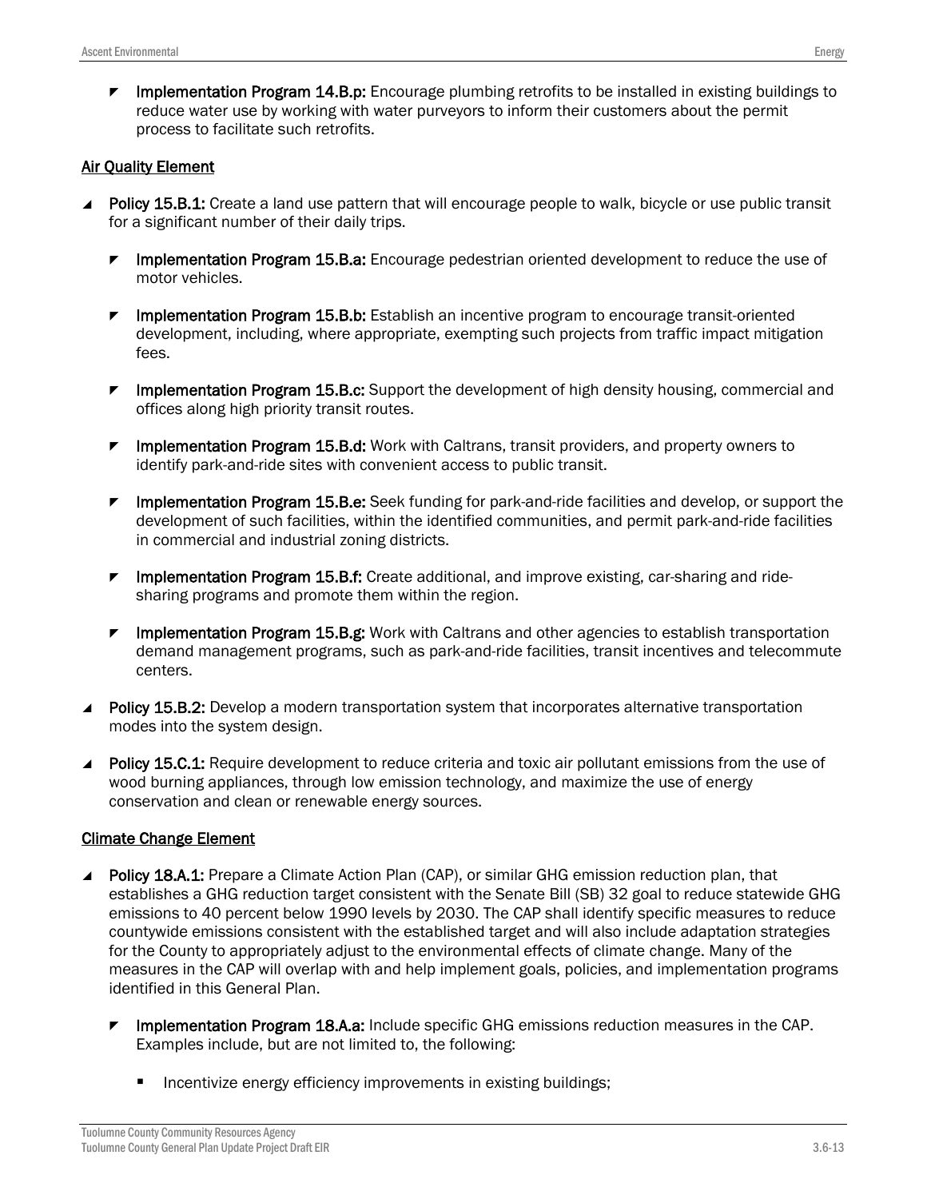- **Implementation Program 14.B.p:** Encourage plumbing retrofits to be installed in existing buildings to reduce water use by working with water purveyors to inform their customers about the permit process to facilitate such retrofits.

<u>Air Quality Element</u>

- **Policy 15.B.1:** Create a land use pattern that will encourage people to walk, bicycle or use public transit for a significant number of their daily trips.
    - **Implementation Program 15.B.a:** Encourage pedestrian oriented development to reduce the use of motor vehicles.
    - **Implementation Program 15.B.b:** Establish an incentive program to encourage transit-oriented development, including, where appropriate, exempting such projects from traffic impact mitigation fees.
    - **Implementation Program 15.B.c:** Support the development of high density housing, commercial and offices along high priority transit routes.
    - **Implementation Program 15.B.d:** Work with Caltrans, transit providers, and property owners to identify park-and-ride sites with convenient access to public transit.
    - **Implementation Program 15.B.e:** Seek funding for park-and-ride facilities and develop, or support the development of such facilities, within the identified communities, and permit park-and-ride facilities in commercial and industrial zoning districts.
    - **Implementation Program 15.B.f:** Create additional, and improve existing, car-sharing and ride-sharing programs and promote them within the region.
    - **Implementation Program 15.B.g:** Work with Caltrans and other agencies to establish transportation demand management programs, such as park-and-ride facilities, transit incentives and telecommute centers.
- **Policy 15.B.2:** Develop a modern transportation system that incorporates alternative transportation modes into the system design.
- **Policy 15.C.1:** Require development to reduce criteria and toxic air pollutant emissions from the use of wood burning appliances, through low emission technology, and maximize the use of energy conservation and clean or renewable energy sources.

<u>Climate Change Element</u>

- **Policy 18.A.1:** Prepare a Climate Action Plan (CAP), or similar GHG emission reduction plan, that establishes a GHG reduction target consistent with the Senate Bill (SB) 32 goal to reduce statewide GHG emissions to 40 percent below 1990 levels by 2030. The CAP shall identify specific measures to reduce countywide emissions consistent with the established target and will also include adaptation strategies for the County to appropriately adjust to the environmental effects of climate change. Many of the measures in the CAP will overlap with and help implement goals, policies, and implementation programs identified in this General Plan.
    - **Implementation Program 18.A.a:** Include specific GHG emissions reduction measures in the CAP. Examples include, but are not limited to, the following:
        - Incentivize energy efficiency improvements in existing buildings;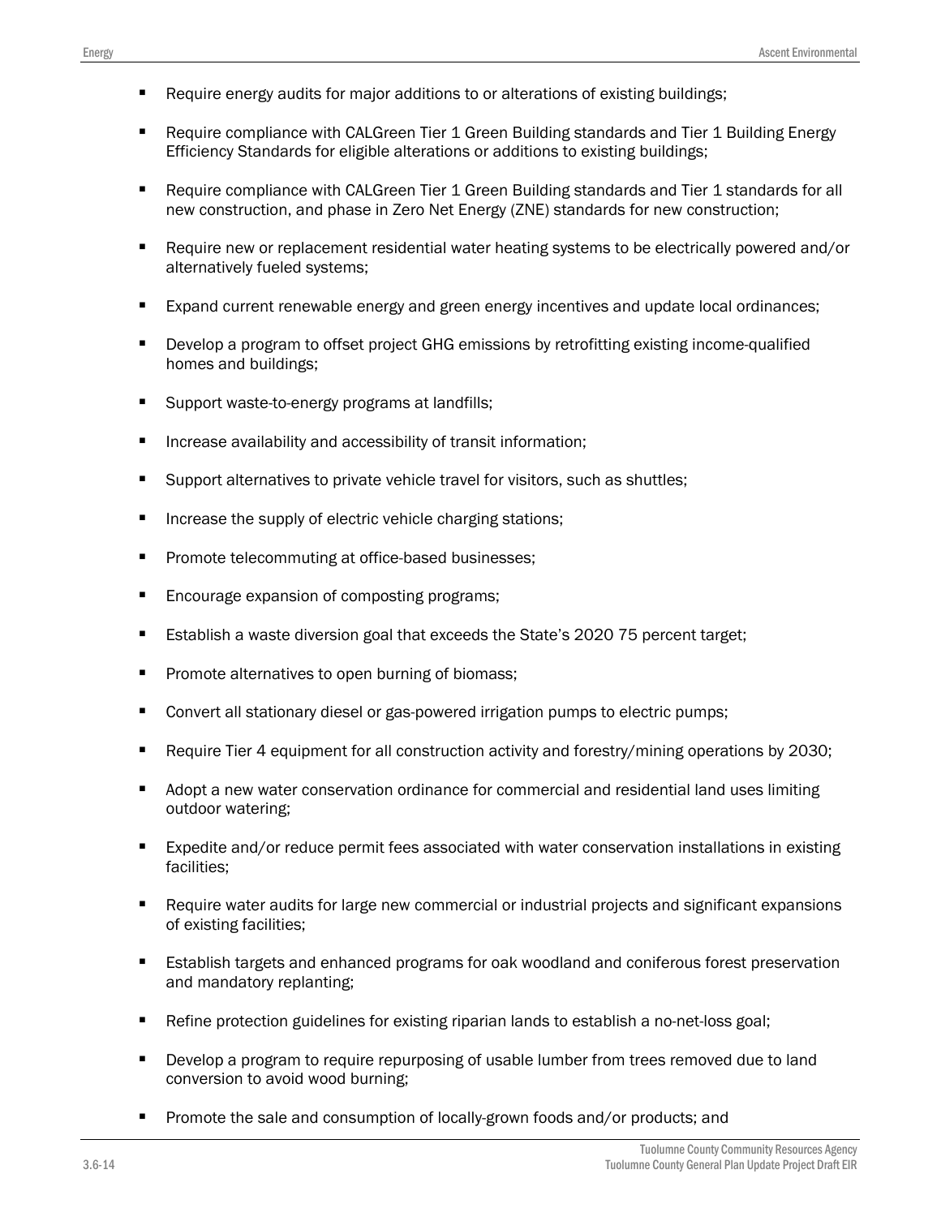- Require energy audits for major additions to or alterations of existing buildings;
- Require compliance with CALGreen Tier 1 Green Building standards and Tier 1 Building Energy Efficiency Standards for eligible alterations or additions to existing buildings;
- Require compliance with CALGreen Tier 1 Green Building standards and Tier 1 standards for all new construction, and phase in Zero Net Energy (ZNE) standards for new construction;
- Require new or replacement residential water heating systems to be electrically powered and/or alternatively fueled systems;
- Expand current renewable energy and green energy incentives and update local ordinances;
- Develop a program to offset project GHG emissions by retrofitting existing income-qualified homes and buildings;
- Support waste-to-energy programs at landfills;
- Increase availability and accessibility of transit information;
- Support alternatives to private vehicle travel for visitors, such as shuttles;
- Increase the supply of electric vehicle charging stations;
- Promote telecommuting at office-based businesses;
- Encourage expansion of composting programs;
- Establish a waste diversion goal that exceeds the State's 2020 75 percent target;
- Promote alternatives to open burning of biomass;
- Convert all stationary diesel or gas-powered irrigation pumps to electric pumps;
- Require Tier 4 equipment for all construction activity and forestry/mining operations by 2030;
- Adopt a new water conservation ordinance for commercial and residential land uses limiting outdoor watering;
- Expedite and/or reduce permit fees associated with water conservation installations in existing facilities;
- Require water audits for large new commercial or industrial projects and significant expansions of existing facilities;
- Establish targets and enhanced programs for oak woodland and coniferous forest preservation and mandatory replanting;
- Refine protection guidelines for existing riparian lands to establish a no-net-loss goal;
- Develop a program to require repurposing of usable lumber from trees removed due to land conversion to avoid wood burning;
- Promote the sale and consumption of locally-grown foods and/or products; and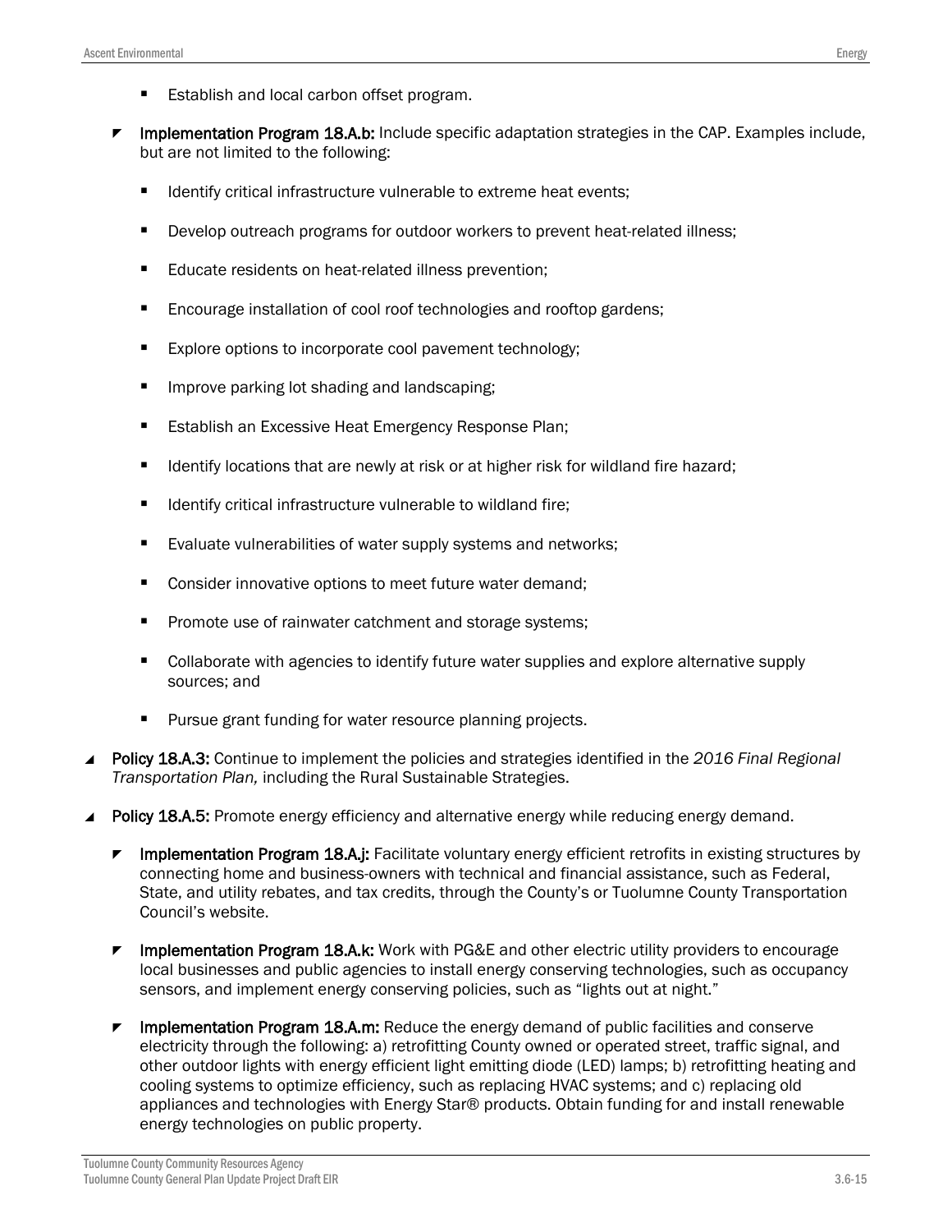- Establish and local carbon offset program.

- **Implementation Program 18.A.b:** Include specific adaptation strategies in the CAP. Examples include, but are not limited to the following:
  - Identify critical infrastructure vulnerable to extreme heat events;
  - Develop outreach programs for outdoor workers to prevent heat-related illness;
  - Educate residents on heat-related illness prevention;
  - Encourage installation of cool roof technologies and rooftop gardens;
  - Explore options to incorporate cool pavement technology;
  - Improve parking lot shading and landscaping;
  - Establish an Excessive Heat Emergency Response Plan;
  - Identify locations that are newly at risk or at higher risk for wildland fire hazard;
  - Identify critical infrastructure vulnerable to wildland fire;
  - Evaluate vulnerabilities of water supply systems and networks;
  - Consider innovative options to meet future water demand;
  - Promote use of rainwater catchment and storage systems;
  - Collaborate with agencies to identify future water supplies and explore alternative supply sources; and
  - Pursue grant funding for water resource planning projects.

- **Policy 18.A.3:** Continue to implement the policies and strategies identified in the *2016 Final Regional Transportation Plan,* including the Rural Sustainable Strategies.

- **Policy 18.A.5:** Promote energy efficiency and alternative energy while reducing energy demand.
  - **Implementation Program 18.A.j:** Facilitate voluntary energy efficient retrofits in existing structures by connecting home and business-owners with technical and financial assistance, such as Federal, State, and utility rebates, and tax credits, through the County's or Tuolumne County Transportation Council's website.
  - **Implementation Program 18.A.k:** Work with PG&E and other electric utility providers to encourage local businesses and public agencies to install energy conserving technologies, such as occupancy sensors, and implement energy conserving policies, such as "lights out at night."
  - **Implementation Program 18.A.m:** Reduce the energy demand of public facilities and conserve electricity through the following: a) retrofitting County owned or operated street, traffic signal, and other outdoor lights with energy efficient light emitting diode (LED) lamps; b) retrofitting heating and cooling systems to optimize efficiency, such as replacing HVAC systems; and c) replacing old appliances and technologies with Energy Star® products. Obtain funding for and install renewable energy technologies on public property.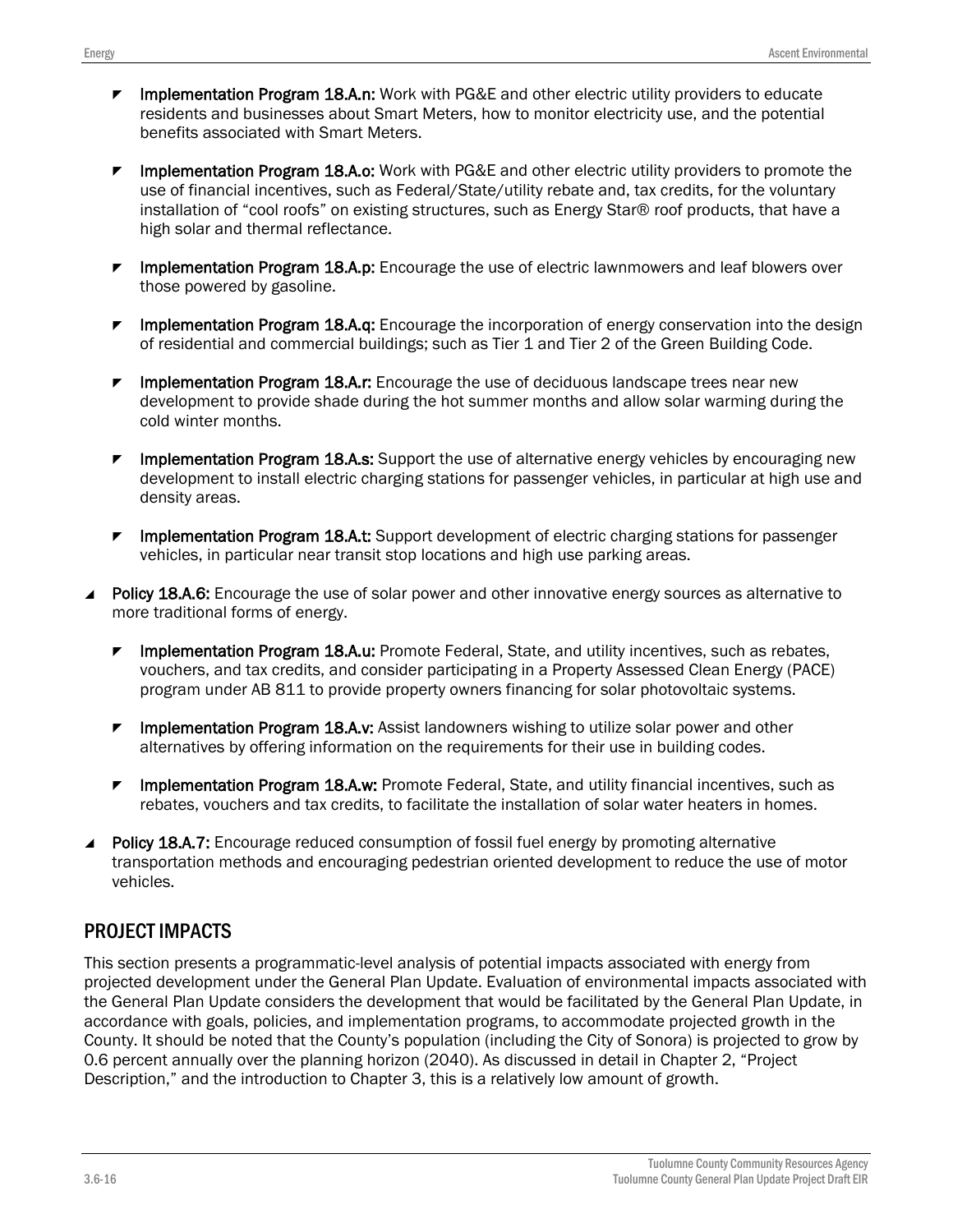- **Implementation Program 18.A.n:** Work with PG&E and other electric utility providers to educate residents and businesses about Smart Meters, how to monitor electricity use, and the potential benefits associated with Smart Meters.

- **Implementation Program 18.A.o:** Work with PG&E and other electric utility providers to promote the use of financial incentives, such as Federal/State/utility rebate and, tax credits, for the voluntary installation of "cool roofs" on existing structures, such as Energy Star® roof products, that have a high solar and thermal reflectance.

- **Implementation Program 18.A.p:** Encourage the use of electric lawnmowers and leaf blowers over those powered by gasoline.

- **Implementation Program 18.A.q:** Encourage the incorporation of energy conservation into the design of residential and commercial buildings; such as Tier 1 and Tier 2 of the Green Building Code.

- **Implementation Program 18.A.r:** Encourage the use of deciduous landscape trees near new development to provide shade during the hot summer months and allow solar warming during the cold winter months.

- **Implementation Program 18.A.s:** Support the use of alternative energy vehicles by encouraging new development to install electric charging stations for passenger vehicles, in particular at high use and density areas.

- **Implementation Program 18.A.t:** Support development of electric charging stations for passenger vehicles, in particular near transit stop locations and high use parking areas.

- **Policy 18.A.6:** Encourage the use of solar power and other innovative energy sources as alternative to more traditional forms of energy.

  - **Implementation Program 18.A.u:** Promote Federal, State, and utility incentives, such as rebates, vouchers, and tax credits, and consider participating in a Property Assessed Clean Energy (PACE) program under AB 811 to provide property owners financing for solar photovoltaic systems.

  - **Implementation Program 18.A.v:** Assist landowners wishing to utilize solar power and other alternatives by offering information on the requirements for their use in building codes.

  - **Implementation Program 18.A.w:** Promote Federal, State, and utility financial incentives, such as rebates, vouchers and tax credits, to facilitate the installation of solar water heaters in homes.

- **Policy 18.A.7:** Encourage reduced consumption of fossil fuel energy by promoting alternative transportation methods and encouraging pedestrian oriented development to reduce the use of motor vehicles.

## PROJECT IMPACTS

This section presents a programmatic-level analysis of potential impacts associated with energy from projected development under the General Plan Update. Evaluation of environmental impacts associated with the General Plan Update considers the development that would be facilitated by the General Plan Update, in accordance with goals, policies, and implementation programs, to accommodate projected growth in the County. It should be noted that the County's population (including the City of Sonora) is projected to grow by 0.6 percent annually over the planning horizon (2040). As discussed in detail in Chapter 2, "Project Description," and the introduction to Chapter 3, this is a relatively low amount of growth.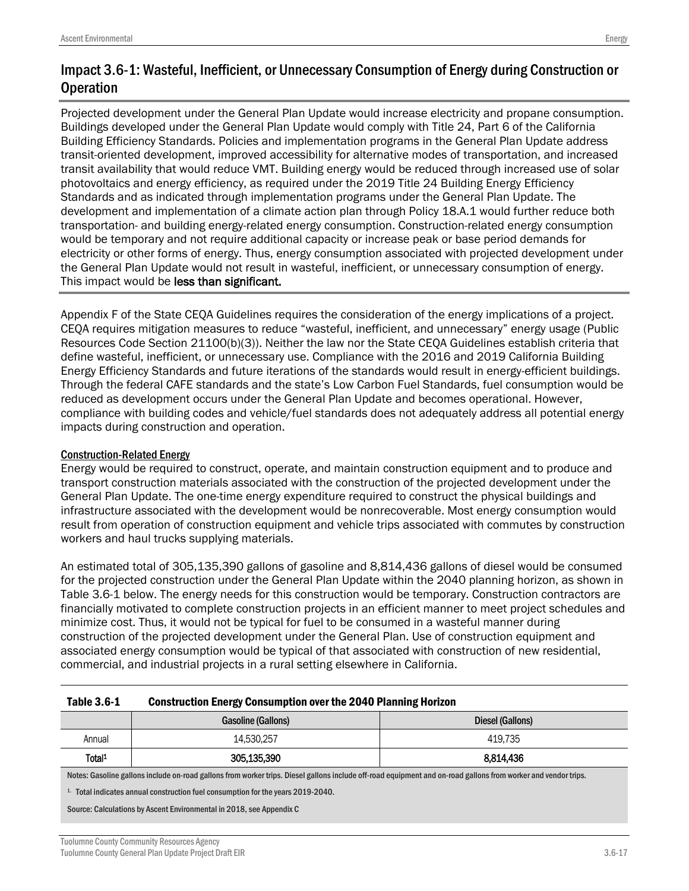## Impact 3.6-1: Wasteful, Inefficient, or Unnecessary Consumption of Energy during Construction or Operation

Projected development under the General Plan Update would increase electricity and propane consumption. Buildings developed under the General Plan Update would comply with Title 24, Part 6 of the California Building Efficiency Standards. Policies and implementation programs in the General Plan Update address transit-oriented development, improved accessibility for alternative modes of transportation, and increased transit availability that would reduce VMT. Building energy would be reduced through increased use of solar photovoltaics and energy efficiency, as required under the 2019 Title 24 Building Energy Efficiency Standards and as indicated through implementation programs under the General Plan Update. The development and implementation of a climate action plan through Policy 18.A.1 would further reduce both transportation- and building energy-related energy consumption. Construction-related energy consumption would be temporary and not require additional capacity or increase peak or base period demands for electricity or other forms of energy. Thus, energy consumption associated with projected development under the General Plan Update would not result in wasteful, inefficient, or unnecessary consumption of energy. This impact would be **less than significant.**

Appendix F of the State CEQA Guidelines requires the consideration of the energy implications of a project. CEQA requires mitigation measures to reduce "wasteful, inefficient, and unnecessary" energy usage (Public Resources Code Section 21100(b)(3)). Neither the law nor the State CEQA Guidelines establish criteria that define wasteful, inefficient, or unnecessary use. Compliance with the 2016 and 2019 California Building Energy Efficiency Standards and future iterations of the standards would result in energy-efficient buildings. Through the federal CAFE standards and the state's Low Carbon Fuel Standards, fuel consumption would be reduced as development occurs under the General Plan Update and becomes operational. However, compliance with building codes and vehicle/fuel standards does not adequately address all potential energy impacts during construction and operation.

### Construction-Related Energy

Energy would be required to construct, operate, and maintain construction equipment and to produce and transport construction materials associated with the construction of the projected development under the General Plan Update. The one-time energy expenditure required to construct the physical buildings and infrastructure associated with the development would be nonrecoverable. Most energy consumption would result from operation of construction equipment and vehicle trips associated with commutes by construction workers and haul trucks supplying materials.

An estimated total of 305,135,390 gallons of gasoline and 8,814,436 gallons of diesel would be consumed for the projected construction under the General Plan Update within the 2040 planning horizon, as shown in Table 3.6-1 below. The energy needs for this construction would be temporary. Construction contractors are financially motivated to complete construction projects in an efficient manner to meet project schedules and minimize cost. Thus, it would not be typical for fuel to be consumed in a wasteful manner during construction of the projected development under the General Plan. Use of construction equipment and associated energy consumption would be typical of that associated with construction of new residential, commercial, and industrial projects in a rural setting elsewhere in California.

**Table 3.6-1 Construction Energy Consumption over the 2040 Planning Horizon**

| | Gasoline (Gallons) | Diesel (Gallons) |
|---|---|---|
| Annual | 14,530,257 | 419,735 |
| **Total[1]** | **305,135,390** | **8,814,436** |

Notes: Gasoline gallons include on-road gallons from worker trips. Diesel gallons include off-road equipment and on-road gallons from worker and vendor trips.

[1] Total indicates annual construction fuel consumption for the years 2019-2040.

Source: Calculations by Ascent Environmental in 2018, see Appendix C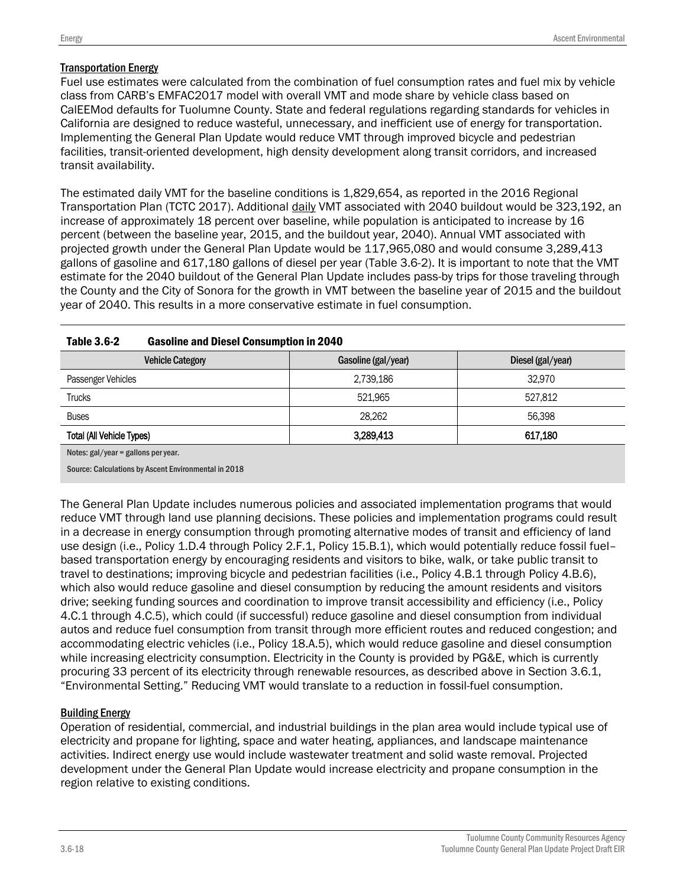### Transportation Energy

Fuel use estimates were calculated from the combination of fuel consumption rates and fuel mix by vehicle class from CARB's EMFAC2017 model with overall VMT and mode share by vehicle class based on CalEEMod defaults for Tuolumne County. State and federal regulations regarding standards for vehicles in California are designed to reduce wasteful, unnecessary, and inefficient use of energy for transportation. Implementing the General Plan Update would reduce VMT through improved bicycle and pedestrian facilities, transit-oriented development, high density development along transit corridors, and increased transit availability.

The estimated daily VMT for the baseline conditions is 1,829,654, as reported in the 2016 Regional Transportation Plan (TCTC 2017). Additional daily VMT associated with 2040 buildout would be 323,192, an increase of approximately 18 percent over baseline, while population is anticipated to increase by 16 percent (between the baseline year, 2015, and the buildout year, 2040). Annual VMT associated with projected growth under the General Plan Update would be 117,965,080 and would consume 3,289,413 gallons of gasoline and 617,180 gallons of diesel per year (Table 3.6-2). It is important to note that the VMT estimate for the 2040 buildout of the General Plan Update includes pass-by trips for those traveling through the County and the City of Sonora for the growth in VMT between the baseline year of 2015 and the buildout year of 2040. This results in a more conservative estimate in fuel consumption.

**Table 3.6-2 Gasoline and Diesel Consumption in 2040**

| Vehicle Category | Gasoline (gal/year) | Diesel (gal/year) |
|---|---|---|
| Passenger Vehicles | 2,739,186 | 32,970 |
| Trucks | 521,965 | 527,812 |
| Buses | 28,262 | 56,398 |
| **Total (All Vehicle Types)** | **3,289,413** | **617,180** |

Notes: gal/year = gallons per year.

Source: Calculations by Ascent Environmental in 2018

The General Plan Update includes numerous policies and associated implementation programs that would reduce VMT through land use planning decisions. These policies and implementation programs could result in a decrease in energy consumption through promoting alternative modes of transit and efficiency of land use design (i.e., Policy 1.D.4 through Policy 2.F.1, Policy 15.B.1), which would potentially reduce fossil fuel–based transportation energy by encouraging residents and visitors to bike, walk, or take public transit to travel to destinations; improving bicycle and pedestrian facilities (i.e., Policy 4.B.1 through Policy 4.B.6), which also would reduce gasoline and diesel consumption by reducing the amount residents and visitors drive; seeking funding sources and coordination to improve transit accessibility and efficiency (i.e., Policy 4.C.1 through 4.C.5), which could (if successful) reduce gasoline and diesel consumption from individual autos and reduce fuel consumption from transit through more efficient routes and reduced congestion; and accommodating electric vehicles (i.e., Policy 18.A.5), which would reduce gasoline and diesel consumption while increasing electricity consumption. Electricity in the County is provided by PG&E, which is currently procuring 33 percent of its electricity through renewable resources, as described above in Section 3.6.1, "Environmental Setting." Reducing VMT would translate to a reduction in fossil-fuel consumption.

### Building Energy

Operation of residential, commercial, and industrial buildings in the plan area would include typical use of electricity and propane for lighting, space and water heating, appliances, and landscape maintenance activities. Indirect energy use would include wastewater treatment and solid waste removal. Projected development under the General Plan Update would increase electricity and propane consumption in the region relative to existing conditions.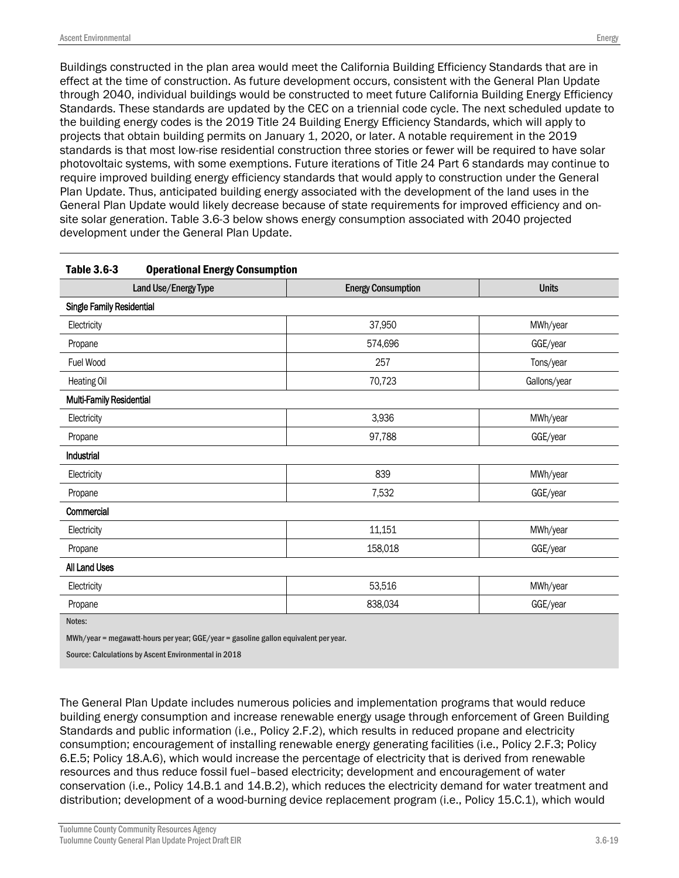Buildings constructed in the plan area would meet the California Building Efficiency Standards that are in effect at the time of construction. As future development occurs, consistent with the General Plan Update through 2040, individual buildings would be constructed to meet future California Building Energy Efficiency Standards. These standards are updated by the CEC on a triennial code cycle. The next scheduled update to the building energy codes is the 2019 Title 24 Building Energy Efficiency Standards, which will apply to projects that obtain building permits on January 1, 2020, or later. A notable requirement in the 2019 standards is that most low-rise residential construction three stories or fewer will be required to have solar photovoltaic systems, with some exemptions. Future iterations of Title 24 Part 6 standards may continue to require improved building energy efficiency standards that would apply to construction under the General Plan Update. Thus, anticipated building energy associated with the development of the land uses in the General Plan Update would likely decrease because of state requirements for improved efficiency and on-site solar generation. Table 3.6-3 below shows energy consumption associated with 2040 projected development under the General Plan Update.

**Table 3.6-3 Operational Energy Consumption**

| Land Use/Energy Type | Energy Consumption | Units |
|---|---|---|
| **Single Family Residential** | | |
| Electricity | 37,950 | MWh/year |
| Propane | 574,696 | GGE/year |
| Fuel Wood | 257 | Tons/year |
| Heating Oil | 70,723 | Gallons/year |
| **Multi-Family Residential** | | |
| Electricity | 3,936 | MWh/year |
| Propane | 97,788 | GGE/year |
| **Industrial** | | |
| Electricity | 839 | MWh/year |
| Propane | 7,532 | GGE/year |
| **Commercial** | | |
| Electricity | 11,151 | MWh/year |
| Propane | 158,018 | GGE/year |
| **All Land Uses** | | |
| Electricity | 53,516 | MWh/year |
| Propane | 838,034 | GGE/year |

Notes:

MWh/year = megawatt-hours per year; GGE/year = gasoline gallon equivalent per year.

Source: Calculations by Ascent Environmental in 2018

The General Plan Update includes numerous policies and implementation programs that would reduce building energy consumption and increase renewable energy usage through enforcement of Green Building Standards and public information (i.e., Policy 2.F.2), which results in reduced propane and electricity consumption; encouragement of installing renewable energy generating facilities (i.e., Policy 2.F.3; Policy 6.E.5; Policy 18.A.6), which would increase the percentage of electricity that is derived from renewable resources and thus reduce fossil fuel–based electricity; development and encouragement of water conservation (i.e., Policy 14.B.1 and 14.B.2), which reduces the electricity demand for water treatment and distribution; development of a wood-burning device replacement program (i.e., Policy 15.C.1), which would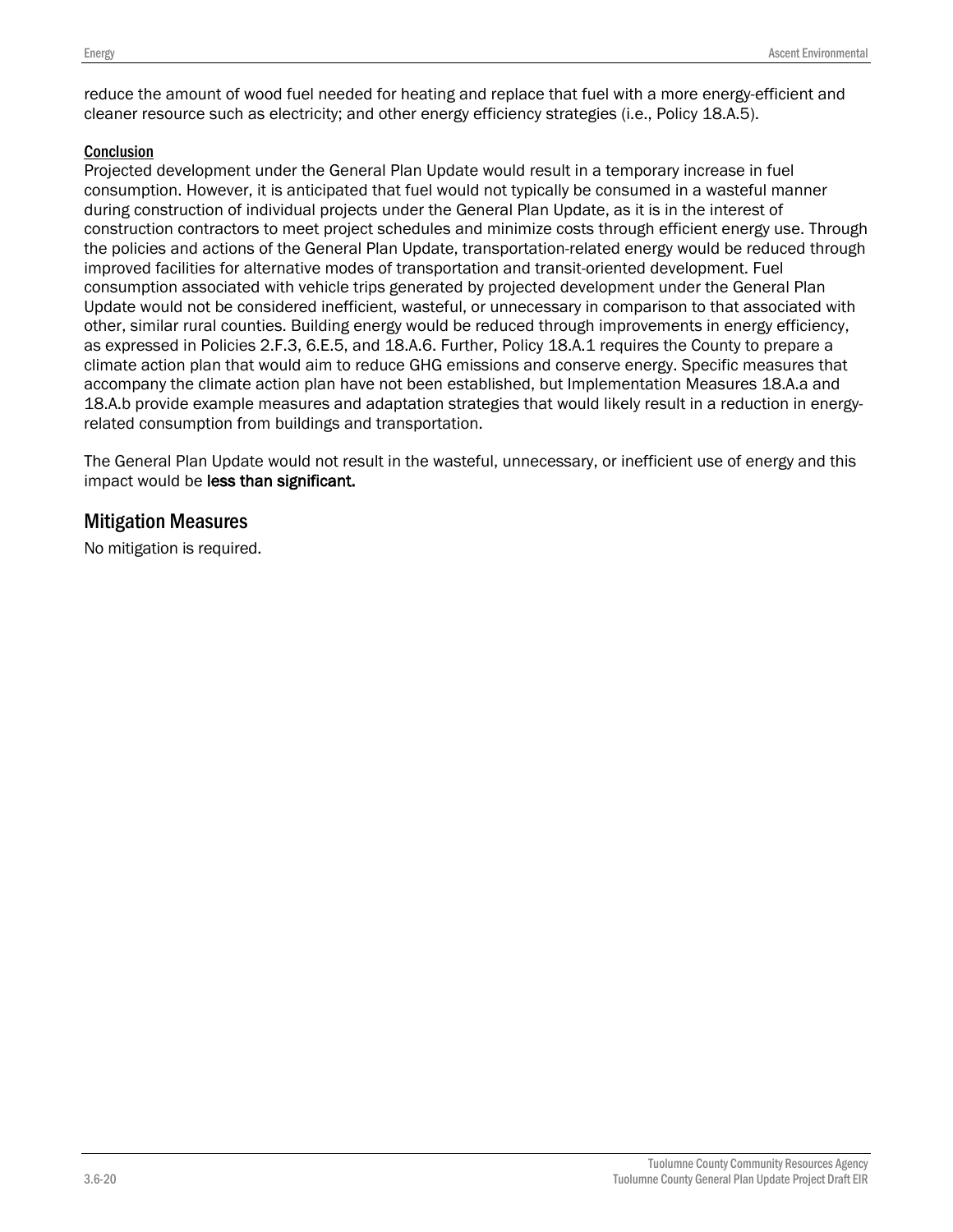reduce the amount of wood fuel needed for heating and replace that fuel with a more energy-efficient and cleaner resource such as electricity; and other energy efficiency strategies (i.e., Policy 18.A.5).

<u>Conclusion</u>

Projected development under the General Plan Update would result in a temporary increase in fuel consumption. However, it is anticipated that fuel would not typically be consumed in a wasteful manner during construction of individual projects under the General Plan Update, as it is in the interest of construction contractors to meet project schedules and minimize costs through efficient energy use. Through the policies and actions of the General Plan Update, transportation-related energy would be reduced through improved facilities for alternative modes of transportation and transit-oriented development. Fuel consumption associated with vehicle trips generated by projected development under the General Plan Update would not be considered inefficient, wasteful, or unnecessary in comparison to that associated with other, similar rural counties. Building energy would be reduced through improvements in energy efficiency, as expressed in Policies 2.F.3, 6.E.5, and 18.A.6. Further, Policy 18.A.1 requires the County to prepare a climate action plan that would aim to reduce GHG emissions and conserve energy. Specific measures that accompany the climate action plan have not been established, but Implementation Measures 18.A.a and 18.A.b provide example measures and adaptation strategies that would likely result in a reduction in energy-related consumption from buildings and transportation.

The General Plan Update would not result in the wasteful, unnecessary, or inefficient use of energy and this impact would be **less than significant.**

## Mitigation Measures

No mitigation is required.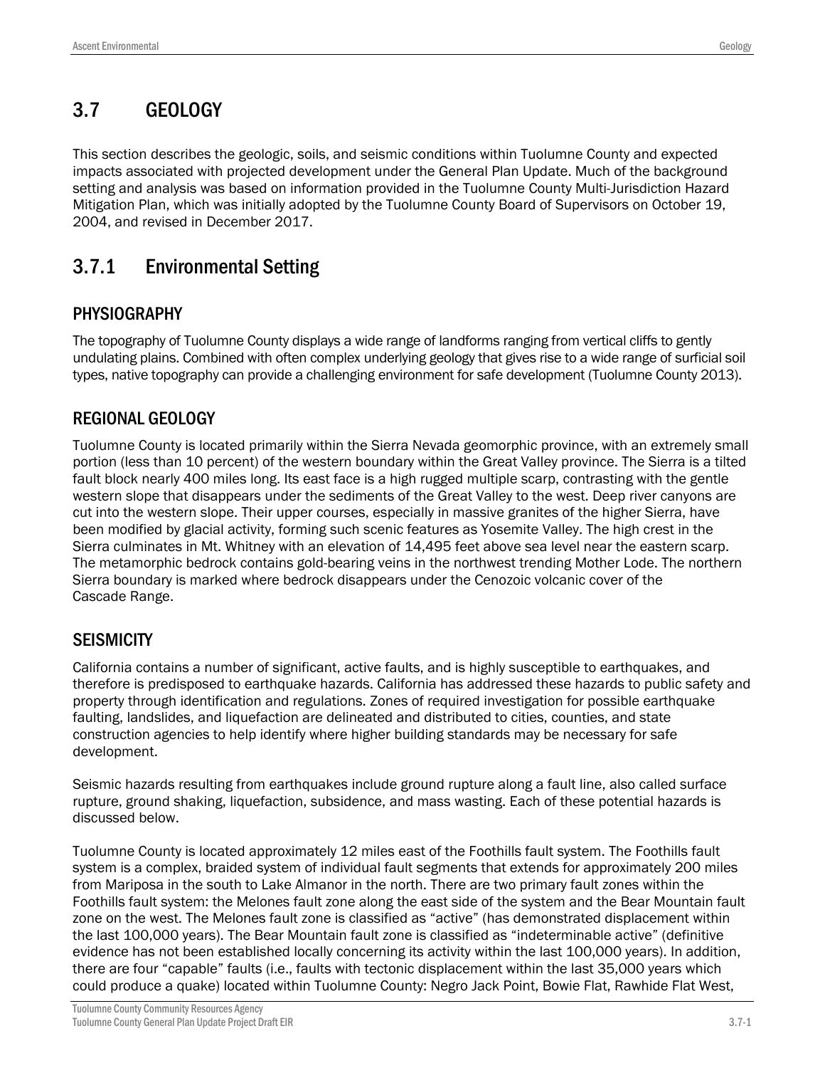# 3.7 GEOLOGY

This section describes the geologic, soils, and seismic conditions within Tuolumne County and expected impacts associated with projected development under the General Plan Update. Much of the background setting and analysis was based on information provided in the Tuolumne County Multi-Jurisdiction Hazard Mitigation Plan, which was initially adopted by the Tuolumne County Board of Supervisors on October 19, 2004, and revised in December 2017.

## 3.7.1 Environmental Setting

### PHYSIOGRAPHY

The topography of Tuolumne County displays a wide range of landforms ranging from vertical cliffs to gently undulating plains. Combined with often complex underlying geology that gives rise to a wide range of surficial soil types, native topography can provide a challenging environment for safe development (Tuolumne County 2013).

### REGIONAL GEOLOGY

Tuolumne County is located primarily within the Sierra Nevada geomorphic province, with an extremely small portion (less than 10 percent) of the western boundary within the Great Valley province. The Sierra is a tilted fault block nearly 400 miles long. Its east face is a high rugged multiple scarp, contrasting with the gentle western slope that disappears under the sediments of the Great Valley to the west. Deep river canyons are cut into the western slope. Their upper courses, especially in massive granites of the higher Sierra, have been modified by glacial activity, forming such scenic features as Yosemite Valley. The high crest in the Sierra culminates in Mt. Whitney with an elevation of 14,495 feet above sea level near the eastern scarp. The metamorphic bedrock contains gold-bearing veins in the northwest trending Mother Lode. The northern Sierra boundary is marked where bedrock disappears under the Cenozoic volcanic cover of the Cascade Range.

### SEISMICITY

California contains a number of significant, active faults, and is highly susceptible to earthquakes, and therefore is predisposed to earthquake hazards. California has addressed these hazards to public safety and property through identification and regulations. Zones of required investigation for possible earthquake faulting, landslides, and liquefaction are delineated and distributed to cities, counties, and state construction agencies to help identify where higher building standards may be necessary for safe development.

Seismic hazards resulting from earthquakes include ground rupture along a fault line, also called surface rupture, ground shaking, liquefaction, subsidence, and mass wasting. Each of these potential hazards is discussed below.

Tuolumne County is located approximately 12 miles east of the Foothills fault system. The Foothills fault system is a complex, braided system of individual fault segments that extends for approximately 200 miles from Mariposa in the south to Lake Almanor in the north. There are two primary fault zones within the Foothills fault system: the Melones fault zone along the east side of the system and the Bear Mountain fault zone on the west. The Melones fault zone is classified as "active" (has demonstrated displacement within the last 100,000 years). The Bear Mountain fault zone is classified as "indeterminable active" (definitive evidence has not been established locally concerning its activity within the last 100,000 years). In addition, there are four "capable" faults (i.e., faults with tectonic displacement within the last 35,000 years which could produce a quake) located within Tuolumne County: Negro Jack Point, Bowie Flat, Rawhide Flat West,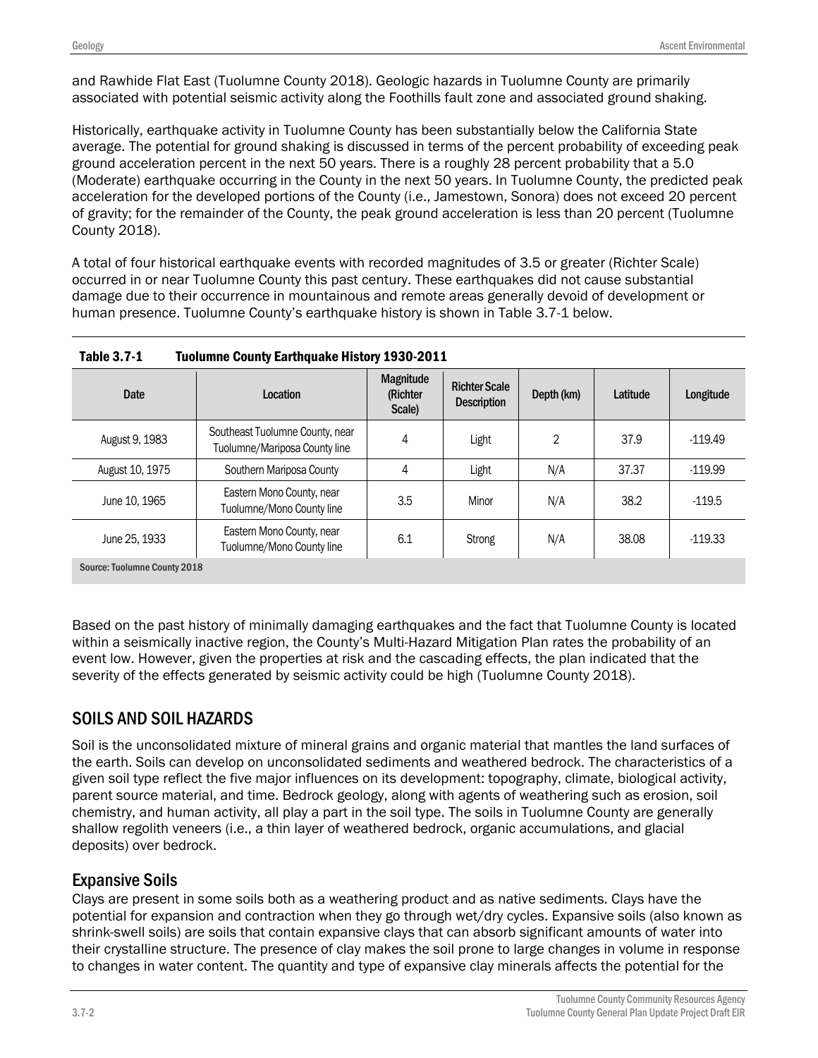and Rawhide Flat East (Tuolumne County 2018). Geologic hazards in Tuolumne County are primarily associated with potential seismic activity along the Foothills fault zone and associated ground shaking.

Historically, earthquake activity in Tuolumne County has been substantially below the California State average. The potential for ground shaking is discussed in terms of the percent probability of exceeding peak ground acceleration percent in the next 50 years. There is a roughly 28 percent probability that a 5.0 (Moderate) earthquake occurring in the County in the next 50 years. In Tuolumne County, the predicted peak acceleration for the developed portions of the County (i.e., Jamestown, Sonora) does not exceed 20 percent of gravity; for the remainder of the County, the peak ground acceleration is less than 20 percent (Tuolumne County 2018).

A total of four historical earthquake events with recorded magnitudes of 3.5 or greater (Richter Scale) occurred in or near Tuolumne County this past century. These earthquakes did not cause substantial damage due to their occurrence in mountainous and remote areas generally devoid of development or human presence. Tuolumne County's earthquake history is shown in Table 3.7-1 below.

**Table 3.7-1 Tuolumne County Earthquake History 1930-2011**

| Date | Location | Magnitude (Richter Scale) | Richter Scale Description | Depth (km) | Latitude | Longitude |
|---|---|---|---|---|---|---|
| August 9, 1983 | Southeast Tuolumne County, near Tuolumne/Mariposa County line | 4 | Light | 2 | 37.9 | -119.49 |
| August 10, 1975 | Southern Mariposa County | 4 | Light | N/A | 37.37 | -119.99 |
| June 10, 1965 | Eastern Mono County, near Tuolumne/Mono County line | 3.5 | Minor | N/A | 38.2 | -119.5 |
| June 25, 1933 | Eastern Mono County, near Tuolumne/Mono County line | 6.1 | Strong | N/A | 38.08 | -119.33 |

Source: Tuolumne County 2018

Based on the past history of minimally damaging earthquakes and the fact that Tuolumne County is located within a seismically inactive region, the County's Multi-Hazard Mitigation Plan rates the probability of an event low. However, given the properties at risk and the cascading effects, the plan indicated that the severity of the effects generated by seismic activity could be high (Tuolumne County 2018).

## SOILS AND SOIL HAZARDS

Soil is the unconsolidated mixture of mineral grains and organic material that mantles the land surfaces of the earth. Soils can develop on unconsolidated sediments and weathered bedrock. The characteristics of a given soil type reflect the five major influences on its development: topography, climate, biological activity, parent source material, and time. Bedrock geology, along with agents of weathering such as erosion, soil chemistry, and human activity, all play a part in the soil type. The soils in Tuolumne County are generally shallow regolith veneers (i.e., a thin layer of weathered bedrock, organic accumulations, and glacial deposits) over bedrock.

### Expansive Soils

Clays are present in some soils both as a weathering product and as native sediments. Clays have the potential for expansion and contraction when they go through wet/dry cycles. Expansive soils (also known as shrink-swell soils) are soils that contain expansive clays that can absorb significant amounts of water into their crystalline structure. The presence of clay makes the soil prone to large changes in volume in response to changes in water content. The quantity and type of expansive clay minerals affects the potential for the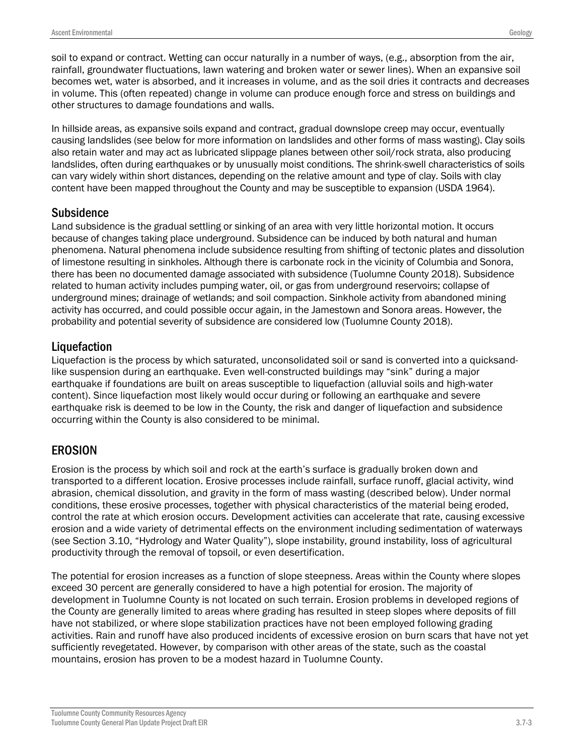soil to expand or contract. Wetting can occur naturally in a number of ways, (e.g., absorption from the air, rainfall, groundwater fluctuations, lawn watering and broken water or sewer lines). When an expansive soil becomes wet, water is absorbed, and it increases in volume, and as the soil dries it contracts and decreases in volume. This (often repeated) change in volume can produce enough force and stress on buildings and other structures to damage foundations and walls.

In hillside areas, as expansive soils expand and contract, gradual downslope creep may occur, eventually causing landslides (see below for more information on landslides and other forms of mass wasting). Clay soils also retain water and may act as lubricated slippage planes between other soil/rock strata, also producing landslides, often during earthquakes or by unusually moist conditions. The shrink-swell characteristics of soils can vary widely within short distances, depending on the relative amount and type of clay. Soils with clay content have been mapped throughout the County and may be susceptible to expansion (USDA 1964).

### Subsidence

Land subsidence is the gradual settling or sinking of an area with very little horizontal motion. It occurs because of changes taking place underground. Subsidence can be induced by both natural and human phenomena. Natural phenomena include subsidence resulting from shifting of tectonic plates and dissolution of limestone resulting in sinkholes. Although there is carbonate rock in the vicinity of Columbia and Sonora, there has been no documented damage associated with subsidence (Tuolumne County 2018). Subsidence related to human activity includes pumping water, oil, or gas from underground reservoirs; collapse of underground mines; drainage of wetlands; and soil compaction. Sinkhole activity from abandoned mining activity has occurred, and could possible occur again, in the Jamestown and Sonora areas. However, the probability and potential severity of subsidence are considered low (Tuolumne County 2018).

### Liquefaction

Liquefaction is the process by which saturated, unconsolidated soil or sand is converted into a quicksand-like suspension during an earthquake. Even well-constructed buildings may "sink" during a major earthquake if foundations are built on areas susceptible to liquefaction (alluvial soils and high-water content). Since liquefaction most likely would occur during or following an earthquake and severe earthquake risk is deemed to be low in the County, the risk and danger of liquefaction and subsidence occurring within the County is also considered to be minimal.

## EROSION

Erosion is the process by which soil and rock at the earth's surface is gradually broken down and transported to a different location. Erosive processes include rainfall, surface runoff, glacial activity, wind abrasion, chemical dissolution, and gravity in the form of mass wasting (described below). Under normal conditions, these erosive processes, together with physical characteristics of the material being eroded, control the rate at which erosion occurs. Development activities can accelerate that rate, causing excessive erosion and a wide variety of detrimental effects on the environment including sedimentation of waterways (see Section 3.10, "Hydrology and Water Quality"), slope instability, ground instability, loss of agricultural productivity through the removal of topsoil, or even desertification.

The potential for erosion increases as a function of slope steepness. Areas within the County where slopes exceed 30 percent are generally considered to have a high potential for erosion. The majority of development in Tuolumne County is not located on such terrain. Erosion problems in developed regions of the County are generally limited to areas where grading has resulted in steep slopes where deposits of fill have not stabilized, or where slope stabilization practices have not been employed following grading activities. Rain and runoff have also produced incidents of excessive erosion on burn scars that have not yet sufficiently revegetated. However, by comparison with other areas of the state, such as the coastal mountains, erosion has proven to be a modest hazard in Tuolumne County.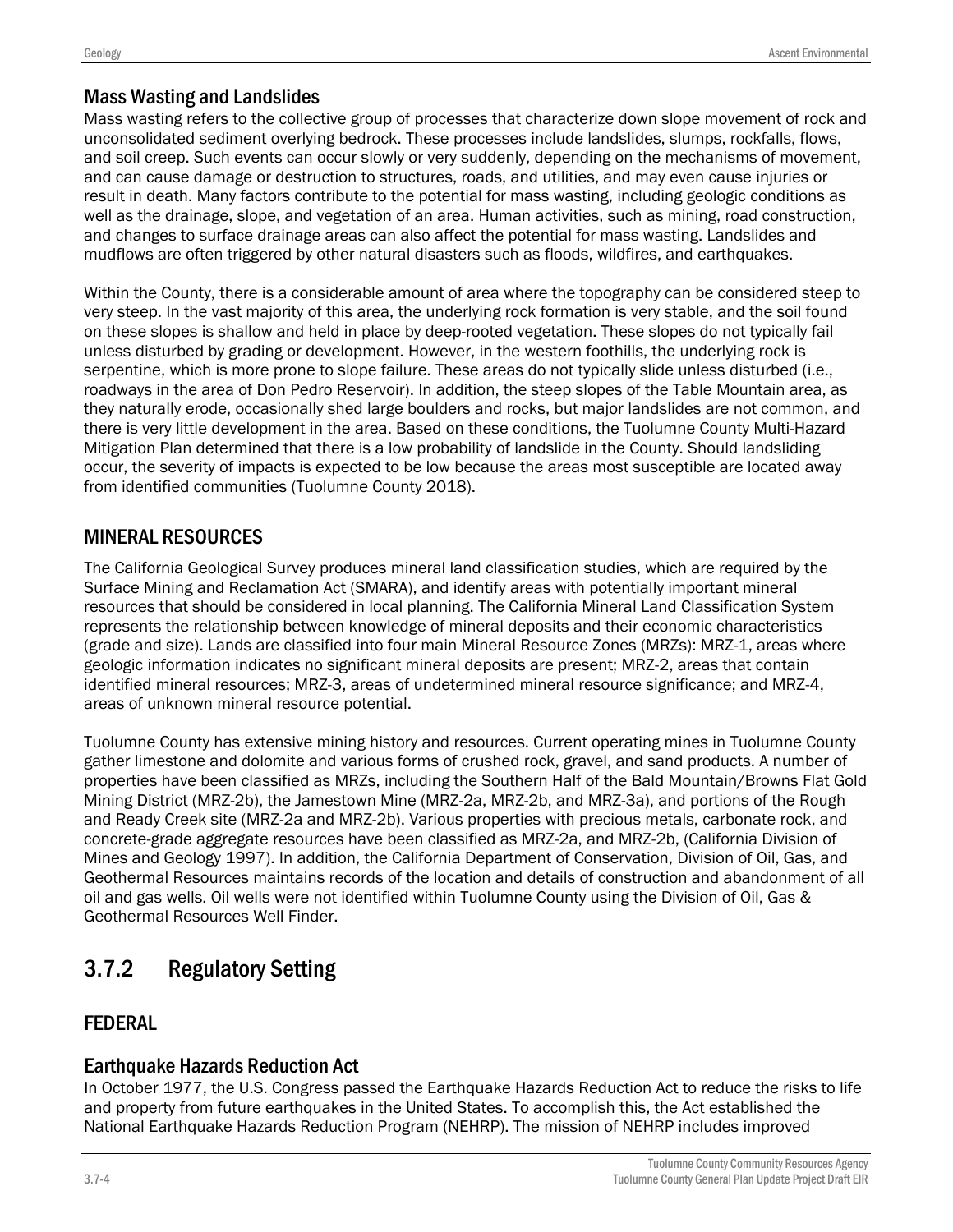### Mass Wasting and Landslides

Mass wasting refers to the collective group of processes that characterize down slope movement of rock and unconsolidated sediment overlying bedrock. These processes include landslides, slumps, rockfalls, flows, and soil creep. Such events can occur slowly or very suddenly, depending on the mechanisms of movement, and can cause damage or destruction to structures, roads, and utilities, and may even cause injuries or result in death. Many factors contribute to the potential for mass wasting, including geologic conditions as well as the drainage, slope, and vegetation of an area. Human activities, such as mining, road construction, and changes to surface drainage areas can also affect the potential for mass wasting. Landslides and mudflows are often triggered by other natural disasters such as floods, wildfires, and earthquakes.

Within the County, there is a considerable amount of area where the topography can be considered steep to very steep. In the vast majority of this area, the underlying rock formation is very stable, and the soil found on these slopes is shallow and held in place by deep-rooted vegetation. These slopes do not typically fail unless disturbed by grading or development. However, in the western foothills, the underlying rock is serpentine, which is more prone to slope failure. These areas do not typically slide unless disturbed (i.e., roadways in the area of Don Pedro Reservoir). In addition, the steep slopes of the Table Mountain area, as they naturally erode, occasionally shed large boulders and rocks, but major landslides are not common, and there is very little development in the area. Based on these conditions, the Tuolumne County Multi-Hazard Mitigation Plan determined that there is a low probability of landslide in the County. Should landsliding occur, the severity of impacts is expected to be low because the areas most susceptible are located away from identified communities (Tuolumne County 2018).

## MINERAL RESOURCES

The California Geological Survey produces mineral land classification studies, which are required by the Surface Mining and Reclamation Act (SMARA), and identify areas with potentially important mineral resources that should be considered in local planning. The California Mineral Land Classification System represents the relationship between knowledge of mineral deposits and their economic characteristics (grade and size). Lands are classified into four main Mineral Resource Zones (MRZs): MRZ-1, areas where geologic information indicates no significant mineral deposits are present; MRZ-2, areas that contain identified mineral resources; MRZ-3, areas of undetermined mineral resource significance; and MRZ-4, areas of unknown mineral resource potential.

Tuolumne County has extensive mining history and resources. Current operating mines in Tuolumne County gather limestone and dolomite and various forms of crushed rock, gravel, and sand products. A number of properties have been classified as MRZs, including the Southern Half of the Bald Mountain/Browns Flat Gold Mining District (MRZ-2b), the Jamestown Mine (MRZ-2a, MRZ-2b, and MRZ-3a), and portions of the Rough and Ready Creek site (MRZ-2a and MRZ-2b). Various properties with precious metals, carbonate rock, and concrete-grade aggregate resources have been classified as MRZ-2a, and MRZ-2b, (California Division of Mines and Geology 1997). In addition, the California Department of Conservation, Division of Oil, Gas, and Geothermal Resources maintains records of the location and details of construction and abandonment of all oil and gas wells. Oil wells were not identified within Tuolumne County using the Division of Oil, Gas & Geothermal Resources Well Finder.

# 3.7.2 Regulatory Setting

## FEDERAL

### Earthquake Hazards Reduction Act

In October 1977, the U.S. Congress passed the Earthquake Hazards Reduction Act to reduce the risks to life and property from future earthquakes in the United States. To accomplish this, the Act established the National Earthquake Hazards Reduction Program (NEHRP). The mission of NEHRP includes improved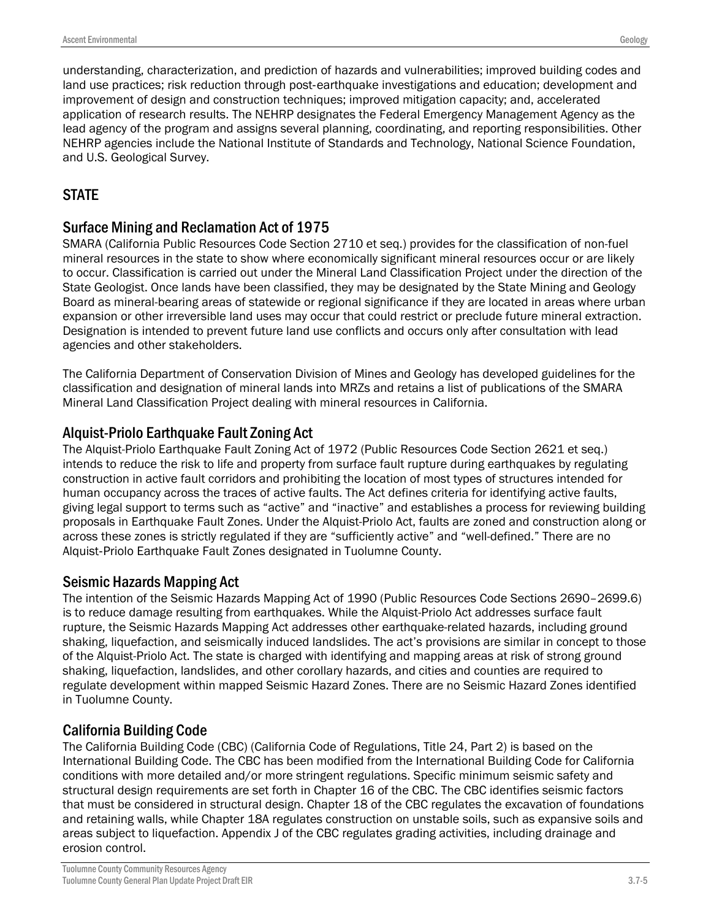understanding, characterization, and prediction of hazards and vulnerabilities; improved building codes and land use practices; risk reduction through post-earthquake investigations and education; development and improvement of design and construction techniques; improved mitigation capacity; and, accelerated application of research results. The NEHRP designates the Federal Emergency Management Agency as the lead agency of the program and assigns several planning, coordinating, and reporting responsibilities. Other NEHRP agencies include the National Institute of Standards and Technology, National Science Foundation, and U.S. Geological Survey.

## STATE

### Surface Mining and Reclamation Act of 1975

SMARA (California Public Resources Code Section 2710 et seq.) provides for the classification of non-fuel mineral resources in the state to show where economically significant mineral resources occur or are likely to occur. Classification is carried out under the Mineral Land Classification Project under the direction of the State Geologist. Once lands have been classified, they may be designated by the State Mining and Geology Board as mineral-bearing areas of statewide or regional significance if they are located in areas where urban expansion or other irreversible land uses may occur that could restrict or preclude future mineral extraction. Designation is intended to prevent future land use conflicts and occurs only after consultation with lead agencies and other stakeholders.

The California Department of Conservation Division of Mines and Geology has developed guidelines for the classification and designation of mineral lands into MRZs and retains a list of publications of the SMARA Mineral Land Classification Project dealing with mineral resources in California.

### Alquist-Priolo Earthquake Fault Zoning Act

The Alquist-Priolo Earthquake Fault Zoning Act of 1972 (Public Resources Code Section 2621 et seq.) intends to reduce the risk to life and property from surface fault rupture during earthquakes by regulating construction in active fault corridors and prohibiting the location of most types of structures intended for human occupancy across the traces of active faults. The Act defines criteria for identifying active faults, giving legal support to terms such as "active" and "inactive" and establishes a process for reviewing building proposals in Earthquake Fault Zones. Under the Alquist-Priolo Act, faults are zoned and construction along or across these zones is strictly regulated if they are "sufficiently active" and "well-defined." There are no Alquist-Priolo Earthquake Fault Zones designated in Tuolumne County.

### Seismic Hazards Mapping Act

The intention of the Seismic Hazards Mapping Act of 1990 (Public Resources Code Sections 2690–2699.6) is to reduce damage resulting from earthquakes. While the Alquist-Priolo Act addresses surface fault rupture, the Seismic Hazards Mapping Act addresses other earthquake-related hazards, including ground shaking, liquefaction, and seismically induced landslides. The act's provisions are similar in concept to those of the Alquist-Priolo Act. The state is charged with identifying and mapping areas at risk of strong ground shaking, liquefaction, landslides, and other corollary hazards, and cities and counties are required to regulate development within mapped Seismic Hazard Zones. There are no Seismic Hazard Zones identified in Tuolumne County.

### California Building Code

The California Building Code (CBC) (California Code of Regulations, Title 24, Part 2) is based on the International Building Code. The CBC has been modified from the International Building Code for California conditions with more detailed and/or more stringent regulations. Specific minimum seismic safety and structural design requirements are set forth in Chapter 16 of the CBC. The CBC identifies seismic factors that must be considered in structural design. Chapter 18 of the CBC regulates the excavation of foundations and retaining walls, while Chapter 18A regulates construction on unstable soils, such as expansive soils and areas subject to liquefaction. Appendix J of the CBC regulates grading activities, including drainage and erosion control.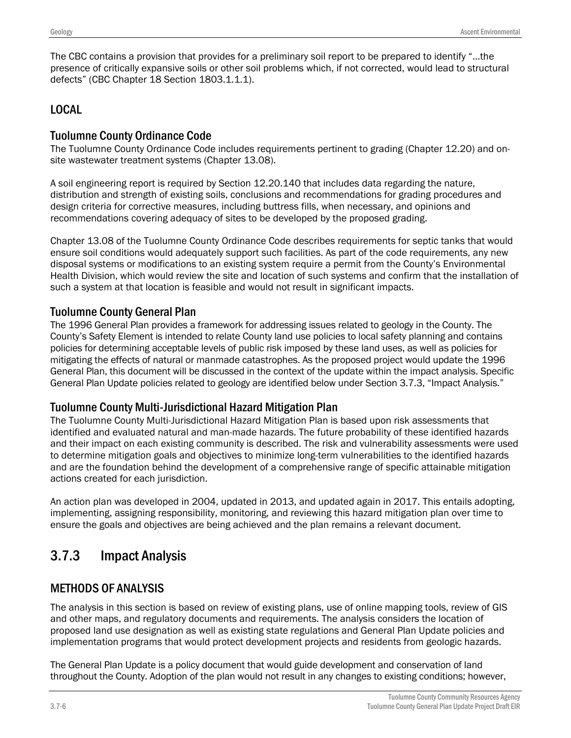The CBC contains a provision that provides for a preliminary soil report to be prepared to identify "…the presence of critically expansive soils or other soil problems which, if not corrected, would lead to structural defects" (CBC Chapter 18 Section 1803.1.1.1).

## LOCAL

### Tuolumne County Ordinance Code

The Tuolumne County Ordinance Code includes requirements pertinent to grading (Chapter 12.20) and on-site wastewater treatment systems (Chapter 13.08).

A soil engineering report is required by Section 12.20.140 that includes data regarding the nature, distribution and strength of existing soils, conclusions and recommendations for grading procedures and design criteria for corrective measures, including buttress fills, when necessary, and opinions and recommendations covering adequacy of sites to be developed by the proposed grading.

Chapter 13.08 of the Tuolumne County Ordinance Code describes requirements for septic tanks that would ensure soil conditions would adequately support such facilities. As part of the code requirements, any new disposal systems or modifications to an existing system require a permit from the County's Environmental Health Division, which would review the site and location of such systems and confirm that the installation of such a system at that location is feasible and would not result in significant impacts.

### Tuolumne County General Plan

The 1996 General Plan provides a framework for addressing issues related to geology in the County. The County's Safety Element is intended to relate County land use policies to local safety planning and contains policies for determining acceptable levels of public risk imposed by these land uses, as well as policies for mitigating the effects of natural or manmade catastrophes. As the proposed project would update the 1996 General Plan, this document will be discussed in the context of the update within the impact analysis. Specific General Plan Update policies related to geology are identified below under Section 3.7.3, "Impact Analysis."

### Tuolumne County Multi-Jurisdictional Hazard Mitigation Plan

The Tuolumne County Multi-Jurisdictional Hazard Mitigation Plan is based upon risk assessments that identified and evaluated natural and man-made hazards. The future probability of these identified hazards and their impact on each existing community is described. The risk and vulnerability assessments were used to determine mitigation goals and objectives to minimize long-term vulnerabilities to the identified hazards and are the foundation behind the development of a comprehensive range of specific attainable mitigation actions created for each jurisdiction.

An action plan was developed in 2004, updated in 2013, and updated again in 2017. This entails adopting, implementing, assigning responsibility, monitoring, and reviewing this hazard mitigation plan over time to ensure the goals and objectives are being achieved and the plan remains a relevant document.

# 3.7.3 Impact Analysis

## METHODS OF ANALYSIS

The analysis in this section is based on review of existing plans, use of online mapping tools, review of GIS and other maps, and regulatory documents and requirements. The analysis considers the location of proposed land use designation as well as existing state regulations and General Plan Update policies and implementation programs that would protect development projects and residents from geologic hazards.

The General Plan Update is a policy document that would guide development and conservation of land throughout the County. Adoption of the plan would not result in any changes to existing conditions; however,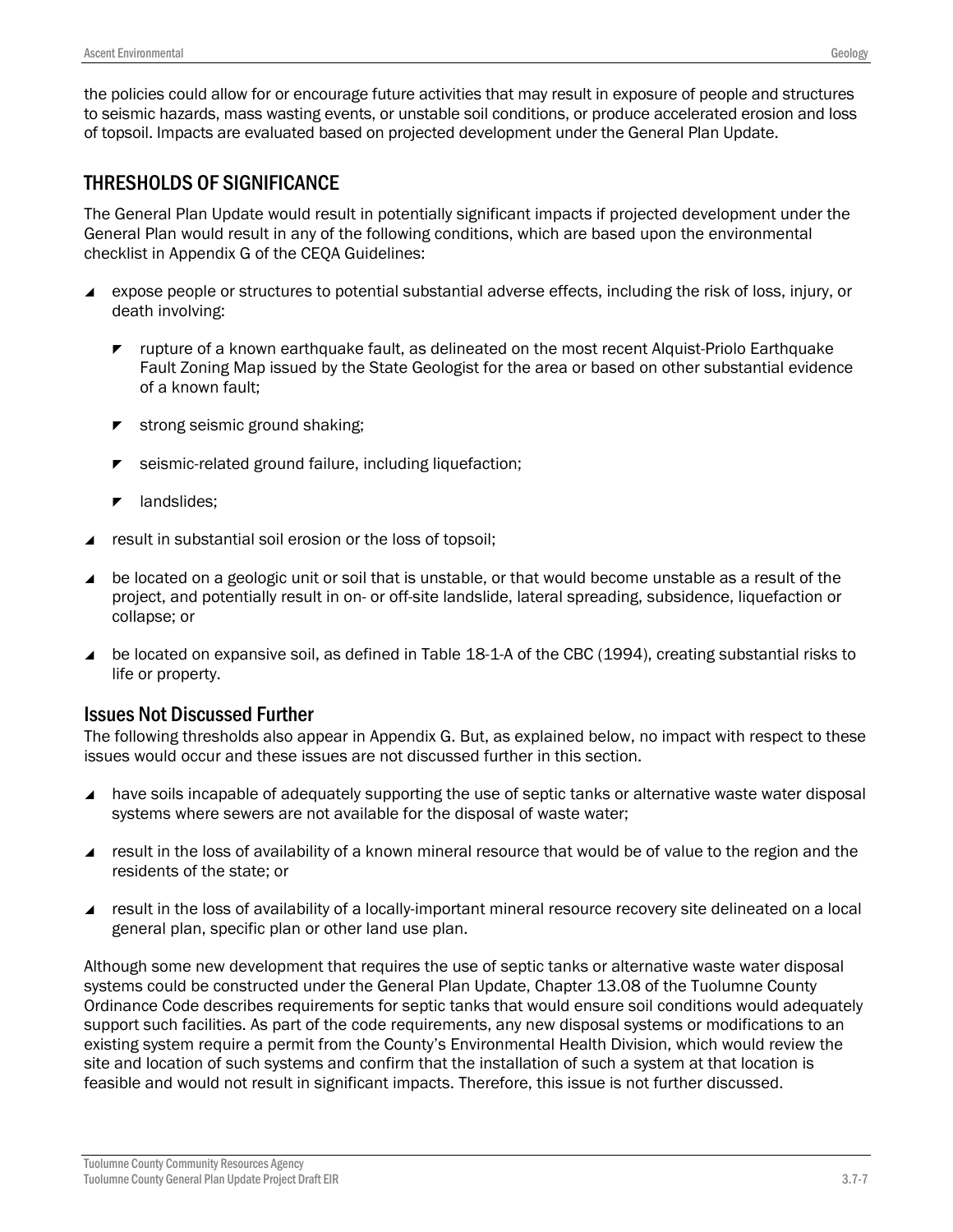the policies could allow for or encourage future activities that may result in exposure of people and structures to seismic hazards, mass wasting events, or unstable soil conditions, or produce accelerated erosion and loss of topsoil. Impacts are evaluated based on projected development under the General Plan Update.

## THRESHOLDS OF SIGNIFICANCE

The General Plan Update would result in potentially significant impacts if projected development under the General Plan would result in any of the following conditions, which are based upon the environmental checklist in Appendix G of the CEQA Guidelines:

- expose people or structures to potential substantial adverse effects, including the risk of loss, injury, or death involving:
  - rupture of a known earthquake fault, as delineated on the most recent Alquist-Priolo Earthquake Fault Zoning Map issued by the State Geologist for the area or based on other substantial evidence of a known fault;
  - strong seismic ground shaking;
  - seismic-related ground failure, including liquefaction;
  - landslides;
- result in substantial soil erosion or the loss of topsoil;
- be located on a geologic unit or soil that is unstable, or that would become unstable as a result of the project, and potentially result in on- or off-site landslide, lateral spreading, subsidence, liquefaction or collapse; or
- be located on expansive soil, as defined in Table 18-1-A of the CBC (1994), creating substantial risks to life or property.

### Issues Not Discussed Further

The following thresholds also appear in Appendix G. But, as explained below, no impact with respect to these issues would occur and these issues are not discussed further in this section.

- have soils incapable of adequately supporting the use of septic tanks or alternative waste water disposal systems where sewers are not available for the disposal of waste water;
- result in the loss of availability of a known mineral resource that would be of value to the region and the residents of the state; or
- result in the loss of availability of a locally-important mineral resource recovery site delineated on a local general plan, specific plan or other land use plan.

Although some new development that requires the use of septic tanks or alternative waste water disposal systems could be constructed under the General Plan Update, Chapter 13.08 of the Tuolumne County Ordinance Code describes requirements for septic tanks that would ensure soil conditions would adequately support such facilities. As part of the code requirements, any new disposal systems or modifications to an existing system require a permit from the County's Environmental Health Division, which would review the site and location of such systems and confirm that the installation of such a system at that location is feasible and would not result in significant impacts. Therefore, this issue is not further discussed.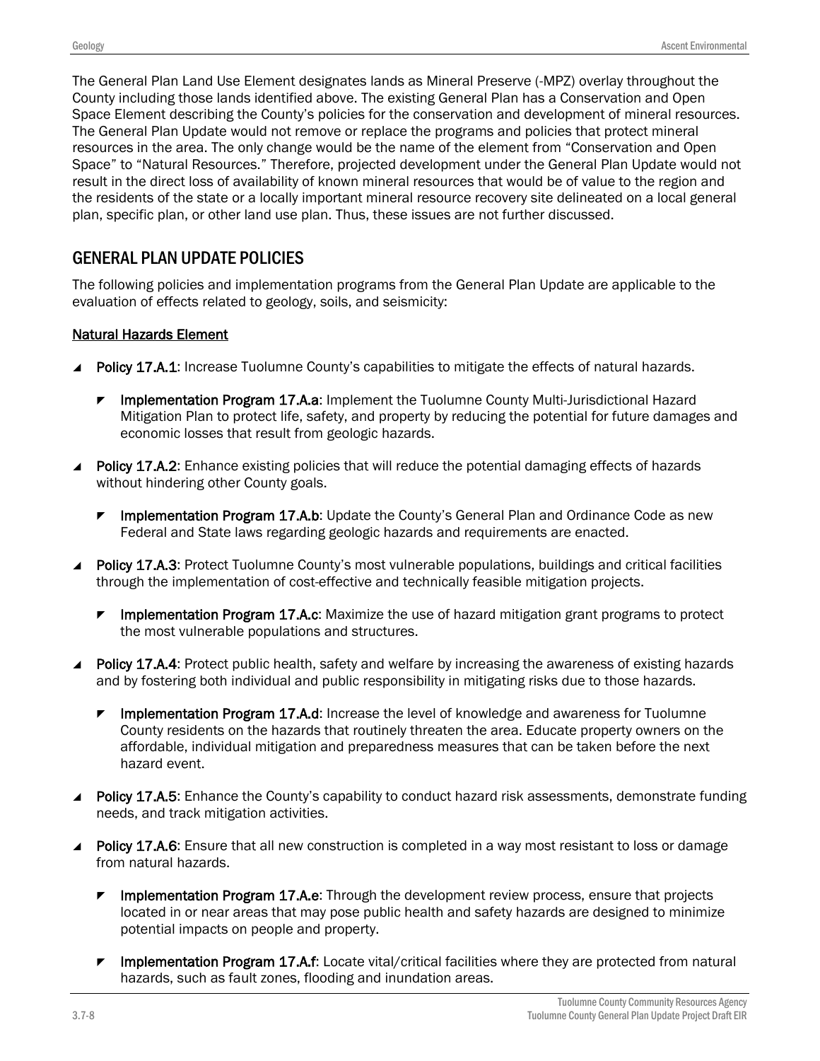The General Plan Land Use Element designates lands as Mineral Preserve (-MPZ) overlay throughout the County including those lands identified above. The existing General Plan has a Conservation and Open Space Element describing the County's policies for the conservation and development of mineral resources. The General Plan Update would not remove or replace the programs and policies that protect mineral resources in the area. The only change would be the name of the element from "Conservation and Open Space" to "Natural Resources." Therefore, projected development under the General Plan Update would not result in the direct loss of availability of known mineral resources that would be of value to the region and the residents of the state or a locally important mineral resource recovery site delineated on a local general plan, specific plan, or other land use plan. Thus, these issues are not further discussed.

## GENERAL PLAN UPDATE POLICIES

The following policies and implementation programs from the General Plan Update are applicable to the evaluation of effects related to geology, soils, and seismicity:

### Natural Hazards Element

- **Policy 17.A.1**: Increase Tuolumne County's capabilities to mitigate the effects of natural hazards.
  - **Implementation Program 17.A.a**: Implement the Tuolumne County Multi-Jurisdictional Hazard Mitigation Plan to protect life, safety, and property by reducing the potential for future damages and economic losses that result from geologic hazards.
- **Policy 17.A.2**: Enhance existing policies that will reduce the potential damaging effects of hazards without hindering other County goals.
  - **Implementation Program 17.A.b**: Update the County's General Plan and Ordinance Code as new Federal and State laws regarding geologic hazards and requirements are enacted.
- **Policy 17.A.3**: Protect Tuolumne County's most vulnerable populations, buildings and critical facilities through the implementation of cost-effective and technically feasible mitigation projects.
  - **Implementation Program 17.A.c**: Maximize the use of hazard mitigation grant programs to protect the most vulnerable populations and structures.
- **Policy 17.A.4**: Protect public health, safety and welfare by increasing the awareness of existing hazards and by fostering both individual and public responsibility in mitigating risks due to those hazards.
  - **Implementation Program 17.A.d**: Increase the level of knowledge and awareness for Tuolumne County residents on the hazards that routinely threaten the area. Educate property owners on the affordable, individual mitigation and preparedness measures that can be taken before the next hazard event.
- **Policy 17.A.5**: Enhance the County's capability to conduct hazard risk assessments, demonstrate funding needs, and track mitigation activities.
- **Policy 17.A.6**: Ensure that all new construction is completed in a way most resistant to loss or damage from natural hazards.
  - **Implementation Program 17.A.e**: Through the development review process, ensure that projects located in or near areas that may pose public health and safety hazards are designed to minimize potential impacts on people and property.
  - **Implementation Program 17.A.f**: Locate vital/critical facilities where they are protected from natural hazards, such as fault zones, flooding and inundation areas.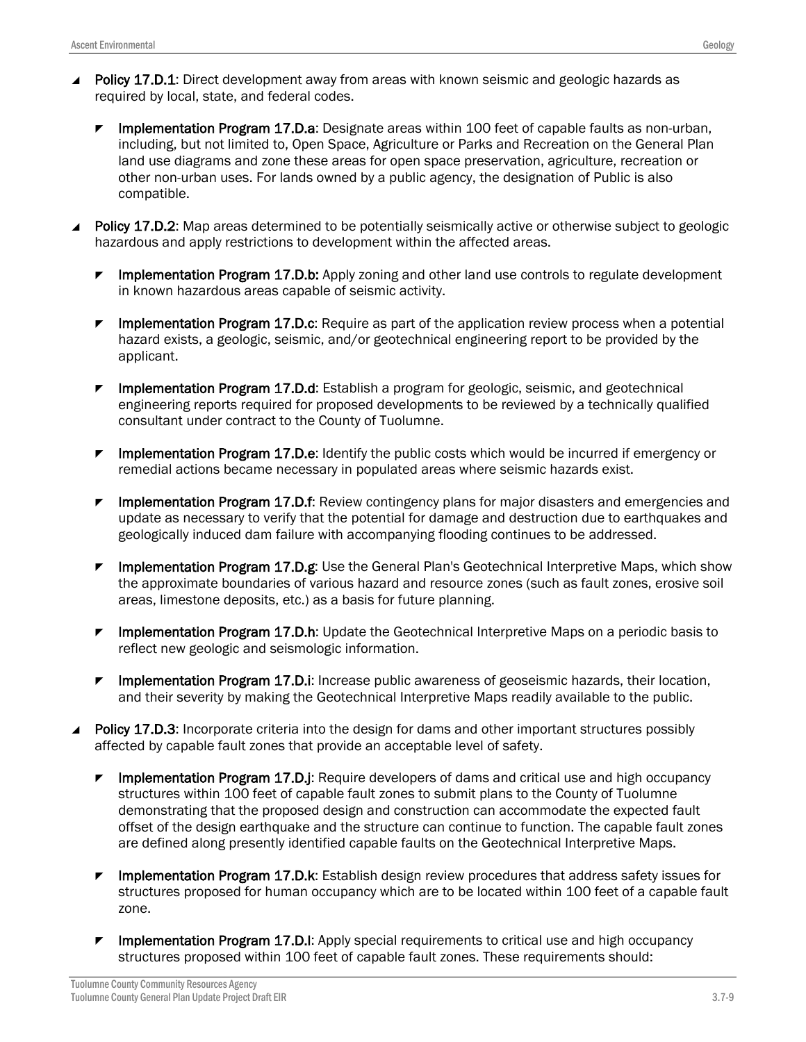- **Policy 17.D.1**: Direct development away from areas with known seismic and geologic hazards as required by local, state, and federal codes.
  - **Implementation Program 17.D.a**: Designate areas within 100 feet of capable faults as non-urban, including, but not limited to, Open Space, Agriculture or Parks and Recreation on the General Plan land use diagrams and zone these areas for open space preservation, agriculture, recreation or other non-urban uses. For lands owned by a public agency, the designation of Public is also compatible.
- **Policy 17.D.2**: Map areas determined to be potentially seismically active or otherwise subject to geologic hazardous and apply restrictions to development within the affected areas.
  - **Implementation Program 17.D.b:** Apply zoning and other land use controls to regulate development in known hazardous areas capable of seismic activity.
  - **Implementation Program 17.D.c**: Require as part of the application review process when a potential hazard exists, a geologic, seismic, and/or geotechnical engineering report to be provided by the applicant.
  - **Implementation Program 17.D.d**: Establish a program for geologic, seismic, and geotechnical engineering reports required for proposed developments to be reviewed by a technically qualified consultant under contract to the County of Tuolumne.
  - **Implementation Program 17.D.e**: Identify the public costs which would be incurred if emergency or remedial actions became necessary in populated areas where seismic hazards exist.
  - **Implementation Program 17.D.f**: Review contingency plans for major disasters and emergencies and update as necessary to verify that the potential for damage and destruction due to earthquakes and geologically induced dam failure with accompanying flooding continues to be addressed.
  - **Implementation Program 17.D.g**: Use the General Plan's Geotechnical Interpretive Maps, which show the approximate boundaries of various hazard and resource zones (such as fault zones, erosive soil areas, limestone deposits, etc.) as a basis for future planning.
  - **Implementation Program 17.D.h**: Update the Geotechnical Interpretive Maps on a periodic basis to reflect new geologic and seismologic information.
  - **Implementation Program 17.D.i**: Increase public awareness of geoseismic hazards, their location, and their severity by making the Geotechnical Interpretive Maps readily available to the public.
- **Policy 17.D.3**: Incorporate criteria into the design for dams and other important structures possibly affected by capable fault zones that provide an acceptable level of safety.
  - **Implementation Program 17.D.j**: Require developers of dams and critical use and high occupancy structures within 100 feet of capable fault zones to submit plans to the County of Tuolumne demonstrating that the proposed design and construction can accommodate the expected fault offset of the design earthquake and the structure can continue to function. The capable fault zones are defined along presently identified capable faults on the Geotechnical Interpretive Maps.
  - **Implementation Program 17.D.k**: Establish design review procedures that address safety issues for structures proposed for human occupancy which are to be located within 100 feet of a capable fault zone.
  - **Implementation Program 17.D.l**: Apply special requirements to critical use and high occupancy structures proposed within 100 feet of capable fault zones. These requirements should: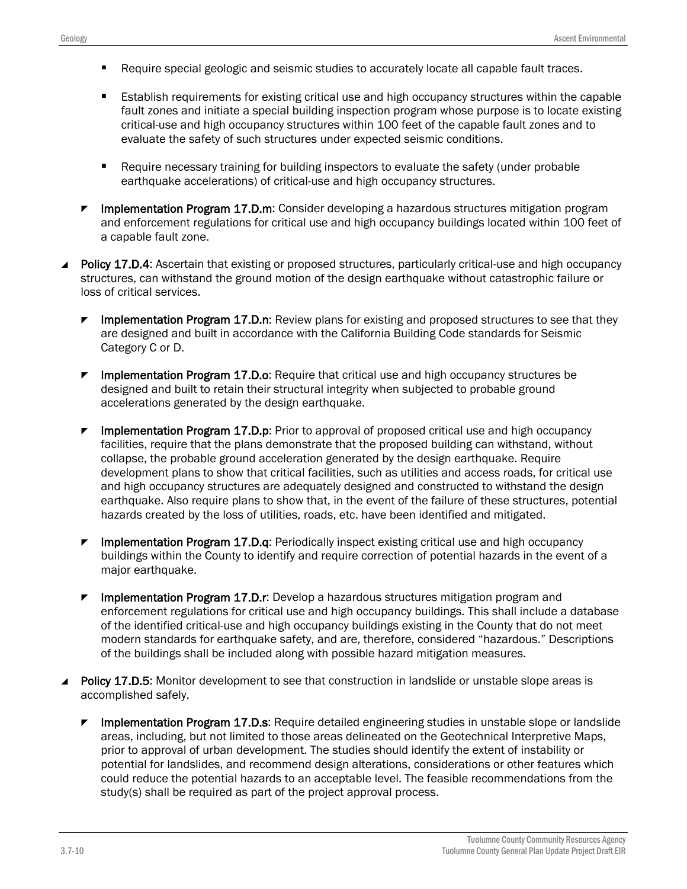- Require special geologic and seismic studies to accurately locate all capable fault traces.
- Establish requirements for existing critical use and high occupancy structures within the capable fault zones and initiate a special building inspection program whose purpose is to locate existing critical-use and high occupancy structures within 100 feet of the capable fault zones and to evaluate the safety of such structures under expected seismic conditions.
- Require necessary training for building inspectors to evaluate the safety (under probable earthquake accelerations) of critical-use and high occupancy structures.

- **Implementation Program 17.D.m**: Consider developing a hazardous structures mitigation program and enforcement regulations for critical use and high occupancy buildings located within 100 feet of a capable fault zone.

- **Policy 17.D.4**: Ascertain that existing or proposed structures, particularly critical-use and high occupancy structures, can withstand the ground motion of the design earthquake without catastrophic failure or loss of critical services.
  - **Implementation Program 17.D.n**: Review plans for existing and proposed structures to see that they are designed and built in accordance with the California Building Code standards for Seismic Category C or D.
  - **Implementation Program 17.D.o**: Require that critical use and high occupancy structures be designed and built to retain their structural integrity when subjected to probable ground accelerations generated by the design earthquake.
  - **Implementation Program 17.D.p**: Prior to approval of proposed critical use and high occupancy facilities, require that the plans demonstrate that the proposed building can withstand, without collapse, the probable ground acceleration generated by the design earthquake. Require development plans to show that critical facilities, such as utilities and access roads, for critical use and high occupancy structures are adequately designed and constructed to withstand the design earthquake. Also require plans to show that, in the event of the failure of these structures, potential hazards created by the loss of utilities, roads, etc. have been identified and mitigated.
  - **Implementation Program 17.D.q**: Periodically inspect existing critical use and high occupancy buildings within the County to identify and require correction of potential hazards in the event of a major earthquake.
  - **Implementation Program 17.D.r**: Develop a hazardous structures mitigation program and enforcement regulations for critical use and high occupancy buildings. This shall include a database of the identified critical-use and high occupancy buildings existing in the County that do not meet modern standards for earthquake safety, and are, therefore, considered "hazardous." Descriptions of the buildings shall be included along with possible hazard mitigation measures.

- **Policy 17.D.5**: Monitor development to see that construction in landslide or unstable slope areas is accomplished safely.
  - **Implementation Program 17.D.s**: Require detailed engineering studies in unstable slope or landslide areas, including, but not limited to those areas delineated on the Geotechnical Interpretive Maps, prior to approval of urban development. The studies should identify the extent of instability or potential for landslides, and recommend design alterations, considerations or other features which could reduce the potential hazards to an acceptable level. The feasible recommendations from the study(s) shall be required as part of the project approval process.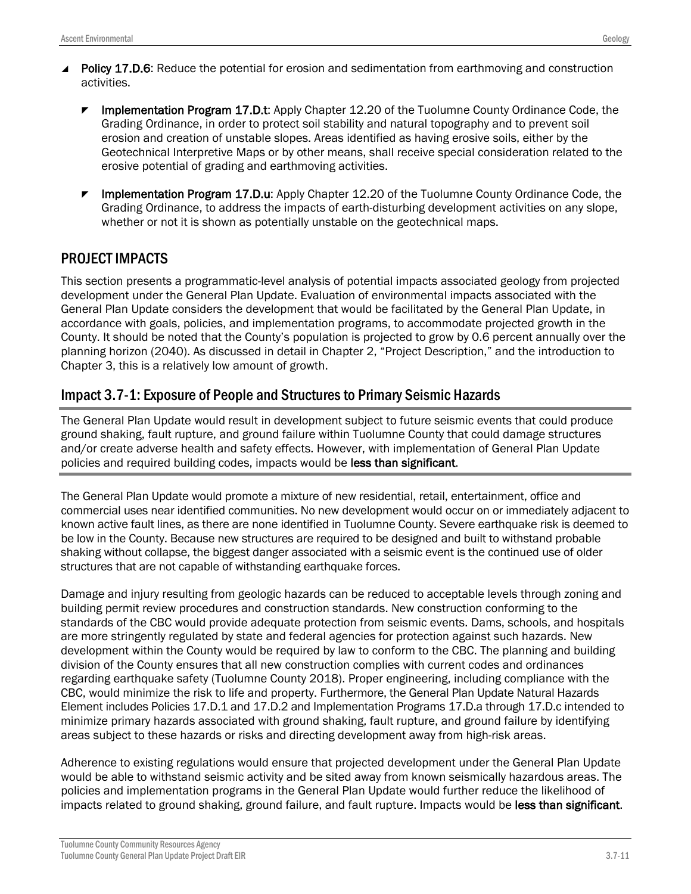- **Policy 17.D.6**: Reduce the potential for erosion and sedimentation from earthmoving and construction activities.
  - **Implementation Program 17.D.t**: Apply Chapter 12.20 of the Tuolumne County Ordinance Code, the Grading Ordinance, in order to protect soil stability and natural topography and to prevent soil erosion and creation of unstable slopes. Areas identified as having erosive soils, either by the Geotechnical Interpretive Maps or by other means, shall receive special consideration related to the erosive potential of grading and earthmoving activities.
  - **Implementation Program 17.D.u**: Apply Chapter 12.20 of the Tuolumne County Ordinance Code, the Grading Ordinance, to address the impacts of earth-disturbing development activities on any slope, whether or not it is shown as potentially unstable on the geotechnical maps.

## PROJECT IMPACTS

This section presents a programmatic-level analysis of potential impacts associated geology from projected development under the General Plan Update. Evaluation of environmental impacts associated with the General Plan Update considers the development that would be facilitated by the General Plan Update, in accordance with goals, policies, and implementation programs, to accommodate projected growth in the County. It should be noted that the County's population is projected to grow by 0.6 percent annually over the planning horizon (2040). As discussed in detail in Chapter 2, "Project Description," and the introduction to Chapter 3, this is a relatively low amount of growth.

### Impact 3.7-1: Exposure of People and Structures to Primary Seismic Hazards

The General Plan Update would result in development subject to future seismic events that could produce ground shaking, fault rupture, and ground failure within Tuolumne County that could damage structures and/or create adverse health and safety effects. However, with implementation of General Plan Update policies and required building codes, impacts would be **less than significant**.

The General Plan Update would promote a mixture of new residential, retail, entertainment, office and commercial uses near identified communities. No new development would occur on or immediately adjacent to known active fault lines, as there are none identified in Tuolumne County. Severe earthquake risk is deemed to be low in the County. Because new structures are required to be designed and built to withstand probable shaking without collapse, the biggest danger associated with a seismic event is the continued use of older structures that are not capable of withstanding earthquake forces.

Damage and injury resulting from geologic hazards can be reduced to acceptable levels through zoning and building permit review procedures and construction standards. New construction conforming to the standards of the CBC would provide adequate protection from seismic events. Dams, schools, and hospitals are more stringently regulated by state and federal agencies for protection against such hazards. New development within the County would be required by law to conform to the CBC. The planning and building division of the County ensures that all new construction complies with current codes and ordinances regarding earthquake safety (Tuolumne County 2018). Proper engineering, including compliance with the CBC, would minimize the risk to life and property. Furthermore, the General Plan Update Natural Hazards Element includes Policies 17.D.1 and 17.D.2 and Implementation Programs 17.D.a through 17.D.c intended to minimize primary hazards associated with ground shaking, fault rupture, and ground failure by identifying areas subject to these hazards or risks and directing development away from high-risk areas.

Adherence to existing regulations would ensure that projected development under the General Plan Update would be able to withstand seismic activity and be sited away from known seismically hazardous areas. The policies and implementation programs in the General Plan Update would further reduce the likelihood of impacts related to ground shaking, ground failure, and fault rupture. Impacts would be **less than significant**.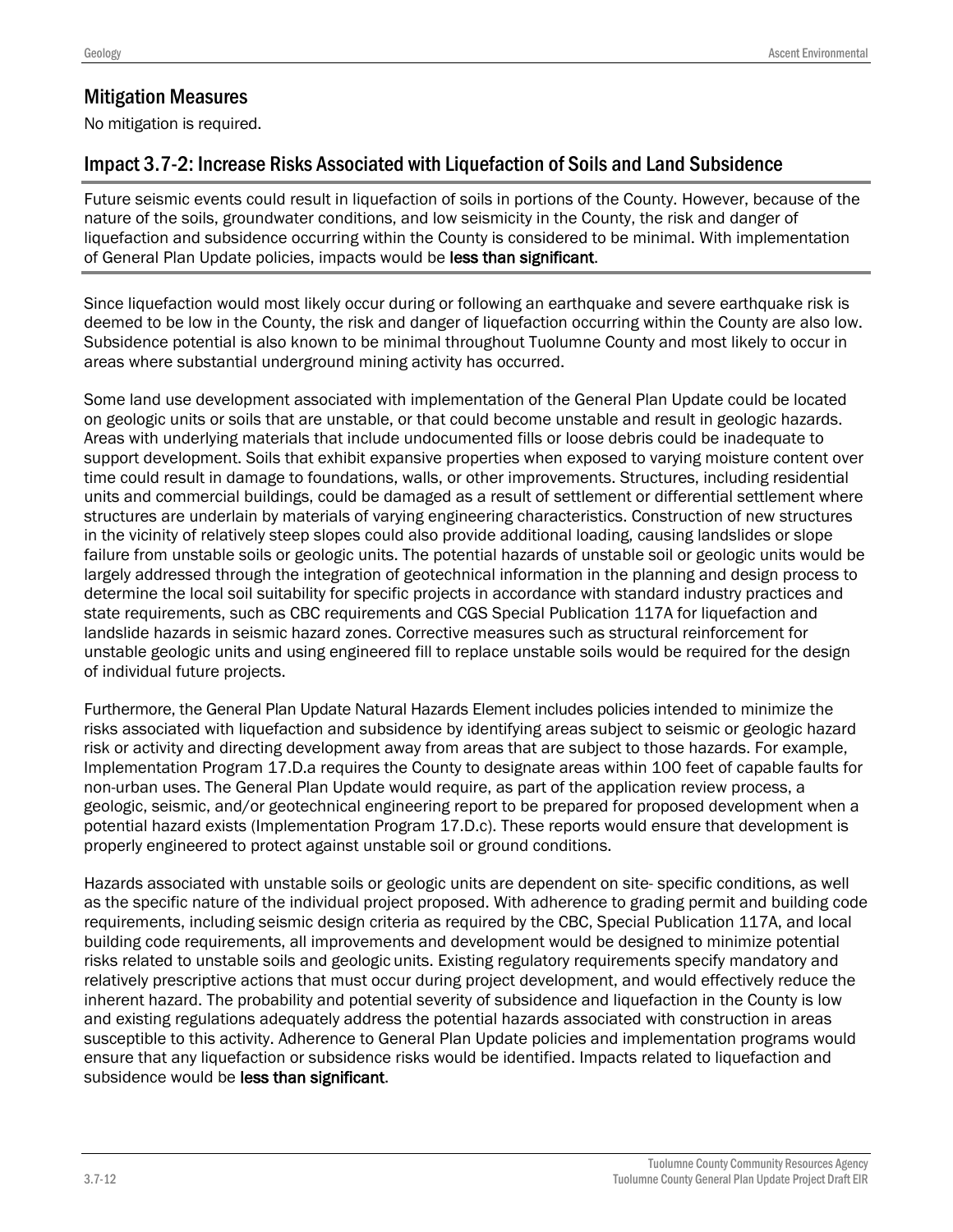## Mitigation Measures

No mitigation is required.

## Impact 3.7-2: Increase Risks Associated with Liquefaction of Soils and Land Subsidence

Future seismic events could result in liquefaction of soils in portions of the County. However, because of the nature of the soils, groundwater conditions, and low seismicity in the County, the risk and danger of liquefaction and subsidence occurring within the County is considered to be minimal. With implementation of General Plan Update policies, impacts would be **less than significant**.

Since liquefaction would most likely occur during or following an earthquake and severe earthquake risk is deemed to be low in the County, the risk and danger of liquefaction occurring within the County are also low. Subsidence potential is also known to be minimal throughout Tuolumne County and most likely to occur in areas where substantial underground mining activity has occurred.

Some land use development associated with implementation of the General Plan Update could be located on geologic units or soils that are unstable, or that could become unstable and result in geologic hazards. Areas with underlying materials that include undocumented fills or loose debris could be inadequate to support development. Soils that exhibit expansive properties when exposed to varying moisture content over time could result in damage to foundations, walls, or other improvements. Structures, including residential units and commercial buildings, could be damaged as a result of settlement or differential settlement where structures are underlain by materials of varying engineering characteristics. Construction of new structures in the vicinity of relatively steep slopes could also provide additional loading, causing landslides or slope failure from unstable soils or geologic units. The potential hazards of unstable soil or geologic units would be largely addressed through the integration of geotechnical information in the planning and design process to determine the local soil suitability for specific projects in accordance with standard industry practices and state requirements, such as CBC requirements and CGS Special Publication 117A for liquefaction and landslide hazards in seismic hazard zones. Corrective measures such as structural reinforcement for unstable geologic units and using engineered fill to replace unstable soils would be required for the design of individual future projects.

Furthermore, the General Plan Update Natural Hazards Element includes policies intended to minimize the risks associated with liquefaction and subsidence by identifying areas subject to seismic or geologic hazard risk or activity and directing development away from areas that are subject to those hazards. For example, Implementation Program 17.D.a requires the County to designate areas within 100 feet of capable faults for non-urban uses. The General Plan Update would require, as part of the application review process, a geologic, seismic, and/or geotechnical engineering report to be prepared for proposed development when a potential hazard exists (Implementation Program 17.D.c). These reports would ensure that development is properly engineered to protect against unstable soil or ground conditions.

Hazards associated with unstable soils or geologic units are dependent on site- specific conditions, as well as the specific nature of the individual project proposed. With adherence to grading permit and building code requirements, including seismic design criteria as required by the CBC, Special Publication 117A, and local building code requirements, all improvements and development would be designed to minimize potential risks related to unstable soils and geologic units. Existing regulatory requirements specify mandatory and relatively prescriptive actions that must occur during project development, and would effectively reduce the inherent hazard. The probability and potential severity of subsidence and liquefaction in the County is low and existing regulations adequately address the potential hazards associated with construction in areas susceptible to this activity. Adherence to General Plan Update policies and implementation programs would ensure that any liquefaction or subsidence risks would be identified. Impacts related to liquefaction and subsidence would be **less than significant**.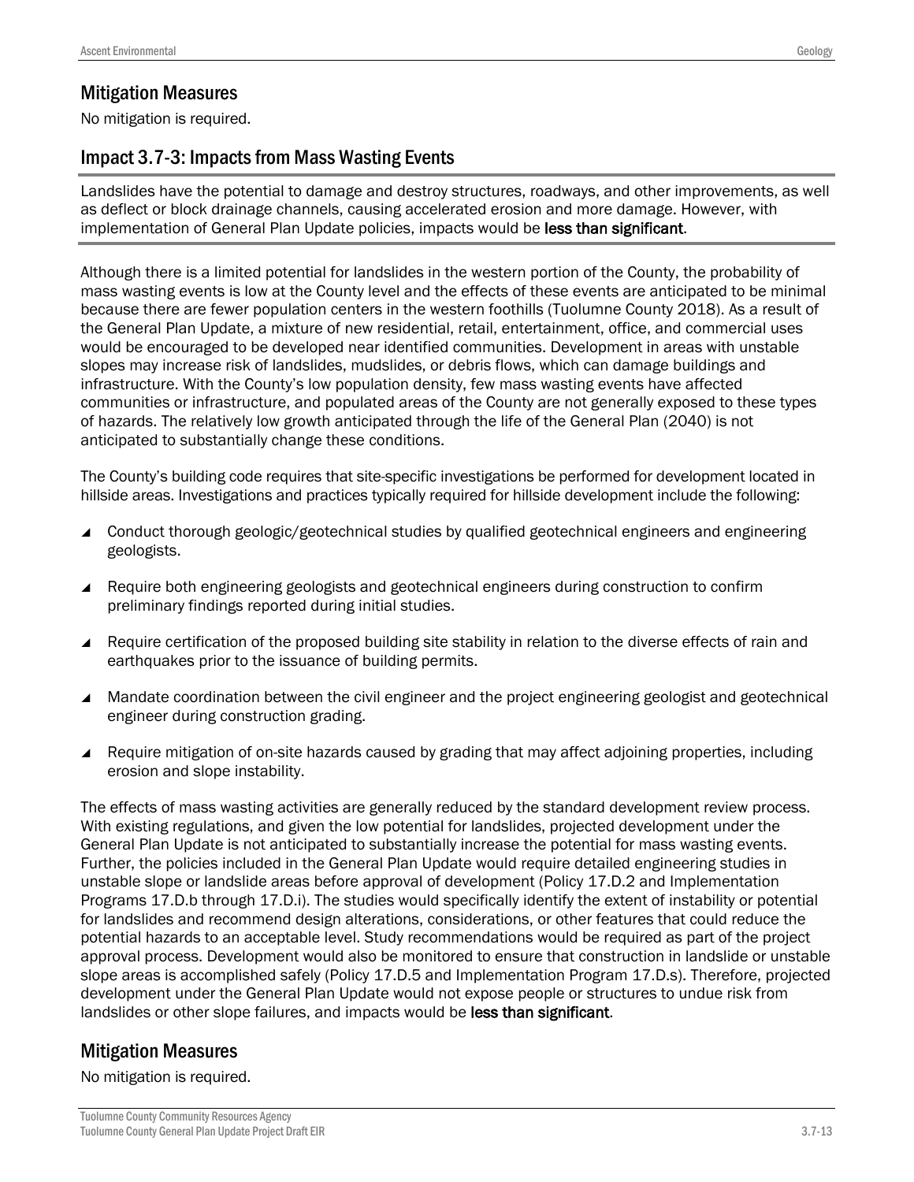## Mitigation Measures

No mitigation is required.

## Impact 3.7-3: Impacts from Mass Wasting Events

Landslides have the potential to damage and destroy structures, roadways, and other improvements, as well as deflect or block drainage channels, causing accelerated erosion and more damage. However, with implementation of General Plan Update policies, impacts would be **less than significant**.

Although there is a limited potential for landslides in the western portion of the County, the probability of mass wasting events is low at the County level and the effects of these events are anticipated to be minimal because there are fewer population centers in the western foothills (Tuolumne County 2018). As a result of the General Plan Update, a mixture of new residential, retail, entertainment, office, and commercial uses would be encouraged to be developed near identified communities. Development in areas with unstable slopes may increase risk of landslides, mudslides, or debris flows, which can damage buildings and infrastructure. With the County's low population density, few mass wasting events have affected communities or infrastructure, and populated areas of the County are not generally exposed to these types of hazards. The relatively low growth anticipated through the life of the General Plan (2040) is not anticipated to substantially change these conditions.

The County's building code requires that site-specific investigations be performed for development located in hillside areas. Investigations and practices typically required for hillside development include the following:

- Conduct thorough geologic/geotechnical studies by qualified geotechnical engineers and engineering geologists.
- Require both engineering geologists and geotechnical engineers during construction to confirm preliminary findings reported during initial studies.
- Require certification of the proposed building site stability in relation to the diverse effects of rain and earthquakes prior to the issuance of building permits.
- Mandate coordination between the civil engineer and the project engineering geologist and geotechnical engineer during construction grading.
- Require mitigation of on-site hazards caused by grading that may affect adjoining properties, including erosion and slope instability.

The effects of mass wasting activities are generally reduced by the standard development review process. With existing regulations, and given the low potential for landslides, projected development under the General Plan Update is not anticipated to substantially increase the potential for mass wasting events. Further, the policies included in the General Plan Update would require detailed engineering studies in unstable slope or landslide areas before approval of development (Policy 17.D.2 and Implementation Programs 17.D.b through 17.D.i). The studies would specifically identify the extent of instability or potential for landslides and recommend design alterations, considerations, or other features that could reduce the potential hazards to an acceptable level. Study recommendations would be required as part of the project approval process. Development would also be monitored to ensure that construction in landslide or unstable slope areas is accomplished safely (Policy 17.D.5 and Implementation Program 17.D.s). Therefore, projected development under the General Plan Update would not expose people or structures to undue risk from landslides or other slope failures, and impacts would be **less than significant**.

## Mitigation Measures

No mitigation is required.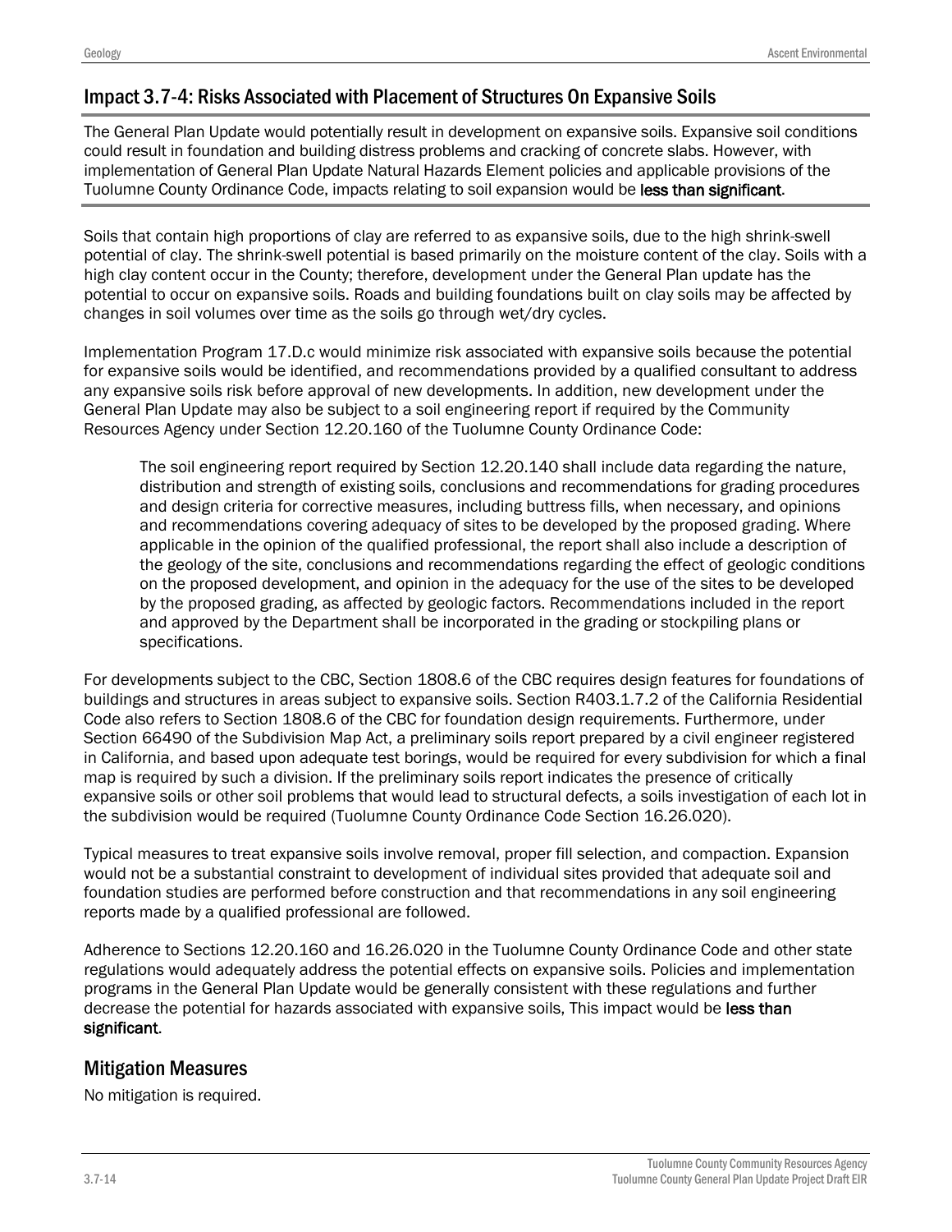## Impact 3.7-4: Risks Associated with Placement of Structures On Expansive Soils

The General Plan Update would potentially result in development on expansive soils. Expansive soil conditions could result in foundation and building distress problems and cracking of concrete slabs. However, with implementation of General Plan Update Natural Hazards Element policies and applicable provisions of the Tuolumne County Ordinance Code, impacts relating to soil expansion would be **less than significant**.

Soils that contain high proportions of clay are referred to as expansive soils, due to the high shrink-swell potential of clay. The shrink-swell potential is based primarily on the moisture content of the clay. Soils with a high clay content occur in the County; therefore, development under the General Plan update has the potential to occur on expansive soils. Roads and building foundations built on clay soils may be affected by changes in soil volumes over time as the soils go through wet/dry cycles.

Implementation Program 17.D.c would minimize risk associated with expansive soils because the potential for expansive soils would be identified, and recommendations provided by a qualified consultant to address any expansive soils risk before approval of new developments. In addition, new development under the General Plan Update may also be subject to a soil engineering report if required by the Community Resources Agency under Section 12.20.160 of the Tuolumne County Ordinance Code:

> The soil engineering report required by Section 12.20.140 shall include data regarding the nature, distribution and strength of existing soils, conclusions and recommendations for grading procedures and design criteria for corrective measures, including buttress fills, when necessary, and opinions and recommendations covering adequacy of sites to be developed by the proposed grading. Where applicable in the opinion of the qualified professional, the report shall also include a description of the geology of the site, conclusions and recommendations regarding the effect of geologic conditions on the proposed development, and opinion in the adequacy for the use of the sites to be developed by the proposed grading, as affected by geologic factors. Recommendations included in the report and approved by the Department shall be incorporated in the grading or stockpiling plans or specifications.

For developments subject to the CBC, Section 1808.6 of the CBC requires design features for foundations of buildings and structures in areas subject to expansive soils. Section R403.1.7.2 of the California Residential Code also refers to Section 1808.6 of the CBC for foundation design requirements. Furthermore, under Section 66490 of the Subdivision Map Act, a preliminary soils report prepared by a civil engineer registered in California, and based upon adequate test borings, would be required for every subdivision for which a final map is required by such a division. If the preliminary soils report indicates the presence of critically expansive soils or other soil problems that would lead to structural defects, a soils investigation of each lot in the subdivision would be required (Tuolumne County Ordinance Code Section 16.26.020).

Typical measures to treat expansive soils involve removal, proper fill selection, and compaction. Expansion would not be a substantial constraint to development of individual sites provided that adequate soil and foundation studies are performed before construction and that recommendations in any soil engineering reports made by a qualified professional are followed.

Adherence to Sections 12.20.160 and 16.26.020 in the Tuolumne County Ordinance Code and other state regulations would adequately address the potential effects on expansive soils. Policies and implementation programs in the General Plan Update would be generally consistent with these regulations and further decrease the potential for hazards associated with expansive soils, This impact would be **less than significant**.

## Mitigation Measures

No mitigation is required.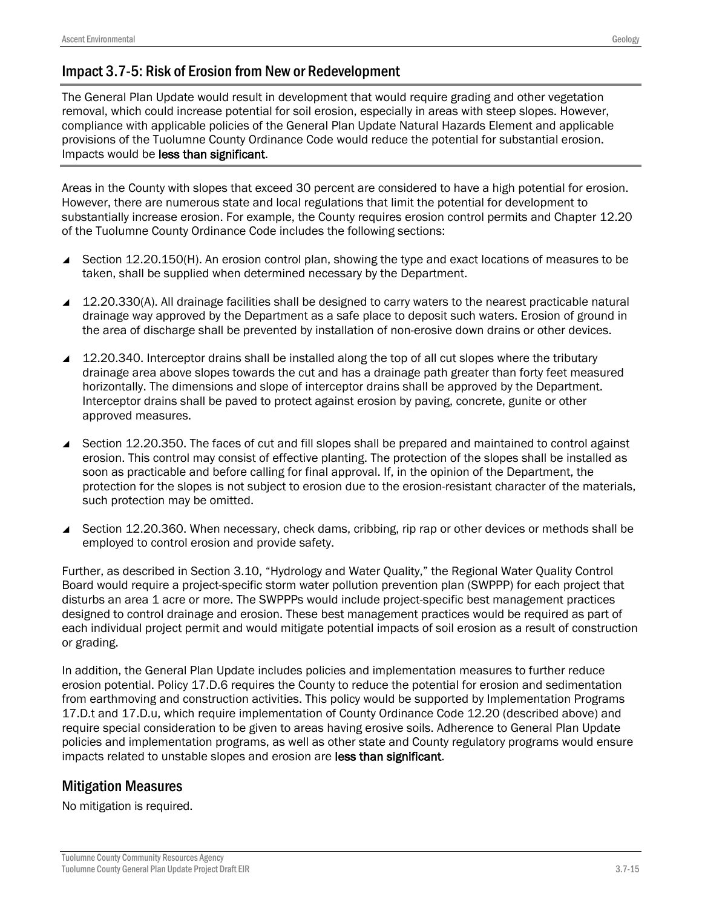## Impact 3.7-5: Risk of Erosion from New or Redevelopment

The General Plan Update would result in development that would require grading and other vegetation removal, which could increase potential for soil erosion, especially in areas with steep slopes. However, compliance with applicable policies of the General Plan Update Natural Hazards Element and applicable provisions of the Tuolumne County Ordinance Code would reduce the potential for substantial erosion. Impacts would be **less than significant**.

Areas in the County with slopes that exceed 30 percent are considered to have a high potential for erosion. However, there are numerous state and local regulations that limit the potential for development to substantially increase erosion. For example, the County requires erosion control permits and Chapter 12.20 of the Tuolumne County Ordinance Code includes the following sections:

- Section 12.20.150(H). An erosion control plan, showing the type and exact locations of measures to be taken, shall be supplied when determined necessary by the Department.
- 12.20.330(A). All drainage facilities shall be designed to carry waters to the nearest practicable natural drainage way approved by the Department as a safe place to deposit such waters. Erosion of ground in the area of discharge shall be prevented by installation of non-erosive down drains or other devices.
- 12.20.340. Interceptor drains shall be installed along the top of all cut slopes where the tributary drainage area above slopes towards the cut and has a drainage path greater than forty feet measured horizontally. The dimensions and slope of interceptor drains shall be approved by the Department. Interceptor drains shall be paved to protect against erosion by paving, concrete, gunite or other approved measures.
- Section 12.20.350. The faces of cut and fill slopes shall be prepared and maintained to control against erosion. This control may consist of effective planting. The protection of the slopes shall be installed as soon as practicable and before calling for final approval. If, in the opinion of the Department, the protection for the slopes is not subject to erosion due to the erosion-resistant character of the materials, such protection may be omitted.
- Section 12.20.360. When necessary, check dams, cribbing, rip rap or other devices or methods shall be employed to control erosion and provide safety.

Further, as described in Section 3.10, "Hydrology and Water Quality," the Regional Water Quality Control Board would require a project-specific storm water pollution prevention plan (SWPPP) for each project that disturbs an area 1 acre or more. The SWPPPs would include project-specific best management practices designed to control drainage and erosion. These best management practices would be required as part of each individual project permit and would mitigate potential impacts of soil erosion as a result of construction or grading.

In addition, the General Plan Update includes policies and implementation measures to further reduce erosion potential. Policy 17.D.6 requires the County to reduce the potential for erosion and sedimentation from earthmoving and construction activities. This policy would be supported by Implementation Programs 17.D.t and 17.D.u, which require implementation of County Ordinance Code 12.20 (described above) and require special consideration to be given to areas having erosive soils. Adherence to General Plan Update policies and implementation programs, as well as other state and County regulatory programs would ensure impacts related to unstable slopes and erosion are **less than significant**.

## Mitigation Measures

No mitigation is required.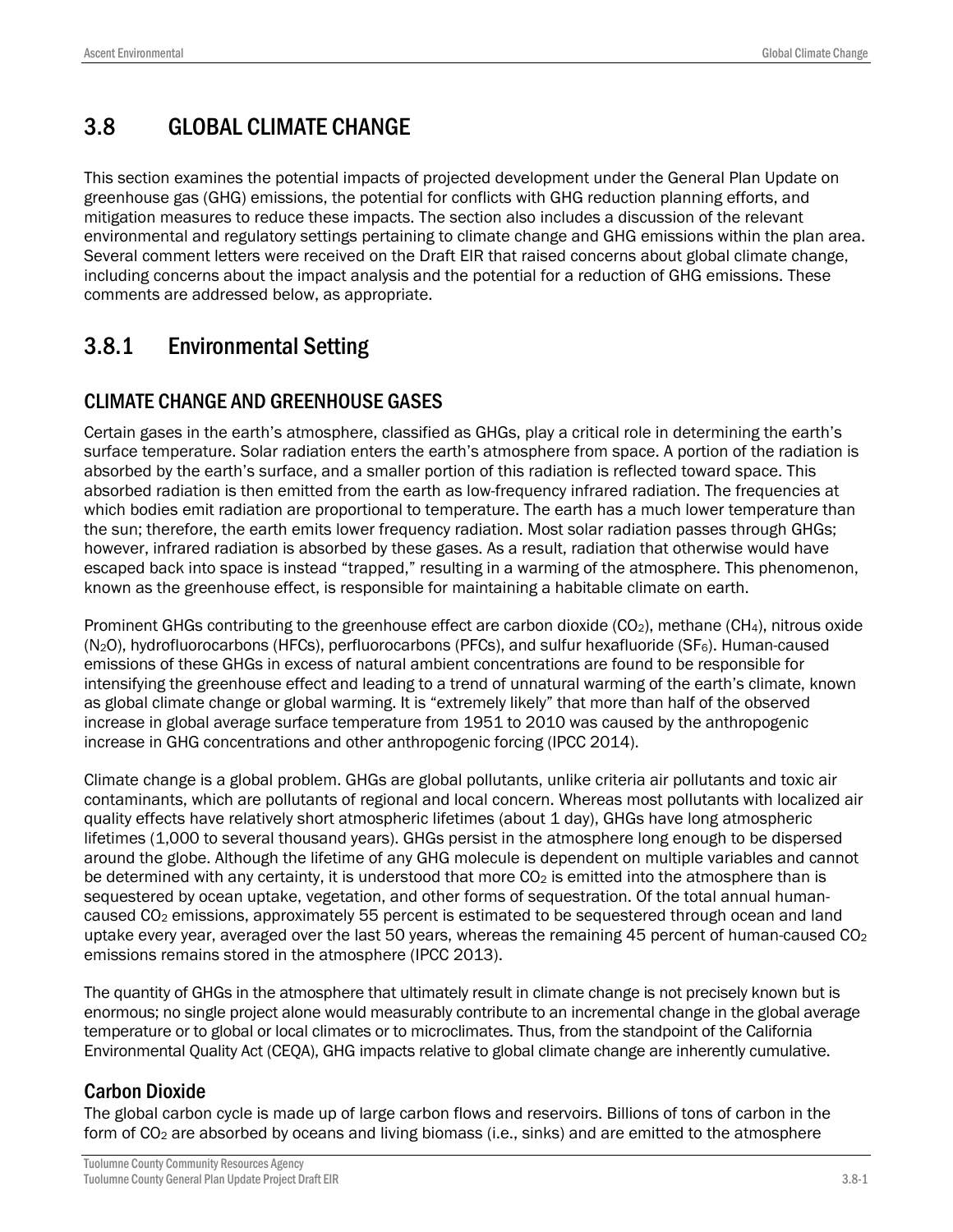# 3.8 GLOBAL CLIMATE CHANGE

This section examines the potential impacts of projected development under the General Plan Update on greenhouse gas (GHG) emissions, the potential for conflicts with GHG reduction planning efforts, and mitigation measures to reduce these impacts. The section also includes a discussion of the relevant environmental and regulatory settings pertaining to climate change and GHG emissions within the plan area. Several comment letters were received on the Draft EIR that raised concerns about global climate change, including concerns about the impact analysis and the potential for a reduction of GHG emissions. These comments are addressed below, as appropriate.

## 3.8.1 Environmental Setting

### CLIMATE CHANGE AND GREENHOUSE GASES

Certain gases in the earth's atmosphere, classified as GHGs, play a critical role in determining the earth's surface temperature. Solar radiation enters the earth's atmosphere from space. A portion of the radiation is absorbed by the earth's surface, and a smaller portion of this radiation is reflected toward space. This absorbed radiation is then emitted from the earth as low-frequency infrared radiation. The frequencies at which bodies emit radiation are proportional to temperature. The earth has a much lower temperature than the sun; therefore, the earth emits lower frequency radiation. Most solar radiation passes through GHGs; however, infrared radiation is absorbed by these gases. As a result, radiation that otherwise would have escaped back into space is instead "trapped," resulting in a warming of the atmosphere. This phenomenon, known as the greenhouse effect, is responsible for maintaining a habitable climate on earth.

Prominent GHGs contributing to the greenhouse effect are carbon dioxide ($CO_2$), methane ($CH_4$), nitrous oxide ($N_2O$), hydrofluorocarbons (HFCs), perfluorocarbons (PFCs), and sulfur hexafluoride ($SF_6$). Human-caused emissions of these GHGs in excess of natural ambient concentrations are found to be responsible for intensifying the greenhouse effect and leading to a trend of unnatural warming of the earth's climate, known as global climate change or global warming. It is "extremely likely" that more than half of the observed increase in global average surface temperature from 1951 to 2010 was caused by the anthropogenic increase in GHG concentrations and other anthropogenic forcing (IPCC 2014).

Climate change is a global problem. GHGs are global pollutants, unlike criteria air pollutants and toxic air contaminants, which are pollutants of regional and local concern. Whereas most pollutants with localized air quality effects have relatively short atmospheric lifetimes (about 1 day), GHGs have long atmospheric lifetimes (1,000 to several thousand years). GHGs persist in the atmosphere long enough to be dispersed around the globe. Although the lifetime of any GHG molecule is dependent on multiple variables and cannot be determined with any certainty, it is understood that more $CO_2$ is emitted into the atmosphere than is sequestered by ocean uptake, vegetation, and other forms of sequestration. Of the total annual human-caused $CO_2$ emissions, approximately 55 percent is estimated to be sequestered through ocean and land uptake every year, averaged over the last 50 years, whereas the remaining 45 percent of human-caused $CO_2$ emissions remains stored in the atmosphere (IPCC 2013).

The quantity of GHGs in the atmosphere that ultimately result in climate change is not precisely known but is enormous; no single project alone would measurably contribute to an incremental change in the global average temperature or to global or local climates or to microclimates. Thus, from the standpoint of the California Environmental Quality Act (CEQA), GHG impacts relative to global climate change are inherently cumulative.

#### Carbon Dioxide

The global carbon cycle is made up of large carbon flows and reservoirs. Billions of tons of carbon in the form of $CO_2$ are absorbed by oceans and living biomass (i.e., sinks) and are emitted to the atmosphere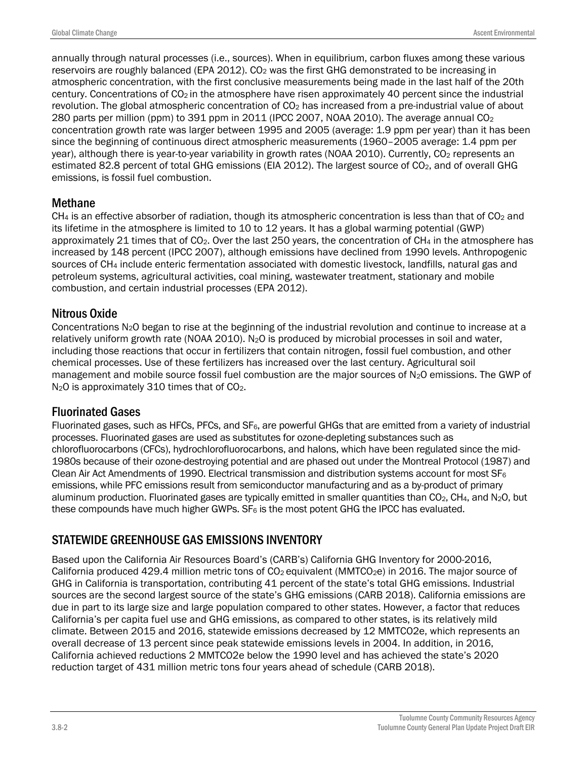annually through natural processes (i.e., sources). When in equilibrium, carbon fluxes among these various reservoirs are roughly balanced (EPA 2012). $CO_2$ was the first GHG demonstrated to be increasing in atmospheric concentration, with the first conclusive measurements being made in the last half of the 20th century. Concentrations of $CO_2$ in the atmosphere have risen approximately 40 percent since the industrial revolution. The global atmospheric concentration of $CO_2$ has increased from a pre-industrial value of about 280 parts per million (ppm) to 391 ppm in 2011 (IPCC 2007, NOAA 2010). The average annual $CO_2$ concentration growth rate was larger between 1995 and 2005 (average: 1.9 ppm per year) than it has been since the beginning of continuous direct atmospheric measurements (1960–2005 average: 1.4 ppm per year), although there is year-to-year variability in growth rates (NOAA 2010). Currently, $CO_2$ represents an estimated 82.8 percent of total GHG emissions (EIA 2012). The largest source of $CO_2$, and of overall GHG emissions, is fossil fuel combustion.

## Methane

$CH_4$ is an effective absorber of radiation, though its atmospheric concentration is less than that of $CO_2$ and its lifetime in the atmosphere is limited to 10 to 12 years. It has a global warming potential (GWP) approximately 21 times that of $CO_2$. Over the last 250 years, the concentration of $CH_4$ in the atmosphere has increased by 148 percent (IPCC 2007), although emissions have declined from 1990 levels. Anthropogenic sources of $CH_4$ include enteric fermentation associated with domestic livestock, landfills, natural gas and petroleum systems, agricultural activities, coal mining, wastewater treatment, stationary and mobile combustion, and certain industrial processes (EPA 2012).

## Nitrous Oxide

Concentrations $N_2O$ began to rise at the beginning of the industrial revolution and continue to increase at a relatively uniform growth rate (NOAA 2010). $N_2O$ is produced by microbial processes in soil and water, including those reactions that occur in fertilizers that contain nitrogen, fossil fuel combustion, and other chemical processes. Use of these fertilizers has increased over the last century. Agricultural soil management and mobile source fossil fuel combustion are the major sources of $N_2O$ emissions. The GWP of $N_2O$ is approximately 310 times that of $CO_2$.

## Fluorinated Gases

Fluorinated gases, such as HFCs, PFCs, and $SF_6$, are powerful GHGs that are emitted from a variety of industrial processes. Fluorinated gases are used as substitutes for ozone-depleting substances such as chlorofluorocarbons (CFCs), hydrochlorofluorocarbons, and halons, which have been regulated since the mid-1980s because of their ozone-destroying potential and are phased out under the Montreal Protocol (1987) and Clean Air Act Amendments of 1990. Electrical transmission and distribution systems account for most $SF_6$ emissions, while PFC emissions result from semiconductor manufacturing and as a by-product of primary aluminum production. Fluorinated gases are typically emitted in smaller quantities than $CO_2$, $CH_4$, and $N_2O$, but these compounds have much higher GWPs. $SF_6$ is the most potent GHG the IPCC has evaluated.

# STATEWIDE GREENHOUSE GAS EMISSIONS INVENTORY

Based upon the California Air Resources Board's (CARB's) California GHG Inventory for 2000-2016, California produced 429.4 million metric tons of $CO_2$ equivalent ($MMTCO_2e$) in 2016. The major source of GHG in California is transportation, contributing 41 percent of the state's total GHG emissions. Industrial sources are the second largest source of the state's GHG emissions (CARB 2018). California emissions are due in part to its large size and large population compared to other states. However, a factor that reduces California's per capita fuel use and GHG emissions, as compared to other states, is its relatively mild climate. Between 2015 and 2016, statewide emissions decreased by 12 MMTCO2e, which represents an overall decrease of 13 percent since peak statewide emissions levels in 2004. In addition, in 2016, California achieved reductions 2 MMTCO2e below the 1990 level and has achieved the state's 2020 reduction target of 431 million metric tons four years ahead of schedule (CARB 2018).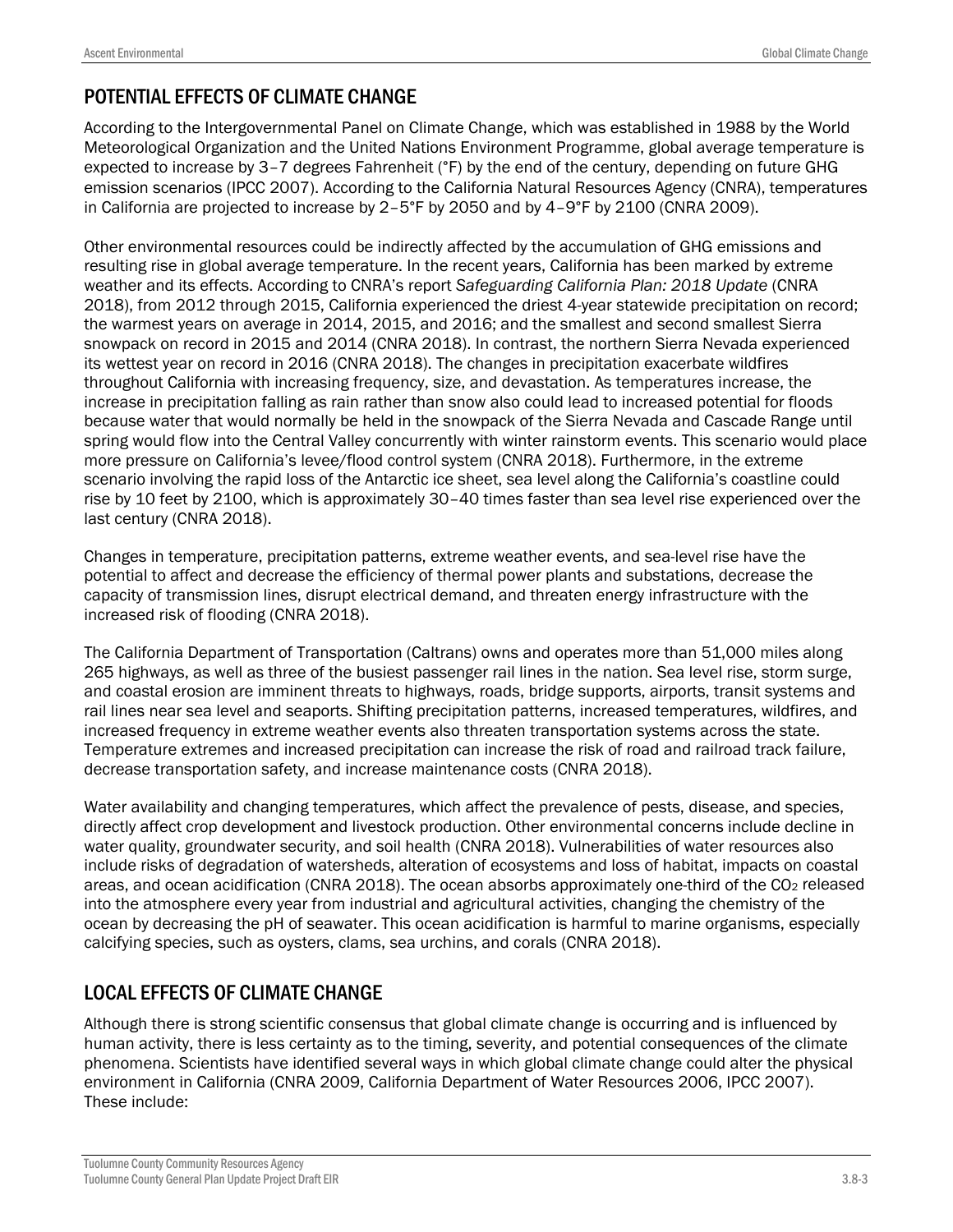## POTENTIAL EFFECTS OF CLIMATE CHANGE

According to the Intergovernmental Panel on Climate Change, which was established in 1988 by the World Meteorological Organization and the United Nations Environment Programme, global average temperature is expected to increase by 3–7 degrees Fahrenheit (°F) by the end of the century, depending on future GHG emission scenarios (IPCC 2007). According to the California Natural Resources Agency (CNRA), temperatures in California are projected to increase by 2–5°F by 2050 and by 4–9°F by 2100 (CNRA 2009).

Other environmental resources could be indirectly affected by the accumulation of GHG emissions and resulting rise in global average temperature. In the recent years, California has been marked by extreme weather and its effects. According to CNRA's report *Safeguarding California Plan: 2018 Update* (CNRA 2018), from 2012 through 2015, California experienced the driest 4-year statewide precipitation on record; the warmest years on average in 2014, 2015, and 2016; and the smallest and second smallest Sierra snowpack on record in 2015 and 2014 (CNRA 2018). In contrast, the northern Sierra Nevada experienced its wettest year on record in 2016 (CNRA 2018). The changes in precipitation exacerbate wildfires throughout California with increasing frequency, size, and devastation. As temperatures increase, the increase in precipitation falling as rain rather than snow also could lead to increased potential for floods because water that would normally be held in the snowpack of the Sierra Nevada and Cascade Range until spring would flow into the Central Valley concurrently with winter rainstorm events. This scenario would place more pressure on California's levee/flood control system (CNRA 2018). Furthermore, in the extreme scenario involving the rapid loss of the Antarctic ice sheet, sea level along the California's coastline could rise by 10 feet by 2100, which is approximately 30–40 times faster than sea level rise experienced over the last century (CNRA 2018).

Changes in temperature, precipitation patterns, extreme weather events, and sea-level rise have the potential to affect and decrease the efficiency of thermal power plants and substations, decrease the capacity of transmission lines, disrupt electrical demand, and threaten energy infrastructure with the increased risk of flooding (CNRA 2018).

The California Department of Transportation (Caltrans) owns and operates more than 51,000 miles along 265 highways, as well as three of the busiest passenger rail lines in the nation. Sea level rise, storm surge, and coastal erosion are imminent threats to highways, roads, bridge supports, airports, transit systems and rail lines near sea level and seaports. Shifting precipitation patterns, increased temperatures, wildfires, and increased frequency in extreme weather events also threaten transportation systems across the state. Temperature extremes and increased precipitation can increase the risk of road and railroad track failure, decrease transportation safety, and increase maintenance costs (CNRA 2018).

Water availability and changing temperatures, which affect the prevalence of pests, disease, and species, directly affect crop development and livestock production. Other environmental concerns include decline in water quality, groundwater security, and soil health (CNRA 2018). Vulnerabilities of water resources also include risks of degradation of watersheds, alteration of ecosystems and loss of habitat, impacts on coastal areas, and ocean acidification (CNRA 2018). The ocean absorbs approximately one-third of the $CO_2$ released into the atmosphere every year from industrial and agricultural activities, changing the chemistry of the ocean by decreasing the pH of seawater. This ocean acidification is harmful to marine organisms, especially calcifying species, such as oysters, clams, sea urchins, and corals (CNRA 2018).

## LOCAL EFFECTS OF CLIMATE CHANGE

Although there is strong scientific consensus that global climate change is occurring and is influenced by human activity, there is less certainty as to the timing, severity, and potential consequences of the climate phenomena. Scientists have identified several ways in which global climate change could alter the physical environment in California (CNRA 2009, California Department of Water Resources 2006, IPCC 2007). These include: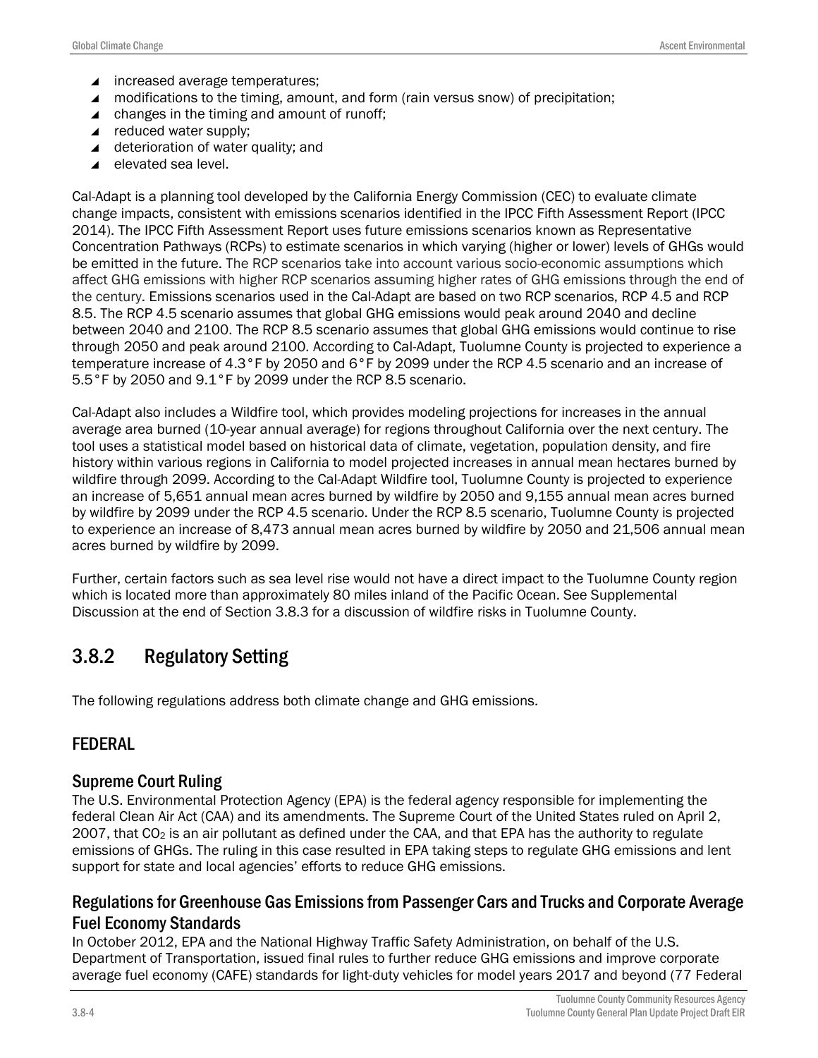- increased average temperatures;
- modifications to the timing, amount, and form (rain versus snow) of precipitation;
- changes in the timing and amount of runoff;
- reduced water supply;
- deterioration of water quality; and
- elevated sea level.

Cal-Adapt is a planning tool developed by the California Energy Commission (CEC) to evaluate climate change impacts, consistent with emissions scenarios identified in the IPCC Fifth Assessment Report (IPCC 2014). The IPCC Fifth Assessment Report uses future emissions scenarios known as Representative Concentration Pathways (RCPs) to estimate scenarios in which varying (higher or lower) levels of GHGs would be emitted in the future. The RCP scenarios take into account various socio-economic assumptions which affect GHG emissions with higher RCP scenarios assuming higher rates of GHG emissions through the end of the century. Emissions scenarios used in the Cal-Adapt are based on two RCP scenarios, RCP 4.5 and RCP 8.5. The RCP 4.5 scenario assumes that global GHG emissions would peak around 2040 and decline between 2040 and 2100. The RCP 8.5 scenario assumes that global GHG emissions would continue to rise through 2050 and peak around 2100. According to Cal-Adapt, Tuolumne County is projected to experience a temperature increase of 4.3°F by 2050 and 6°F by 2099 under the RCP 4.5 scenario and an increase of 5.5°F by 2050 and 9.1°F by 2099 under the RCP 8.5 scenario.

Cal-Adapt also includes a Wildfire tool, which provides modeling projections for increases in the annual average area burned (10-year annual average) for regions throughout California over the next century. The tool uses a statistical model based on historical data of climate, vegetation, population density, and fire history within various regions in California to model projected increases in annual mean hectares burned by wildfire through 2099. According to the Cal-Adapt Wildfire tool, Tuolumne County is projected to experience an increase of 5,651 annual mean acres burned by wildfire by 2050 and 9,155 annual mean acres burned by wildfire by 2099 under the RCP 4.5 scenario. Under the RCP 8.5 scenario, Tuolumne County is projected to experience an increase of 8,473 annual mean acres burned by wildfire by 2050 and 21,506 annual mean acres burned by wildfire by 2099.

Further, certain factors such as sea level rise would not have a direct impact to the Tuolumne County region which is located more than approximately 80 miles inland of the Pacific Ocean. See Supplemental Discussion at the end of Section 3.8.3 for a discussion of wildfire risks in Tuolumne County.

## 3.8.2 Regulatory Setting

The following regulations address both climate change and GHG emissions.

### FEDERAL

#### Supreme Court Ruling

The U.S. Environmental Protection Agency (EPA) is the federal agency responsible for implementing the federal Clean Air Act (CAA) and its amendments. The Supreme Court of the United States ruled on April 2, 2007, that $CO_2$ is an air pollutant as defined under the CAA, and that EPA has the authority to regulate emissions of GHGs. The ruling in this case resulted in EPA taking steps to regulate GHG emissions and lent support for state and local agencies' efforts to reduce GHG emissions.

#### Regulations for Greenhouse Gas Emissions from Passenger Cars and Trucks and Corporate Average Fuel Economy Standards

In October 2012, EPA and the National Highway Traffic Safety Administration, on behalf of the U.S. Department of Transportation, issued final rules to further reduce GHG emissions and improve corporate average fuel economy (CAFE) standards for light-duty vehicles for model years 2017 and beyond (77 Federal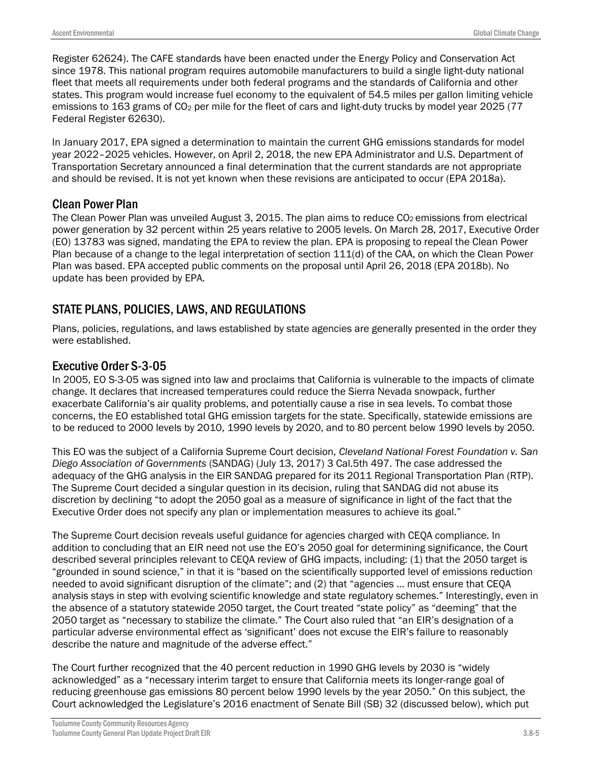Register 62624). The CAFE standards have been enacted under the Energy Policy and Conservation Act since 1978. This national program requires automobile manufacturers to build a single light-duty national fleet that meets all requirements under both federal programs and the standards of California and other states. This program would increase fuel economy to the equivalent of 54.5 miles per gallon limiting vehicle emissions to 163 grams of $CO_2$ per mile for the fleet of cars and light-duty trucks by model year 2025 (77 Federal Register 62630).

In January 2017, EPA signed a determination to maintain the current GHG emissions standards for model year 2022–2025 vehicles. However, on April 2, 2018, the new EPA Administrator and U.S. Department of Transportation Secretary announced a final determination that the current standards are not appropriate and should be revised. It is not yet known when these revisions are anticipated to occur (EPA 2018a).

### Clean Power Plan

The Clean Power Plan was unveiled August 3, 2015. The plan aims to reduce $CO_2$ emissions from electrical power generation by 32 percent within 25 years relative to 2005 levels. On March 28, 2017, Executive Order (EO) 13783 was signed, mandating the EPA to review the plan. EPA is proposing to repeal the Clean Power Plan because of a change to the legal interpretation of section 111(d) of the CAA, on which the Clean Power Plan was based. EPA accepted public comments on the proposal until April 26, 2018 (EPA 2018b). No update has been provided by EPA.

## STATE PLANS, POLICIES, LAWS, AND REGULATIONS

Plans, policies, regulations, and laws established by state agencies are generally presented in the order they were established.

### Executive Order S-3-05

In 2005, EO S-3-05 was signed into law and proclaims that California is vulnerable to the impacts of climate change. It declares that increased temperatures could reduce the Sierra Nevada snowpack, further exacerbate California's air quality problems, and potentially cause a rise in sea levels. To combat those concerns, the EO established total GHG emission targets for the state. Specifically, statewide emissions are to be reduced to 2000 levels by 2010, 1990 levels by 2020, and to 80 percent below 1990 levels by 2050.

This EO was the subject of a California Supreme Court decision, *Cleveland National Forest Foundation v. San Diego Association of Governments* (SANDAG) (July 13, 2017) 3 Cal.5th 497. The case addressed the adequacy of the GHG analysis in the EIR SANDAG prepared for its 2011 Regional Transportation Plan (RTP). The Supreme Court decided a singular question in its decision, ruling that SANDAG did not abuse its discretion by declining "to adopt the 2050 goal as a measure of significance in light of the fact that the Executive Order does not specify any plan or implementation measures to achieve its goal."

The Supreme Court decision reveals useful guidance for agencies charged with CEQA compliance. In addition to concluding that an EIR need not use the EO's 2050 goal for determining significance, the Court described several principles relevant to CEQA review of GHG impacts, including: (1) that the 2050 target is "grounded in sound science," in that it is "based on the scientifically supported level of emissions reduction needed to avoid significant disruption of the climate"; and (2) that "agencies … must ensure that CEQA analysis stays in step with evolving scientific knowledge and state regulatory schemes." Interestingly, even in the absence of a statutory statewide 2050 target, the Court treated "state policy" as "deeming" that the 2050 target as "necessary to stabilize the climate." The Court also ruled that "an EIR's designation of a particular adverse environmental effect as 'significant' does not excuse the EIR's failure to reasonably describe the nature and magnitude of the adverse effect."

The Court further recognized that the 40 percent reduction in 1990 GHG levels by 2030 is "widely acknowledged" as a "necessary interim target to ensure that California meets its longer-range goal of reducing greenhouse gas emissions 80 percent below 1990 levels by the year 2050." On this subject, the Court acknowledged the Legislature's 2016 enactment of Senate Bill (SB) 32 (discussed below), which put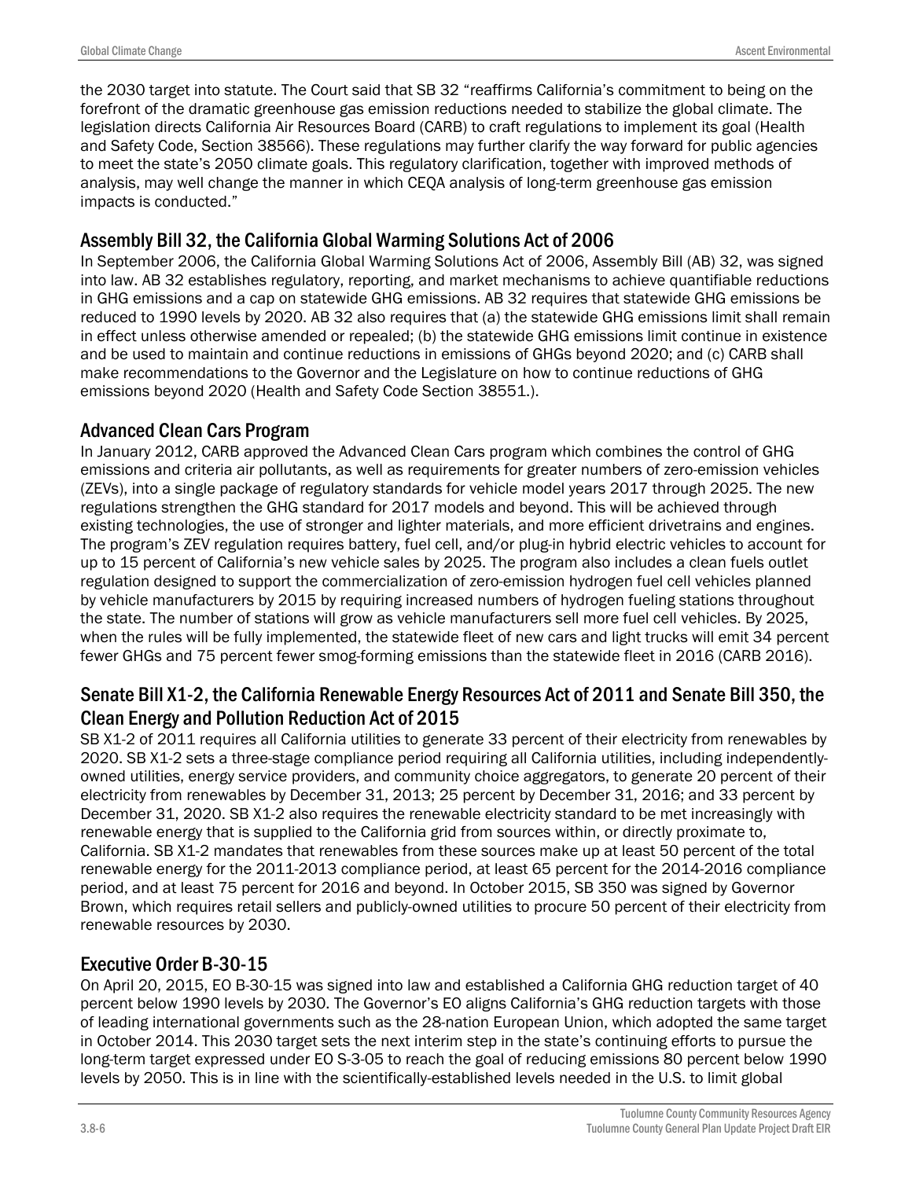the 2030 target into statute. The Court said that SB 32 "reaffirms California's commitment to being on the forefront of the dramatic greenhouse gas emission reductions needed to stabilize the global climate. The legislation directs California Air Resources Board (CARB) to craft regulations to implement its goal (Health and Safety Code, Section 38566). These regulations may further clarify the way forward for public agencies to meet the state's 2050 climate goals. This regulatory clarification, together with improved methods of analysis, may well change the manner in which CEQA analysis of long-term greenhouse gas emission impacts is conducted."

## Assembly Bill 32, the California Global Warming Solutions Act of 2006

In September 2006, the California Global Warming Solutions Act of 2006, Assembly Bill (AB) 32, was signed into law. AB 32 establishes regulatory, reporting, and market mechanisms to achieve quantifiable reductions in GHG emissions and a cap on statewide GHG emissions. AB 32 requires that statewide GHG emissions be reduced to 1990 levels by 2020. AB 32 also requires that (a) the statewide GHG emissions limit shall remain in effect unless otherwise amended or repealed; (b) the statewide GHG emissions limit continue in existence and be used to maintain and continue reductions in emissions of GHGs beyond 2020; and (c) CARB shall make recommendations to the Governor and the Legislature on how to continue reductions of GHG emissions beyond 2020 (Health and Safety Code Section 38551.).

## Advanced Clean Cars Program

In January 2012, CARB approved the Advanced Clean Cars program which combines the control of GHG emissions and criteria air pollutants, as well as requirements for greater numbers of zero-emission vehicles (ZEVs), into a single package of regulatory standards for vehicle model years 2017 through 2025. The new regulations strengthen the GHG standard for 2017 models and beyond. This will be achieved through existing technologies, the use of stronger and lighter materials, and more efficient drivetrains and engines. The program's ZEV regulation requires battery, fuel cell, and/or plug-in hybrid electric vehicles to account for up to 15 percent of California's new vehicle sales by 2025. The program also includes a clean fuels outlet regulation designed to support the commercialization of zero-emission hydrogen fuel cell vehicles planned by vehicle manufacturers by 2015 by requiring increased numbers of hydrogen fueling stations throughout the state. The number of stations will grow as vehicle manufacturers sell more fuel cell vehicles. By 2025, when the rules will be fully implemented, the statewide fleet of new cars and light trucks will emit 34 percent fewer GHGs and 75 percent fewer smog-forming emissions than the statewide fleet in 2016 (CARB 2016).

## Senate Bill X1-2, the California Renewable Energy Resources Act of 2011 and Senate Bill 350, the Clean Energy and Pollution Reduction Act of 2015

SB X1-2 of 2011 requires all California utilities to generate 33 percent of their electricity from renewables by 2020. SB X1-2 sets a three-stage compliance period requiring all California utilities, including independently-owned utilities, energy service providers, and community choice aggregators, to generate 20 percent of their electricity from renewables by December 31, 2013; 25 percent by December 31, 2016; and 33 percent by December 31, 2020. SB X1-2 also requires the renewable electricity standard to be met increasingly with renewable energy that is supplied to the California grid from sources within, or directly proximate to, California. SB X1-2 mandates that renewables from these sources make up at least 50 percent of the total renewable energy for the 2011-2013 compliance period, at least 65 percent for the 2014-2016 compliance period, and at least 75 percent for 2016 and beyond. In October 2015, SB 350 was signed by Governor Brown, which requires retail sellers and publicly-owned utilities to procure 50 percent of their electricity from renewable resources by 2030.

## Executive Order B-30-15

On April 20, 2015, EO B-30-15 was signed into law and established a California GHG reduction target of 40 percent below 1990 levels by 2030. The Governor's EO aligns California's GHG reduction targets with those of leading international governments such as the 28-nation European Union, which adopted the same target in October 2014. This 2030 target sets the next interim step in the state's continuing efforts to pursue the long-term target expressed under EO S-3-05 to reach the goal of reducing emissions 80 percent below 1990 levels by 2050. This is in line with the scientifically-established levels needed in the U.S. to limit global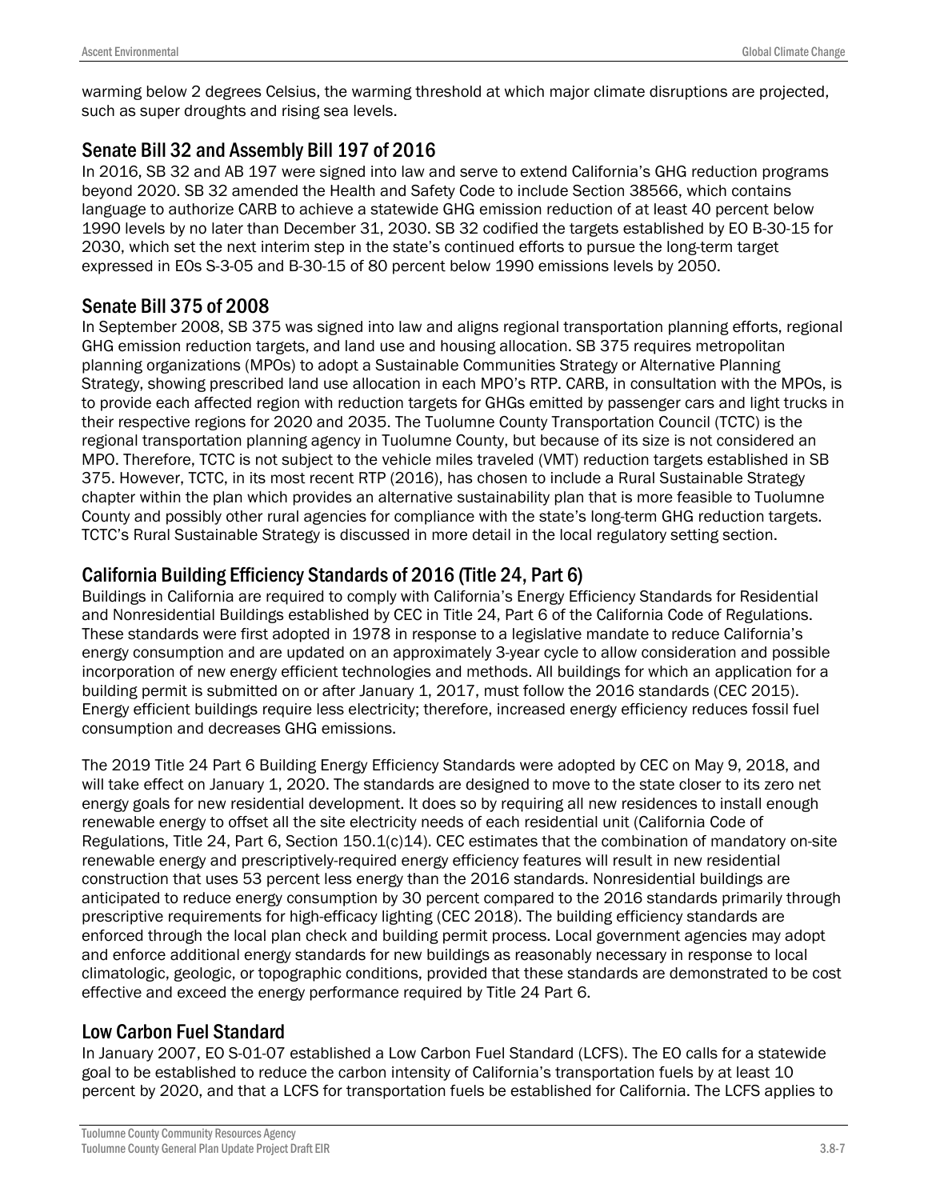warming below 2 degrees Celsius, the warming threshold at which major climate disruptions are projected, such as super droughts and rising sea levels.

## Senate Bill 32 and Assembly Bill 197 of 2016

In 2016, SB 32 and AB 197 were signed into law and serve to extend California's GHG reduction programs beyond 2020. SB 32 amended the Health and Safety Code to include Section 38566, which contains language to authorize CARB to achieve a statewide GHG emission reduction of at least 40 percent below 1990 levels by no later than December 31, 2030. SB 32 codified the targets established by EO B-30-15 for 2030, which set the next interim step in the state's continued efforts to pursue the long-term target expressed in EOs S-3-05 and B-30-15 of 80 percent below 1990 emissions levels by 2050.

## Senate Bill 375 of 2008

In September 2008, SB 375 was signed into law and aligns regional transportation planning efforts, regional GHG emission reduction targets, and land use and housing allocation. SB 375 requires metropolitan planning organizations (MPOs) to adopt a Sustainable Communities Strategy or Alternative Planning Strategy, showing prescribed land use allocation in each MPO's RTP. CARB, in consultation with the MPOs, is to provide each affected region with reduction targets for GHGs emitted by passenger cars and light trucks in their respective regions for 2020 and 2035. The Tuolumne County Transportation Council (TCTC) is the regional transportation planning agency in Tuolumne County, but because of its size is not considered an MPO. Therefore, TCTC is not subject to the vehicle miles traveled (VMT) reduction targets established in SB 375. However, TCTC, in its most recent RTP (2016), has chosen to include a Rural Sustainable Strategy chapter within the plan which provides an alternative sustainability plan that is more feasible to Tuolumne County and possibly other rural agencies for compliance with the state's long-term GHG reduction targets. TCTC's Rural Sustainable Strategy is discussed in more detail in the local regulatory setting section.

## California Building Efficiency Standards of 2016 (Title 24, Part 6)

Buildings in California are required to comply with California's Energy Efficiency Standards for Residential and Nonresidential Buildings established by CEC in Title 24, Part 6 of the California Code of Regulations. These standards were first adopted in 1978 in response to a legislative mandate to reduce California's energy consumption and are updated on an approximately 3-year cycle to allow consideration and possible incorporation of new energy efficient technologies and methods. All buildings for which an application for a building permit is submitted on or after January 1, 2017, must follow the 2016 standards (CEC 2015). Energy efficient buildings require less electricity; therefore, increased energy efficiency reduces fossil fuel consumption and decreases GHG emissions.

The 2019 Title 24 Part 6 Building Energy Efficiency Standards were adopted by CEC on May 9, 2018, and will take effect on January 1, 2020. The standards are designed to move to the state closer to its zero net energy goals for new residential development. It does so by requiring all new residences to install enough renewable energy to offset all the site electricity needs of each residential unit (California Code of Regulations, Title 24, Part 6, Section 150.1(c)14). CEC estimates that the combination of mandatory on-site renewable energy and prescriptively-required energy efficiency features will result in new residential construction that uses 53 percent less energy than the 2016 standards. Nonresidential buildings are anticipated to reduce energy consumption by 30 percent compared to the 2016 standards primarily through prescriptive requirements for high-efficacy lighting (CEC 2018). The building efficiency standards are enforced through the local plan check and building permit process. Local government agencies may adopt and enforce additional energy standards for new buildings as reasonably necessary in response to local climatologic, geologic, or topographic conditions, provided that these standards are demonstrated to be cost effective and exceed the energy performance required by Title 24 Part 6.

## Low Carbon Fuel Standard

In January 2007, EO S-01-07 established a Low Carbon Fuel Standard (LCFS). The EO calls for a statewide goal to be established to reduce the carbon intensity of California's transportation fuels by at least 10 percent by 2020, and that a LCFS for transportation fuels be established for California. The LCFS applies to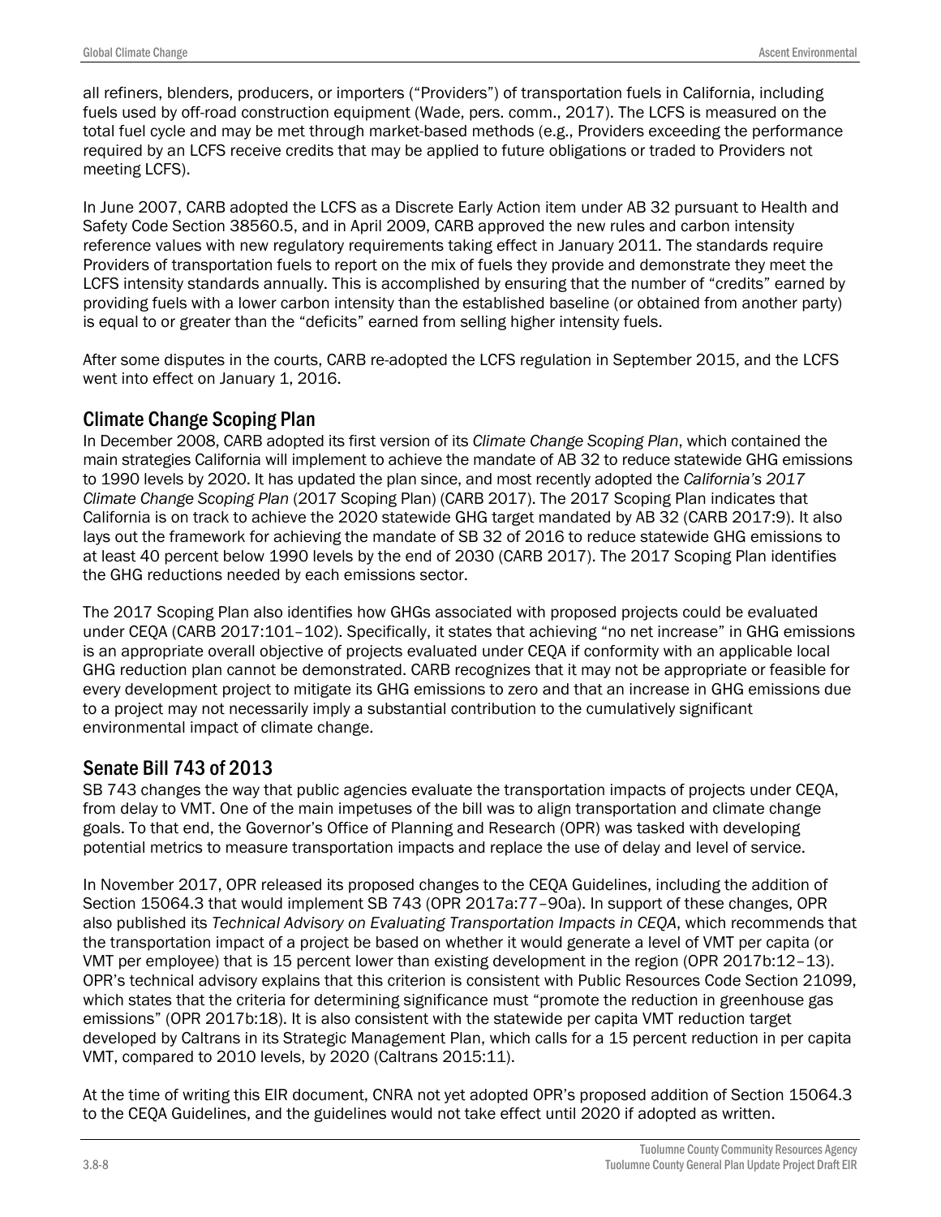all refiners, blenders, producers, or importers ("Providers") of transportation fuels in California, including fuels used by off-road construction equipment (Wade, pers. comm., 2017). The LCFS is measured on the total fuel cycle and may be met through market-based methods (e.g., Providers exceeding the performance required by an LCFS receive credits that may be applied to future obligations or traded to Providers not meeting LCFS).

In June 2007, CARB adopted the LCFS as a Discrete Early Action item under AB 32 pursuant to Health and Safety Code Section 38560.5, and in April 2009, CARB approved the new rules and carbon intensity reference values with new regulatory requirements taking effect in January 2011. The standards require Providers of transportation fuels to report on the mix of fuels they provide and demonstrate they meet the LCFS intensity standards annually. This is accomplished by ensuring that the number of "credits" earned by providing fuels with a lower carbon intensity than the established baseline (or obtained from another party) is equal to or greater than the "deficits" earned from selling higher intensity fuels.

After some disputes in the courts, CARB re-adopted the LCFS regulation in September 2015, and the LCFS went into effect on January 1, 2016.

## Climate Change Scoping Plan

In December 2008, CARB adopted its first version of its *Climate Change Scoping Plan*, which contained the main strategies California will implement to achieve the mandate of AB 32 to reduce statewide GHG emissions to 1990 levels by 2020. It has updated the plan since, and most recently adopted the *California's 2017 Climate Change Scoping Plan* (2017 Scoping Plan) (CARB 2017). The 2017 Scoping Plan indicates that California is on track to achieve the 2020 statewide GHG target mandated by AB 32 (CARB 2017:9). It also lays out the framework for achieving the mandate of SB 32 of 2016 to reduce statewide GHG emissions to at least 40 percent below 1990 levels by the end of 2030 (CARB 2017). The 2017 Scoping Plan identifies the GHG reductions needed by each emissions sector.

The 2017 Scoping Plan also identifies how GHGs associated with proposed projects could be evaluated under CEQA (CARB 2017:101–102). Specifically, it states that achieving "no net increase" in GHG emissions is an appropriate overall objective of projects evaluated under CEQA if conformity with an applicable local GHG reduction plan cannot be demonstrated. CARB recognizes that it may not be appropriate or feasible for every development project to mitigate its GHG emissions to zero and that an increase in GHG emissions due to a project may not necessarily imply a substantial contribution to the cumulatively significant environmental impact of climate change.

## Senate Bill 743 of 2013

SB 743 changes the way that public agencies evaluate the transportation impacts of projects under CEQA, from delay to VMT. One of the main impetuses of the bill was to align transportation and climate change goals. To that end, the Governor's Office of Planning and Research (OPR) was tasked with developing potential metrics to measure transportation impacts and replace the use of delay and level of service.

In November 2017, OPR released its proposed changes to the CEQA Guidelines, including the addition of Section 15064.3 that would implement SB 743 (OPR 2017a:77–90a). In support of these changes, OPR also published its *Technical Advisory on Evaluating Transportation Impacts in CEQA*, which recommends that the transportation impact of a project be based on whether it would generate a level of VMT per capita (or VMT per employee) that is 15 percent lower than existing development in the region (OPR 2017b:12–13). OPR's technical advisory explains that this criterion is consistent with Public Resources Code Section 21099, which states that the criteria for determining significance must "promote the reduction in greenhouse gas emissions" (OPR 2017b:18). It is also consistent with the statewide per capita VMT reduction target developed by Caltrans in its Strategic Management Plan, which calls for a 15 percent reduction in per capita VMT, compared to 2010 levels, by 2020 (Caltrans 2015:11).

At the time of writing this EIR document, CNRA not yet adopted OPR's proposed addition of Section 15064.3 to the CEQA Guidelines, and the guidelines would not take effect until 2020 if adopted as written.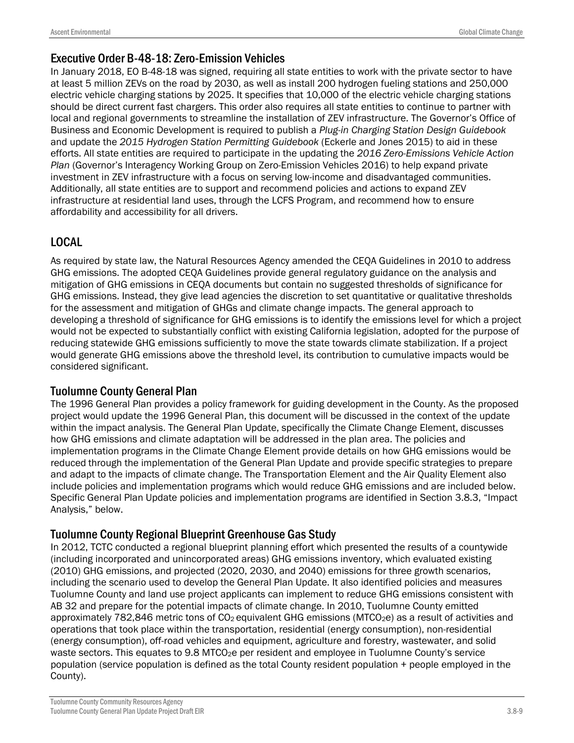### Executive Order B-48-18: Zero-Emission Vehicles

In January 2018, EO B-48-18 was signed, requiring all state entities to work with the private sector to have at least 5 million ZEVs on the road by 2030, as well as install 200 hydrogen fueling stations and 250,000 electric vehicle charging stations by 2025. It specifies that 10,000 of the electric vehicle charging stations should be direct current fast chargers. This order also requires all state entities to continue to partner with local and regional governments to streamline the installation of ZEV infrastructure. The Governor's Office of Business and Economic Development is required to publish a *Plug-in Charging Station Design Guidebook* and update the *2015 Hydrogen Station Permitting Guidebook* (Eckerle and Jones 2015) to aid in these efforts. All state entities are required to participate in the updating the *2016 Zero-Emissions Vehicle Action Plan* (Governor's Interagency Working Group on Zero-Emission Vehicles 2016) to help expand private investment in ZEV infrastructure with a focus on serving low-income and disadvantaged communities. Additionally, all state entities are to support and recommend policies and actions to expand ZEV infrastructure at residential land uses, through the LCFS Program, and recommend how to ensure affordability and accessibility for all drivers.

## LOCAL

As required by state law, the Natural Resources Agency amended the CEQA Guidelines in 2010 to address GHG emissions. The adopted CEQA Guidelines provide general regulatory guidance on the analysis and mitigation of GHG emissions in CEQA documents but contain no suggested thresholds of significance for GHG emissions. Instead, they give lead agencies the discretion to set quantitative or qualitative thresholds for the assessment and mitigation of GHGs and climate change impacts. The general approach to developing a threshold of significance for GHG emissions is to identify the emissions level for which a project would not be expected to substantially conflict with existing California legislation, adopted for the purpose of reducing statewide GHG emissions sufficiently to move the state towards climate stabilization. If a project would generate GHG emissions above the threshold level, its contribution to cumulative impacts would be considered significant.

### Tuolumne County General Plan

The 1996 General Plan provides a policy framework for guiding development in the County. As the proposed project would update the 1996 General Plan, this document will be discussed in the context of the update within the impact analysis. The General Plan Update, specifically the Climate Change Element, discusses how GHG emissions and climate adaptation will be addressed in the plan area. The policies and implementation programs in the Climate Change Element provide details on how GHG emissions would be reduced through the implementation of the General Plan Update and provide specific strategies to prepare and adapt to the impacts of climate change. The Transportation Element and the Air Quality Element also include policies and implementation programs which would reduce GHG emissions and are included below. Specific General Plan Update policies and implementation programs are identified in Section 3.8.3, "Impact Analysis," below.

### Tuolumne County Regional Blueprint Greenhouse Gas Study

In 2012, TCTC conducted a regional blueprint planning effort which presented the results of a countywide (including incorporated and unincorporated areas) GHG emissions inventory, which evaluated existing (2010) GHG emissions, and projected (2020, 2030, and 2040) emissions for three growth scenarios, including the scenario used to develop the General Plan Update. It also identified policies and measures Tuolumne County and land use project applicants can implement to reduce GHG emissions consistent with AB 32 and prepare for the potential impacts of climate change. In 2010, Tuolumne County emitted approximately 782,846 metric tons of $CO_2$ equivalent GHG emissions ($MTCO_2e$) as a result of activities and operations that took place within the transportation, residential (energy consumption), non-residential (energy consumption), off-road vehicles and equipment, agriculture and forestry, wastewater, and solid waste sectors. This equates to 9.8 $MTCO_2e$ per resident and employee in Tuolumne County's service population (service population is defined as the total County resident population + people employed in the County).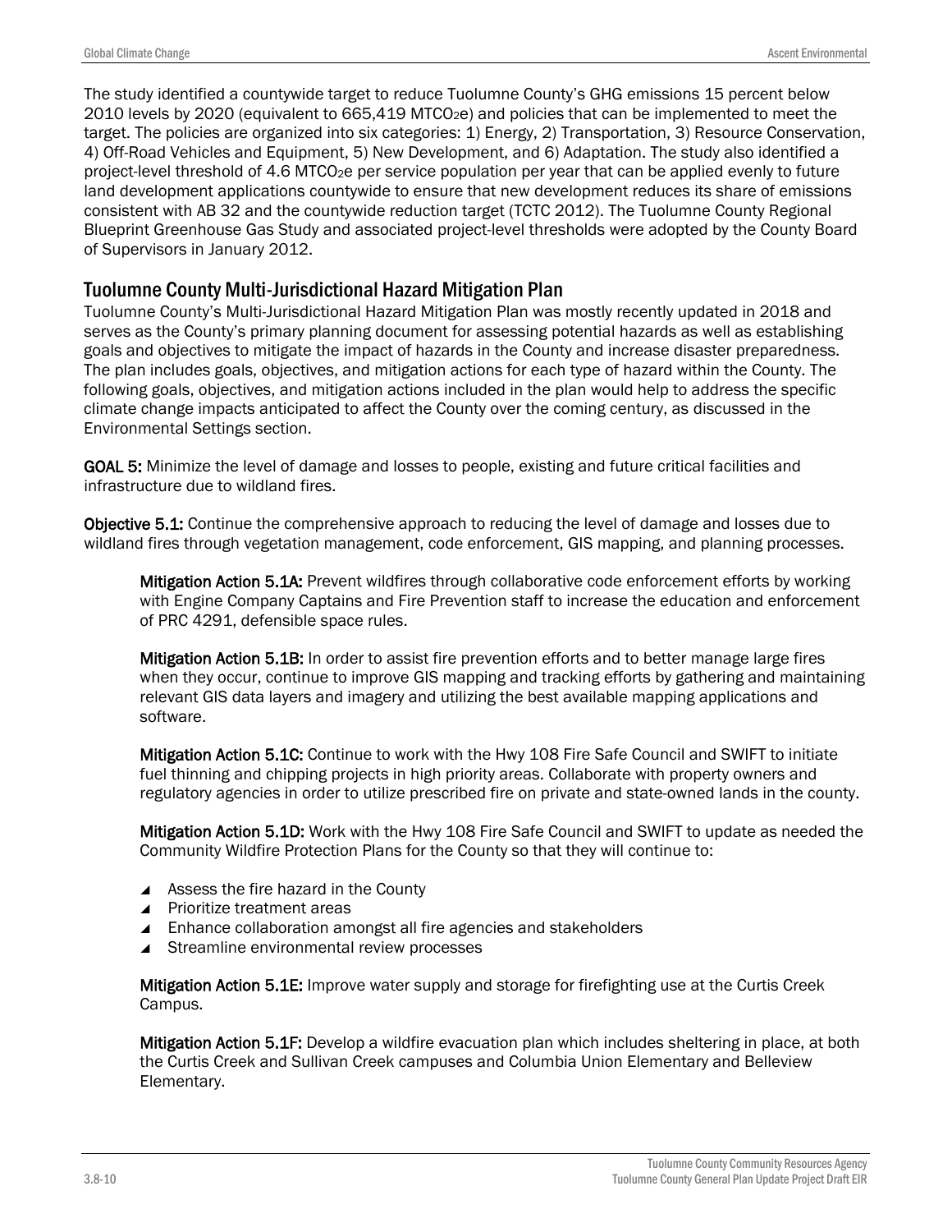The study identified a countywide target to reduce Tuolumne County's GHG emissions 15 percent below 2010 levels by 2020 (equivalent to 665,419 $MTCO_2e$) and policies that can be implemented to meet the target. The policies are organized into six categories: 1) Energy, 2) Transportation, 3) Resource Conservation, 4) Off-Road Vehicles and Equipment, 5) New Development, and 6) Adaptation. The study also identified a project-level threshold of 4.6 $MTCO_2e$ per service population per year that can be applied evenly to future land development applications countywide to ensure that new development reduces its share of emissions consistent with AB 32 and the countywide reduction target (TCTC 2012). The Tuolumne County Regional Blueprint Greenhouse Gas Study and associated project-level thresholds were adopted by the County Board of Supervisors in January 2012.

## Tuolumne County Multi-Jurisdictional Hazard Mitigation Plan

Tuolumne County's Multi-Jurisdictional Hazard Mitigation Plan was mostly recently updated in 2018 and serves as the County's primary planning document for assessing potential hazards as well as establishing goals and objectives to mitigate the impact of hazards in the County and increase disaster preparedness. The plan includes goals, objectives, and mitigation actions for each type of hazard within the County. The following goals, objectives, and mitigation actions included in the plan would help to address the specific climate change impacts anticipated to affect the County over the coming century, as discussed in the Environmental Settings section.

**GOAL 5:** Minimize the level of damage and losses to people, existing and future critical facilities and infrastructure due to wildland fires.

**Objective 5.1:** Continue the comprehensive approach to reducing the level of damage and losses due to wildland fires through vegetation management, code enforcement, GIS mapping, and planning processes.

> **Mitigation Action 5.1A:** Prevent wildfires through collaborative code enforcement efforts by working with Engine Company Captains and Fire Prevention staff to increase the education and enforcement of PRC 4291, defensible space rules.
>
> **Mitigation Action 5.1B:** In order to assist fire prevention efforts and to better manage large fires when they occur, continue to improve GIS mapping and tracking efforts by gathering and maintaining relevant GIS data layers and imagery and utilizing the best available mapping applications and software.
>
> **Mitigation Action 5.1C:** Continue to work with the Hwy 108 Fire Safe Council and SWIFT to initiate fuel thinning and chipping projects in high priority areas. Collaborate with property owners and regulatory agencies in order to utilize prescribed fire on private and state-owned lands in the county.
>
> **Mitigation Action 5.1D:** Work with the Hwy 108 Fire Safe Council and SWIFT to update as needed the Community Wildfire Protection Plans for the County so that they will continue to:
>
> - Assess the fire hazard in the County
> - Prioritize treatment areas
> - Enhance collaboration amongst all fire agencies and stakeholders
> - Streamline environmental review processes
>
> **Mitigation Action 5.1E:** Improve water supply and storage for firefighting use at the Curtis Creek Campus.
>
> **Mitigation Action 5.1F:** Develop a wildfire evacuation plan which includes sheltering in place, at both the Curtis Creek and Sullivan Creek campuses and Columbia Union Elementary and Belleview Elementary.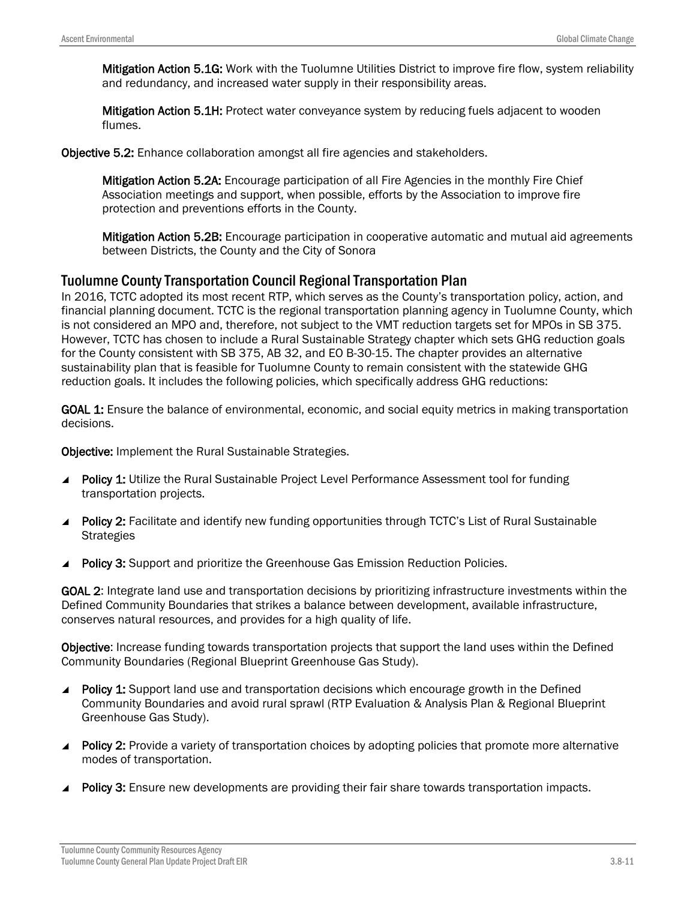**Mitigation Action 5.1G:** Work with the Tuolumne Utilities District to improve fire flow, system reliability and redundancy, and increased water supply in their responsibility areas.

**Mitigation Action 5.1H:** Protect water conveyance system by reducing fuels adjacent to wooden flumes.

**Objective 5.2:** Enhance collaboration amongst all fire agencies and stakeholders.

**Mitigation Action 5.2A:** Encourage participation of all Fire Agencies in the monthly Fire Chief Association meetings and support, when possible, efforts by the Association to improve fire protection and preventions efforts in the County.

**Mitigation Action 5.2B:** Encourage participation in cooperative automatic and mutual aid agreements between Districts, the County and the City of Sonora

## Tuolumne County Transportation Council Regional Transportation Plan

In 2016, TCTC adopted its most recent RTP, which serves as the County's transportation policy, action, and financial planning document. TCTC is the regional transportation planning agency in Tuolumne County, which is not considered an MPO and, therefore, not subject to the VMT reduction targets set for MPOs in SB 375. However, TCTC has chosen to include a Rural Sustainable Strategy chapter which sets GHG reduction goals for the County consistent with SB 375, AB 32, and EO B-30-15. The chapter provides an alternative sustainability plan that is feasible for Tuolumne County to remain consistent with the statewide GHG reduction goals. It includes the following policies, which specifically address GHG reductions:

**GOAL 1:** Ensure the balance of environmental, economic, and social equity metrics in making transportation decisions.

**Objective:** Implement the Rural Sustainable Strategies.

- **Policy 1:** Utilize the Rural Sustainable Project Level Performance Assessment tool for funding transportation projects.
- **Policy 2:** Facilitate and identify new funding opportunities through TCTC's List of Rural Sustainable Strategies
- **Policy 3:** Support and prioritize the Greenhouse Gas Emission Reduction Policies.

**GOAL 2**: Integrate land use and transportation decisions by prioritizing infrastructure investments within the Defined Community Boundaries that strikes a balance between development, available infrastructure, conserves natural resources, and provides for a high quality of life.

**Objective**: Increase funding towards transportation projects that support the land uses within the Defined Community Boundaries (Regional Blueprint Greenhouse Gas Study).

- **Policy 1:** Support land use and transportation decisions which encourage growth in the Defined Community Boundaries and avoid rural sprawl (RTP Evaluation & Analysis Plan & Regional Blueprint Greenhouse Gas Study).
- **Policy 2:** Provide a variety of transportation choices by adopting policies that promote more alternative modes of transportation.
- **Policy 3:** Ensure new developments are providing their fair share towards transportation impacts.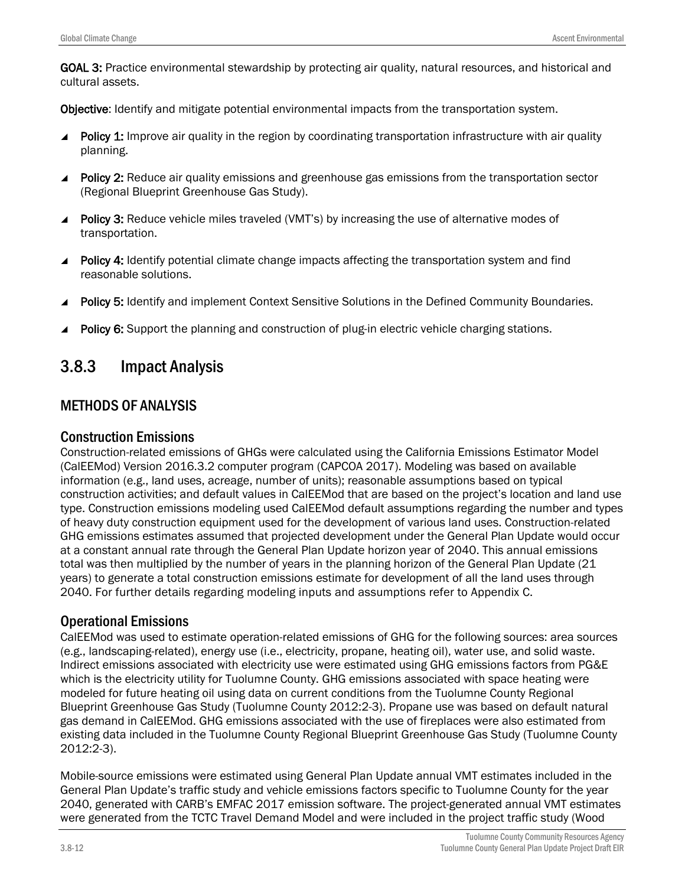**GOAL 3:** Practice environmental stewardship by protecting air quality, natural resources, and historical and cultural assets.

**Objective**: Identify and mitigate potential environmental impacts from the transportation system.

- **Policy 1:** Improve air quality in the region by coordinating transportation infrastructure with air quality planning.
- **Policy 2:** Reduce air quality emissions and greenhouse gas emissions from the transportation sector (Regional Blueprint Greenhouse Gas Study).
- **Policy 3:** Reduce vehicle miles traveled (VMT's) by increasing the use of alternative modes of transportation.
- **Policy 4:** Identify potential climate change impacts affecting the transportation system and find reasonable solutions.
- **Policy 5:** Identify and implement Context Sensitive Solutions in the Defined Community Boundaries.
- **Policy 6:** Support the planning and construction of plug-in electric vehicle charging stations.

## 3.8.3 Impact Analysis

### METHODS OF ANALYSIS

#### Construction Emissions

Construction-related emissions of GHGs were calculated using the California Emissions Estimator Model (CalEEMod) Version 2016.3.2 computer program (CAPCOA 2017). Modeling was based on available information (e.g., land uses, acreage, number of units); reasonable assumptions based on typical construction activities; and default values in CalEEMod that are based on the project's location and land use type. Construction emissions modeling used CalEEMod default assumptions regarding the number and types of heavy duty construction equipment used for the development of various land uses. Construction-related GHG emissions estimates assumed that projected development under the General Plan Update would occur at a constant annual rate through the General Plan Update horizon year of 2040. This annual emissions total was then multiplied by the number of years in the planning horizon of the General Plan Update (21 years) to generate a total construction emissions estimate for development of all the land uses through 2040. For further details regarding modeling inputs and assumptions refer to Appendix C.

#### Operational Emissions

CalEEMod was used to estimate operation-related emissions of GHG for the following sources: area sources (e.g., landscaping-related), energy use (i.e., electricity, propane, heating oil), water use, and solid waste. Indirect emissions associated with electricity use were estimated using GHG emissions factors from PG&E which is the electricity utility for Tuolumne County. GHG emissions associated with space heating were modeled for future heating oil using data on current conditions from the Tuolumne County Regional Blueprint Greenhouse Gas Study (Tuolumne County 2012:2-3). Propane use was based on default natural gas demand in CalEEMod. GHG emissions associated with the use of fireplaces were also estimated from existing data included in the Tuolumne County Regional Blueprint Greenhouse Gas Study (Tuolumne County 2012:2-3).

Mobile-source emissions were estimated using General Plan Update annual VMT estimates included in the General Plan Update's traffic study and vehicle emissions factors specific to Tuolumne County for the year 2040, generated with CARB's EMFAC 2017 emission software. The project-generated annual VMT estimates were generated from the TCTC Travel Demand Model and were included in the project traffic study (Wood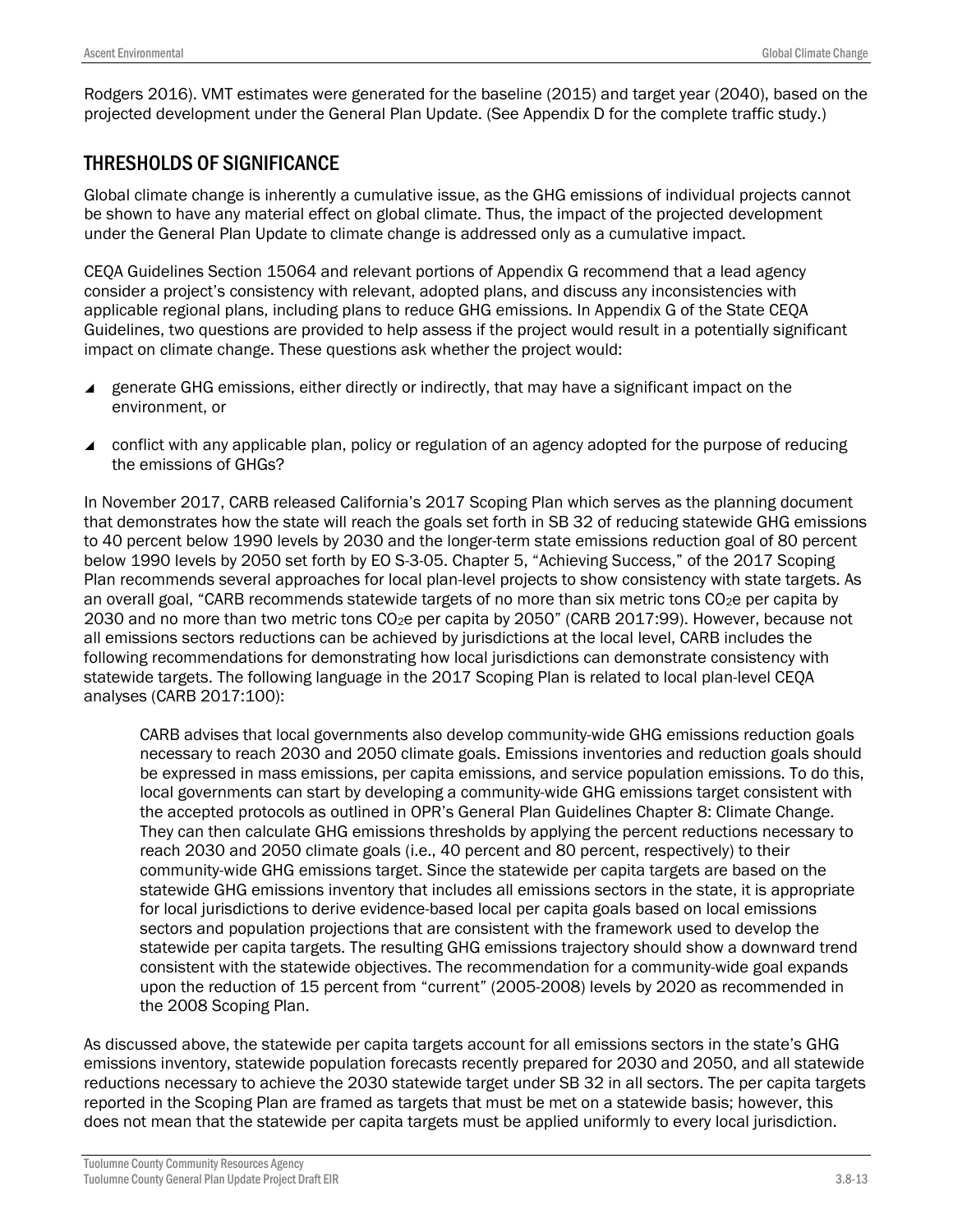Rodgers 2016). VMT estimates were generated for the baseline (2015) and target year (2040), based on the projected development under the General Plan Update. (See Appendix D for the complete traffic study.)

## THRESHOLDS OF SIGNIFICANCE

Global climate change is inherently a cumulative issue, as the GHG emissions of individual projects cannot be shown to have any material effect on global climate. Thus, the impact of the projected development under the General Plan Update to climate change is addressed only as a cumulative impact.

CEQA Guidelines Section 15064 and relevant portions of Appendix G recommend that a lead agency consider a project's consistency with relevant, adopted plans, and discuss any inconsistencies with applicable regional plans, including plans to reduce GHG emissions. In Appendix G of the State CEQA Guidelines, two questions are provided to help assess if the project would result in a potentially significant impact on climate change. These questions ask whether the project would:

- generate GHG emissions, either directly or indirectly, that may have a significant impact on the environment, or
- conflict with any applicable plan, policy or regulation of an agency adopted for the purpose of reducing the emissions of GHGs?

In November 2017, CARB released California's 2017 Scoping Plan which serves as the planning document that demonstrates how the state will reach the goals set forth in SB 32 of reducing statewide GHG emissions to 40 percent below 1990 levels by 2030 and the longer-term state emissions reduction goal of 80 percent below 1990 levels by 2050 set forth by EO S-3-05. Chapter 5, "Achieving Success," of the 2017 Scoping Plan recommends several approaches for local plan-level projects to show consistency with state targets. As an overall goal, "CARB recommends statewide targets of no more than six metric tons $CO_2e$ per capita by 2030 and no more than two metric tons $CO_2e$ per capita by 2050" (CARB 2017:99). However, because not all emissions sectors reductions can be achieved by jurisdictions at the local level, CARB includes the following recommendations for demonstrating how local jurisdictions can demonstrate consistency with statewide targets. The following language in the 2017 Scoping Plan is related to local plan-level CEQA analyses (CARB 2017:100):

> CARB advises that local governments also develop community-wide GHG emissions reduction goals necessary to reach 2030 and 2050 climate goals. Emissions inventories and reduction goals should be expressed in mass emissions, per capita emissions, and service population emissions. To do this, local governments can start by developing a community-wide GHG emissions target consistent with the accepted protocols as outlined in OPR's General Plan Guidelines Chapter 8: Climate Change. They can then calculate GHG emissions thresholds by applying the percent reductions necessary to reach 2030 and 2050 climate goals (i.e., 40 percent and 80 percent, respectively) to their community-wide GHG emissions target. Since the statewide per capita targets are based on the statewide GHG emissions inventory that includes all emissions sectors in the state, it is appropriate for local jurisdictions to derive evidence-based local per capita goals based on local emissions sectors and population projections that are consistent with the framework used to develop the statewide per capita targets. The resulting GHG emissions trajectory should show a downward trend consistent with the statewide objectives. The recommendation for a community-wide goal expands upon the reduction of 15 percent from "current" (2005-2008) levels by 2020 as recommended in the 2008 Scoping Plan.

As discussed above, the statewide per capita targets account for all emissions sectors in the state's GHG emissions inventory, statewide population forecasts recently prepared for 2030 and 2050, and all statewide reductions necessary to achieve the 2030 statewide target under SB 32 in all sectors. The per capita targets reported in the Scoping Plan are framed as targets that must be met on a statewide basis; however, this does not mean that the statewide per capita targets must be applied uniformly to every local jurisdiction.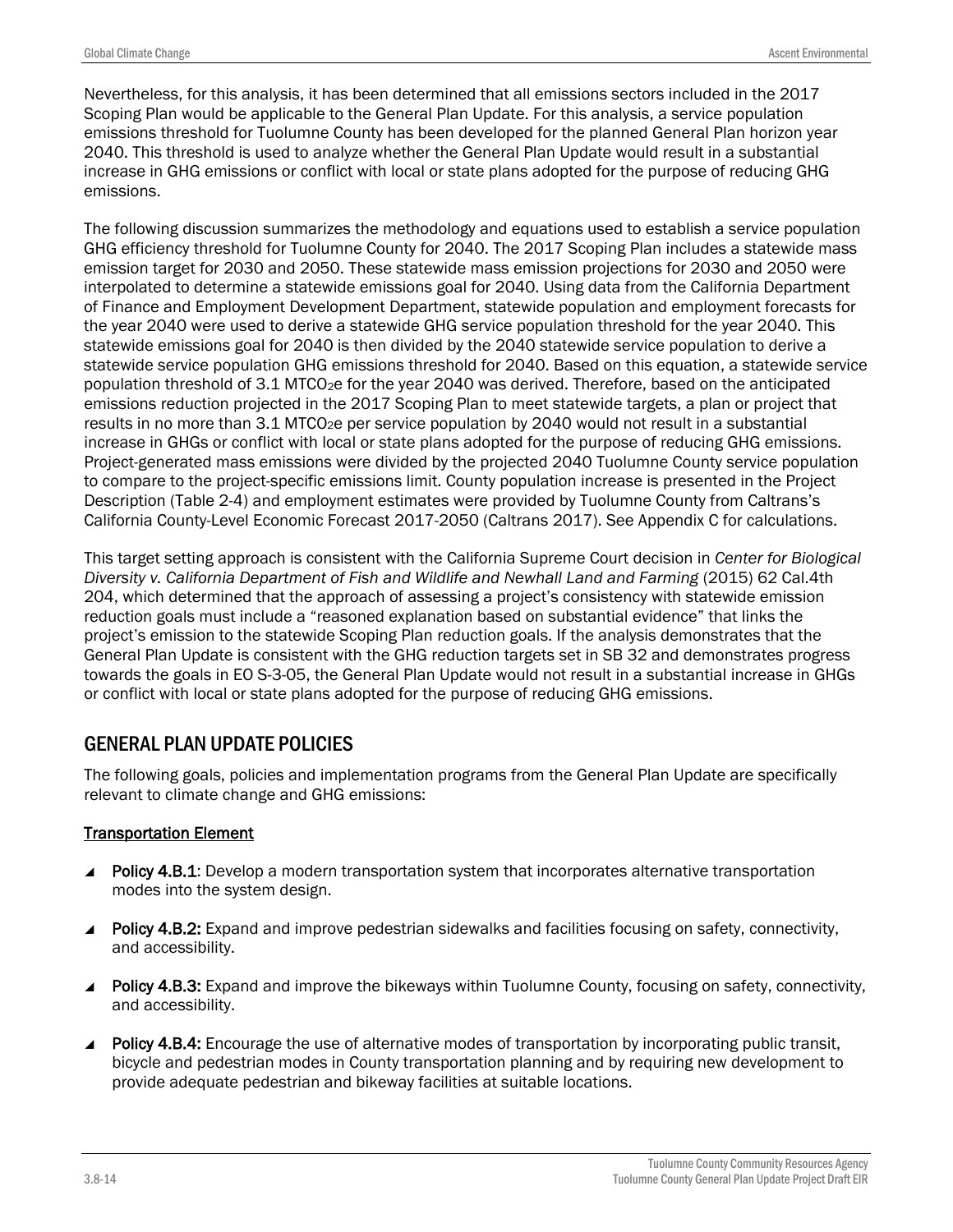Nevertheless, for this analysis, it has been determined that all emissions sectors included in the 2017 Scoping Plan would be applicable to the General Plan Update. For this analysis, a service population emissions threshold for Tuolumne County has been developed for the planned General Plan horizon year 2040. This threshold is used to analyze whether the General Plan Update would result in a substantial increase in GHG emissions or conflict with local or state plans adopted for the purpose of reducing GHG emissions.

The following discussion summarizes the methodology and equations used to establish a service population GHG efficiency threshold for Tuolumne County for 2040. The 2017 Scoping Plan includes a statewide mass emission target for 2030 and 2050. These statewide mass emission projections for 2030 and 2050 were interpolated to determine a statewide emissions goal for 2040. Using data from the California Department of Finance and Employment Development Department, statewide population and employment forecasts for the year 2040 were used to derive a statewide GHG service population threshold for the year 2040. This statewide emissions goal for 2040 is then divided by the 2040 statewide service population to derive a statewide service population GHG emissions threshold for 2040. Based on this equation, a statewide service population threshold of 3.1 $MTCO_2e$ for the year 2040 was derived. Therefore, based on the anticipated emissions reduction projected in the 2017 Scoping Plan to meet statewide targets, a plan or project that results in no more than 3.1 $MTCO_2e$ per service population by 2040 would not result in a substantial increase in GHGs or conflict with local or state plans adopted for the purpose of reducing GHG emissions. Project-generated mass emissions were divided by the projected 2040 Tuolumne County service population to compare to the project-specific emissions limit. County population increase is presented in the Project Description (Table 2-4) and employment estimates were provided by Tuolumne County from Caltrans's California County-Level Economic Forecast 2017-2050 (Caltrans 2017). See Appendix C for calculations.

This target setting approach is consistent with the California Supreme Court decision in *Center for Biological Diversity v. California Department of Fish and Wildlife and Newhall Land and Farming* (2015) 62 Cal.4th 204, which determined that the approach of assessing a project's consistency with statewide emission reduction goals must include a "reasoned explanation based on substantial evidence" that links the project's emission to the statewide Scoping Plan reduction goals. If the analysis demonstrates that the General Plan Update is consistent with the GHG reduction targets set in SB 32 and demonstrates progress towards the goals in EO S-3-05, the General Plan Update would not result in a substantial increase in GHGs or conflict with local or state plans adopted for the purpose of reducing GHG emissions.

## GENERAL PLAN UPDATE POLICIES

The following goals, policies and implementation programs from the General Plan Update are specifically relevant to climate change and GHG emissions:

### Transportation Element

- **Policy 4.B.1**: Develop a modern transportation system that incorporates alternative transportation modes into the system design.
- **Policy 4.B.2:** Expand and improve pedestrian sidewalks and facilities focusing on safety, connectivity, and accessibility.
- **Policy 4.B.3:** Expand and improve the bikeways within Tuolumne County, focusing on safety, connectivity, and accessibility.
- **Policy 4.B.4:** Encourage the use of alternative modes of transportation by incorporating public transit, bicycle and pedestrian modes in County transportation planning and by requiring new development to provide adequate pedestrian and bikeway facilities at suitable locations.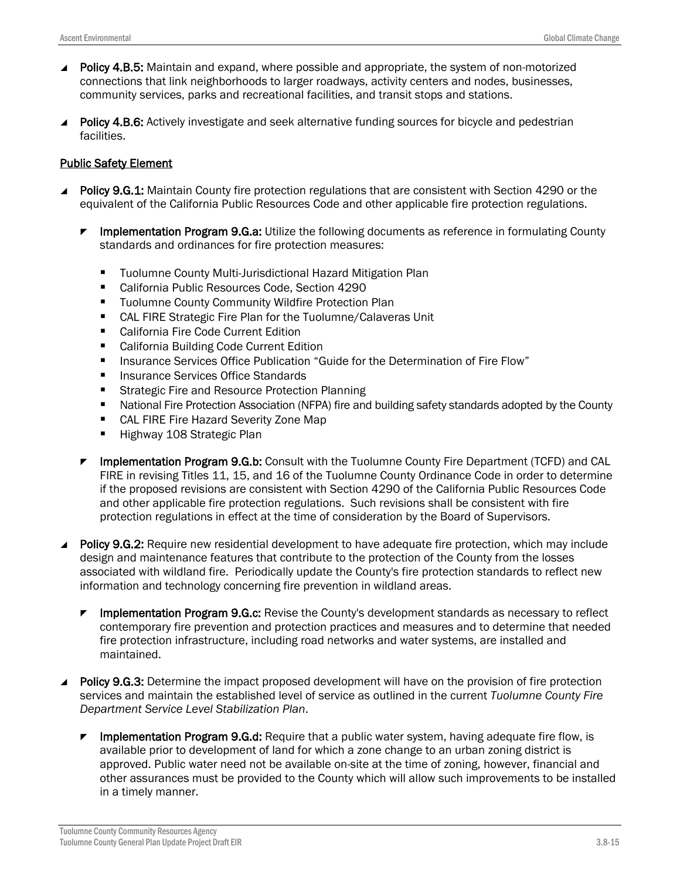- **Policy 4.B.5:** Maintain and expand, where possible and appropriate, the system of non-motorized connections that link neighborhoods to larger roadways, activity centers and nodes, businesses, community services, parks and recreational facilities, and transit stops and stations.
- **Policy 4.B.6:** Actively investigate and seek alternative funding sources for bicycle and pedestrian facilities.

<u>Public Safety Element</u>

- **Policy 9.G.1:** Maintain County fire protection regulations that are consistent with Section 4290 or the equivalent of the California Public Resources Code and other applicable fire protection regulations.
  - **Implementation Program 9.G.a:** Utilize the following documents as reference in formulating County standards and ordinances for fire protection measures:
    - Tuolumne County Multi-Jurisdictional Hazard Mitigation Plan
    - California Public Resources Code, Section 4290
    - Tuolumne County Community Wildfire Protection Plan
    - CAL FIRE Strategic Fire Plan for the Tuolumne/Calaveras Unit
    - California Fire Code Current Edition
    - California Building Code Current Edition
    - Insurance Services Office Publication "Guide for the Determination of Fire Flow"
    - Insurance Services Office Standards
    - Strategic Fire and Resource Protection Planning
    - National Fire Protection Association (NFPA) fire and building safety standards adopted by the County
    - CAL FIRE Fire Hazard Severity Zone Map
    - Highway 108 Strategic Plan
  - **Implementation Program 9.G.b:** Consult with the Tuolumne County Fire Department (TCFD) and CAL FIRE in revising Titles 11, 15, and 16 of the Tuolumne County Ordinance Code in order to determine if the proposed revisions are consistent with Section 4290 of the California Public Resources Code and other applicable fire protection regulations. Such revisions shall be consistent with fire protection regulations in effect at the time of consideration by the Board of Supervisors.
- **Policy 9.G.2:** Require new residential development to have adequate fire protection, which may include design and maintenance features that contribute to the protection of the County from the losses associated with wildland fire. Periodically update the County's fire protection standards to reflect new information and technology concerning fire prevention in wildland areas.
  - **Implementation Program 9.G.c:** Revise the County's development standards as necessary to reflect contemporary fire prevention and protection practices and measures and to determine that needed fire protection infrastructure, including road networks and water systems, are installed and maintained.
- **Policy 9.G.3:** Determine the impact proposed development will have on the provision of fire protection services and maintain the established level of service as outlined in the current *Tuolumne County Fire Department Service Level Stabilization Plan*.
  - **Implementation Program 9.G.d:** Require that a public water system, having adequate fire flow, is available prior to development of land for which a zone change to an urban zoning district is approved. Public water need not be available on-site at the time of zoning, however, financial and other assurances must be provided to the County which will allow such improvements to be installed in a timely manner.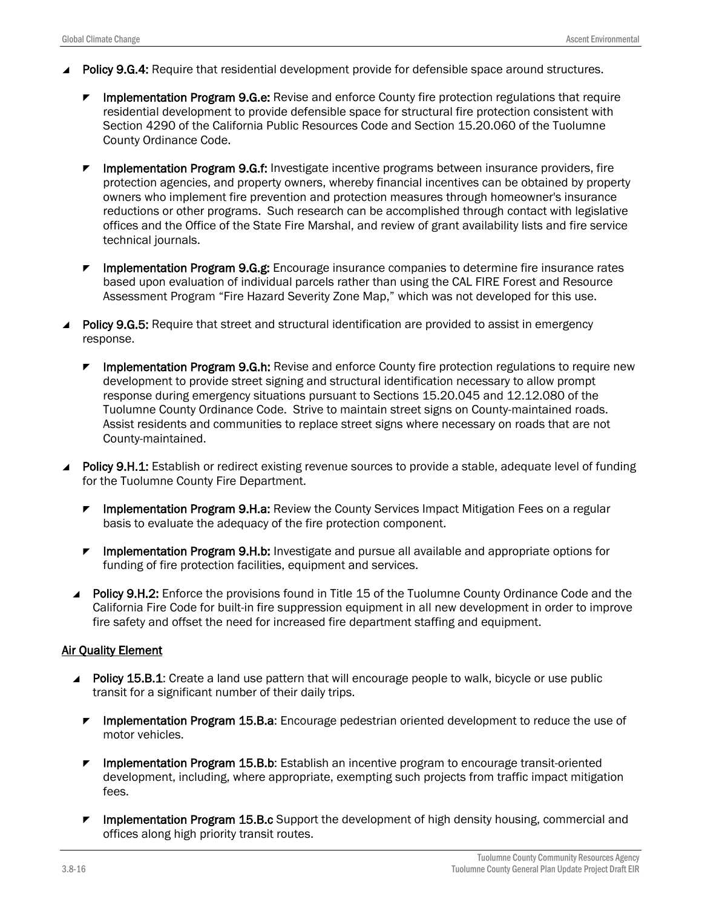- **Policy 9.G.4:** Require that residential development provide for defensible space around structures.
  - **Implementation Program 9.G.e:** Revise and enforce County fire protection regulations that require residential development to provide defensible space for structural fire protection consistent with Section 4290 of the California Public Resources Code and Section 15.20.060 of the Tuolumne County Ordinance Code.
  - **Implementation Program 9.G.f:** Investigate incentive programs between insurance providers, fire protection agencies, and property owners, whereby financial incentives can be obtained by property owners who implement fire prevention and protection measures through homeowner's insurance reductions or other programs. Such research can be accomplished through contact with legislative offices and the Office of the State Fire Marshal, and review of grant availability lists and fire service technical journals.
  - **Implementation Program 9.G.g:** Encourage insurance companies to determine fire insurance rates based upon evaluation of individual parcels rather than using the CAL FIRE Forest and Resource Assessment Program "Fire Hazard Severity Zone Map," which was not developed for this use.
- **Policy 9.G.5:** Require that street and structural identification are provided to assist in emergency response.
  - **Implementation Program 9.G.h:** Revise and enforce County fire protection regulations to require new development to provide street signing and structural identification necessary to allow prompt response during emergency situations pursuant to Sections 15.20.045 and 12.12.080 of the Tuolumne County Ordinance Code. Strive to maintain street signs on County-maintained roads. Assist residents and communities to replace street signs where necessary on roads that are not County-maintained.
- **Policy 9.H.1:** Establish or redirect existing revenue sources to provide a stable, adequate level of funding for the Tuolumne County Fire Department.
  - **Implementation Program 9.H.a:** Review the County Services Impact Mitigation Fees on a regular basis to evaluate the adequacy of the fire protection component.
  - **Implementation Program 9.H.b:** Investigate and pursue all available and appropriate options for funding of fire protection facilities, equipment and services.
- **Policy 9.H.2:** Enforce the provisions found in Title 15 of the Tuolumne County Ordinance Code and the California Fire Code for built-in fire suppression equipment in all new development in order to improve fire safety and offset the need for increased fire department staffing and equipment.

<u>Air Quality Element</u>

- **Policy 15.B.1**: Create a land use pattern that will encourage people to walk, bicycle or use public transit for a significant number of their daily trips.
  - **Implementation Program 15.B.a**: Encourage pedestrian oriented development to reduce the use of motor vehicles.
  - **Implementation Program 15.B.b**: Establish an incentive program to encourage transit-oriented development, including, where appropriate, exempting such projects from traffic impact mitigation fees.
  - **Implementation Program 15.B.c** Support the development of high density housing, commercial and offices along high priority transit routes.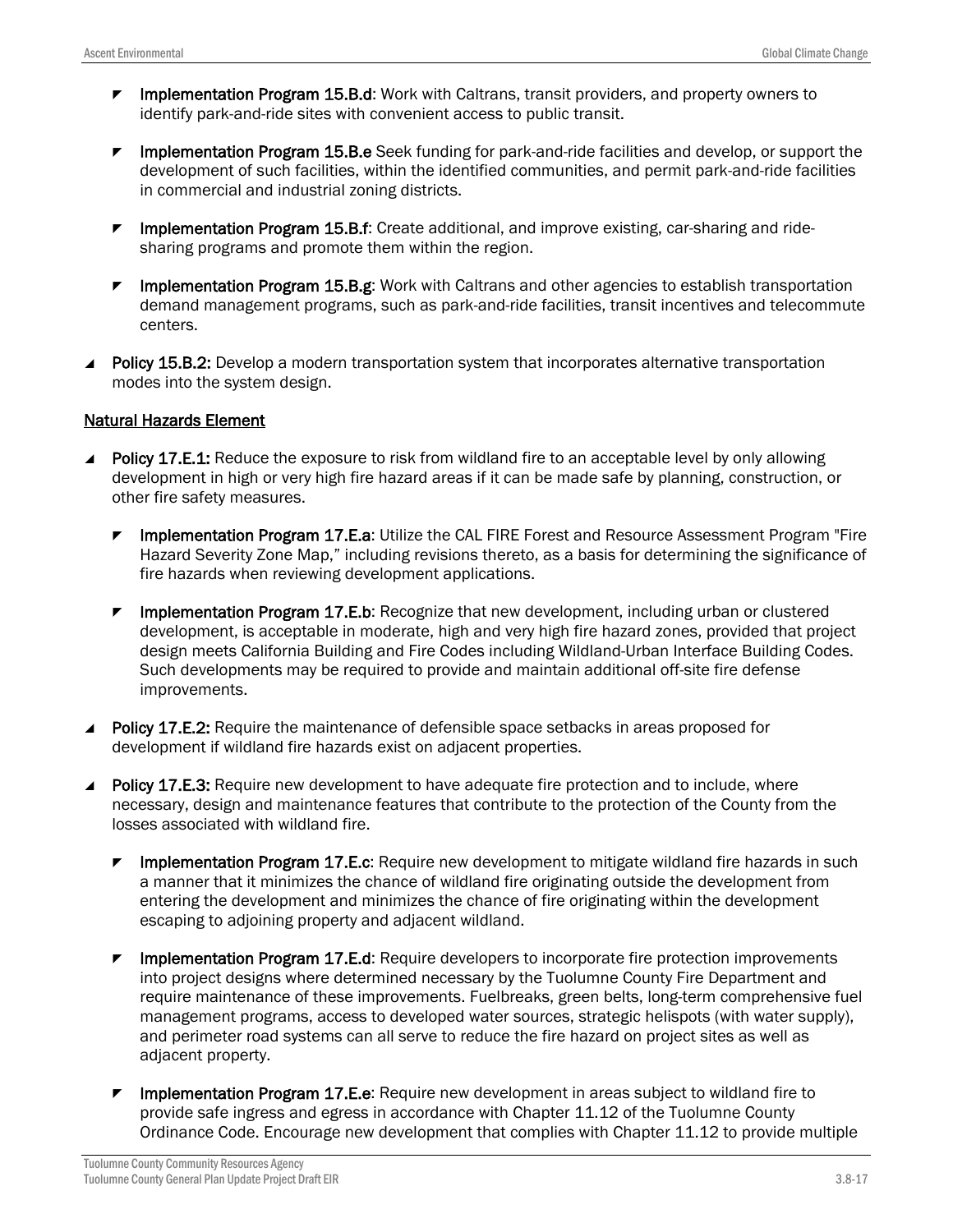- **Implementation Program 15.B.d**: Work with Caltrans, transit providers, and property owners to identify park-and-ride sites with convenient access to public transit.

- **Implementation Program 15.B.e** Seek funding for park-and-ride facilities and develop, or support the development of such facilities, within the identified communities, and permit park-and-ride facilities in commercial and industrial zoning districts.

- **Implementation Program 15.B.f**: Create additional, and improve existing, car-sharing and ride-sharing programs and promote them within the region.

- **Implementation Program 15.B.g**: Work with Caltrans and other agencies to establish transportation demand management programs, such as park-and-ride facilities, transit incentives and telecommute centers.

- **Policy 15.B.2:** Develop a modern transportation system that incorporates alternative transportation modes into the system design.

<u>Natural Hazards Element</u>

- **Policy 17.E.1:** Reduce the exposure to risk from wildland fire to an acceptable level by only allowing development in high or very high fire hazard areas if it can be made safe by planning, construction, or other fire safety measures.

  - **Implementation Program 17.E.a**: Utilize the CAL FIRE Forest and Resource Assessment Program "Fire Hazard Severity Zone Map," including revisions thereto, as a basis for determining the significance of fire hazards when reviewing development applications.

  - **Implementation Program 17.E.b**: Recognize that new development, including urban or clustered development, is acceptable in moderate, high and very high fire hazard zones, provided that project design meets California Building and Fire Codes including Wildland-Urban Interface Building Codes. Such developments may be required to provide and maintain additional off-site fire defense improvements.

- **Policy 17.E.2:** Require the maintenance of defensible space setbacks in areas proposed for development if wildland fire hazards exist on adjacent properties.

- **Policy 17.E.3:** Require new development to have adequate fire protection and to include, where necessary, design and maintenance features that contribute to the protection of the County from the losses associated with wildland fire.

  - **Implementation Program 17.E.c**: Require new development to mitigate wildland fire hazards in such a manner that it minimizes the chance of wildland fire originating outside the development from entering the development and minimizes the chance of fire originating within the development escaping to adjoining property and adjacent wildland.

  - **Implementation Program 17.E.d**: Require developers to incorporate fire protection improvements into project designs where determined necessary by the Tuolumne County Fire Department and require maintenance of these improvements. Fuelbreaks, green belts, long-term comprehensive fuel management programs, access to developed water sources, strategic helispots (with water supply), and perimeter road systems can all serve to reduce the fire hazard on project sites as well as adjacent property.

  - **Implementation Program 17.E.e**: Require new development in areas subject to wildland fire to provide safe ingress and egress in accordance with Chapter 11.12 of the Tuolumne County Ordinance Code. Encourage new development that complies with Chapter 11.12 to provide multiple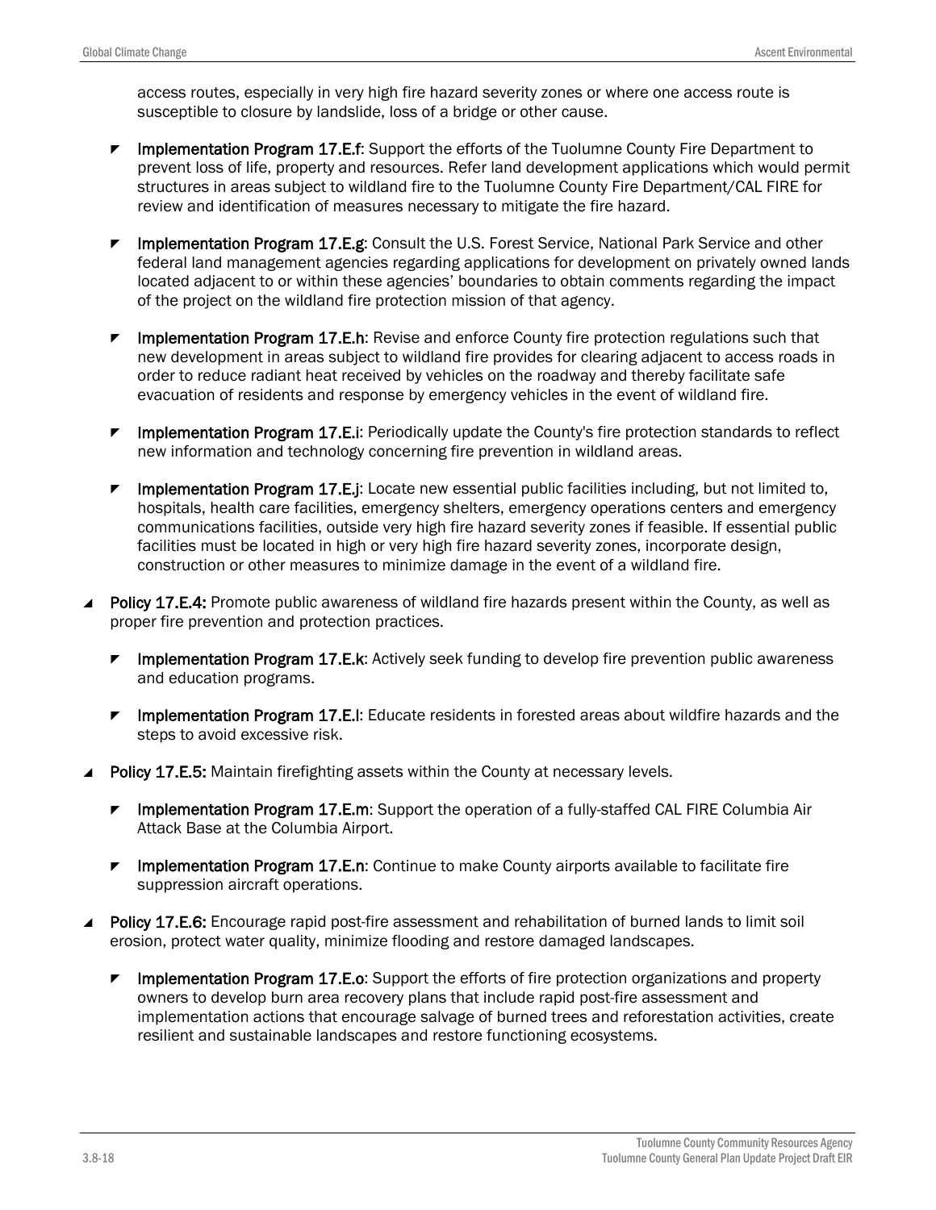access routes, especially in very high fire hazard severity zones or where one access route is susceptible to closure by landslide, loss of a bridge or other cause.

- **Implementation Program 17.E.f**: Support the efforts of the Tuolumne County Fire Department to prevent loss of life, property and resources. Refer land development applications which would permit structures in areas subject to wildland fire to the Tuolumne County Fire Department/CAL FIRE for review and identification of measures necessary to mitigate the fire hazard.

- **Implementation Program 17.E.g**: Consult the U.S. Forest Service, National Park Service and other federal land management agencies regarding applications for development on privately owned lands located adjacent to or within these agencies' boundaries to obtain comments regarding the impact of the project on the wildland fire protection mission of that agency.

- **Implementation Program 17.E.h**: Revise and enforce County fire protection regulations such that new development in areas subject to wildland fire provides for clearing adjacent to access roads in order to reduce radiant heat received by vehicles on the roadway and thereby facilitate safe evacuation of residents and response by emergency vehicles in the event of wildland fire.

- **Implementation Program 17.E.i**: Periodically update the County's fire protection standards to reflect new information and technology concerning fire prevention in wildland areas.

- **Implementation Program 17.E.j**: Locate new essential public facilities including, but not limited to, hospitals, health care facilities, emergency shelters, emergency operations centers and emergency communications facilities, outside very high fire hazard severity zones if feasible. If essential public facilities must be located in high or very high fire hazard severity zones, incorporate design, construction or other measures to minimize damage in the event of a wildland fire.

- **Policy 17.E.4:** Promote public awareness of wildland fire hazards present within the County, as well as proper fire prevention and protection practices.

  - **Implementation Program 17.E.k**: Actively seek funding to develop fire prevention public awareness and education programs.

  - **Implementation Program 17.E.l**: Educate residents in forested areas about wildfire hazards and the steps to avoid excessive risk.

- **Policy 17.E.5:** Maintain firefighting assets within the County at necessary levels.

  - **Implementation Program 17.E.m**: Support the operation of a fully-staffed CAL FIRE Columbia Air Attack Base at the Columbia Airport.

  - **Implementation Program 17.E.n**: Continue to make County airports available to facilitate fire suppression aircraft operations.

- **Policy 17.E.6:** Encourage rapid post-fire assessment and rehabilitation of burned lands to limit soil erosion, protect water quality, minimize flooding and restore damaged landscapes.

  - **Implementation Program 17.E.o**: Support the efforts of fire protection organizations and property owners to develop burn area recovery plans that include rapid post-fire assessment and implementation actions that encourage salvage of burned trees and reforestation activities, create resilient and sustainable landscapes and restore functioning ecosystems.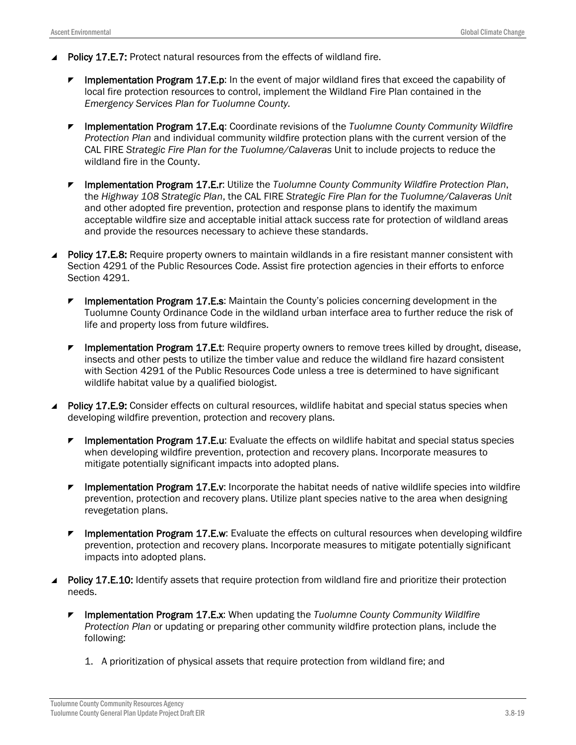- **Policy 17.E.7:** Protect natural resources from the effects of wildland fire.
  - **Implementation Program 17.E.p**: In the event of major wildland fires that exceed the capability of local fire protection resources to control, implement the Wildland Fire Plan contained in the *Emergency Services Plan for Tuolumne County.*
  - **Implementation Program 17.E.q**: Coordinate revisions of the *Tuolumne County Community Wildfire Protection Plan* and individual community wildfire protection plans with the current version of the CAL FIRE *Strategic Fire Plan for the Tuolumne/Calaveras* Unit to include projects to reduce the wildland fire in the County.
  - **Implementation Program 17.E.r**: Utilize the *Tuolumne County Community Wildfire Protection Plan*, the *Highway 108 Strategic Plan*, the CAL FIRE *Strategic Fire Plan for the Tuolumne/Calaveras Unit* and other adopted fire prevention, protection and response plans to identify the maximum acceptable wildfire size and acceptable initial attack success rate for protection of wildland areas and provide the resources necessary to achieve these standards.
- **Policy 17.E.8:** Require property owners to maintain wildlands in a fire resistant manner consistent with Section 4291 of the Public Resources Code. Assist fire protection agencies in their efforts to enforce Section 4291.
  - **Implementation Program 17.E.s**: Maintain the County's policies concerning development in the Tuolumne County Ordinance Code in the wildland urban interface area to further reduce the risk of life and property loss from future wildfires.
  - **Implementation Program 17.E.t**: Require property owners to remove trees killed by drought, disease, insects and other pests to utilize the timber value and reduce the wildland fire hazard consistent with Section 4291 of the Public Resources Code unless a tree is determined to have significant wildlife habitat value by a qualified biologist.
- **Policy 17.E.9:** Consider effects on cultural resources, wildlife habitat and special status species when developing wildfire prevention, protection and recovery plans.
  - **Implementation Program 17.E.u**: Evaluate the effects on wildlife habitat and special status species when developing wildfire prevention, protection and recovery plans. Incorporate measures to mitigate potentially significant impacts into adopted plans.
  - **Implementation Program 17.E.v**: Incorporate the habitat needs of native wildlife species into wildfire prevention, protection and recovery plans. Utilize plant species native to the area when designing revegetation plans.
  - **Implementation Program 17.E.w**: Evaluate the effects on cultural resources when developing wildfire prevention, protection and recovery plans. Incorporate measures to mitigate potentially significant impacts into adopted plans.
- **Policy 17.E.10:** Identify assets that require protection from wildland fire and prioritize their protection needs.
  - **Implementation Program 17.E.x**: When updating the *Tuolumne County Community Wildlfire Protection Plan* or updating or preparing other community wildfire protection plans, include the following:
    1. A prioritization of physical assets that require protection from wildland fire; and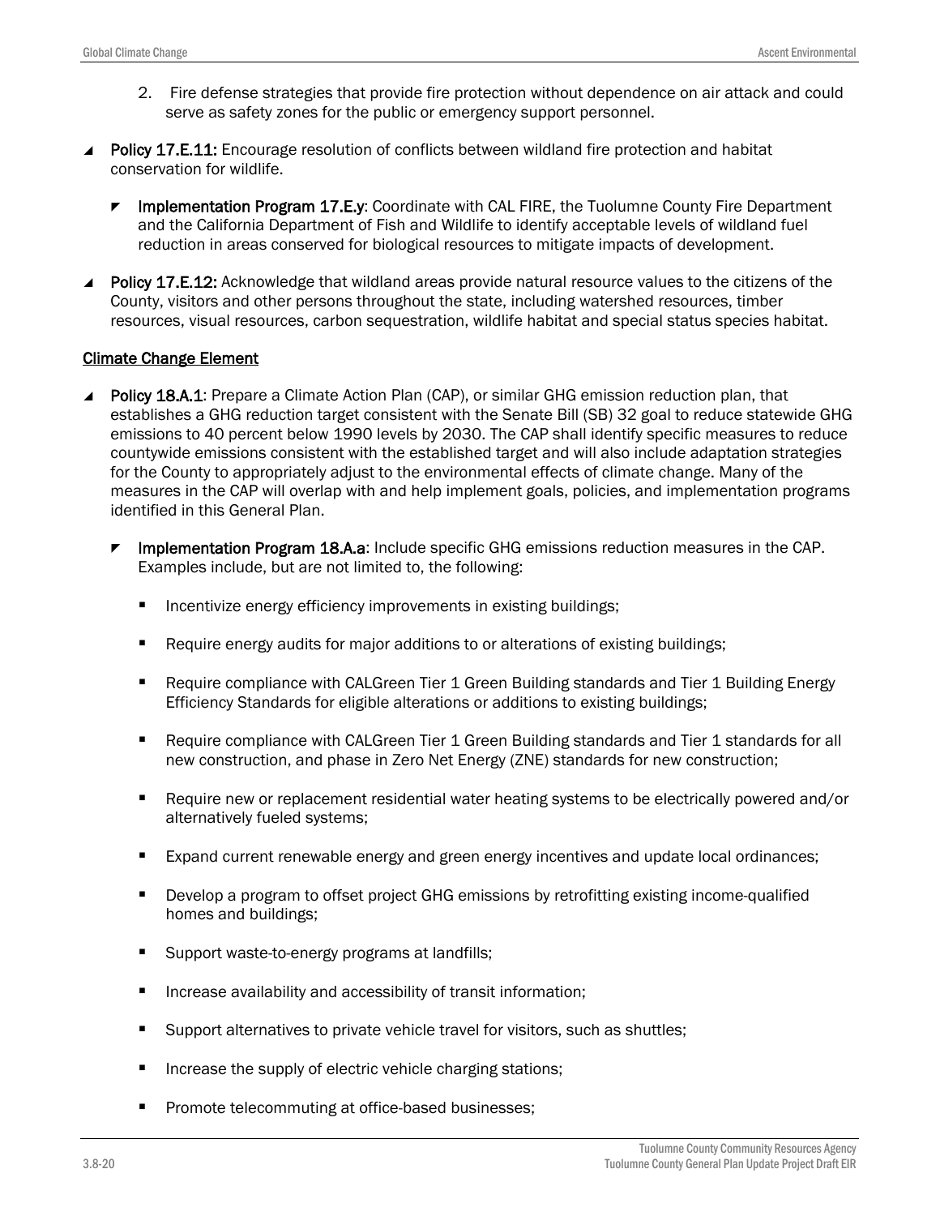2. Fire defense strategies that provide fire protection without dependence on air attack and could serve as safety zones for the public or emergency support personnel.

- **Policy 17.E.11:** Encourage resolution of conflicts between wildland fire protection and habitat conservation for wildlife.

  - **Implementation Program 17.E.y**: Coordinate with CAL FIRE, the Tuolumne County Fire Department and the California Department of Fish and Wildlife to identify acceptable levels of wildland fuel reduction in areas conserved for biological resources to mitigate impacts of development.

- **Policy 17.E.12:** Acknowledge that wildland areas provide natural resource values to the citizens of the County, visitors and other persons throughout the state, including watershed resources, timber resources, visual resources, carbon sequestration, wildlife habitat and special status species habitat.

<u>Climate Change Element</u>

- **Policy 18.A.1**: Prepare a Climate Action Plan (CAP), or similar GHG emission reduction plan, that establishes a GHG reduction target consistent with the Senate Bill (SB) 32 goal to reduce statewide GHG emissions to 40 percent below 1990 levels by 2030. The CAP shall identify specific measures to reduce countywide emissions consistent with the established target and will also include adaptation strategies for the County to appropriately adjust to the environmental effects of climate change. Many of the measures in the CAP will overlap with and help implement goals, policies, and implementation programs identified in this General Plan.

  - **Implementation Program 18.A.a**: Include specific GHG emissions reduction measures in the CAP. Examples include, but are not limited to, the following:

    - Incentivize energy efficiency improvements in existing buildings;
    - Require energy audits for major additions to or alterations of existing buildings;
    - Require compliance with CALGreen Tier 1 Green Building standards and Tier 1 Building Energy Efficiency Standards for eligible alterations or additions to existing buildings;
    - Require compliance with CALGreen Tier 1 Green Building standards and Tier 1 standards for all new construction, and phase in Zero Net Energy (ZNE) standards for new construction;
    - Require new or replacement residential water heating systems to be electrically powered and/or alternatively fueled systems;
    - Expand current renewable energy and green energy incentives and update local ordinances;
    - Develop a program to offset project GHG emissions by retrofitting existing income-qualified homes and buildings;
    - Support waste-to-energy programs at landfills;
    - Increase availability and accessibility of transit information;
    - Support alternatives to private vehicle travel for visitors, such as shuttles;
    - Increase the supply of electric vehicle charging stations;
    - Promote telecommuting at office-based businesses;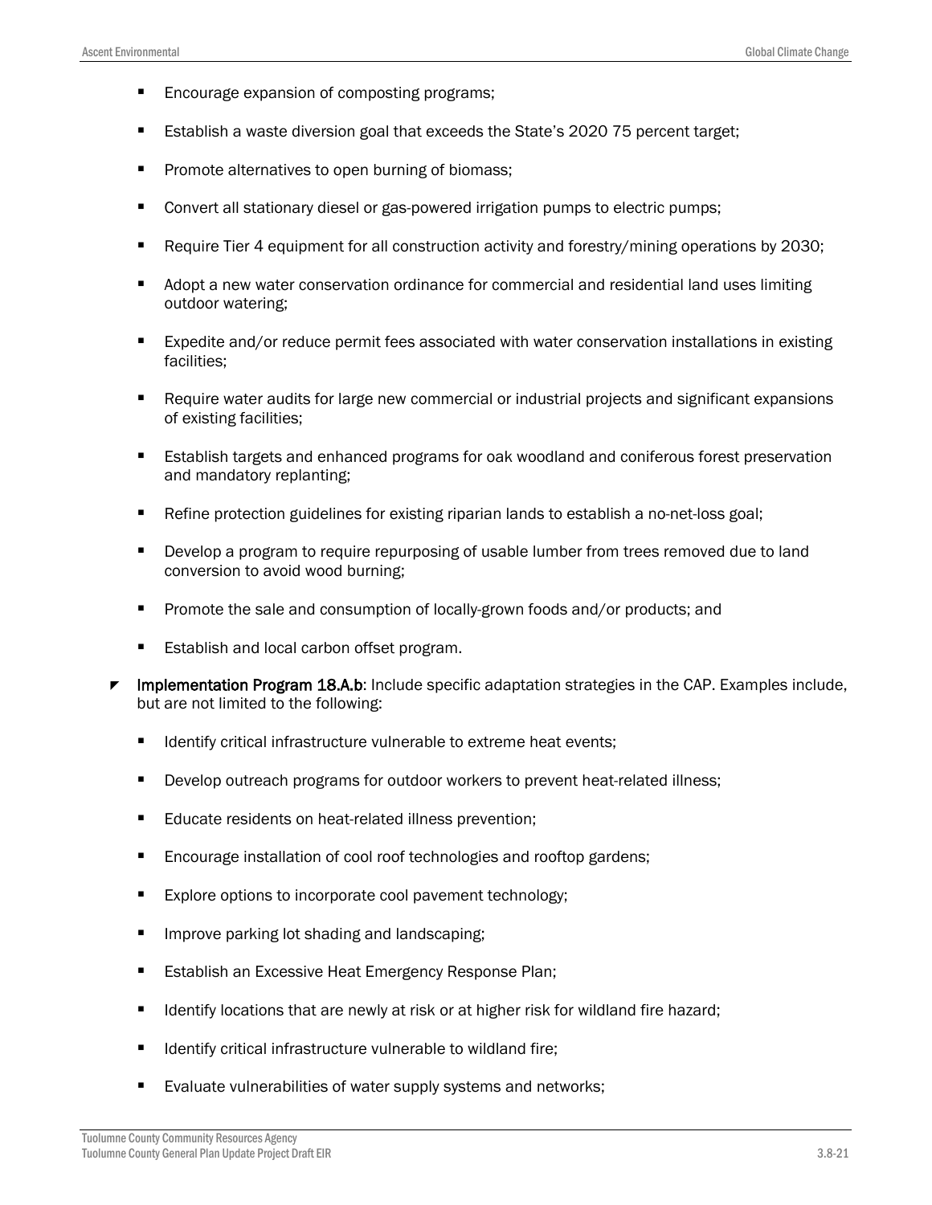- Encourage expansion of composting programs;
- Establish a waste diversion goal that exceeds the State's 2020 75 percent target;
- Promote alternatives to open burning of biomass;
- Convert all stationary diesel or gas-powered irrigation pumps to electric pumps;
- Require Tier 4 equipment for all construction activity and forestry/mining operations by 2030;
- Adopt a new water conservation ordinance for commercial and residential land uses limiting outdoor watering;
- Expedite and/or reduce permit fees associated with water conservation installations in existing facilities;
- Require water audits for large new commercial or industrial projects and significant expansions of existing facilities;
- Establish targets and enhanced programs for oak woodland and coniferous forest preservation and mandatory replanting;
- Refine protection guidelines for existing riparian lands to establish a no-net-loss goal;
- Develop a program to require repurposing of usable lumber from trees removed due to land conversion to avoid wood burning;
- Promote the sale and consumption of locally-grown foods and/or products; and
- Establish and local carbon offset program.

- **Implementation Program 18.A.b**: Include specific adaptation strategies in the CAP. Examples include, but are not limited to the following:
  - Identify critical infrastructure vulnerable to extreme heat events;
  - Develop outreach programs for outdoor workers to prevent heat-related illness;
  - Educate residents on heat-related illness prevention;
  - Encourage installation of cool roof technologies and rooftop gardens;
  - Explore options to incorporate cool pavement technology;
  - Improve parking lot shading and landscaping;
  - Establish an Excessive Heat Emergency Response Plan;
  - Identify locations that are newly at risk or at higher risk for wildland fire hazard;
  - Identify critical infrastructure vulnerable to wildland fire;
  - Evaluate vulnerabilities of water supply systems and networks;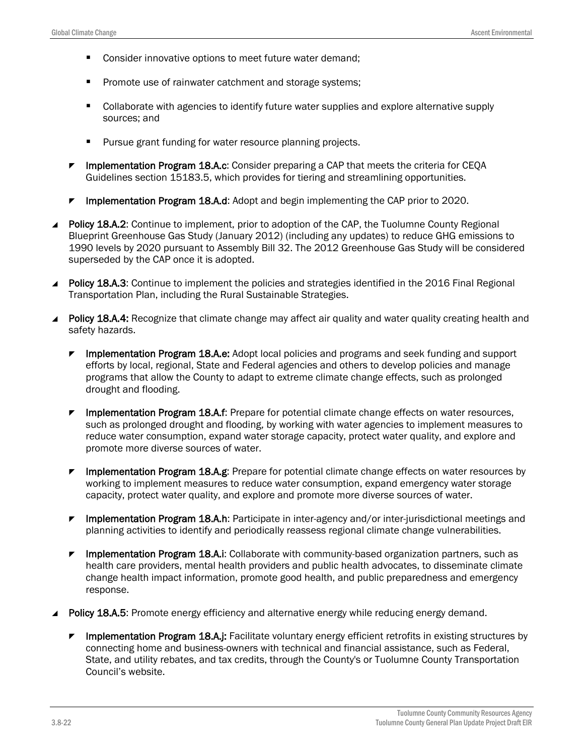- Consider innovative options to meet future water demand;
- Promote use of rainwater catchment and storage systems;
- Collaborate with agencies to identify future water supplies and explore alternative supply sources; and
- Pursue grant funding for water resource planning projects.

  - **Implementation Program 18.A.c**: Consider preparing a CAP that meets the criteria for CEQA Guidelines section 15183.5, which provides for tiering and streamlining opportunities.
  - **Implementation Program 18.A.d**: Adopt and begin implementing the CAP prior to 2020.

- **Policy 18.A.2**: Continue to implement, prior to adoption of the CAP, the Tuolumne County Regional Blueprint Greenhouse Gas Study (January 2012) (including any updates) to reduce GHG emissions to 1990 levels by 2020 pursuant to Assembly Bill 32. The 2012 Greenhouse Gas Study will be considered superseded by the CAP once it is adopted.

- **Policy 18.A.3**: Continue to implement the policies and strategies identified in the 2016 Final Regional Transportation Plan, including the Rural Sustainable Strategies.

- **Policy 18.A.4:** Recognize that climate change may affect air quality and water quality creating health and safety hazards.

  - **Implementation Program 18.A.e:** Adopt local policies and programs and seek funding and support efforts by local, regional, State and Federal agencies and others to develop policies and manage programs that allow the County to adapt to extreme climate change effects, such as prolonged drought and flooding.
  - **Implementation Program 18.A.f**: Prepare for potential climate change effects on water resources, such as prolonged drought and flooding, by working with water agencies to implement measures to reduce water consumption, expand water storage capacity, protect water quality, and explore and promote more diverse sources of water.
  - **Implementation Program 18.A.g**: Prepare for potential climate change effects on water resources by working to implement measures to reduce water consumption, expand emergency water storage capacity, protect water quality, and explore and promote more diverse sources of water.
  - **Implementation Program 18.A.h**: Participate in inter-agency and/or inter-jurisdictional meetings and planning activities to identify and periodically reassess regional climate change vulnerabilities.
  - **Implementation Program 18.A.i**: Collaborate with community-based organization partners, such as health care providers, mental health providers and public health advocates, to disseminate climate change health impact information, promote good health, and public preparedness and emergency response.

- **Policy 18.A.5**: Promote energy efficiency and alternative energy while reducing energy demand.

  - **Implementation Program 18.A.j:** Facilitate voluntary energy efficient retrofits in existing structures by connecting home and business-owners with technical and financial assistance, such as Federal, State, and utility rebates, and tax credits, through the County's or Tuolumne County Transportation Council's website.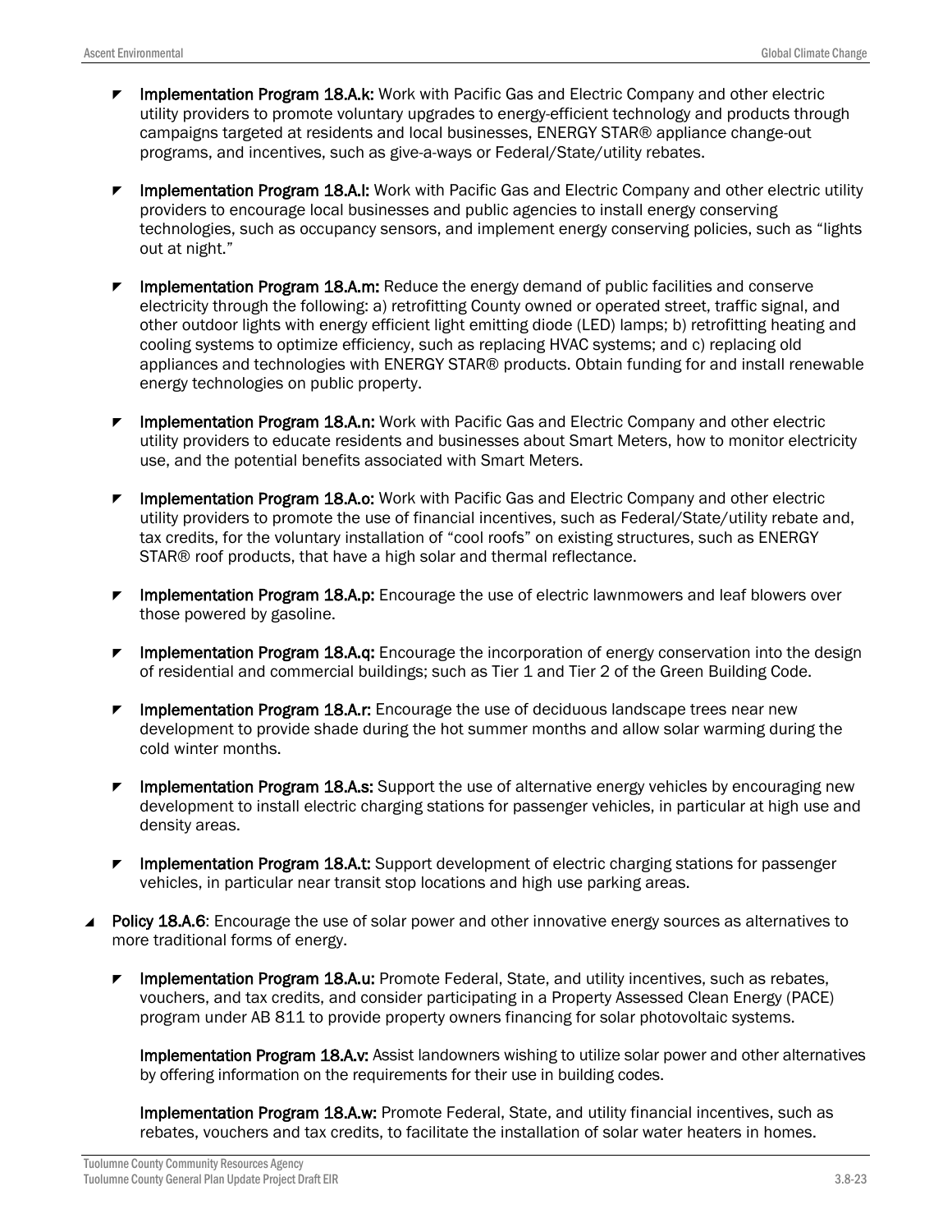- **Implementation Program 18.A.k:** Work with Pacific Gas and Electric Company and other electric utility providers to promote voluntary upgrades to energy-efficient technology and products through campaigns targeted at residents and local businesses, ENERGY STAR® appliance change-out programs, and incentives, such as give-a-ways or Federal/State/utility rebates.

- **Implementation Program 18.A.l:** Work with Pacific Gas and Electric Company and other electric utility providers to encourage local businesses and public agencies to install energy conserving technologies, such as occupancy sensors, and implement energy conserving policies, such as "lights out at night."

- **Implementation Program 18.A.m:** Reduce the energy demand of public facilities and conserve electricity through the following: a) retrofitting County owned or operated street, traffic signal, and other outdoor lights with energy efficient light emitting diode (LED) lamps; b) retrofitting heating and cooling systems to optimize efficiency, such as replacing HVAC systems; and c) replacing old appliances and technologies with ENERGY STAR® products. Obtain funding for and install renewable energy technologies on public property.

- **Implementation Program 18.A.n:** Work with Pacific Gas and Electric Company and other electric utility providers to educate residents and businesses about Smart Meters, how to monitor electricity use, and the potential benefits associated with Smart Meters.

- **Implementation Program 18.A.o:** Work with Pacific Gas and Electric Company and other electric utility providers to promote the use of financial incentives, such as Federal/State/utility rebate and, tax credits, for the voluntary installation of "cool roofs" on existing structures, such as ENERGY STAR® roof products, that have a high solar and thermal reflectance.

- **Implementation Program 18.A.p:** Encourage the use of electric lawnmowers and leaf blowers over those powered by gasoline.

- **Implementation Program 18.A.q:** Encourage the incorporation of energy conservation into the design of residential and commercial buildings; such as Tier 1 and Tier 2 of the Green Building Code.

- **Implementation Program 18.A.r:** Encourage the use of deciduous landscape trees near new development to provide shade during the hot summer months and allow solar warming during the cold winter months.

- **Implementation Program 18.A.s:** Support the use of alternative energy vehicles by encouraging new development to install electric charging stations for passenger vehicles, in particular at high use and density areas.

- **Implementation Program 18.A.t:** Support development of electric charging stations for passenger vehicles, in particular near transit stop locations and high use parking areas.

- **Policy 18.A.6**: Encourage the use of solar power and other innovative energy sources as alternatives to more traditional forms of energy.

  - **Implementation Program 18.A.u:** Promote Federal, State, and utility incentives, such as rebates, vouchers, and tax credits, and consider participating in a Property Assessed Clean Energy (PACE) program under AB 811 to provide property owners financing for solar photovoltaic systems.

    **Implementation Program 18.A.v:** Assist landowners wishing to utilize solar power and other alternatives by offering information on the requirements for their use in building codes.

    **Implementation Program 18.A.w:** Promote Federal, State, and utility financial incentives, such as rebates, vouchers and tax credits, to facilitate the installation of solar water heaters in homes.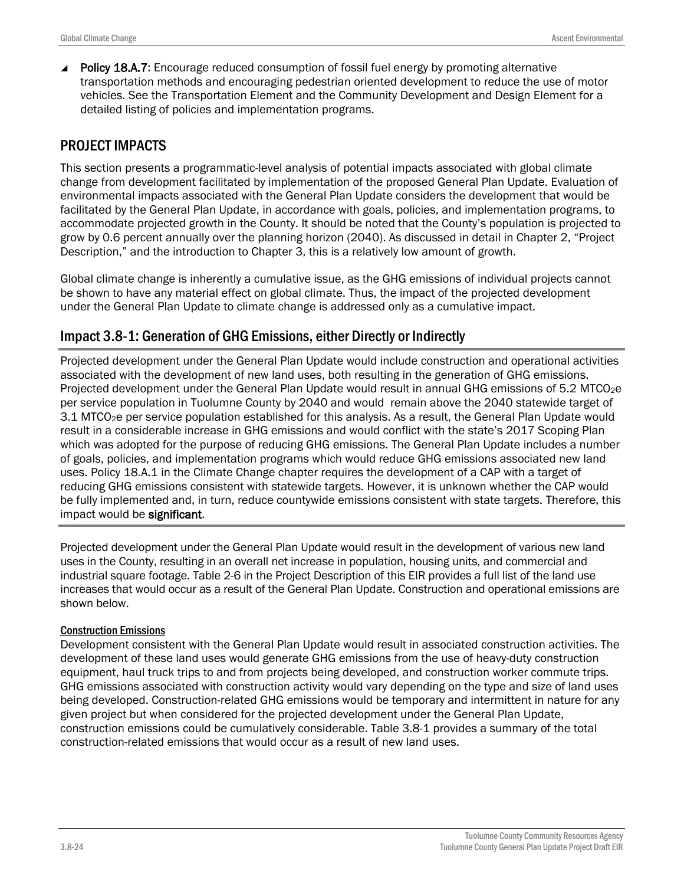- **Policy 18.A.7**: Encourage reduced consumption of fossil fuel energy by promoting alternative transportation methods and encouraging pedestrian oriented development to reduce the use of motor vehicles. See the Transportation Element and the Community Development and Design Element for a detailed listing of policies and implementation programs.

## PROJECT IMPACTS

This section presents a programmatic-level analysis of potential impacts associated with global climate change from development facilitated by implementation of the proposed General Plan Update. Evaluation of environmental impacts associated with the General Plan Update considers the development that would be facilitated by the General Plan Update, in accordance with goals, policies, and implementation programs, to accommodate projected growth in the County. It should be noted that the County's population is projected to grow by 0.6 percent annually over the planning horizon (2040). As discussed in detail in Chapter 2, "Project Description," and the introduction to Chapter 3, this is a relatively low amount of growth.

Global climate change is inherently a cumulative issue, as the GHG emissions of individual projects cannot be shown to have any material effect on global climate. Thus, the impact of the projected development under the General Plan Update to climate change is addressed only as a cumulative impact.

### Impact 3.8-1: Generation of GHG Emissions, either Directly or Indirectly

Projected development under the General Plan Update would include construction and operational activities associated with the development of new land uses, both resulting in the generation of GHG emissions. Projected development under the General Plan Update would result in annual GHG emissions of 5.2 $MTCO_2e$ per service population in Tuolumne County by 2040 and would remain above the 2040 statewide target of 3.1 $MTCO_2e$ per service population established for this analysis. As a result, the General Plan Update would result in a considerable increase in GHG emissions and would conflict with the state's 2017 Scoping Plan which was adopted for the purpose of reducing GHG emissions. The General Plan Update includes a number of goals, policies, and implementation programs which would reduce GHG emissions associated new land uses. Policy 18.A.1 in the Climate Change chapter requires the development of a CAP with a target of reducing GHG emissions consistent with statewide targets. However, it is unknown whether the CAP would be fully implemented and, in turn, reduce countywide emissions consistent with state targets. Therefore, this impact would be **significant**.

Projected development under the General Plan Update would result in the development of various new land uses in the County, resulting in an overall net increase in population, housing units, and commercial and industrial square footage. Table 2-6 in the Project Description of this EIR provides a full list of the land use increases that would occur as a result of the General Plan Update. Construction and operational emissions are shown below.

#### Construction Emissions

Development consistent with the General Plan Update would result in associated construction activities. The development of these land uses would generate GHG emissions from the use of heavy-duty construction equipment, haul truck trips to and from projects being developed, and construction worker commute trips. GHG emissions associated with construction activity would vary depending on the type and size of land uses being developed. Construction-related GHG emissions would be temporary and intermittent in nature for any given project but when considered for the projected development under the General Plan Update, construction emissions could be cumulatively considerable. Table 3.8-1 provides a summary of the total construction-related emissions that would occur as a result of new land uses.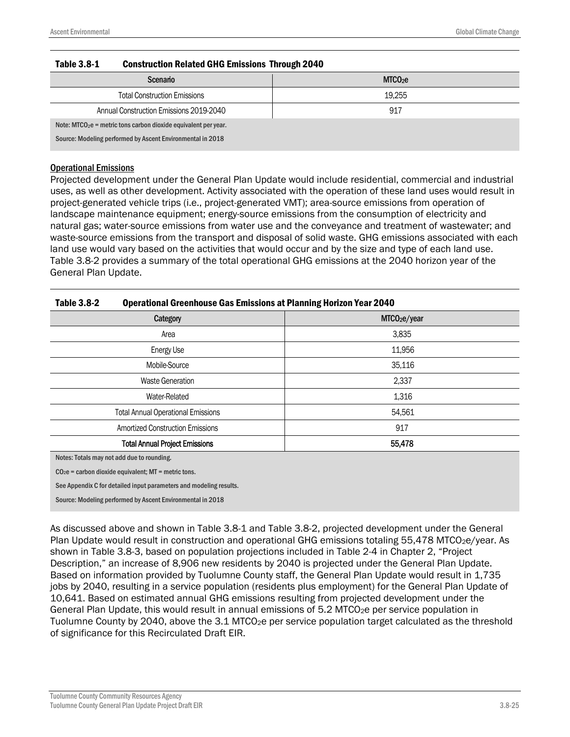**Table 3.8-1 Construction Related GHG Emissions Through 2040**

| Scenario | $MTCO_2e$ |
|---|---|
| Total Construction Emissions | 19,255 |
| Annual Construction Emissions 2019-2040 | 917 |

Note: $MTCO_2e$ = metric tons carbon dioxide equivalent per year.

Source: Modeling performed by Ascent Environmental in 2018

Operational Emissions

Projected development under the General Plan Update would include residential, commercial and industrial uses, as well as other development. Activity associated with the operation of these land uses would result in project-generated vehicle trips (i.e., project-generated VMT); area-source emissions from operation of landscape maintenance equipment; energy-source emissions from the consumption of electricity and natural gas; water-source emissions from water use and the conveyance and treatment of wastewater; and waste-source emissions from the transport and disposal of solid waste. GHG emissions associated with each land use would vary based on the activities that would occur and by the size and type of each land use. Table 3.8-2 provides a summary of the total operational GHG emissions at the 2040 horizon year of the General Plan Update.

**Table 3.8-2 Operational Greenhouse Gas Emissions at Planning Horizon Year 2040**

| Category | $MTCO_2e$/year |
|---|---|
| Area | 3,835 |
| Energy Use | 11,956 |
| Mobile-Source | 35,116 |
| Waste Generation | 2,337 |
| Water-Related | 1,316 |
| Total Annual Operational Emissions | 54,561 |
| Amortized Construction Emissions | 917 |
| **Total Annual Project Emissions** | **55,478** |

Notes: Totals may not add due to rounding.

$CO_2e$ = carbon dioxide equivalent; MT = metric tons.

See Appendix C for detailed input parameters and modeling results.

Source: Modeling performed by Ascent Environmental in 2018

As discussed above and shown in Table 3.8-1 and Table 3.8-2, projected development under the General Plan Update would result in construction and operational GHG emissions totaling 55,478 $MTCO_2e$/year. As shown in Table 3.8-3, based on population projections included in Table 2-4 in Chapter 2, "Project Description," an increase of 8,906 new residents by 2040 is projected under the General Plan Update. Based on information provided by Tuolumne County staff, the General Plan Update would result in 1,735 jobs by 2040, resulting in a service population (residents plus employment) for the General Plan Update of 10,641. Based on estimated annual GHG emissions resulting from projected development under the General Plan Update, this would result in annual emissions of 5.2 $MTCO_2e$ per service population in Tuolumne County by 2040, above the 3.1 $MTCO_2e$ per service population target calculated as the threshold of significance for this Recirculated Draft EIR.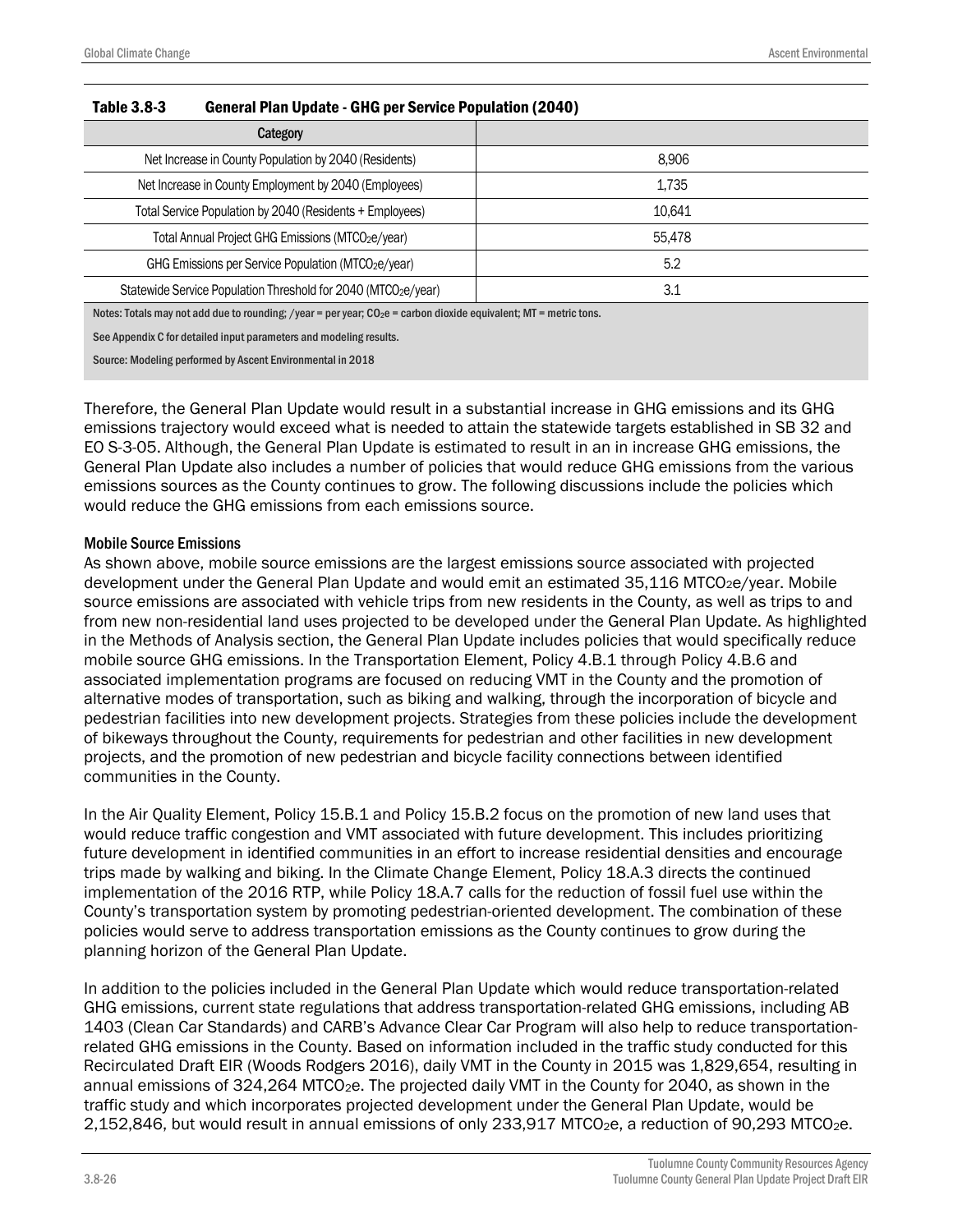**Table 3.8-3 General Plan Update - GHG per Service Population (2040)**

| Category | |
|---|---|
| Net Increase in County Population by 2040 (Residents) | 8,906 |
| Net Increase in County Employment by 2040 (Employees) | 1,735 |
| Total Service Population by 2040 (Residents + Employees) | 10,641 |
| Total Annual Project GHG Emissions ($MTCO_2e$/year) | 55,478 |
| GHG Emissions per Service Population ($MTCO_2e$/year) | 5.2 |
| Statewide Service Population Threshold for 2040 ($MTCO_2e$/year) | 3.1 |

Notes: Totals may not add due to rounding; /year = per year; $CO_2e$ = carbon dioxide equivalent; MT = metric tons.

See Appendix C for detailed input parameters and modeling results.

Source: Modeling performed by Ascent Environmental in 2018

Therefore, the General Plan Update would result in a substantial increase in GHG emissions and its GHG emissions trajectory would exceed what is needed to attain the statewide targets established in SB 32 and EO S-3-05. Although, the General Plan Update is estimated to result in an in increase GHG emissions, the General Plan Update also includes a number of policies that would reduce GHG emissions from the various emissions sources as the County continues to grow. The following discussions include the policies which would reduce the GHG emissions from each emissions source.

#### Mobile Source Emissions

As shown above, mobile source emissions are the largest emissions source associated with projected development under the General Plan Update and would emit an estimated 35,116 $MTCO_2e$/year. Mobile source emissions are associated with vehicle trips from new residents in the County, as well as trips to and from new non-residential land uses projected to be developed under the General Plan Update. As highlighted in the Methods of Analysis section, the General Plan Update includes policies that would specifically reduce mobile source GHG emissions. In the Transportation Element, Policy 4.B.1 through Policy 4.B.6 and associated implementation programs are focused on reducing VMT in the County and the promotion of alternative modes of transportation, such as biking and walking, through the incorporation of bicycle and pedestrian facilities into new development projects. Strategies from these policies include the development of bikeways throughout the County, requirements for pedestrian and other facilities in new development projects, and the promotion of new pedestrian and bicycle facility connections between identified communities in the County.

In the Air Quality Element, Policy 15.B.1 and Policy 15.B.2 focus on the promotion of new land uses that would reduce traffic congestion and VMT associated with future development. This includes prioritizing future development in identified communities in an effort to increase residential densities and encourage trips made by walking and biking. In the Climate Change Element, Policy 18.A.3 directs the continued implementation of the 2016 RTP, while Policy 18.A.7 calls for the reduction of fossil fuel use within the County's transportation system by promoting pedestrian-oriented development. The combination of these policies would serve to address transportation emissions as the County continues to grow during the planning horizon of the General Plan Update.

In addition to the policies included in the General Plan Update which would reduce transportation-related GHG emissions, current state regulations that address transportation-related GHG emissions, including AB 1403 (Clean Car Standards) and CARB's Advance Clear Car Program will also help to reduce transportation-related GHG emissions in the County. Based on information included in the traffic study conducted for this Recirculated Draft EIR (Woods Rodgers 2016), daily VMT in the County in 2015 was 1,829,654, resulting in annual emissions of 324,264 $MTCO_2e$. The projected daily VMT in the County for 2040, as shown in the traffic study and which incorporates projected development under the General Plan Update, would be 2,152,846, but would result in annual emissions of only 233,917 $MTCO_2e$, a reduction of 90,293 $MTCO_2e$.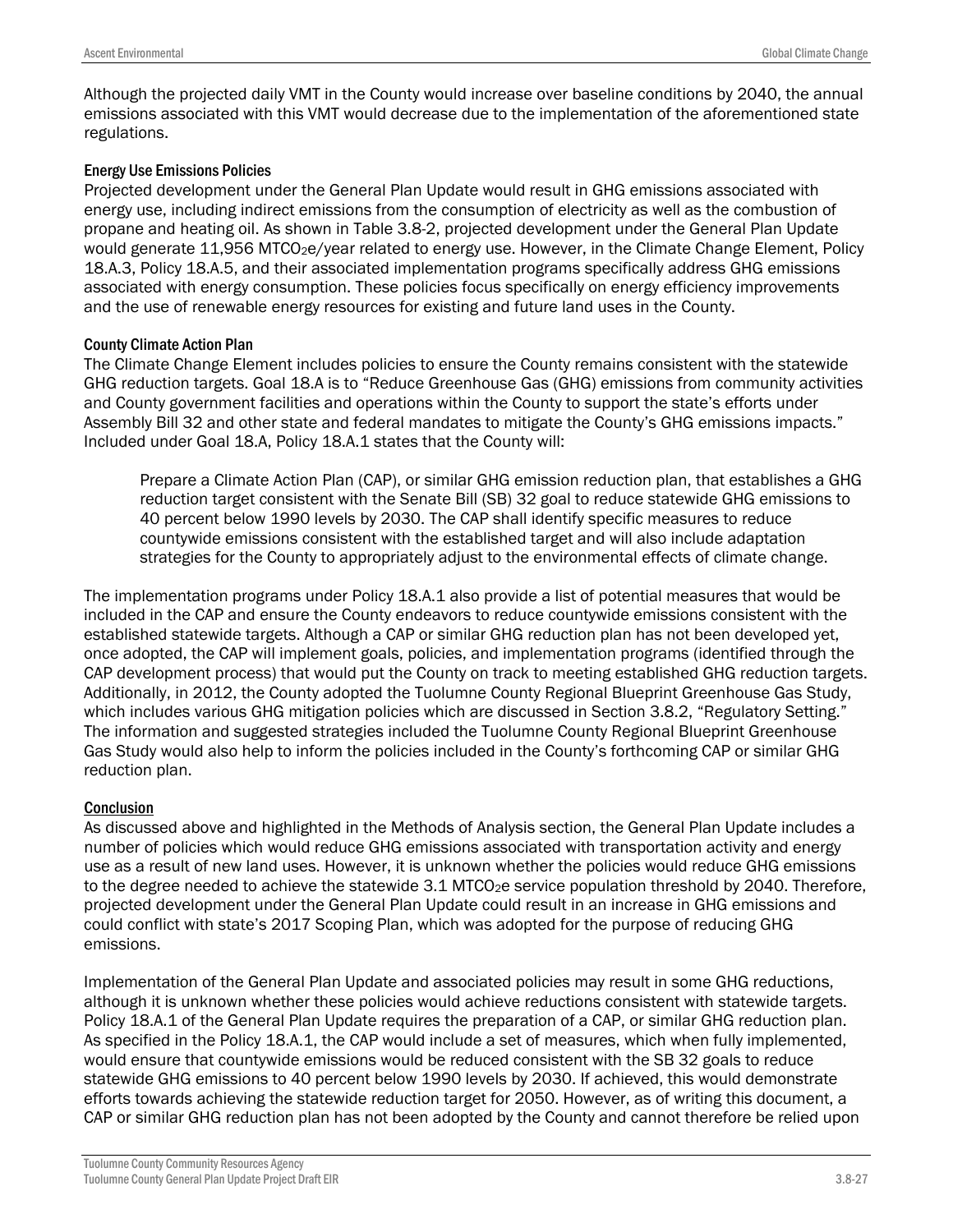Although the projected daily VMT in the County would increase over baseline conditions by 2040, the annual emissions associated with this VMT would decrease due to the implementation of the aforementioned state regulations.

#### Energy Use Emissions Policies

Projected development under the General Plan Update would result in GHG emissions associated with energy use, including indirect emissions from the consumption of electricity as well as the combustion of propane and heating oil. As shown in Table 3.8-2, projected development under the General Plan Update would generate 11,956 $MTCO_2e$/year related to energy use. However, in the Climate Change Element, Policy 18.A.3, Policy 18.A.5, and their associated implementation programs specifically address GHG emissions associated with energy consumption. These policies focus specifically on energy efficiency improvements and the use of renewable energy resources for existing and future land uses in the County.

#### County Climate Action Plan

The Climate Change Element includes policies to ensure the County remains consistent with the statewide GHG reduction targets. Goal 18.A is to "Reduce Greenhouse Gas (GHG) emissions from community activities and County government facilities and operations within the County to support the state's efforts under Assembly Bill 32 and other state and federal mandates to mitigate the County's GHG emissions impacts." Included under Goal 18.A, Policy 18.A.1 states that the County will:

> Prepare a Climate Action Plan (CAP), or similar GHG emission reduction plan, that establishes a GHG reduction target consistent with the Senate Bill (SB) 32 goal to reduce statewide GHG emissions to 40 percent below 1990 levels by 2030. The CAP shall identify specific measures to reduce countywide emissions consistent with the established target and will also include adaptation strategies for the County to appropriately adjust to the environmental effects of climate change.

The implementation programs under Policy 18.A.1 also provide a list of potential measures that would be included in the CAP and ensure the County endeavors to reduce countywide emissions consistent with the established statewide targets. Although a CAP or similar GHG reduction plan has not been developed yet, once adopted, the CAP will implement goals, policies, and implementation programs (identified through the CAP development process) that would put the County on track to meeting established GHG reduction targets. Additionally, in 2012, the County adopted the Tuolumne County Regional Blueprint Greenhouse Gas Study, which includes various GHG mitigation policies which are discussed in Section 3.8.2, "Regulatory Setting." The information and suggested strategies included the Tuolumne County Regional Blueprint Greenhouse Gas Study would also help to inform the policies included in the County's forthcoming CAP or similar GHG reduction plan.

#### Conclusion

As discussed above and highlighted in the Methods of Analysis section, the General Plan Update includes a number of policies which would reduce GHG emissions associated with transportation activity and energy use as a result of new land uses. However, it is unknown whether the policies would reduce GHG emissions to the degree needed to achieve the statewide 3.1 $MTCO_2e$ service population threshold by 2040. Therefore, projected development under the General Plan Update could result in an increase in GHG emissions and could conflict with state's 2017 Scoping Plan, which was adopted for the purpose of reducing GHG emissions.

Implementation of the General Plan Update and associated policies may result in some GHG reductions, although it is unknown whether these policies would achieve reductions consistent with statewide targets. Policy 18.A.1 of the General Plan Update requires the preparation of a CAP, or similar GHG reduction plan. As specified in the Policy 18.A.1, the CAP would include a set of measures, which when fully implemented, would ensure that countywide emissions would be reduced consistent with the SB 32 goals to reduce statewide GHG emissions to 40 percent below 1990 levels by 2030. If achieved, this would demonstrate efforts towards achieving the statewide reduction target for 2050. However, as of writing this document, a CAP or similar GHG reduction plan has not been adopted by the County and cannot therefore be relied upon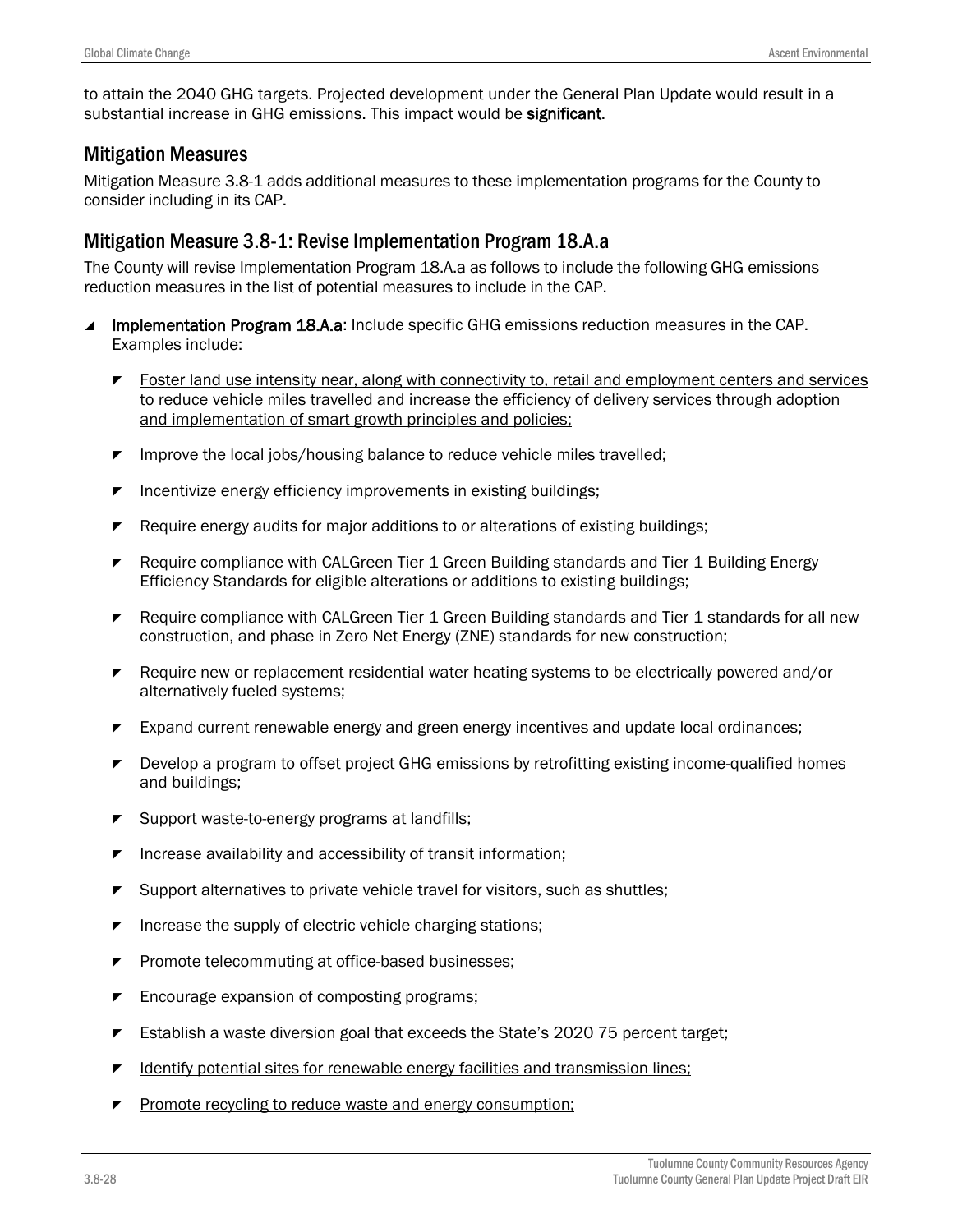to attain the 2040 GHG targets. Projected development under the General Plan Update would result in a substantial increase in GHG emissions. This impact would be **significant**.

## Mitigation Measures

Mitigation Measure 3.8-1 adds additional measures to these implementation programs for the County to consider including in its CAP.

## Mitigation Measure 3.8-1: Revise Implementation Program 18.A.a

The County will revise Implementation Program 18.A.a as follows to include the following GHG emissions reduction measures in the list of potential measures to include in the CAP.

- **Implementation Program 18.A.a**: Include specific GHG emissions reduction measures in the CAP. Examples include:
  - <u>Foster land use intensity near, along with connectivity to, retail and employment centers and services to reduce vehicle miles travelled and increase the efficiency of delivery services through adoption and implementation of smart growth principles and policies;</u>
  - <u>Improve the local jobs/housing balance to reduce vehicle miles travelled;</u>
  - Incentivize energy efficiency improvements in existing buildings;
  - Require energy audits for major additions to or alterations of existing buildings;
  - Require compliance with CALGreen Tier 1 Green Building standards and Tier 1 Building Energy Efficiency Standards for eligible alterations or additions to existing buildings;
  - Require compliance with CALGreen Tier 1 Green Building standards and Tier 1 standards for all new construction, and phase in Zero Net Energy (ZNE) standards for new construction;
  - Require new or replacement residential water heating systems to be electrically powered and/or alternatively fueled systems;
  - Expand current renewable energy and green energy incentives and update local ordinances;
  - Develop a program to offset project GHG emissions by retrofitting existing income-qualified homes and buildings;
  - Support waste-to-energy programs at landfills;
  - Increase availability and accessibility of transit information;
  - Support alternatives to private vehicle travel for visitors, such as shuttles;
  - Increase the supply of electric vehicle charging stations;
  - Promote telecommuting at office-based businesses;
  - Encourage expansion of composting programs;
  - Establish a waste diversion goal that exceeds the State's 2020 75 percent target;
  - <u>Identify potential sites for renewable energy facilities and transmission lines;</u>
  - <u>Promote recycling to reduce waste and energy consumption;</u>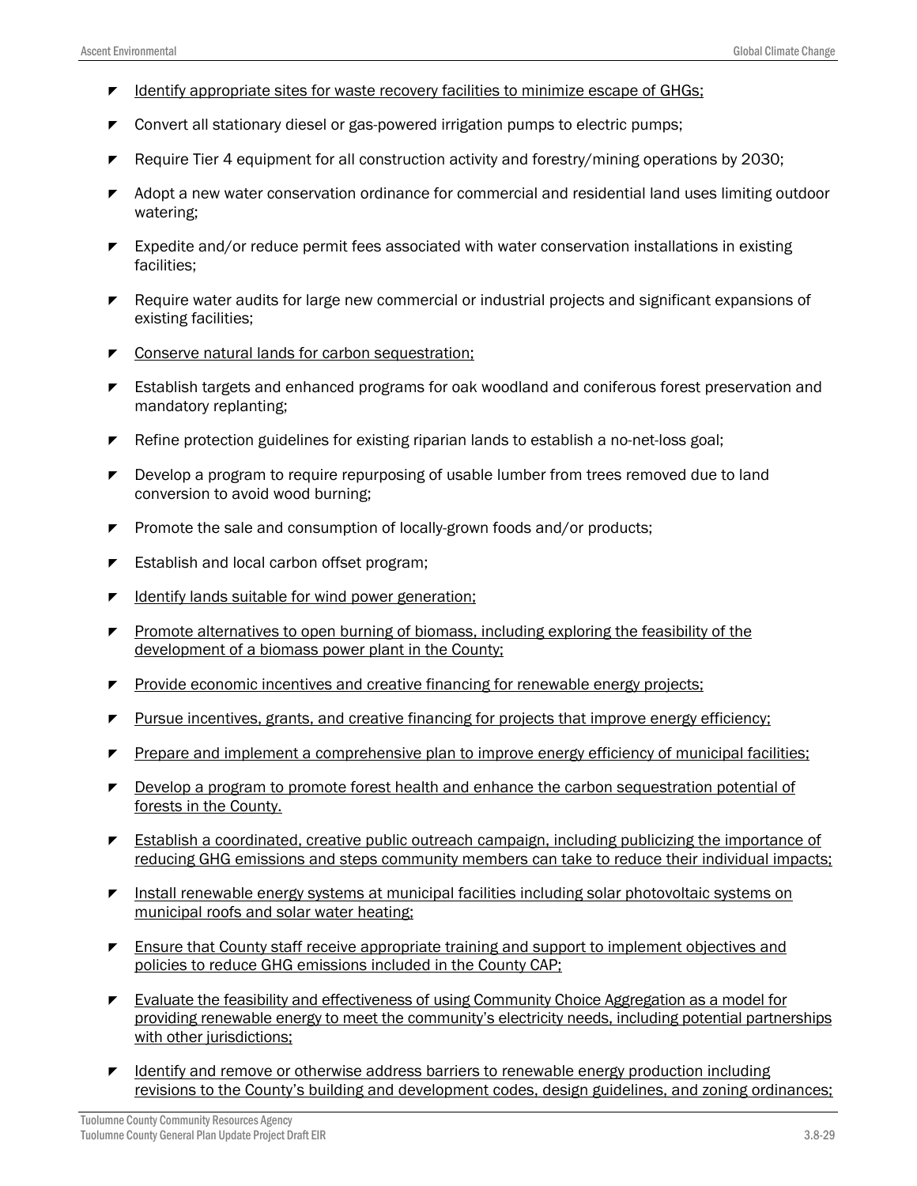- <u>Identify appropriate sites for waste recovery facilities to minimize escape of GHGs;</u>
- Convert all stationary diesel or gas-powered irrigation pumps to electric pumps;
- Require Tier 4 equipment for all construction activity and forestry/mining operations by 2030;
- Adopt a new water conservation ordinance for commercial and residential land uses limiting outdoor watering;
- Expedite and/or reduce permit fees associated with water conservation installations in existing facilities;
- Require water audits for large new commercial or industrial projects and significant expansions of existing facilities;
- <u>Conserve natural lands for carbon sequestration;</u>
- Establish targets and enhanced programs for oak woodland and coniferous forest preservation and mandatory replanting;
- Refine protection guidelines for existing riparian lands to establish a no-net-loss goal;
- Develop a program to require repurposing of usable lumber from trees removed due to land conversion to avoid wood burning;
- Promote the sale and consumption of locally-grown foods and/or products;
- Establish and local carbon offset program;
- <u>Identify lands suitable for wind power generation;</u>
- <u>Promote alternatives to open burning of biomass, including exploring the feasibility of the development of a biomass power plant in the County;</u>
- <u>Provide economic incentives and creative financing for renewable energy projects;</u>
- <u>Pursue incentives, grants, and creative financing for projects that improve energy efficiency;</u>
- <u>Prepare and implement a comprehensive plan to improve energy efficiency of municipal facilities;</u>
- <u>Develop a program to promote forest health and enhance the carbon sequestration potential of forests in the County.</u>
- <u>Establish a coordinated, creative public outreach campaign, including publicizing the importance of reducing GHG emissions and steps community members can take to reduce their individual impacts;</u>
- <u>Install renewable energy systems at municipal facilities including solar photovoltaic systems on municipal roofs and solar water heating;</u>
- <u>Ensure that County staff receive appropriate training and support to implement objectives and policies to reduce GHG emissions included in the County CAP;</u>
- <u>Evaluate the feasibility and effectiveness of using Community Choice Aggregation as a model for providing renewable energy to meet the community's electricity needs, including potential partnerships with other jurisdictions;</u>
- <u>Identify and remove or otherwise address barriers to renewable energy production including revisions to the County's building and development codes, design guidelines, and zoning ordinances;</u>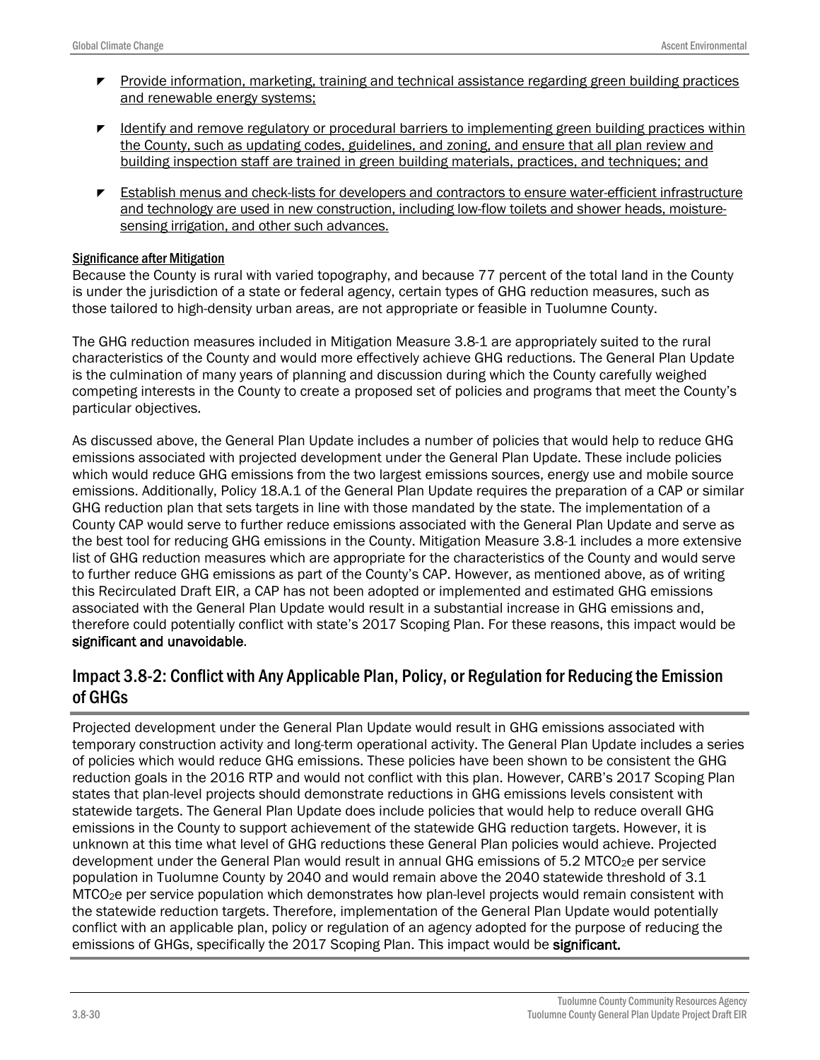- Provide information, marketing, training and technical assistance regarding green building practices and renewable energy systems;
- Identify and remove regulatory or procedural barriers to implementing green building practices within the County, such as updating codes, guidelines, and zoning, and ensure that all plan review and building inspection staff are trained in green building materials, practices, and techniques; and
- Establish menus and check-lists for developers and contractors to ensure water-efficient infrastructure and technology are used in new construction, including low-flow toilets and shower heads, moisture-sensing irrigation, and other such advances.

**Significance after Mitigation**

Because the County is rural with varied topography, and because 77 percent of the total land in the County is under the jurisdiction of a state or federal agency, certain types of GHG reduction measures, such as those tailored to high-density urban areas, are not appropriate or feasible in Tuolumne County.

The GHG reduction measures included in Mitigation Measure 3.8-1 are appropriately suited to the rural characteristics of the County and would more effectively achieve GHG reductions. The General Plan Update is the culmination of many years of planning and discussion during which the County carefully weighed competing interests in the County to create a proposed set of policies and programs that meet the County's particular objectives.

As discussed above, the General Plan Update includes a number of policies that would help to reduce GHG emissions associated with projected development under the General Plan Update. These include policies which would reduce GHG emissions from the two largest emissions sources, energy use and mobile source emissions. Additionally, Policy 18.A.1 of the General Plan Update requires the preparation of a CAP or similar GHG reduction plan that sets targets in line with those mandated by the state. The implementation of a County CAP would serve to further reduce emissions associated with the General Plan Update and serve as the best tool for reducing GHG emissions in the County. Mitigation Measure 3.8-1 includes a more extensive list of GHG reduction measures which are appropriate for the characteristics of the County and would serve to further reduce GHG emissions as part of the County's CAP. However, as mentioned above, as of writing this Recirculated Draft EIR, a CAP has not been adopted or implemented and estimated GHG emissions associated with the General Plan Update would result in a substantial increase in GHG emissions and, therefore could potentially conflict with state's 2017 Scoping Plan. For these reasons, this impact would be **significant and unavoidable**.

## Impact 3.8-2: Conflict with Any Applicable Plan, Policy, or Regulation for Reducing the Emission of GHGs

Projected development under the General Plan Update would result in GHG emissions associated with temporary construction activity and long-term operational activity. The General Plan Update includes a series of policies which would reduce GHG emissions. These policies have been shown to be consistent the GHG reduction goals in the 2016 RTP and would not conflict with this plan. However, CARB's 2017 Scoping Plan states that plan-level projects should demonstrate reductions in GHG emissions levels consistent with statewide targets. The General Plan Update does include policies that would help to reduce overall GHG emissions in the County to support achievement of the statewide GHG reduction targets. However, it is unknown at this time what level of GHG reductions these General Plan policies would achieve. Projected development under the General Plan would result in annual GHG emissions of 5.2 $MTCO_2e$ per service population in Tuolumne County by 2040 and would remain above the 2040 statewide threshold of 3.1 $MTCO_2e$ per service population which demonstrates how plan-level projects would remain consistent with the statewide reduction targets. Therefore, implementation of the General Plan Update would potentially conflict with an applicable plan, policy or regulation of an agency adopted for the purpose of reducing the emissions of GHGs, specifically the 2017 Scoping Plan. This impact would be **significant.**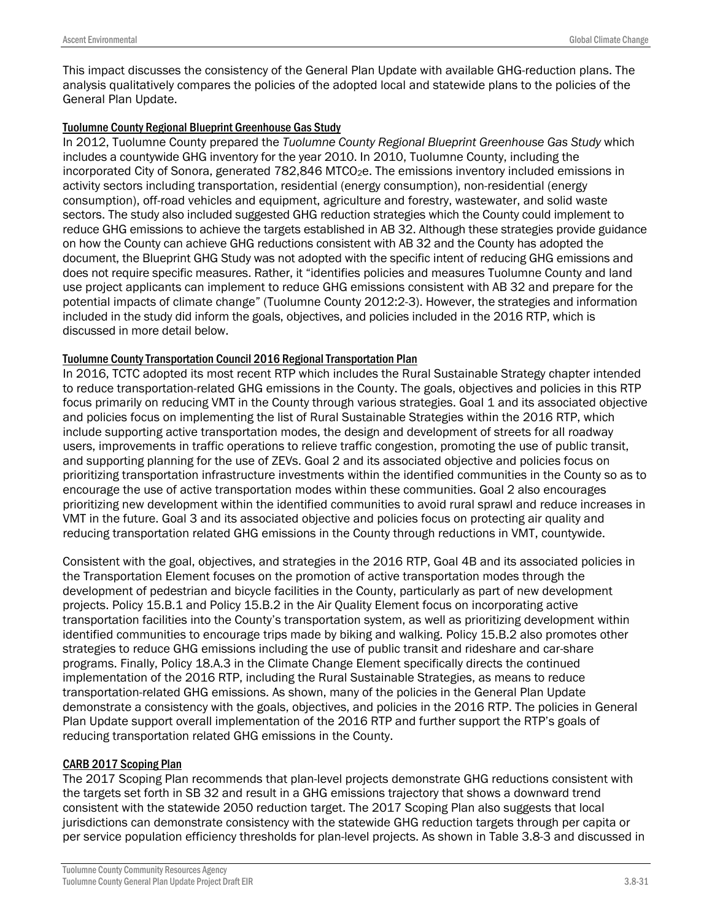This impact discusses the consistency of the General Plan Update with available GHG-reduction plans. The analysis qualitatively compares the policies of the adopted local and statewide plans to the policies of the General Plan Update.

### Tuolumne County Regional Blueprint Greenhouse Gas Study

In 2012, Tuolumne County prepared the *Tuolumne County Regional Blueprint Greenhouse Gas Study* which includes a countywide GHG inventory for the year 2010. In 2010, Tuolumne County, including the incorporated City of Sonora, generated 782,846 $MTCO_2e$. The emissions inventory included emissions in activity sectors including transportation, residential (energy consumption), non-residential (energy consumption), off-road vehicles and equipment, agriculture and forestry, wastewater, and solid waste sectors. The study also included suggested GHG reduction strategies which the County could implement to reduce GHG emissions to achieve the targets established in AB 32. Although these strategies provide guidance on how the County can achieve GHG reductions consistent with AB 32 and the County has adopted the document, the Blueprint GHG Study was not adopted with the specific intent of reducing GHG emissions and does not require specific measures. Rather, it "identifies policies and measures Tuolumne County and land use project applicants can implement to reduce GHG emissions consistent with AB 32 and prepare for the potential impacts of climate change" (Tuolumne County 2012:2-3). However, the strategies and information included in the study did inform the goals, objectives, and policies included in the 2016 RTP, which is discussed in more detail below.

### Tuolumne County Transportation Council 2016 Regional Transportation Plan

In 2016, TCTC adopted its most recent RTP which includes the Rural Sustainable Strategy chapter intended to reduce transportation-related GHG emissions in the County. The goals, objectives and policies in this RTP focus primarily on reducing VMT in the County through various strategies. Goal 1 and its associated objective and policies focus on implementing the list of Rural Sustainable Strategies within the 2016 RTP, which include supporting active transportation modes, the design and development of streets for all roadway users, improvements in traffic operations to relieve traffic congestion, promoting the use of public transit, and supporting planning for the use of ZEVs. Goal 2 and its associated objective and policies focus on prioritizing transportation infrastructure investments within the identified communities in the County so as to encourage the use of active transportation modes within these communities. Goal 2 also encourages prioritizing new development within the identified communities to avoid rural sprawl and reduce increases in VMT in the future. Goal 3 and its associated objective and policies focus on protecting air quality and reducing transportation related GHG emissions in the County through reductions in VMT, countywide.

Consistent with the goal, objectives, and strategies in the 2016 RTP, Goal 4B and its associated policies in the Transportation Element focuses on the promotion of active transportation modes through the development of pedestrian and bicycle facilities in the County, particularly as part of new development projects. Policy 15.B.1 and Policy 15.B.2 in the Air Quality Element focus on incorporating active transportation facilities into the County's transportation system, as well as prioritizing development within identified communities to encourage trips made by biking and walking. Policy 15.B.2 also promotes other strategies to reduce GHG emissions including the use of public transit and rideshare and car-share programs. Finally, Policy 18.A.3 in the Climate Change Element specifically directs the continued implementation of the 2016 RTP, including the Rural Sustainable Strategies, as means to reduce transportation-related GHG emissions. As shown, many of the policies in the General Plan Update demonstrate a consistency with the goals, objectives, and policies in the 2016 RTP. The policies in General Plan Update support overall implementation of the 2016 RTP and further support the RTP's goals of reducing transportation related GHG emissions in the County.

### CARB 2017 Scoping Plan

The 2017 Scoping Plan recommends that plan-level projects demonstrate GHG reductions consistent with the targets set forth in SB 32 and result in a GHG emissions trajectory that shows a downward trend consistent with the statewide 2050 reduction target. The 2017 Scoping Plan also suggests that local jurisdictions can demonstrate consistency with the statewide GHG reduction targets through per capita or per service population efficiency thresholds for plan-level projects. As shown in Table 3.8-3 and discussed in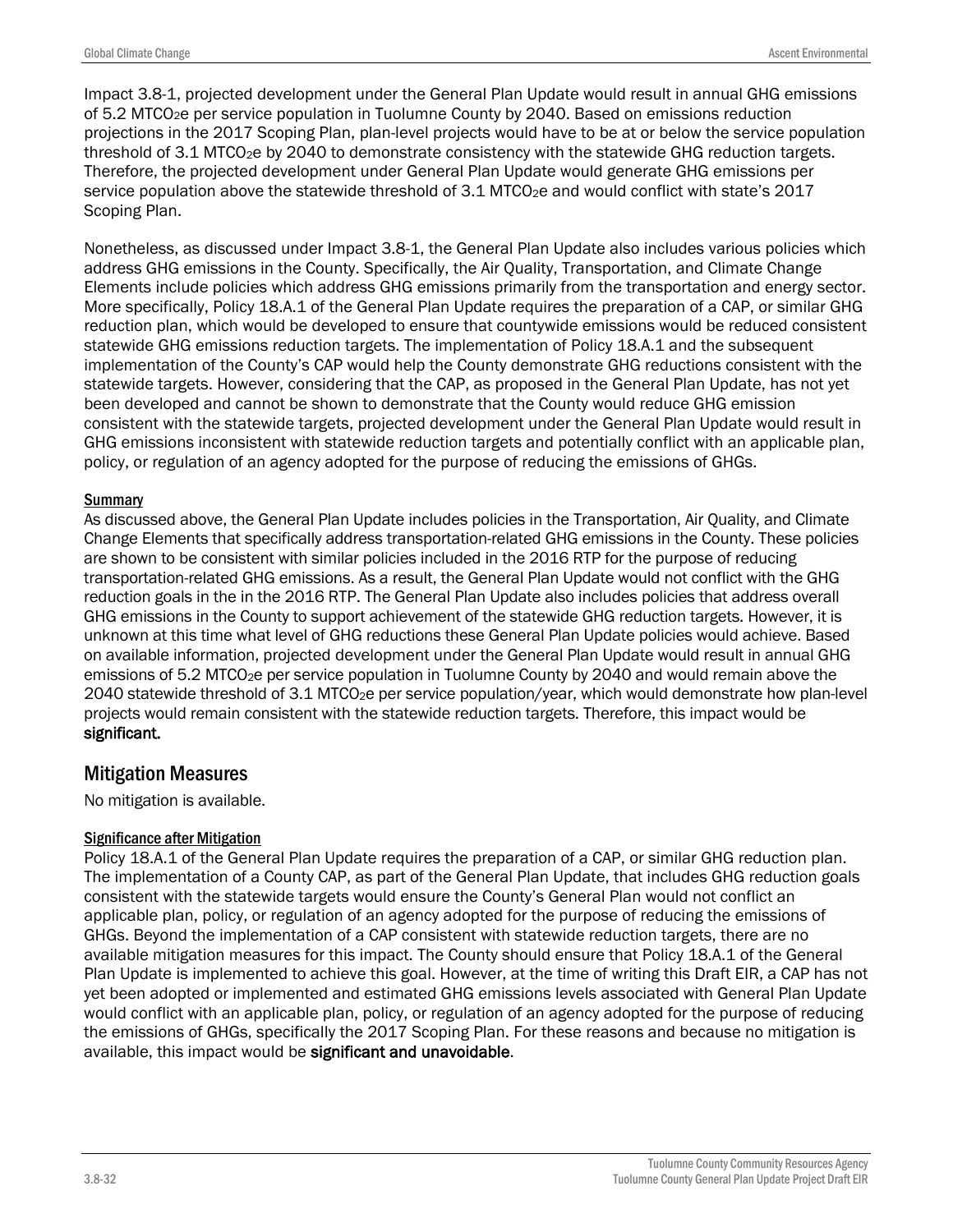Impact 3.8-1, projected development under the General Plan Update would result in annual GHG emissions of 5.2 $MTCO_2e$ per service population in Tuolumne County by 2040. Based on emissions reduction projections in the 2017 Scoping Plan, plan-level projects would have to be at or below the service population threshold of 3.1 $MTCO_2e$ by 2040 to demonstrate consistency with the statewide GHG reduction targets. Therefore, the projected development under General Plan Update would generate GHG emissions per service population above the statewide threshold of 3.1 $MTCO_2e$ and would conflict with state's 2017 Scoping Plan.

Nonetheless, as discussed under Impact 3.8-1, the General Plan Update also includes various policies which address GHG emissions in the County. Specifically, the Air Quality, Transportation, and Climate Change Elements include policies which address GHG emissions primarily from the transportation and energy sector. More specifically, Policy 18.A.1 of the General Plan Update requires the preparation of a CAP, or similar GHG reduction plan, which would be developed to ensure that countywide emissions would be reduced consistent statewide GHG emissions reduction targets. The implementation of Policy 18.A.1 and the subsequent implementation of the County's CAP would help the County demonstrate GHG reductions consistent with the statewide targets. However, considering that the CAP, as proposed in the General Plan Update, has not yet been developed and cannot be shown to demonstrate that the County would reduce GHG emission consistent with the statewide targets, projected development under the General Plan Update would result in GHG emissions inconsistent with statewide reduction targets and potentially conflict with an applicable plan, policy, or regulation of an agency adopted for the purpose of reducing the emissions of GHGs.

#### Summary

As discussed above, the General Plan Update includes policies in the Transportation, Air Quality, and Climate Change Elements that specifically address transportation-related GHG emissions in the County. These policies are shown to be consistent with similar policies included in the 2016 RTP for the purpose of reducing transportation-related GHG emissions. As a result, the General Plan Update would not conflict with the GHG reduction goals in the in the 2016 RTP. The General Plan Update also includes policies that address overall GHG emissions in the County to support achievement of the statewide GHG reduction targets. However, it is unknown at this time what level of GHG reductions these General Plan Update policies would achieve. Based on available information, projected development under the General Plan Update would result in annual GHG emissions of 5.2 $MTCO_2e$ per service population in Tuolumne County by 2040 and would remain above the 2040 statewide threshold of 3.1 $MTCO_2e$ per service population/year, which would demonstrate how plan-level projects would remain consistent with the statewide reduction targets. Therefore, this impact would be **significant.**

## Mitigation Measures

No mitigation is available.

#### Significance after Mitigation

Policy 18.A.1 of the General Plan Update requires the preparation of a CAP, or similar GHG reduction plan. The implementation of a County CAP, as part of the General Plan Update, that includes GHG reduction goals consistent with the statewide targets would ensure the County's General Plan would not conflict an applicable plan, policy, or regulation of an agency adopted for the purpose of reducing the emissions of GHGs. Beyond the implementation of a CAP consistent with statewide reduction targets, there are no available mitigation measures for this impact. The County should ensure that Policy 18.A.1 of the General Plan Update is implemented to achieve this goal. However, at the time of writing this Draft EIR, a CAP has not yet been adopted or implemented and estimated GHG emissions levels associated with General Plan Update would conflict with an applicable plan, policy, or regulation of an agency adopted for the purpose of reducing the emissions of GHGs, specifically the 2017 Scoping Plan. For these reasons and because no mitigation is available, this impact would be **significant and unavoidable**.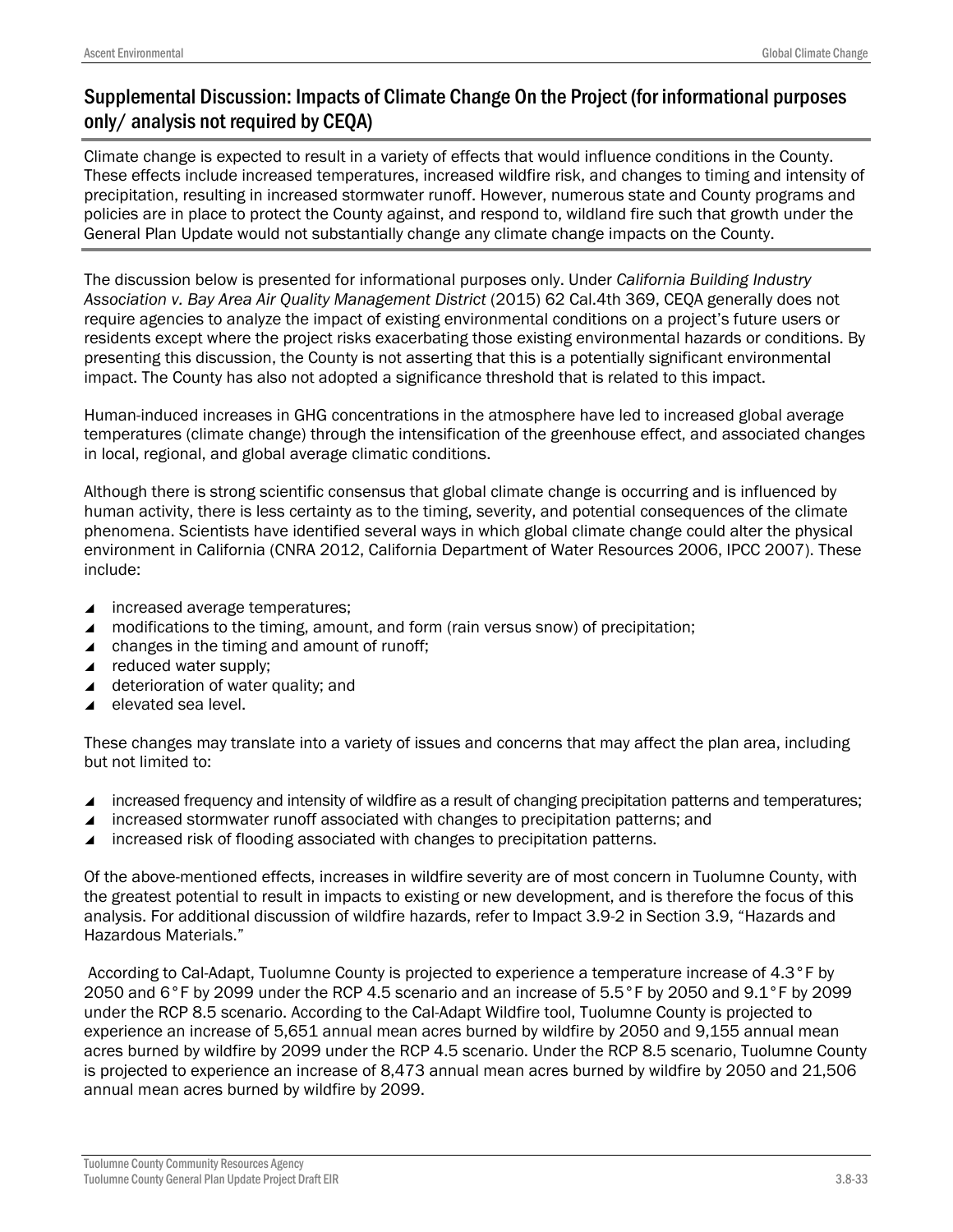## Supplemental Discussion: Impacts of Climate Change On the Project (for informational purposes only/ analysis not required by CEQA)

Climate change is expected to result in a variety of effects that would influence conditions in the County. These effects include increased temperatures, increased wildfire risk, and changes to timing and intensity of precipitation, resulting in increased stormwater runoff. However, numerous state and County programs and policies are in place to protect the County against, and respond to, wildland fire such that growth under the General Plan Update would not substantially change any climate change impacts on the County.

The discussion below is presented for informational purposes only. Under *California Building Industry Association v. Bay Area Air Quality Management District* (2015) 62 Cal.4th 369, CEQA generally does not require agencies to analyze the impact of existing environmental conditions on a project's future users or residents except where the project risks exacerbating those existing environmental hazards or conditions. By presenting this discussion, the County is not asserting that this is a potentially significant environmental impact. The County has also not adopted a significance threshold that is related to this impact.

Human-induced increases in GHG concentrations in the atmosphere have led to increased global average temperatures (climate change) through the intensification of the greenhouse effect, and associated changes in local, regional, and global average climatic conditions.

Although there is strong scientific consensus that global climate change is occurring and is influenced by human activity, there is less certainty as to the timing, severity, and potential consequences of the climate phenomena. Scientists have identified several ways in which global climate change could alter the physical environment in California (CNRA 2012, California Department of Water Resources 2006, IPCC 2007). These include:

- increased average temperatures;
- modifications to the timing, amount, and form (rain versus snow) of precipitation;
- changes in the timing and amount of runoff;
- reduced water supply;
- deterioration of water quality; and
- elevated sea level.

These changes may translate into a variety of issues and concerns that may affect the plan area, including but not limited to:

- increased frequency and intensity of wildfire as a result of changing precipitation patterns and temperatures;
- increased stormwater runoff associated with changes to precipitation patterns; and
- increased risk of flooding associated with changes to precipitation patterns.

Of the above-mentioned effects, increases in wildfire severity are of most concern in Tuolumne County, with the greatest potential to result in impacts to existing or new development, and is therefore the focus of this analysis. For additional discussion of wildfire hazards, refer to Impact 3.9-2 in Section 3.9, "Hazards and Hazardous Materials."

According to Cal-Adapt, Tuolumne County is projected to experience a temperature increase of 4.3°F by 2050 and 6°F by 2099 under the RCP 4.5 scenario and an increase of 5.5°F by 2050 and 9.1°F by 2099 under the RCP 8.5 scenario. According to the Cal-Adapt Wildfire tool, Tuolumne County is projected to experience an increase of 5,651 annual mean acres burned by wildfire by 2050 and 9,155 annual mean acres burned by wildfire by 2099 under the RCP 4.5 scenario. Under the RCP 8.5 scenario, Tuolumne County is projected to experience an increase of 8,473 annual mean acres burned by wildfire by 2050 and 21,506 annual mean acres burned by wildfire by 2099.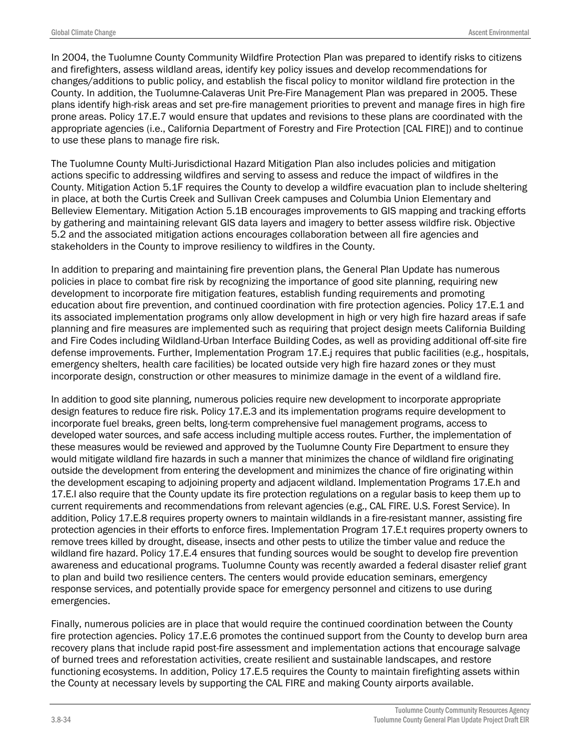In 2004, the Tuolumne County Community Wildfire Protection Plan was prepared to identify risks to citizens and firefighters, assess wildland areas, identify key policy issues and develop recommendations for changes/additions to public policy, and establish the fiscal policy to monitor wildland fire protection in the County. In addition, the Tuolumne-Calaveras Unit Pre-Fire Management Plan was prepared in 2005. These plans identify high-risk areas and set pre-fire management priorities to prevent and manage fires in high fire prone areas. Policy 17.E.7 would ensure that updates and revisions to these plans are coordinated with the appropriate agencies (i.e., California Department of Forestry and Fire Protection [CAL FIRE]) and to continue to use these plans to manage fire risk.

The Tuolumne County Multi-Jurisdictional Hazard Mitigation Plan also includes policies and mitigation actions specific to addressing wildfires and serving to assess and reduce the impact of wildfires in the County. Mitigation Action 5.1F requires the County to develop a wildfire evacuation plan to include sheltering in place, at both the Curtis Creek and Sullivan Creek campuses and Columbia Union Elementary and Belleview Elementary. Mitigation Action 5.1B encourages improvements to GIS mapping and tracking efforts by gathering and maintaining relevant GIS data layers and imagery to better assess wildfire risk. Objective 5.2 and the associated mitigation actions encourages collaboration between all fire agencies and stakeholders in the County to improve resiliency to wildfires in the County.

In addition to preparing and maintaining fire prevention plans, the General Plan Update has numerous policies in place to combat fire risk by recognizing the importance of good site planning, requiring new development to incorporate fire mitigation features, establish funding requirements and promoting education about fire prevention, and continued coordination with fire protection agencies. Policy 17.E.1 and its associated implementation programs only allow development in high or very high fire hazard areas if safe planning and fire measures are implemented such as requiring that project design meets California Building and Fire Codes including Wildland-Urban Interface Building Codes, as well as providing additional off-site fire defense improvements. Further, Implementation Program 17.E.j requires that public facilities (e.g., hospitals, emergency shelters, health care facilities) be located outside very high fire hazard zones or they must incorporate design, construction or other measures to minimize damage in the event of a wildland fire.

In addition to good site planning, numerous policies require new development to incorporate appropriate design features to reduce fire risk. Policy 17.E.3 and its implementation programs require development to incorporate fuel breaks, green belts, long-term comprehensive fuel management programs, access to developed water sources, and safe access including multiple access routes. Further, the implementation of these measures would be reviewed and approved by the Tuolumne County Fire Department to ensure they would mitigate wildland fire hazards in such a manner that minimizes the chance of wildland fire originating outside the development from entering the development and minimizes the chance of fire originating within the development escaping to adjoining property and adjacent wildland. Implementation Programs 17.E.h and 17.E.l also require that the County update its fire protection regulations on a regular basis to keep them up to current requirements and recommendations from relevant agencies (e.g., CAL FIRE. U.S. Forest Service). In addition, Policy 17.E.8 requires property owners to maintain wildlands in a fire-resistant manner, assisting fire protection agencies in their efforts to enforce fires. Implementation Program 17.E.t requires property owners to remove trees killed by drought, disease, insects and other pests to utilize the timber value and reduce the wildland fire hazard. Policy 17.E.4 ensures that funding sources would be sought to develop fire prevention awareness and educational programs. Tuolumne County was recently awarded a federal disaster relief grant to plan and build two resilience centers. The centers would provide education seminars, emergency response services, and potentially provide space for emergency personnel and citizens to use during emergencies.

Finally, numerous policies are in place that would require the continued coordination between the County fire protection agencies. Policy 17.E.6 promotes the continued support from the County to develop burn area recovery plans that include rapid post-fire assessment and implementation actions that encourage salvage of burned trees and reforestation activities, create resilient and sustainable landscapes, and restore functioning ecosystems. In addition, Policy 17.E.5 requires the County to maintain firefighting assets within the County at necessary levels by supporting the CAL FIRE and making County airports available.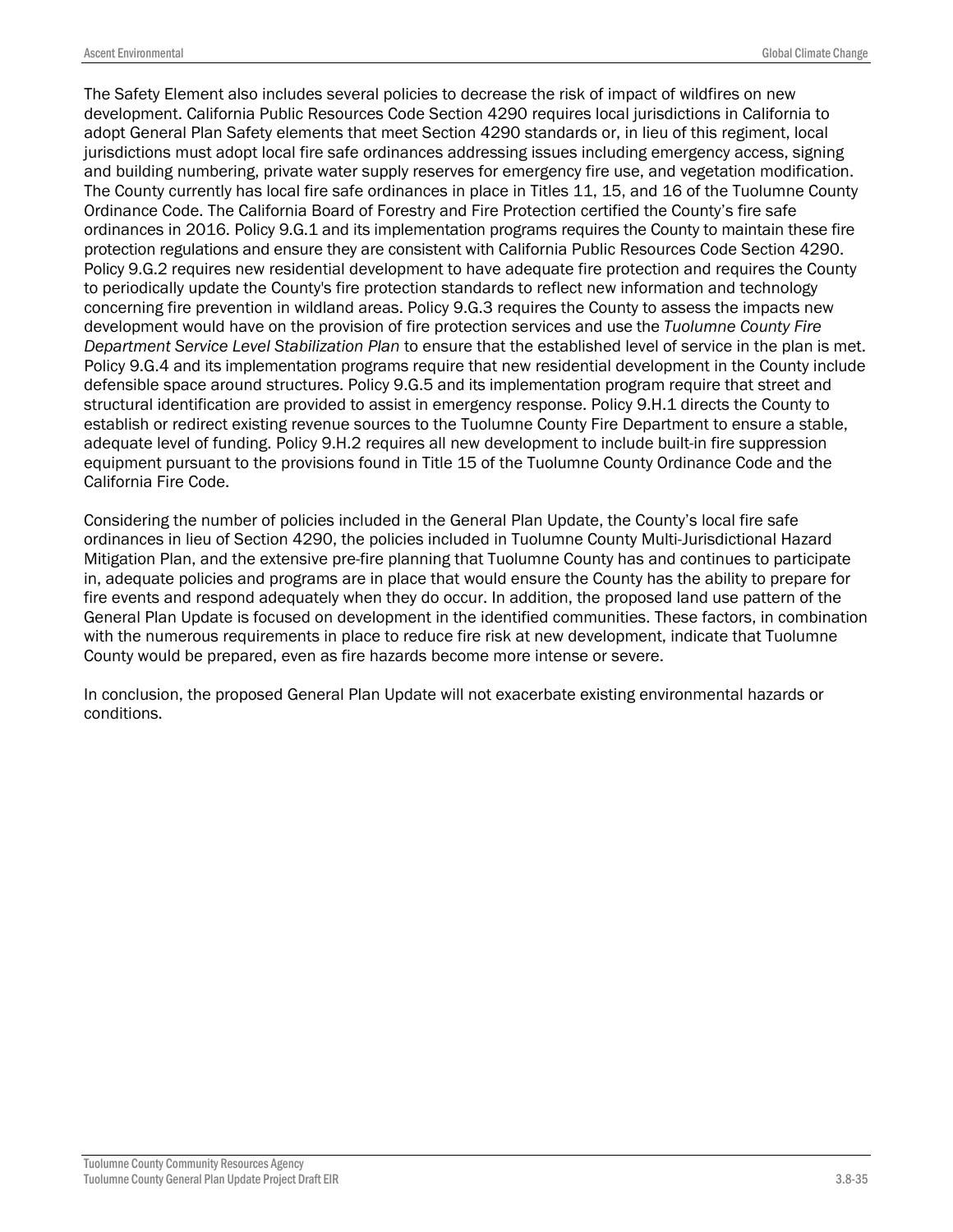The Safety Element also includes several policies to decrease the risk of impact of wildfires on new development. California Public Resources Code Section 4290 requires local jurisdictions in California to adopt General Plan Safety elements that meet Section 4290 standards or, in lieu of this regiment, local jurisdictions must adopt local fire safe ordinances addressing issues including emergency access, signing and building numbering, private water supply reserves for emergency fire use, and vegetation modification. The County currently has local fire safe ordinances in place in Titles 11, 15, and 16 of the Tuolumne County Ordinance Code. The California Board of Forestry and Fire Protection certified the County's fire safe ordinances in 2016. Policy 9.G.1 and its implementation programs requires the County to maintain these fire protection regulations and ensure they are consistent with California Public Resources Code Section 4290. Policy 9.G.2 requires new residential development to have adequate fire protection and requires the County to periodically update the County's fire protection standards to reflect new information and technology concerning fire prevention in wildland areas. Policy 9.G.3 requires the County to assess the impacts new development would have on the provision of fire protection services and use the *Tuolumne County Fire Department Service Level Stabilization Plan* to ensure that the established level of service in the plan is met. Policy 9.G.4 and its implementation programs require that new residential development in the County include defensible space around structures. Policy 9.G.5 and its implementation program require that street and structural identification are provided to assist in emergency response. Policy 9.H.1 directs the County to establish or redirect existing revenue sources to the Tuolumne County Fire Department to ensure a stable, adequate level of funding. Policy 9.H.2 requires all new development to include built-in fire suppression equipment pursuant to the provisions found in Title 15 of the Tuolumne County Ordinance Code and the California Fire Code.

Considering the number of policies included in the General Plan Update, the County's local fire safe ordinances in lieu of Section 4290, the policies included in Tuolumne County Multi-Jurisdictional Hazard Mitigation Plan, and the extensive pre-fire planning that Tuolumne County has and continues to participate in, adequate policies and programs are in place that would ensure the County has the ability to prepare for fire events and respond adequately when they do occur. In addition, the proposed land use pattern of the General Plan Update is focused on development in the identified communities. These factors, in combination with the numerous requirements in place to reduce fire risk at new development, indicate that Tuolumne County would be prepared, even as fire hazards become more intense or severe.

In conclusion, the proposed General Plan Update will not exacerbate existing environmental hazards or conditions.